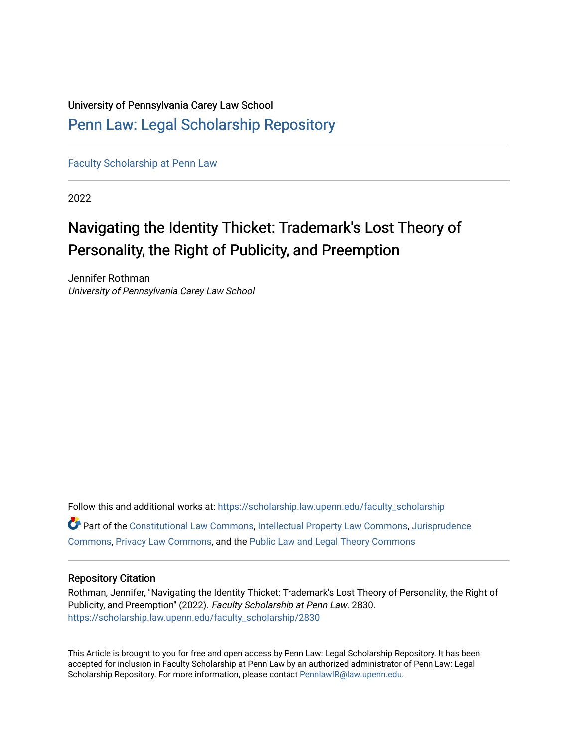University of Pennsylvania Carey Law School

# Penn Law: Legal Scholarship Repository

Faculty Scholarship at Penn Law

2022

## Navigating the Identity Thicket: Trademark's Lost Theory of Personality, the Right of Publicity, and Preemption

Jennifer Rothman
*University of Pennsylvania Carey Law School*

Follow this and additional works at: https://scholarship.law.upenn.edu/faculty_scholarship

Part of the Constitutional Law Commons, Intellectual Property Law Commons, Jurisprudence Commons, Privacy Law Commons, and the Public Law and Legal Theory Commons

### Repository Citation

Rothman, Jennifer, "Navigating the Identity Thicket: Trademark's Lost Theory of Personality, the Right of Publicity, and Preemption" (2022). *Faculty Scholarship at Penn Law*. 2830.
https://scholarship.law.upenn.edu/faculty_scholarship/2830

This Article is brought to you for free and open access by Penn Law: Legal Scholarship Repository. It has been accepted for inclusion in Faculty Scholarship at Penn Law by an authorized administrator of Penn Law: Legal Scholarship Repository. For more information, please contact PennlawIR@law.upenn.edu.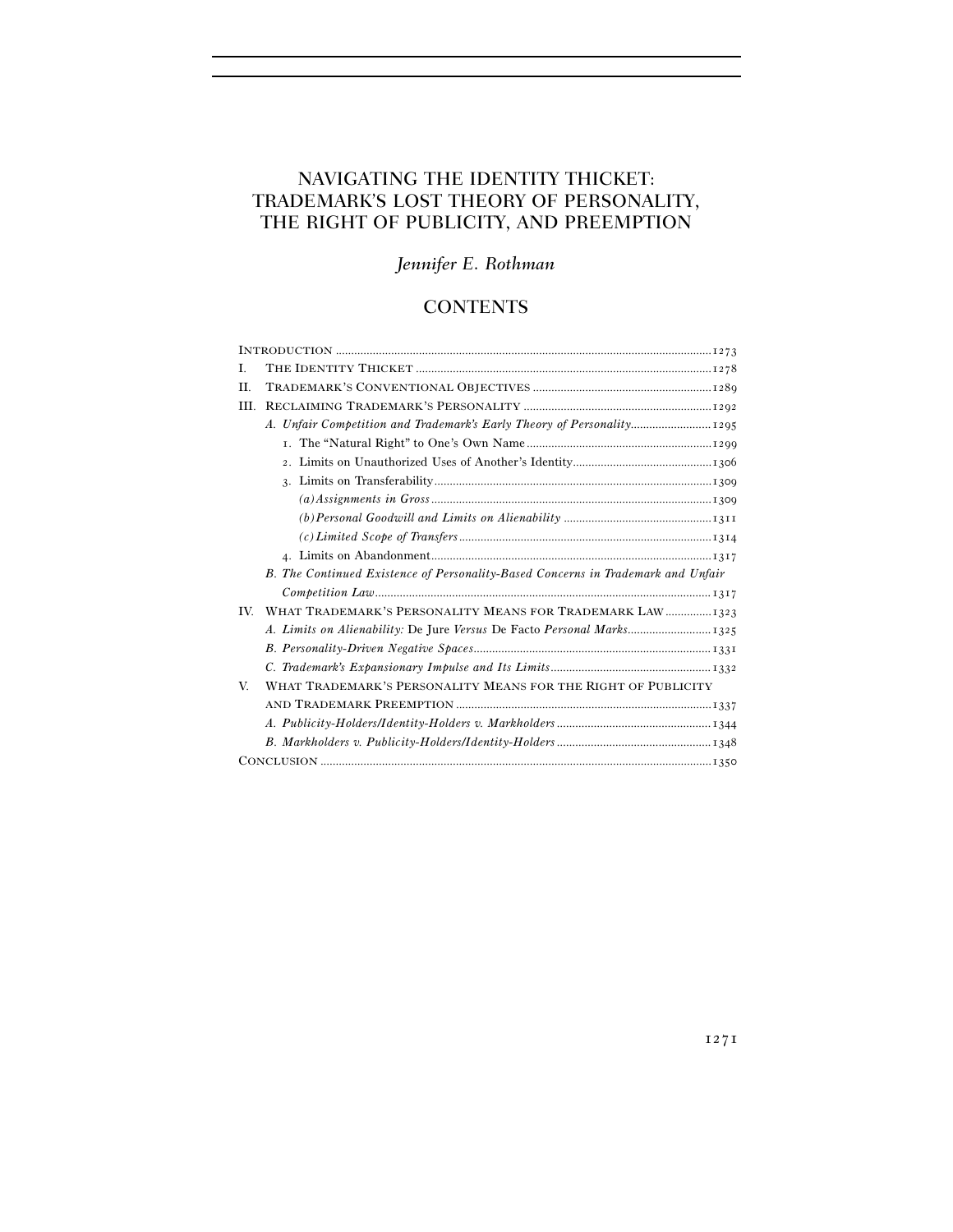# NAVIGATING THE IDENTITY THICKET: TRADEMARK'S LOST THEORY OF PERSONALITY, THE RIGHT OF PUBLICITY, AND PREEMPTION

*Jennifer E. Rothman*

## CONTENTS

INTRODUCTION ........ 1273

I. THE IDENTITY THICKET ........ 1278

II. TRADEMARK'S CONVENTIONAL OBJECTIVES ........ 1289

III. RECLAIMING TRADEMARK'S PERSONALITY ........ 1292

- *A. Unfair Competition and Trademark's Early Theory of Personality* ........ 1295
  - 1. The "Natural Right" to One's Own Name ........ 1299
  - 2. Limits on Unauthorized Uses of Another's Identity ........ 1306
  - 3. Limits on Transferability ........ 1309
    - *(a) Assignments in Gross* ........ 1309
    - *(b) Personal Goodwill and Limits on Alienability* ........ 1311
    - *(c) Limited Scope of Transfers* ........ 1314
  - 4. Limits on Abandonment ........ 1317
- *B. The Continued Existence of Personality-Based Concerns in Trademark and Unfair Competition Law* ........ 1317

IV. WHAT TRADEMARK'S PERSONALITY MEANS FOR TRADEMARK LAW ........ 1323

- *A. Limits on Alienability:* De Jure *Versus* De Facto *Personal Marks* ........ 1325
- *B. Personality-Driven Negative Spaces* ........ 1331
- *C. Trademark's Expansionary Impulse and Its Limits* ........ 1332

V. WHAT TRADEMARK'S PERSONALITY MEANS FOR THE RIGHT OF PUBLICITY AND TRADEMARK PREEMPTION ........ 1337

- *A. Publicity-Holders/Identity-Holders v. Markholders* ........ 1344
- *B. Markholders v. Publicity-Holders/Identity-Holders* ........ 1348

CONCLUSION ........ 1350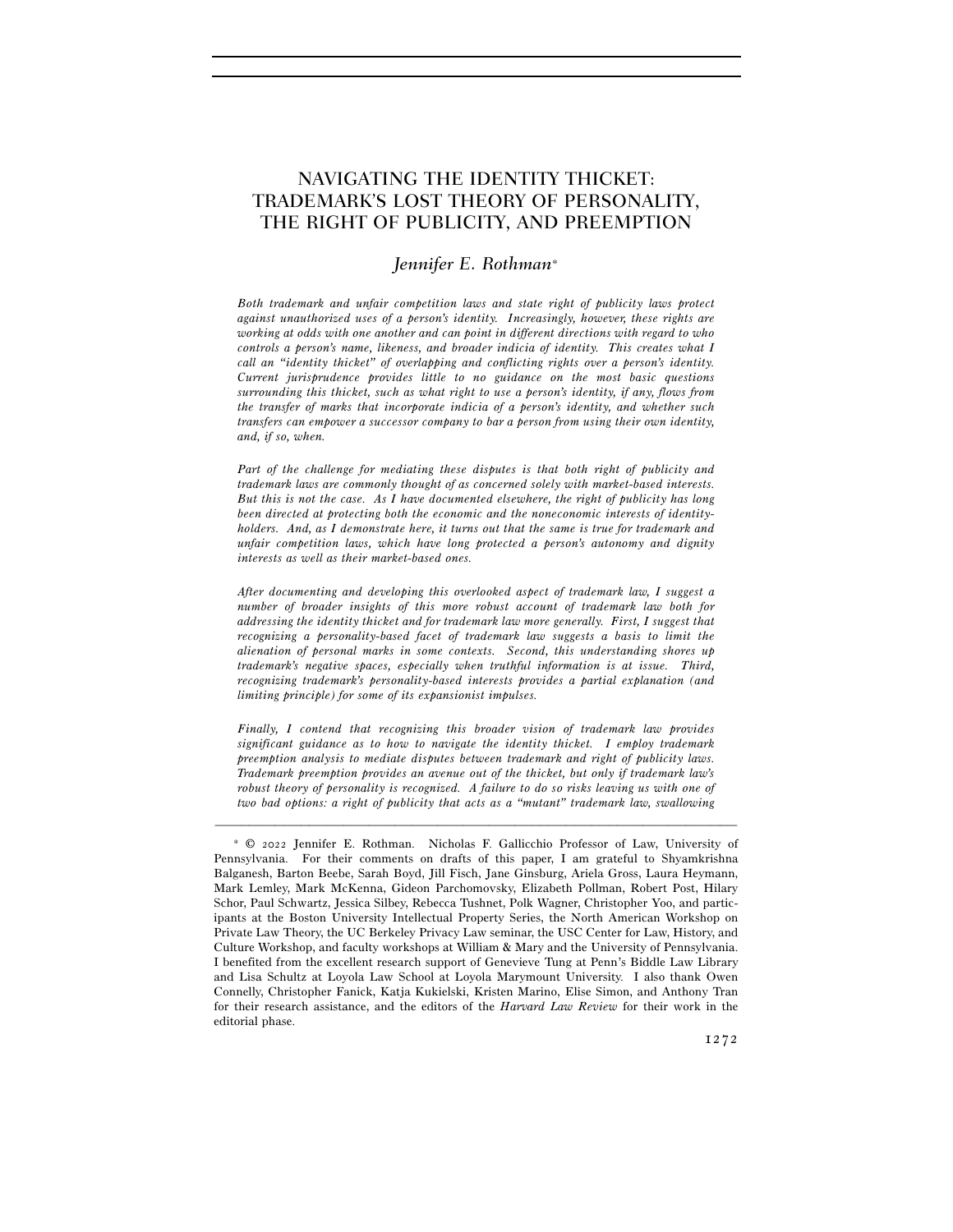# NAVIGATING THE IDENTITY THICKET: TRADEMARK'S LOST THEORY OF PERSONALITY, THE RIGHT OF PUBLICITY, AND PREEMPTION

## *Jennifer E. Rothman*[*]

*Both trademark and unfair competition laws and state right of publicity laws protect against unauthorized uses of a person's identity. Increasingly, however, these rights are working at odds with one another and can point in different directions with regard to who controls a person's name, likeness, and broader indicia of identity. This creates what I call an "identity thicket" of overlapping and conflicting rights over a person's identity. Current jurisprudence provides little to no guidance on the most basic questions surrounding this thicket, such as what right to use a person's identity, if any, flows from the transfer of marks that incorporate indicia of a person's identity, and whether such transfers can empower a successor company to bar a person from using their own identity, and, if so, when.*

*Part of the challenge for mediating these disputes is that both right of publicity and trademark laws are commonly thought of as concerned solely with market-based interests. But this is not the case. As I have documented elsewhere, the right of publicity has long been directed at protecting both the economic and the noneconomic interests of identity-holders. And, as I demonstrate here, it turns out that the same is true for trademark and unfair competition laws, which have long protected a person's autonomy and dignity interests as well as their market-based ones.*

*After documenting and developing this overlooked aspect of trademark law, I suggest a number of broader insights of this more robust account of trademark law both for addressing the identity thicket and for trademark law more generally. First, I suggest that recognizing a personality-based facet of trademark law suggests a basis to limit the alienation of personal marks in some contexts. Second, this understanding shores up trademark's negative spaces, especially when truthful information is at issue. Third, recognizing trademark's personality-based interests provides a partial explanation (and limiting principle) for some of its expansionist impulses.*

*Finally, I contend that recognizing this broader vision of trademark law provides significant guidance as to how to navigate the identity thicket. I employ trademark preemption analysis to mediate disputes between trademark and right of publicity laws. Trademark preemption provides an avenue out of the thicket, but only if trademark law's robust theory of personality is recognized. A failure to do so risks leaving us with one of two bad options: a right of publicity that acts as a "mutant" trademark law, swallowing*

---

[*] © 2022 Jennifer E. Rothman. Nicholas F. Gallicchio Professor of Law, University of Pennsylvania. For their comments on drafts of this paper, I am grateful to Shyamkrishna Balganesh, Barton Beebe, Sarah Boyd, Jill Fisch, Jane Ginsburg, Ariela Gross, Laura Heymann, Mark Lemley, Mark McKenna, Gideon Parchomovsky, Elizabeth Pollman, Robert Post, Hilary Schor, Paul Schwartz, Jessica Silbey, Rebecca Tushnet, Polk Wagner, Christopher Yoo, and participants at the Boston University Intellectual Property Series, the North American Workshop on Private Law Theory, the UC Berkeley Privacy Law seminar, the USC Center for Law, History, and Culture Workshop, and faculty workshops at William & Mary and the University of Pennsylvania. I benefited from the excellent research support of Genevieve Tung at Penn's Biddle Law Library and Lisa Schultz at Loyola Law School at Loyola Marymount University. I also thank Owen Connelly, Christopher Fanick, Katja Kukielski, Kristen Marino, Elise Simon, and Anthony Tran for their research assistance, and the editors of the *Harvard Law Review* for their work in the editorial phase.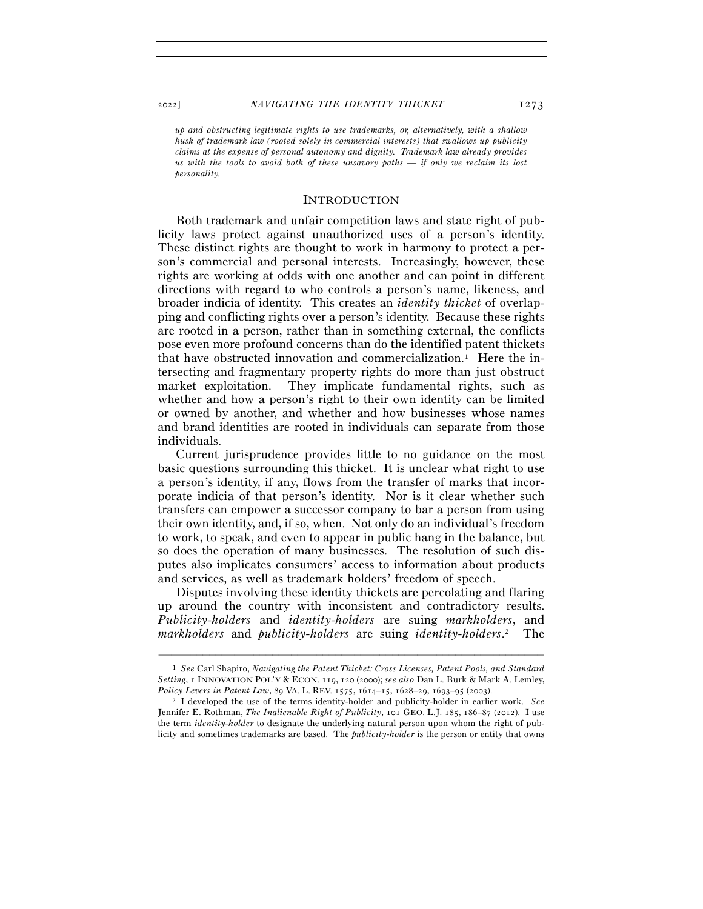*up and obstructing legitimate rights to use trademarks, or, alternatively, with a shallow husk of trademark law (rooted solely in commercial interests) that swallows up publicity claims at the expense of personal autonomy and dignity. Trademark law already provides us with the tools to avoid both of these unsavory paths — if only we reclaim its lost personality.*

## INTRODUCTION

Both trademark and unfair competition laws and state right of publicity laws protect against unauthorized uses of a person's identity. These distinct rights are thought to work in harmony to protect a person's commercial and personal interests. Increasingly, however, these rights are working at odds with one another and can point in different directions with regard to who controls a person's name, likeness, and broader indicia of identity. This creates an *identity thicket* of overlapping and conflicting rights over a person's identity. Because these rights are rooted in a person, rather than in something external, the conflicts pose even more profound concerns than do the identified patent thickets that have obstructed innovation and commercialization.[1] Here the intersecting and fragmentary property rights do more than just obstruct market exploitation. They implicate fundamental rights, such as whether and how a person's right to their own identity can be limited or owned by another, and whether and how businesses whose names and brand identities are rooted in individuals can separate from those individuals.

Current jurisprudence provides little to no guidance on the most basic questions surrounding this thicket. It is unclear what right to use a person's identity, if any, flows from the transfer of marks that incorporate indicia of that person's identity. Nor is it clear whether such transfers can empower a successor company to bar a person from using their own identity, and, if so, when. Not only do an individual's freedom to work, to speak, and even to appear in public hang in the balance, but so does the operation of many businesses. The resolution of such disputes also implicates consumers' access to information about products and services, as well as trademark holders' freedom of speech.

Disputes involving these identity thickets are percolating and flaring up around the country with inconsistent and contradictory results. *Publicity-holders* and *identity-holders* are suing *markholders*, and *markholders* and *publicity-holders* are suing *identity-holders*.[2] The

---

[1] *See* Carl Shapiro, *Navigating the Patent Thicket: Cross Licenses, Patent Pools, and Standard Setting*, 1 INNOVATION POL'Y & ECON. 119, 120 (2000); *see also* Dan L. Burk & Mark A. Lemley, *Policy Levers in Patent Law*, 89 VA. L. REV. 1575, 1614–15, 1628–29, 1693–95 (2003).

[2] I developed the use of the terms identity-holder and publicity-holder in earlier work. *See* Jennifer E. Rothman, *The Inalienable Right of Publicity*, 101 GEO. L.J. 185, 186–87 (2012). I use the term *identity-holder* to designate the underlying natural person upon whom the right of publicity and sometimes trademarks are based. The *publicity-holder* is the person or entity that owns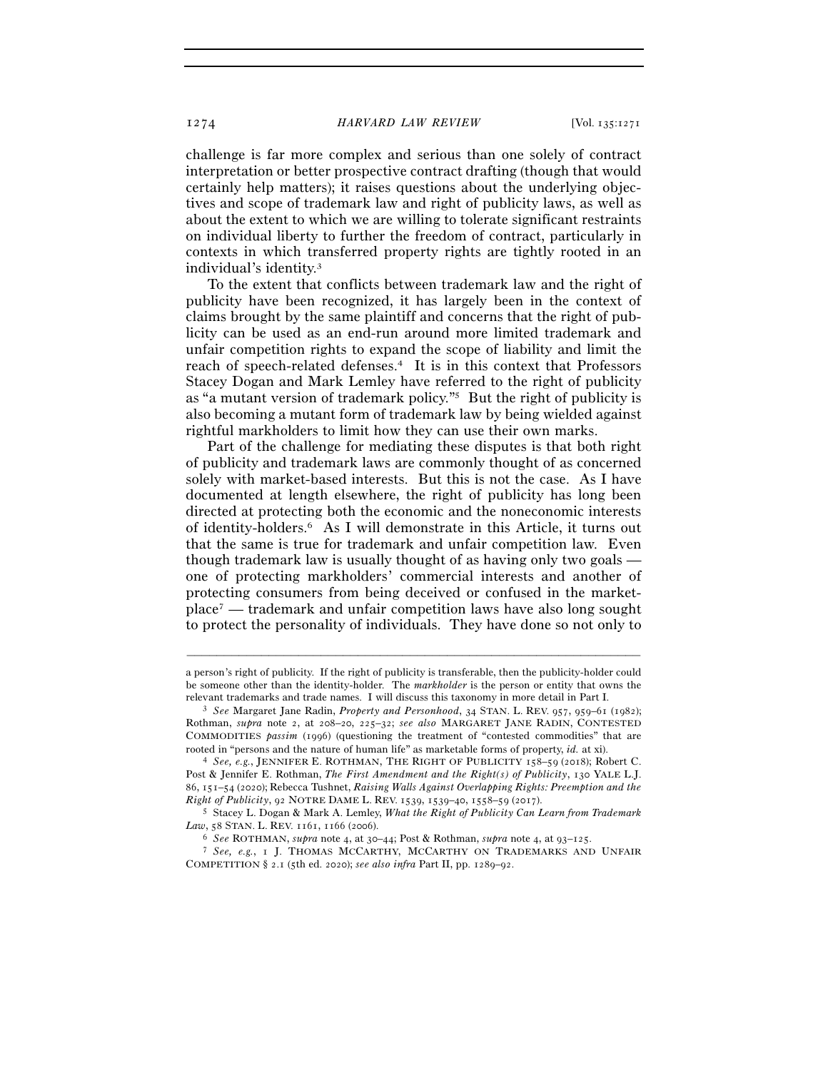challenge is far more complex and serious than one solely of contract interpretation or better prospective contract drafting (though that would certainly help matters); it raises questions about the underlying objectives and scope of trademark law and right of publicity laws, as well as about the extent to which we are willing to tolerate significant restraints on individual liberty to further the freedom of contract, particularly in contexts in which transferred property rights are tightly rooted in an individual's identity.[3]

To the extent that conflicts between trademark law and the right of publicity have been recognized, it has largely been in the context of claims brought by the same plaintiff and concerns that the right of publicity can be used as an end-run around more limited trademark and unfair competition rights to expand the scope of liability and limit the reach of speech-related defenses.[4] It is in this context that Professors Stacey Dogan and Mark Lemley have referred to the right of publicity as "a mutant version of trademark policy."[5] But the right of publicity is also becoming a mutant form of trademark law by being wielded against rightful markholders to limit how they can use their own marks.

Part of the challenge for mediating these disputes is that both right of publicity and trademark laws are commonly thought of as concerned solely with market-based interests. But this is not the case. As I have documented at length elsewhere, the right of publicity has long been directed at protecting both the economic and the noneconomic interests of identity-holders.[6] As I will demonstrate in this Article, it turns out that the same is true for trademark and unfair competition law. Even though trademark law is usually thought of as having only two goals — one of protecting markholders' commercial interests and another of protecting consumers from being deceived or confused in the marketplace[7] — trademark and unfair competition laws have also long sought to protect the personality of individuals. They have done so not only to

---

a person's right of publicity. If the right of publicity is transferable, then the publicity-holder could be someone other than the identity-holder. The *markholder* is the person or entity that owns the relevant trademarks and trade names. I will discuss this taxonomy in more detail in Part I.

[3] *See* Margaret Jane Radin, *Property and Personhood*, 34 STAN. L. REV. 957, 959–61 (1982); Rothman, *supra* note 2, at 208–20, 225–32; *see also* MARGARET JANE RADIN, CONTESTED COMMODITIES *passim* (1996) (questioning the treatment of "contested commodities" that are rooted in "persons and the nature of human life" as marketable forms of property, *id.* at xi).

[4] *See, e.g.*, JENNIFER E. ROTHMAN, THE RIGHT OF PUBLICITY 158–59 (2018); Robert C. Post & Jennifer E. Rothman, *The First Amendment and the Right(s) of Publicity*, 130 YALE L.J. 86, 151–54 (2020); Rebecca Tushnet, *Raising Walls Against Overlapping Rights: Preemption and the Right of Publicity*, 92 NOTRE DAME L. REV. 1539, 1539–40, 1558–59 (2017).

[5] Stacey L. Dogan & Mark A. Lemley, *What the Right of Publicity Can Learn from Trademark Law*, 58 STAN. L. REV. 1161, 1166 (2006).

[6] *See* ROTHMAN, *supra* note 4, at 30–44; Post & Rothman, *supra* note 4, at 93–125.

[7] *See, e.g.*, 1 J. THOMAS MCCARTHY, MCCARTHY ON TRADEMARKS AND UNFAIR COMPETITION § 2.1 (5th ed. 2020); *see also infra* Part II, pp. 1289–92.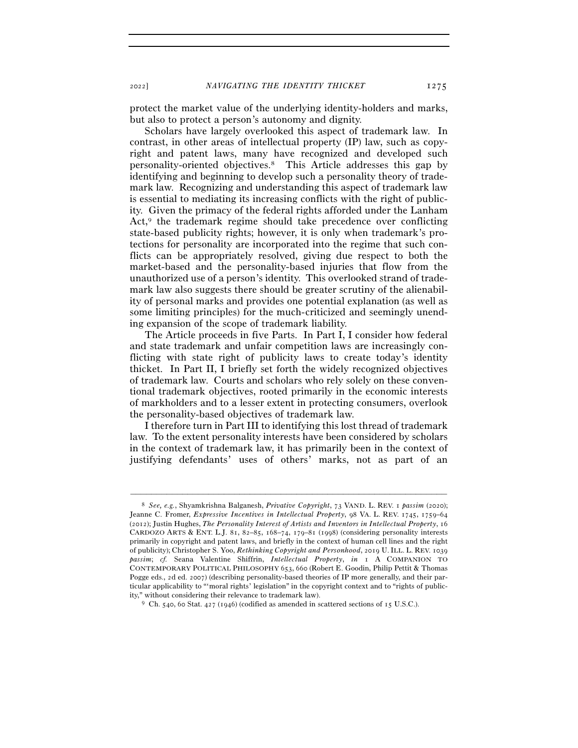protect the market value of the underlying identity-holders and marks, but also to protect a person's autonomy and dignity.

Scholars have largely overlooked this aspect of trademark law. In contrast, in other areas of intellectual property (IP) law, such as copyright and patent laws, many have recognized and developed such personality-oriented objectives.[8] This Article addresses this gap by identifying and beginning to develop such a personality theory of trademark law. Recognizing and understanding this aspect of trademark law is essential to mediating its increasing conflicts with the right of publicity. Given the primacy of the federal rights afforded under the Lanham Act,[9] the trademark regime should take precedence over conflicting state-based publicity rights; however, it is only when trademark's protections for personality are incorporated into the regime that such conflicts can be appropriately resolved, giving due respect to both the market-based and the personality-based injuries that flow from the unauthorized use of a person's identity. This overlooked strand of trademark law also suggests there should be greater scrutiny of the alienability of personal marks and provides one potential explanation (as well as some limiting principles) for the much-criticized and seemingly unending expansion of the scope of trademark liability.

The Article proceeds in five Parts. In Part I, I consider how federal and state trademark and unfair competition laws are increasingly conflicting with state right of publicity laws to create today's identity thicket. In Part II, I briefly set forth the widely recognized objectives of trademark law. Courts and scholars who rely solely on these conventional trademark objectives, rooted primarily in the economic interests of markholders and to a lesser extent in protecting consumers, overlook the personality-based objectives of trademark law.

I therefore turn in Part III to identifying this lost thread of trademark law. To the extent personality interests have been considered by scholars in the context of trademark law, it has primarily been in the context of justifying defendants' uses of others' marks, not as part of an

---

[8] *See, e.g.*, Shyamkrishna Balganesh, *Privative Copyright*, 73 VAND. L. REV. 1 *passim* (2020); Jeanne C. Fromer, *Expressive Incentives in Intellectual Property*, 98 VA. L. REV. 1745, 1759–64 (2012); Justin Hughes, *The Personality Interest of Artists and Inventors in Intellectual Property*, 16 CARDOZO ARTS & ENT. L.J. 81, 82–85, 168–74, 179–81 (1998) (considering personality interests primarily in copyright and patent laws, and briefly in the context of human cell lines and the right of publicity); Christopher S. Yoo, *Rethinking Copyright and Personhood*, 2019 U. ILL. L. REV. 1039 *passim*; *cf.* Seana Valentine Shiffrin, *Intellectual Property*, *in* 1 A COMPANION TO CONTEMPORARY POLITICAL PHILOSOPHY 653, 660 (Robert E. Goodin, Philip Pettit & Thomas Pogge eds., 2d ed. 2007) (describing personality-based theories of IP more generally, and their particular applicability to "'moral rights' legislation" in the copyright context and to "rights of publicity," without considering their relevance to trademark law).

[9] Ch. 540, 60 Stat. 427 (1946) (codified as amended in scattered sections of 15 U.S.C.).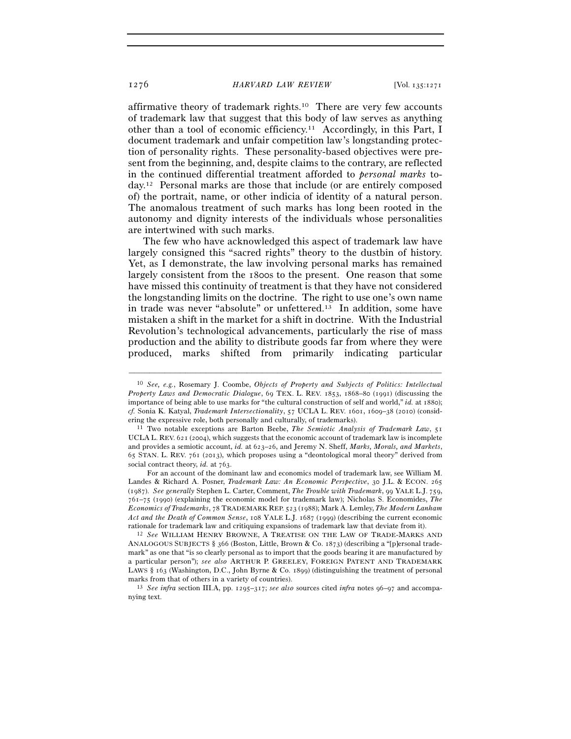affirmative theory of trademark rights.[10] There are very few accounts of trademark law that suggest that this body of law serves as anything other than a tool of economic efficiency.[11] Accordingly, in this Part, I document trademark and unfair competition law's longstanding protection of personality rights. These personality-based objectives were present from the beginning, and, despite claims to the contrary, are reflected in the continued differential treatment afforded to *personal marks* today.[12] Personal marks are those that include (or are entirely composed of) the portrait, name, or other indicia of identity of a natural person. The anomalous treatment of such marks has long been rooted in the autonomy and dignity interests of the individuals whose personalities are intertwined with such marks.

The few who have acknowledged this aspect of trademark law have largely consigned this "sacred rights" theory to the dustbin of history. Yet, as I demonstrate, the law involving personal marks has remained largely consistent from the 1800s to the present. One reason that some have missed this continuity of treatment is that they have not considered the longstanding limits on the doctrine. The right to use one's own name in trade was never "absolute" or unfettered.[13] In addition, some have mistaken a shift in the market for a shift in doctrine. With the Industrial Revolution's technological advancements, particularly the rise of mass production and the ability to distribute goods far from where they were produced, marks shifted from primarily indicating particular

---

[10] *See, e.g.*, Rosemary J. Coombe, *Objects of Property and Subjects of Politics: Intellectual Property Laws and Democratic Dialogue*, 69 TEX. L. REV. 1853, 1868–80 (1991) (discussing the importance of being able to use marks for "the cultural construction of self and world," *id.* at 1880); *cf.* Sonia K. Katyal, *Trademark Intersectionality*, 57 UCLA L. REV. 1601, 1609–38 (2010) (considering the expressive role, both personally and culturally, of trademarks).

[11] Two notable exceptions are Barton Beebe, *The Semiotic Analysis of Trademark Law*, 51 UCLA L. REV. 621 (2004), which suggests that the economic account of trademark law is incomplete and provides a semiotic account, *id.* at 623–26, and Jeremy N. Sheff, *Marks, Morals, and Markets*, 65 STAN. L. REV. 761 (2013), which proposes using a "deontological moral theory" derived from social contract theory, *id.* at 763.

For an account of the dominant law and economics model of trademark law, see William M. Landes & Richard A. Posner, *Trademark Law: An Economic Perspective*, 30 J.L. & ECON. 265 (1987). *See generally* Stephen L. Carter, Comment, *The Trouble with Trademark*, 99 YALE L.J. 759, 761–75 (1990) (explaining the economic model for trademark law); Nicholas S. Economides, *The Economics of Trademarks*, 78 TRADEMARK REP. 523 (1988); Mark A. Lemley, *The Modern Lanham Act and the Death of Common Sense*, 108 YALE L.J. 1687 (1999) (describing the current economic rationale for trademark law and critiquing expansions of trademark law that deviate from it).

[12] *See* WILLIAM HENRY BROWNE, A TREATISE ON THE LAW OF TRADE-MARKS AND ANALOGOUS SUBJECTS § 366 (Boston, Little, Brown & Co. 1873) (describing a "[p]ersonal trademark" as one that "is so clearly personal as to import that the goods bearing it are manufactured by a particular person"); *see also* ARTHUR P. GREELEY, FOREIGN PATENT AND TRADEMARK LAWS § 163 (Washington, D.C., John Byrne & Co. 1899) (distinguishing the treatment of personal marks from that of others in a variety of countries).

[13] *See infra* section III.A, pp. 1295–317; *see also* sources cited *infra* notes 96–97 and accompanying text.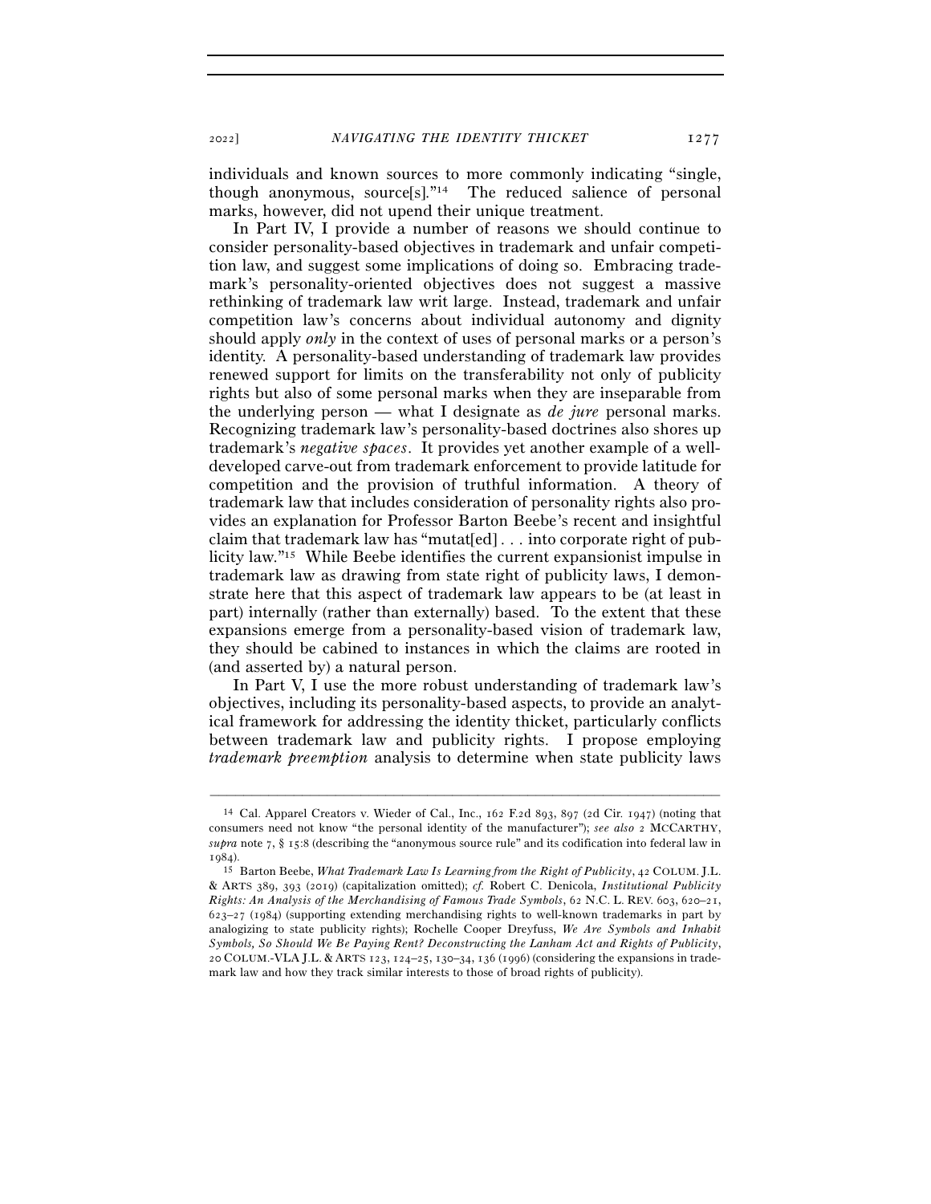individuals and known sources to more commonly indicating "single, though anonymous, source[s]."[14] The reduced salience of personal marks, however, did not upend their unique treatment.

In Part IV, I provide a number of reasons we should continue to consider personality-based objectives in trademark and unfair competition law, and suggest some implications of doing so. Embracing trademark's personality-oriented objectives does not suggest a massive rethinking of trademark law writ large. Instead, trademark and unfair competition law's concerns about individual autonomy and dignity should apply *only* in the context of uses of personal marks or a person's identity. A personality-based understanding of trademark law provides renewed support for limits on the transferability not only of publicity rights but also of some personal marks when they are inseparable from the underlying person — what I designate as *de jure* personal marks. Recognizing trademark law's personality-based doctrines also shores up trademark's *negative spaces*. It provides yet another example of a well-developed carve-out from trademark enforcement to provide latitude for competition and the provision of truthful information. A theory of trademark law that includes consideration of personality rights also provides an explanation for Professor Barton Beebe's recent and insightful claim that trademark law has "mutat[ed] . . . into corporate right of publicity law."[15] While Beebe identifies the current expansionist impulse in trademark law as drawing from state right of publicity laws, I demonstrate here that this aspect of trademark law appears to be (at least in part) internally (rather than externally) based. To the extent that these expansions emerge from a personality-based vision of trademark law, they should be cabined to instances in which the claims are rooted in (and asserted by) a natural person.

In Part V, I use the more robust understanding of trademark law's objectives, including its personality-based aspects, to provide an analytical framework for addressing the identity thicket, particularly conflicts between trademark law and publicity rights. I propose employing *trademark preemption* analysis to determine when state publicity laws

---

[14] Cal. Apparel Creators v. Wieder of Cal., Inc., 162 F.2d 893, 897 (2d Cir. 1947) (noting that consumers need not know "the personal identity of the manufacturer"); *see also* 2 MCCARTHY, *supra* note 7, § 15:8 (describing the "anonymous source rule" and its codification into federal law in 1984).

[15] Barton Beebe, *What Trademark Law Is Learning from the Right of Publicity*, 42 COLUM. J.L. & ARTS 389, 393 (2019) (capitalization omitted); *cf.* Robert C. Denicola, *Institutional Publicity Rights: An Analysis of the Merchandising of Famous Trade Symbols*, 62 N.C. L. REV. 603, 620–21, 623–27 (1984) (supporting extending merchandising rights to well-known trademarks in part by analogizing to state publicity rights); Rochelle Cooper Dreyfuss, *We Are Symbols and Inhabit Symbols, So Should We Be Paying Rent? Deconstructing the Lanham Act and Rights of Publicity*, 20 COLUM.-VLA J.L. & ARTS 123, 124–25, 130–34, 136 (1996) (considering the expansions in trademark law and how they track similar interests to those of broad rights of publicity).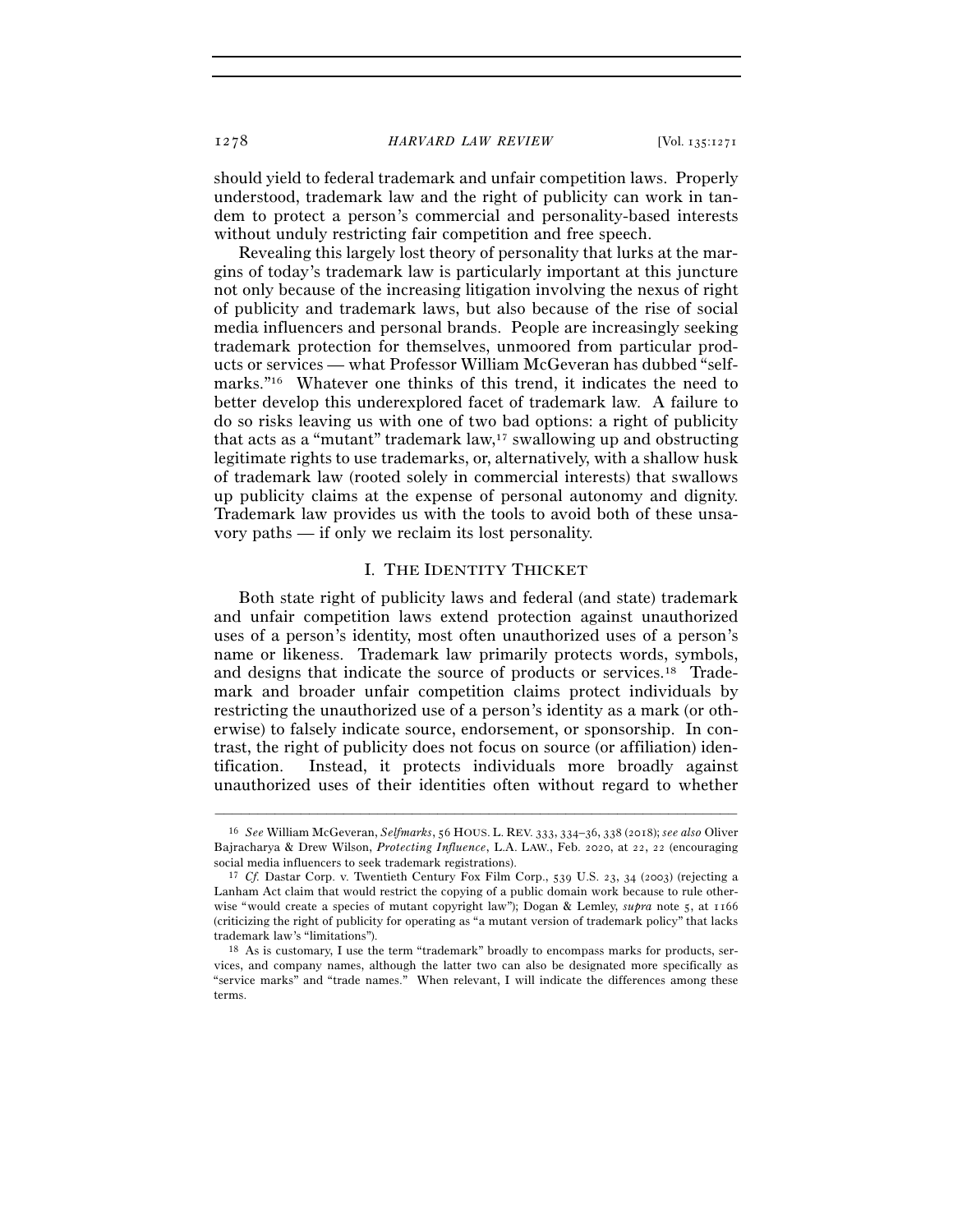should yield to federal trademark and unfair competition laws. Properly understood, trademark law and the right of publicity can work in tandem to protect a person's commercial and personality-based interests without unduly restricting fair competition and free speech.

Revealing this largely lost theory of personality that lurks at the margins of today's trademark law is particularly important at this juncture not only because of the increasing litigation involving the nexus of right of publicity and trademark laws, but also because of the rise of social media influencers and personal brands. People are increasingly seeking trademark protection for themselves, unmoored from particular products or services — what Professor William McGeveran has dubbed "selfmarks."[16] Whatever one thinks of this trend, it indicates the need to better develop this underexplored facet of trademark law. A failure to do so risks leaving us with one of two bad options: a right of publicity that acts as a "mutant" trademark law,[17] swallowing up and obstructing legitimate rights to use trademarks, or, alternatively, with a shallow husk of trademark law (rooted solely in commercial interests) that swallows up publicity claims at the expense of personal autonomy and dignity. Trademark law provides us with the tools to avoid both of these unsavory paths — if only we reclaim its lost personality.

## I. The Identity Thicket

Both state right of publicity laws and federal (and state) trademark and unfair competition laws extend protection against unauthorized uses of a person's identity, most often unauthorized uses of a person's name or likeness. Trademark law primarily protects words, symbols, and designs that indicate the source of products or services.[18] Trademark and broader unfair competition claims protect individuals by restricting the unauthorized use of a person's identity as a mark (or otherwise) to falsely indicate source, endorsement, or sponsorship. In contrast, the right of publicity does not focus on source (or affiliation) identification. Instead, it protects individuals more broadly against unauthorized uses of their identities often without regard to whether

---

[16] *See* William McGeveran, *Selfmarks*, 56 Hous. L. Rev. 333, 334–36, 338 (2018); *see also* Oliver Bajracharya & Drew Wilson, *Protecting Influence*, L.A. Law., Feb. 2020, at 22, 22 (encouraging social media influencers to seek trademark registrations).

[17] *Cf.* Dastar Corp. v. Twentieth Century Fox Film Corp., 539 U.S. 23, 34 (2003) (rejecting a Lanham Act claim that would restrict the copying of a public domain work because to rule otherwise "would create a species of mutant copyright law"); Dogan & Lemley, *supra* note 5, at 1166 (criticizing the right of publicity for operating as "a mutant version of trademark policy" that lacks trademark law's "limitations").

[18] As is customary, I use the term "trademark" broadly to encompass marks for products, services, and company names, although the latter two can also be designated more specifically as "service marks" and "trade names." When relevant, I will indicate the differences among these terms.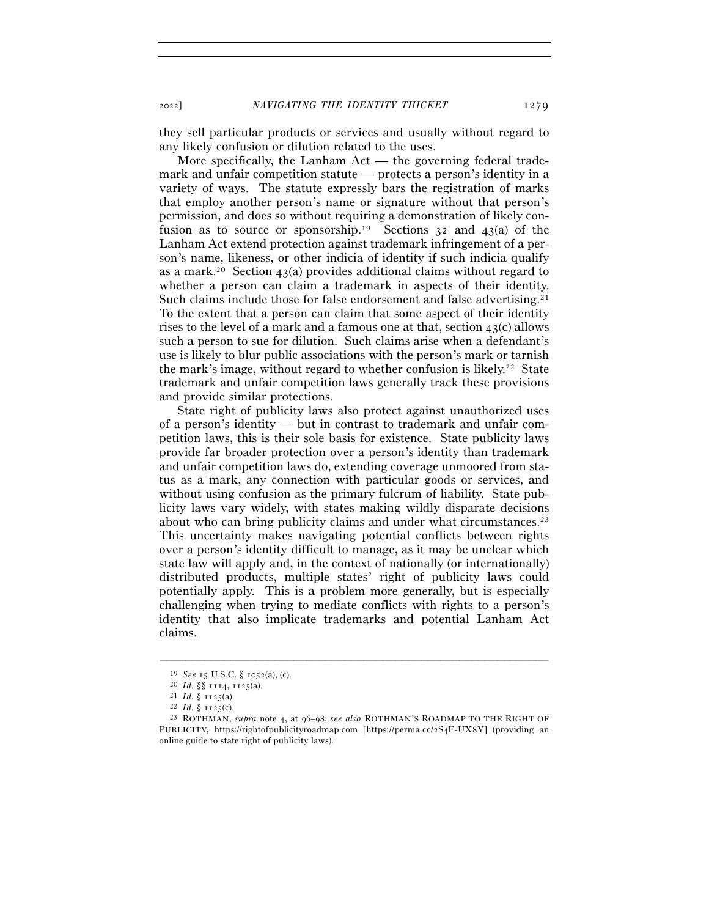they sell particular products or services and usually without regard to any likely confusion or dilution related to the uses.

More specifically, the Lanham Act — the governing federal trademark and unfair competition statute — protects a person's identity in a variety of ways. The statute expressly bars the registration of marks that employ another person's name or signature without that person's permission, and does so without requiring a demonstration of likely confusion as to source or sponsorship.[19] Sections 32 and 43(a) of the Lanham Act extend protection against trademark infringement of a person's name, likeness, or other indicia of identity if such indicia qualify as a mark.[20] Section 43(a) provides additional claims without regard to whether a person can claim a trademark in aspects of their identity. Such claims include those for false endorsement and false advertising.[21] To the extent that a person can claim that some aspect of their identity rises to the level of a mark and a famous one at that, section 43(c) allows such a person to sue for dilution. Such claims arise when a defendant's use is likely to blur public associations with the person's mark or tarnish the mark's image, without regard to whether confusion is likely.[22] State trademark and unfair competition laws generally track these provisions and provide similar protections.

State right of publicity laws also protect against unauthorized uses of a person's identity — but in contrast to trademark and unfair competition laws, this is their sole basis for existence. State publicity laws provide far broader protection over a person's identity than trademark and unfair competition laws do, extending coverage unmoored from status as a mark, any connection with particular goods or services, and without using confusion as the primary fulcrum of liability. State publicity laws vary widely, with states making wildly disparate decisions about who can bring publicity claims and under what circumstances.[23] This uncertainty makes navigating potential conflicts between rights over a person's identity difficult to manage, as it may be unclear which state law will apply and, in the context of nationally (or internationally) distributed products, multiple states' right of publicity laws could potentially apply. This is a problem more generally, but is especially challenging when trying to mediate conflicts with rights to a person's identity that also implicate trademarks and potential Lanham Act claims.

---

[19] *See* 15 U.S.C. § 1052(a), (c).

[20] *Id.* §§ 1114, 1125(a).

[21] *Id.* § 1125(a).

[22] *Id.* § 1125(c).

[23] ROTHMAN, *supra* note 4, at 96–98; *see also* ROTHMAN'S ROADMAP TO THE RIGHT OF PUBLICITY, https://rightofpublicityroadmap.com [https://perma.cc/2S4F-UX8Y] (providing an online guide to state right of publicity laws).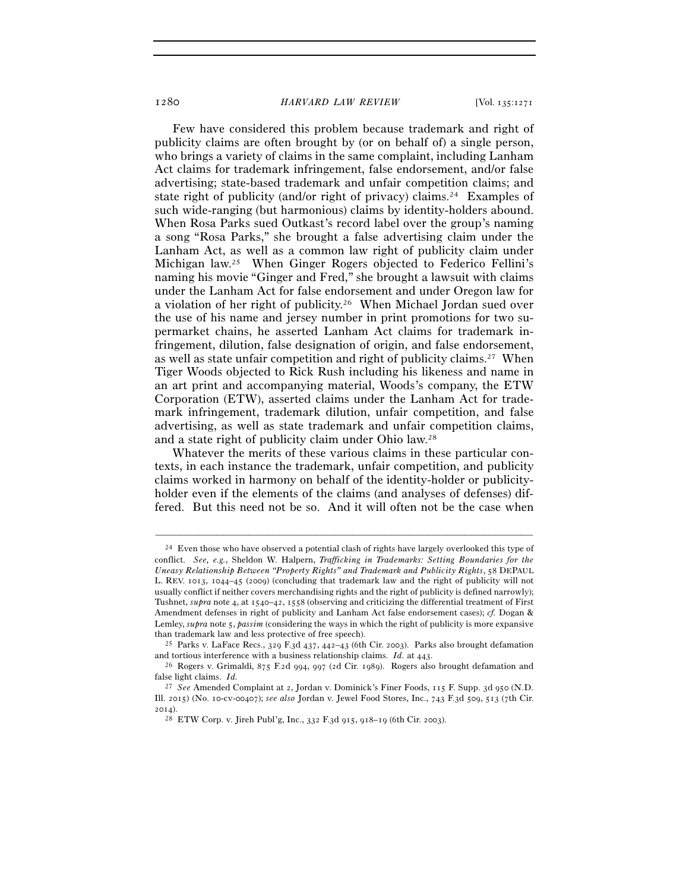Few have considered this problem because trademark and right of publicity claims are often brought by (or on behalf of) a single person, who brings a variety of claims in the same complaint, including Lanham Act claims for trademark infringement, false endorsement, and/or false advertising; state-based trademark and unfair competition claims; and state right of publicity (and/or right of privacy) claims.[24] Examples of such wide-ranging (but harmonious) claims by identity-holders abound. When Rosa Parks sued Outkast's record label over the group's naming a song "Rosa Parks," she brought a false advertising claim under the Lanham Act, as well as a common law right of publicity claim under Michigan law.[25] When Ginger Rogers objected to Federico Fellini's naming his movie "Ginger and Fred," she brought a lawsuit with claims under the Lanham Act for false endorsement and under Oregon law for a violation of her right of publicity.[26] When Michael Jordan sued over the use of his name and jersey number in print promotions for two supermarket chains, he asserted Lanham Act claims for trademark infringement, dilution, false designation of origin, and false endorsement, as well as state unfair competition and right of publicity claims.[27] When Tiger Woods objected to Rick Rush including his likeness and name in an art print and accompanying material, Woods's company, the ETW Corporation (ETW), asserted claims under the Lanham Act for trademark infringement, trademark dilution, unfair competition, and false advertising, as well as state trademark and unfair competition claims, and a state right of publicity claim under Ohio law.[28]

Whatever the merits of these various claims in these particular contexts, in each instance the trademark, unfair competition, and publicity claims worked in harmony on behalf of the identity-holder or publicity-holder even if the elements of the claims (and analyses of defenses) differed. But this need not be so. And it will often not be the case when

---

[24] Even those who have observed a potential clash of rights have largely overlooked this type of conflict. *See, e.g.*, Sheldon W. Halpern, *Trafficking in Trademarks: Setting Boundaries for the Uneasy Relationship Between "Property Rights" and Trademark and Publicity Rights*, 58 DEPAUL L. REV. 1013, 1044–45 (2009) (concluding that trademark law and the right of publicity will not usually conflict if neither covers merchandising rights and the right of publicity is defined narrowly); Tushnet, *supra* note 4, at 1540–42, 1558 (observing and criticizing the differential treatment of First Amendment defenses in right of publicity and Lanham Act false endorsement cases); *cf.* Dogan & Lemley, *supra* note 5, *passim* (considering the ways in which the right of publicity is more expansive than trademark law and less protective of free speech).

[25] Parks v. LaFace Recs., 329 F.3d 437, 442–43 (6th Cir. 2003). Parks also brought defamation and tortious interference with a business relationship claims. *Id.* at 443.

[26] Rogers v. Grimaldi, 875 F.2d 994, 997 (2d Cir. 1989). Rogers also brought defamation and false light claims. *Id.*

[27] *See* Amended Complaint at 2, Jordan v. Dominick's Finer Foods, 115 F. Supp. 3d 950 (N.D. Ill. 2015) (No. 10-cv-00407); *see also* Jordan v. Jewel Food Stores, Inc., 743 F.3d 509, 513 (7th Cir. 2014).

[28] ETW Corp. v. Jireh Publ'g, Inc., 332 F.3d 915, 918–19 (6th Cir. 2003).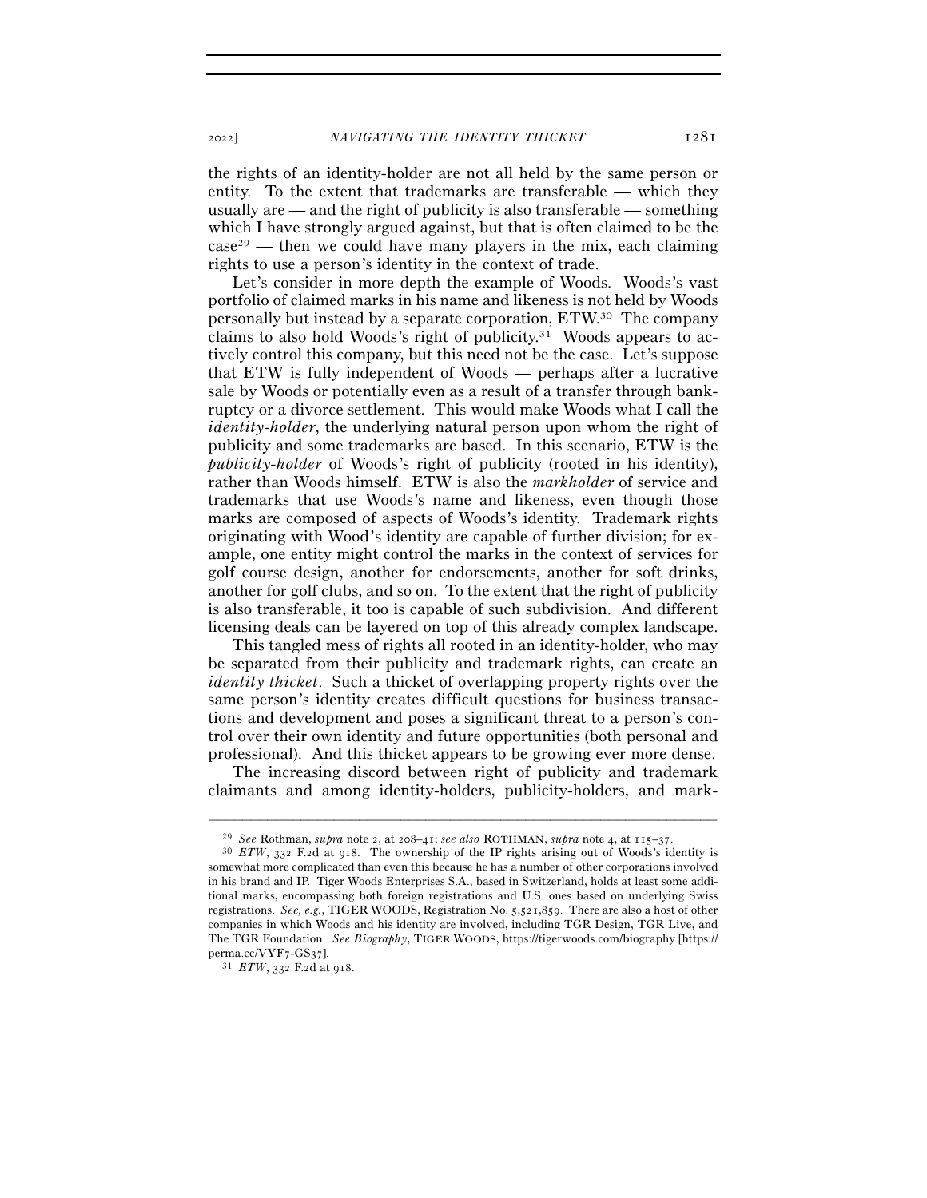the rights of an identity-holder are not all held by the same person or entity. To the extent that trademarks are transferable — which they usually are — and the right of publicity is also transferable — something which I have strongly argued against, but that is often claimed to be the case[29] — then we could have many players in the mix, each claiming rights to use a person's identity in the context of trade.

Let's consider in more depth the example of Woods. Woods's vast portfolio of claimed marks in his name and likeness is not held by Woods personally but instead by a separate corporation, ETW.[30] The company claims to also hold Woods's right of publicity.[31] Woods appears to actively control this company, but this need not be the case. Let's suppose that ETW is fully independent of Woods — perhaps after a lucrative sale by Woods or potentially even as a result of a transfer through bankruptcy or a divorce settlement. This would make Woods what I call the *identity-holder*, the underlying natural person upon whom the right of publicity and some trademarks are based. In this scenario, ETW is the *publicity-holder* of Woods's right of publicity (rooted in his identity), rather than Woods himself. ETW is also the *markholder* of service and trademarks that use Woods's name and likeness, even though those marks are composed of aspects of Woods's identity. Trademark rights originating with Wood's identity are capable of further division; for example, one entity might control the marks in the context of services for golf course design, another for endorsements, another for soft drinks, another for golf clubs, and so on. To the extent that the right of publicity is also transferable, it too is capable of such subdivision. And different licensing deals can be layered on top of this already complex landscape.

This tangled mess of rights all rooted in an identity-holder, who may be separated from their publicity and trademark rights, can create an *identity thicket*. Such a thicket of overlapping property rights over the same person's identity creates difficult questions for business transactions and development and poses a significant threat to a person's control over their own identity and future opportunities (both personal and professional). And this thicket appears to be growing ever more dense.

The increasing discord between right of publicity and trademark claimants and among identity-holders, publicity-holders, and mark-

---

[29] *See* Rothman, *supra* note 2, at 208–41; *see also* ROTHMAN, *supra* note 4, at 115–37.

[30] *ETW*, 332 F.2d at 918. The ownership of the IP rights arising out of Woods's identity is somewhat more complicated than even this because he has a number of other corporations involved in his brand and IP. Tiger Woods Enterprises S.A., based in Switzerland, holds at least some additional marks, encompassing both foreign registrations and U.S. ones based on underlying Swiss registrations. *See, e.g.*, TIGER WOODS, Registration No. 5,521,859. There are also a host of other companies in which Woods and his identity are involved, including TGR Design, TGR Live, and The TGR Foundation. *See Biography*, TIGER WOODS, https://tigerwoods.com/biography [https://perma.cc/VYF7-GS37].

[31] *ETW*, 332 F.2d at 918.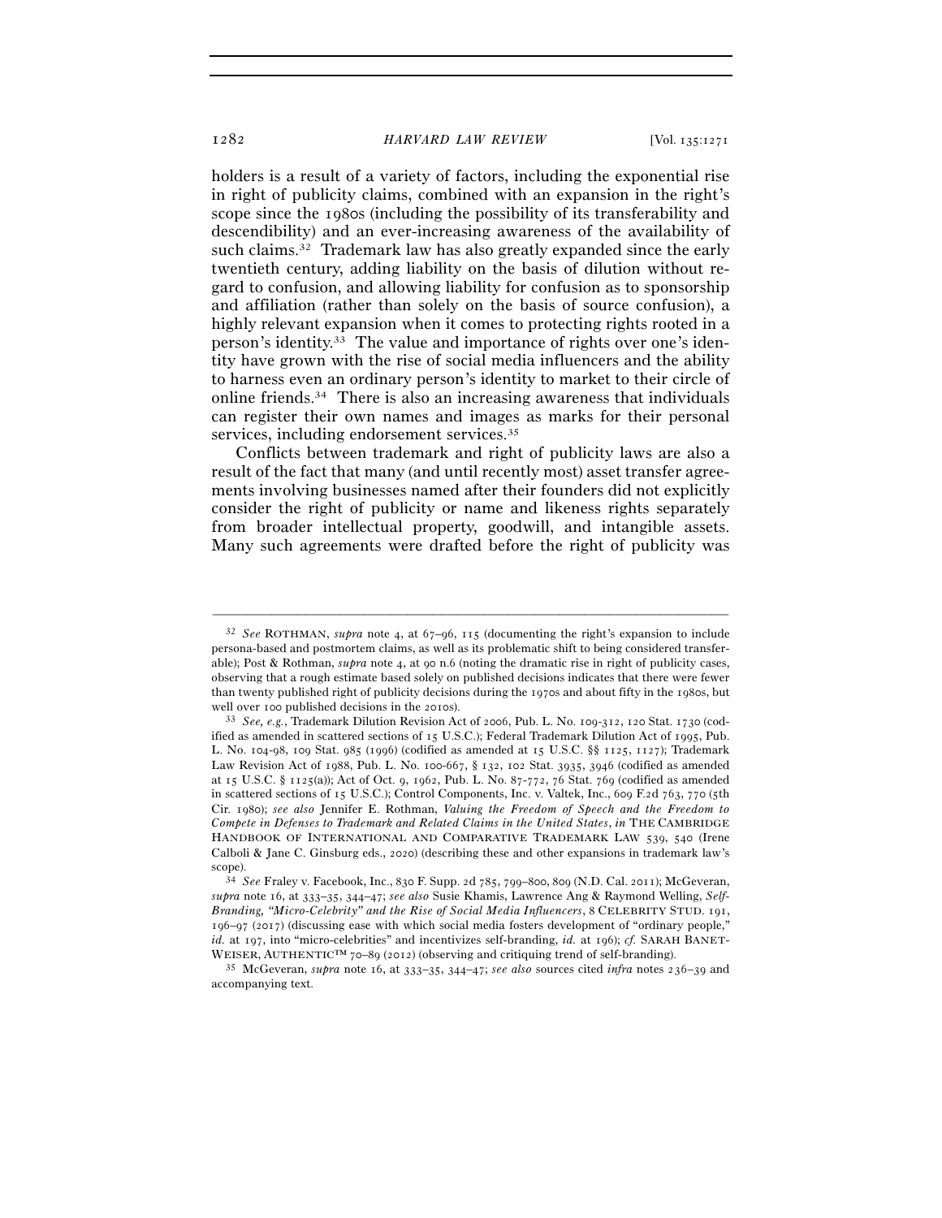holders is a result of a variety of factors, including the exponential rise in right of publicity claims, combined with an expansion in the right's scope since the 1980s (including the possibility of its transferability and descendibility) and an ever-increasing awareness of the availability of such claims.[32] Trademark law has also greatly expanded since the early twentieth century, adding liability on the basis of dilution without regard to confusion, and allowing liability for confusion as to sponsorship and affiliation (rather than solely on the basis of source confusion), a highly relevant expansion when it comes to protecting rights rooted in a person's identity.[33] The value and importance of rights over one's identity have grown with the rise of social media influencers and the ability to harness even an ordinary person's identity to market to their circle of online friends.[34] There is also an increasing awareness that individuals can register their own names and images as marks for their personal services, including endorsement services.[35]

Conflicts between trademark and right of publicity laws are also a result of the fact that many (and until recently most) asset transfer agreements involving businesses named after their founders did not explicitly consider the right of publicity or name and likeness rights separately from broader intellectual property, goodwill, and intangible assets. Many such agreements were drafted before the right of publicity was

---

[32] *See* ROTHMAN, *supra* note 4, at 67–96, 115 (documenting the right's expansion to include persona-based and postmortem claims, as well as its problematic shift to being considered transferable); Post & Rothman, *supra* note 4, at 90 n.6 (noting the dramatic rise in right of publicity cases, observing that a rough estimate based solely on published decisions indicates that there were fewer than twenty published right of publicity decisions during the 1970s and about fifty in the 1980s, but well over 100 published decisions in the 2010s).

[33] *See, e.g.*, Trademark Dilution Revision Act of 2006, Pub. L. No. 109-312, 120 Stat. 1730 (codified as amended in scattered sections of 15 U.S.C.); Federal Trademark Dilution Act of 1995, Pub. L. No. 104-98, 109 Stat. 985 (1996) (codified as amended at 15 U.S.C. §§ 1125, 1127); Trademark Law Revision Act of 1988, Pub. L. No. 100-667, § 132, 102 Stat. 3935, 3946 (codified as amended at 15 U.S.C. § 1125(a)); Act of Oct. 9, 1962, Pub. L. No. 87-772, 76 Stat. 769 (codified as amended in scattered sections of 15 U.S.C.); Control Components, Inc. v. Valtek, Inc., 609 F.2d 763, 770 (5th Cir. 1980); *see also* Jennifer E. Rothman, *Valuing the Freedom of Speech and the Freedom to Compete in Defenses to Trademark and Related Claims in the United States*, *in* THE CAMBRIDGE HANDBOOK OF INTERNATIONAL AND COMPARATIVE TRADEMARK LAW 539, 540 (Irene Calboli & Jane C. Ginsburg eds., 2020) (describing these and other expansions in trademark law's scope).

[34] *See* Fraley v. Facebook, Inc., 830 F. Supp. 2d 785, 799–800, 809 (N.D. Cal. 2011); McGeveran, *supra* note 16, at 333–35, 344–47; *see also* Susie Khamis, Lawrence Ang & Raymond Welling, *Self-Branding, "Micro-Celebrity" and the Rise of Social Media Influencers*, 8 CELEBRITY STUD. 191, 196–97 (2017) (discussing ease with which social media fosters development of "ordinary people," *id.* at 197, into "micro-celebrities" and incentivizes self-branding, *id.* at 196); *cf.* SARAH BANET-WEISER, AUTHENTIC™ 70–89 (2012) (observing and critiquing trend of self-branding).

[35] McGeveran, *supra* note 16, at 333–35, 344–47; *see also* sources cited *infra* notes 236–39 and accompanying text.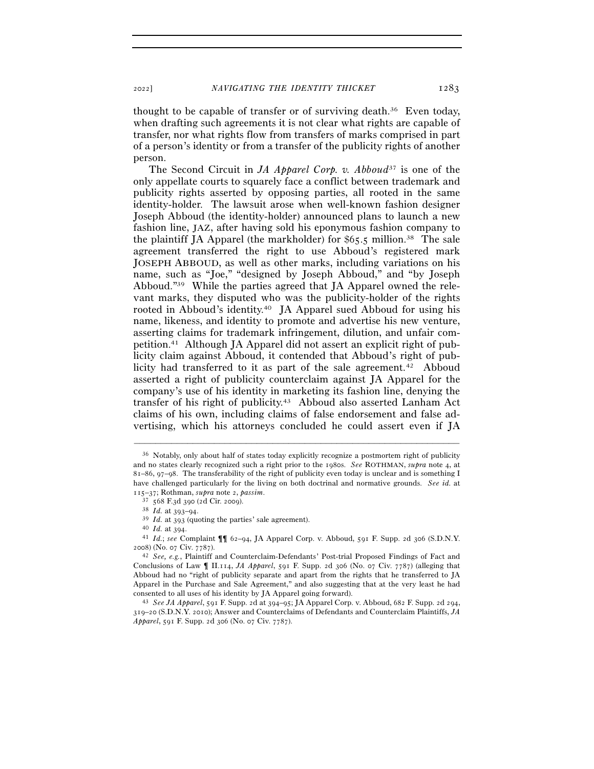thought to be capable of transfer or of surviving death.[36] Even today, when drafting such agreements it is not clear what rights are capable of transfer, nor what rights flow from transfers of marks comprised in part of a person's identity or from a transfer of the publicity rights of another person.

The Second Circuit in *JA Apparel Corp. v. Abboud*[37] is one of the only appellate courts to squarely face a conflict between trademark and publicity rights asserted by opposing parties, all rooted in the same identity-holder. The lawsuit arose when well-known fashion designer Joseph Abboud (the identity-holder) announced plans to launch a new fashion line, JAZ, after having sold his eponymous fashion company to the plaintiff JA Apparel (the markholder) for $65.5 million.[38] The sale agreement transferred the right to use Abboud's registered mark JOSEPH ABBOUD, as well as other marks, including variations on his name, such as "Joe," "designed by Joseph Abboud," and "by Joseph Abboud."[39] While the parties agreed that JA Apparel owned the relevant marks, they disputed who was the publicity-holder of the rights rooted in Abboud's identity.[40] JA Apparel sued Abboud for using his name, likeness, and identity to promote and advertise his new venture, asserting claims for trademark infringement, dilution, and unfair competition.[41] Although JA Apparel did not assert an explicit right of publicity claim against Abboud, it contended that Abboud's right of publicity had transferred to it as part of the sale agreement.[42] Abboud asserted a right of publicity counterclaim against JA Apparel for the company's use of his identity in marketing its fashion line, denying the transfer of his right of publicity.[43] Abboud also asserted Lanham Act claims of his own, including claims of false endorsement and false advertising, which his attorneys concluded he could assert even if JA

---

[36] Notably, only about half of states today explicitly recognize a postmortem right of publicity and no states clearly recognized such a right prior to the 1980s. *See* ROTHMAN, *supra* note 4, at 81–86, 97–98. The transferability of the right of publicity even today is unclear and is something I have challenged particularly for the living on both doctrinal and normative grounds. *See id.* at 115–37; Rothman, *supra* note 2, *passim*.

[37] 568 F.3d 390 (2d Cir. 2009).

[38] *Id.* at 393–94.

[39] *Id.* at 393 (quoting the parties' sale agreement).

[40] *Id.* at 394.

[41] *Id.*; *see* Complaint ¶¶ 62–94, JA Apparel Corp. v. Abboud, 591 F. Supp. 2d 306 (S.D.N.Y. 2008) (No. 07 Civ. 7787).

[42] *See, e.g.*, Plaintiff and Counterclaim-Defendants' Post-trial Proposed Findings of Fact and Conclusions of Law ¶ II.114, *JA Apparel*, 591 F. Supp. 2d 306 (No. 07 Civ. 7787) (alleging that Abboud had no "right of publicity separate and apart from the rights that he transferred to JA Apparel in the Purchase and Sale Agreement," and also suggesting that at the very least he had consented to all uses of his identity by JA Apparel going forward).

[43] *See JA Apparel*, 591 F. Supp. 2d at 394–95; JA Apparel Corp. v. Abboud, 682 F. Supp. 2d 294, 319–20 (S.D.N.Y. 2010); Answer and Counterclaims of Defendants and Counterclaim Plaintiffs, *JA Apparel*, 591 F. Supp. 2d 306 (No. 07 Civ. 7787).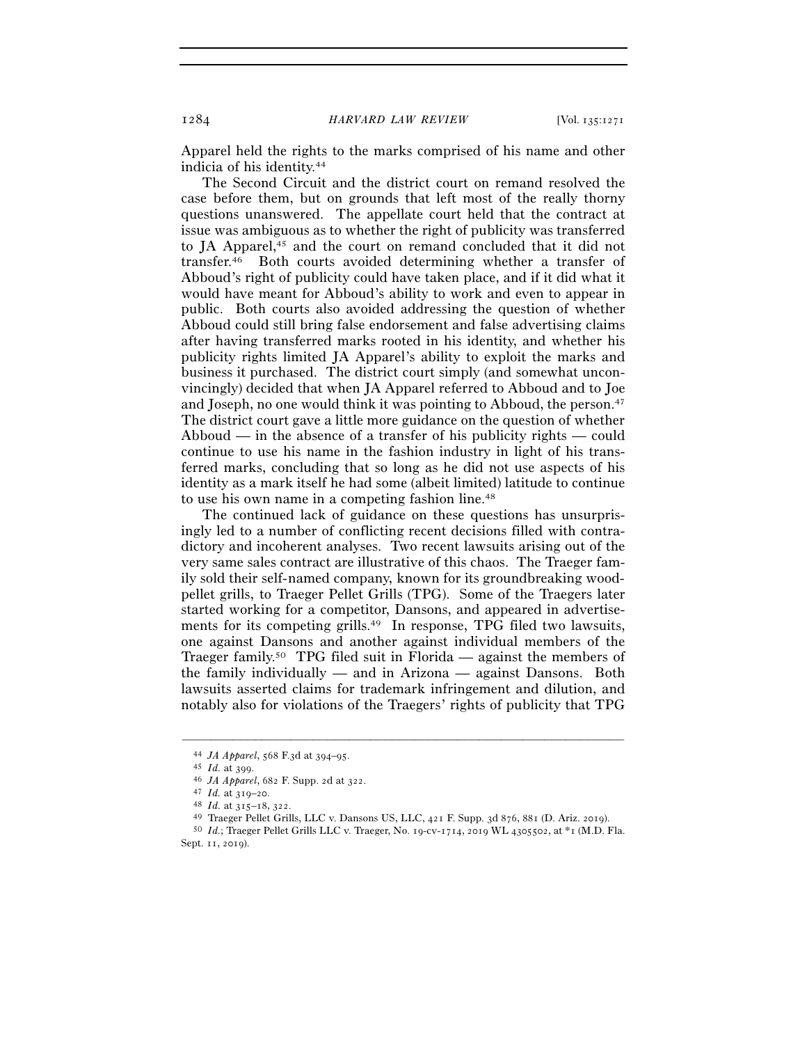Apparel held the rights to the marks comprised of his name and other indicia of his identity.[44]

The Second Circuit and the district court on remand resolved the case before them, but on grounds that left most of the really thorny questions unanswered. The appellate court held that the contract at issue was ambiguous as to whether the right of publicity was transferred to JA Apparel,[45] and the court on remand concluded that it did not transfer.[46] Both courts avoided determining whether a transfer of Abboud's right of publicity could have taken place, and if it did what it would have meant for Abboud's ability to work and even to appear in public. Both courts also avoided addressing the question of whether Abboud could still bring false endorsement and false advertising claims after having transferred marks rooted in his identity, and whether his publicity rights limited JA Apparel's ability to exploit the marks and business it purchased. The district court simply (and somewhat unconvincingly) decided that when JA Apparel referred to Abboud and to Joe and Joseph, no one would think it was pointing to Abboud, the person.[47] The district court gave a little more guidance on the question of whether Abboud — in the absence of a transfer of his publicity rights — could continue to use his name in the fashion industry in light of his transferred marks, concluding that so long as he did not use aspects of his identity as a mark itself he had some (albeit limited) latitude to continue to use his own name in a competing fashion line.[48]

The continued lack of guidance on these questions has unsurprisingly led to a number of conflicting recent decisions filled with contradictory and incoherent analyses. Two recent lawsuits arising out of the very same sales contract are illustrative of this chaos. The Traeger family sold their self-named company, known for its groundbreaking wood-pellet grills, to Traeger Pellet Grills (TPG). Some of the Traegers later started working for a competitor, Dansons, and appeared in advertisements for its competing grills.[49] In response, TPG filed two lawsuits, one against Dansons and another against individual members of the Traeger family.[50] TPG filed suit in Florida — against the members of the family individually — and in Arizona — against Dansons. Both lawsuits asserted claims for trademark infringement and dilution, and notably also for violations of the Traegers' rights of publicity that TPG

---

[44] *JA Apparel*, 568 F.3d at 394–95.

[45] *Id.* at 399.

[46] *JA Apparel*, 682 F. Supp. 2d at 322.

[47] *Id.* at 319–20.

[48] *Id.* at 315–18, 322.

[49] Traeger Pellet Grills, LLC v. Dansons US, LLC, 421 F. Supp. 3d 876, 881 (D. Ariz. 2019).

[50] *Id.*; Traeger Pellet Grills LLC v. Traeger, No. 19-cv-1714, 2019 WL 4305502, at *1 (M.D. Fla. Sept. 11, 2019).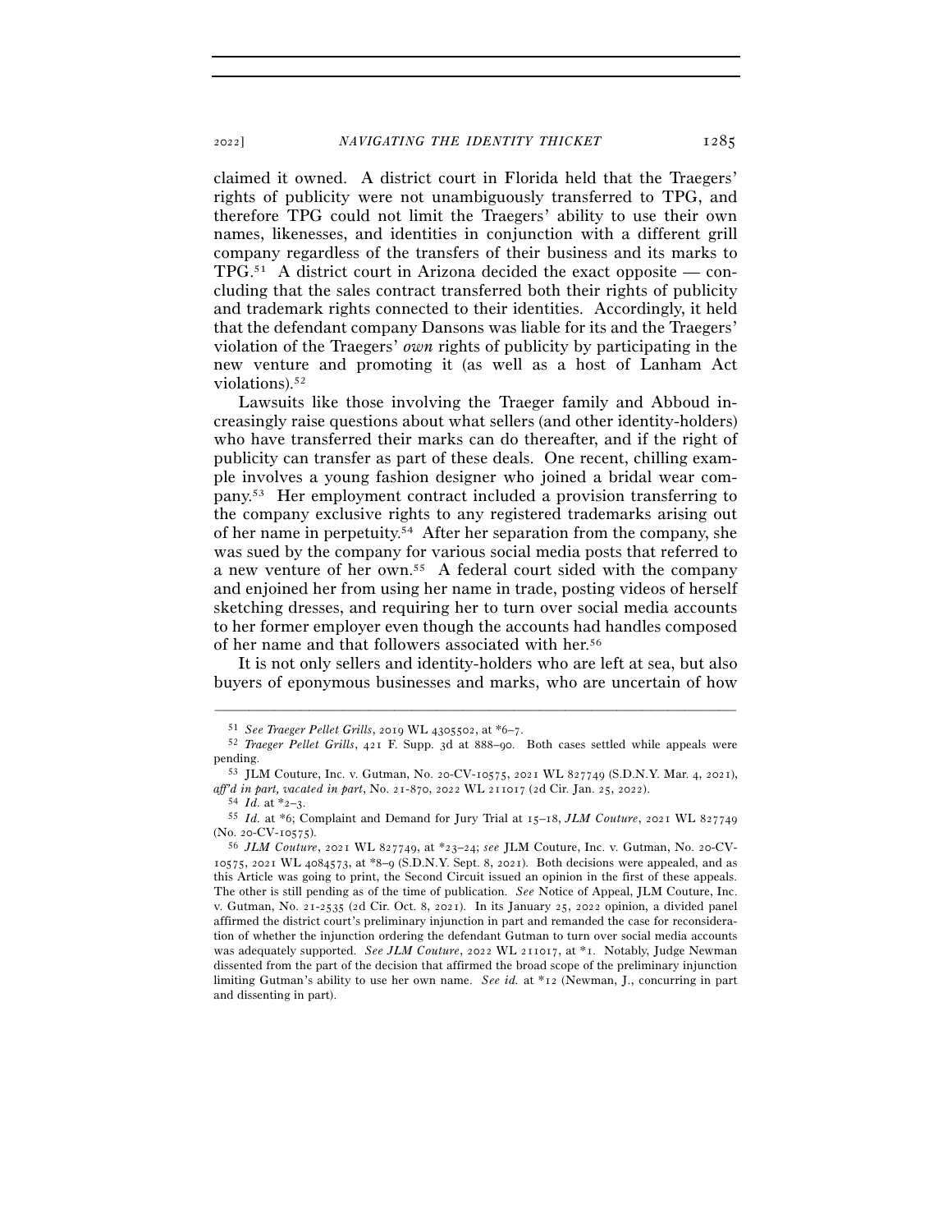claimed it owned. A district court in Florida held that the Traegers' rights of publicity were not unambiguously transferred to TPG, and therefore TPG could not limit the Traegers' ability to use their own names, likenesses, and identities in conjunction with a different grill company regardless of the transfers of their business and its marks to TPG.[51] A district court in Arizona decided the exact opposite — concluding that the sales contract transferred both their rights of publicity and trademark rights connected to their identities. Accordingly, it held that the defendant company Dansons was liable for its and the Traegers' violation of the Traegers' *own* rights of publicity by participating in the new venture and promoting it (as well as a host of Lanham Act violations).[52]

Lawsuits like those involving the Traeger family and Abboud increasingly raise questions about what sellers (and other identity-holders) who have transferred their marks can do thereafter, and if the right of publicity can transfer as part of these deals. One recent, chilling example involves a young fashion designer who joined a bridal wear company.[53] Her employment contract included a provision transferring to the company exclusive rights to any registered trademarks arising out of her name in perpetuity.[54] After her separation from the company, she was sued by the company for various social media posts that referred to a new venture of her own.[55] A federal court sided with the company and enjoined her from using her name in trade, posting videos of herself sketching dresses, and requiring her to turn over social media accounts to her former employer even though the accounts had handles composed of her name and that followers associated with her.[56]

It is not only sellers and identity-holders who are left at sea, but also buyers of eponymous businesses and marks, who are uncertain of how

---

[51] *See Traeger Pellet Grills*, 2019 WL 4305502, at *6–7.

[52] *Traeger Pellet Grills*, 421 F. Supp. 3d at 888–90. Both cases settled while appeals were pending.

[53] JLM Couture, Inc. v. Gutman, No. 20-CV-10575, 2021 WL 827749 (S.D.N.Y. Mar. 4, 2021), *aff'd in part, vacated in part*, No. 21-870, 2022 WL 211017 (2d Cir. Jan. 25, 2022).

[54] *Id.* at *2–3.

[55] *Id.* at *6; Complaint and Demand for Jury Trial at 15–18, *JLM Couture*, 2021 WL 827749 (No. 20-CV-10575).

[56] *JLM Couture*, 2021 WL 827749, at *23–24; *see* JLM Couture, Inc. v. Gutman, No. 20-CV-10575, 2021 WL 4084573, at *8–9 (S.D.N.Y. Sept. 8, 2021). Both decisions were appealed, and as this Article was going to print, the Second Circuit issued an opinion in the first of these appeals. The other is still pending as of the time of publication. *See* Notice of Appeal, JLM Couture, Inc. v. Gutman, No. 21-2535 (2d Cir. Oct. 8, 2021). In its January 25, 2022 opinion, a divided panel affirmed the district court's preliminary injunction in part and remanded the case for reconsideration of whether the injunction ordering the defendant Gutman to turn over social media accounts was adequately supported. *See JLM Couture*, 2022 WL 211017, at *1. Notably, Judge Newman dissented from the part of the decision that affirmed the broad scope of the preliminary injunction limiting Gutman's ability to use her own name. *See id.* at *12 (Newman, J., concurring in part and dissenting in part).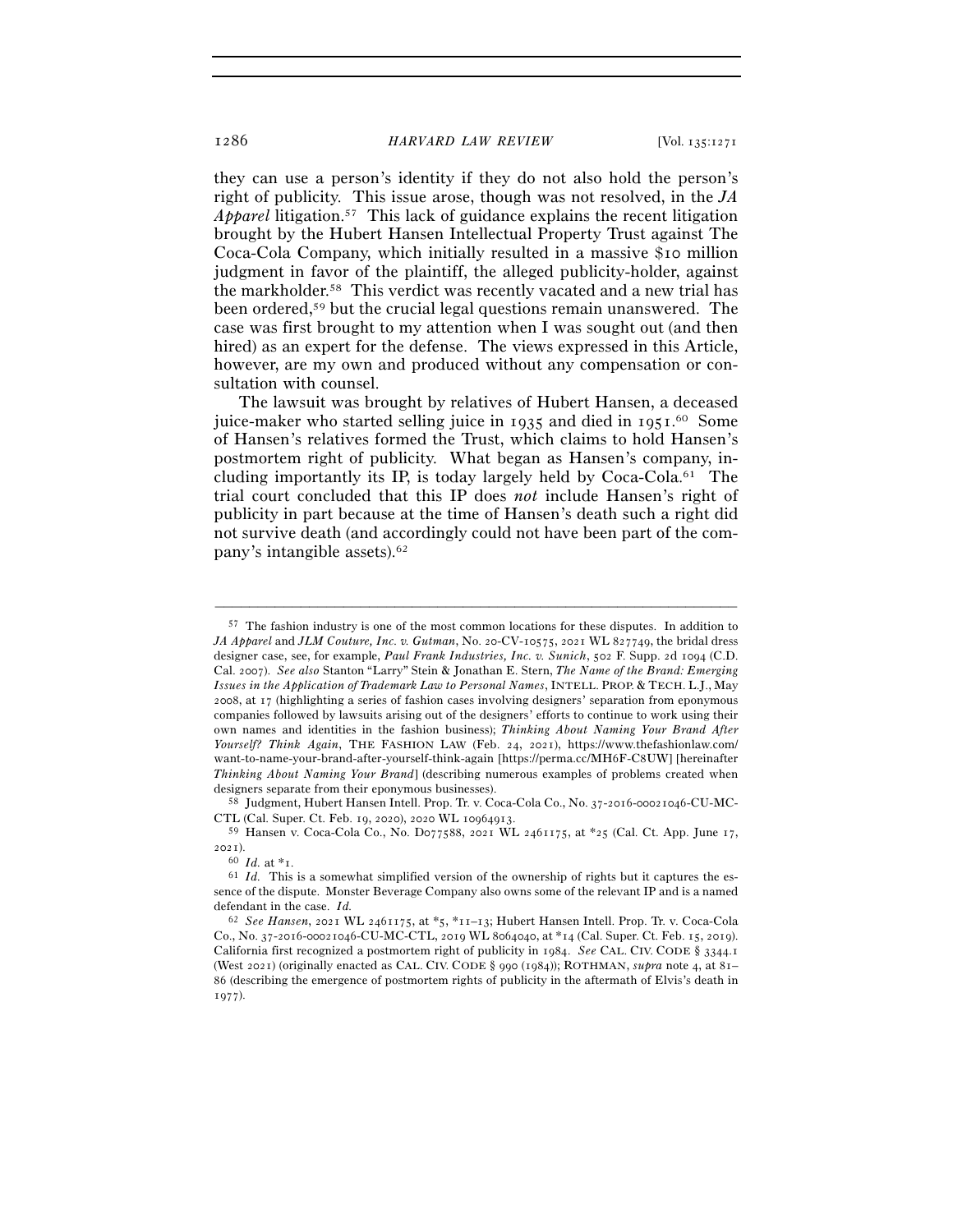they can use a person's identity if they do not also hold the person's right of publicity. This issue arose, though was not resolved, in the *JA Apparel* litigation.[57] This lack of guidance explains the recent litigation brought by the Hubert Hansen Intellectual Property Trust against The Coca-Cola Company, which initially resulted in a massive $10 million judgment in favor of the plaintiff, the alleged publicity-holder, against the markholder.[58] This verdict was recently vacated and a new trial has been ordered,[59] but the crucial legal questions remain unanswered. The case was first brought to my attention when I was sought out (and then hired) as an expert for the defense. The views expressed in this Article, however, are my own and produced without any compensation or consultation with counsel.

The lawsuit was brought by relatives of Hubert Hansen, a deceased juice-maker who started selling juice in 1935 and died in 1951.[60] Some of Hansen's relatives formed the Trust, which claims to hold Hansen's postmortem right of publicity. What began as Hansen's company, including importantly its IP, is today largely held by Coca-Cola.[61] The trial court concluded that this IP does *not* include Hansen's right of publicity in part because at the time of Hansen's death such a right did not survive death (and accordingly could not have been part of the company's intangible assets).[62]

---

[57] The fashion industry is one of the most common locations for these disputes. In addition to *JA Apparel* and *JLM Couture, Inc. v. Gutman*, No. 20-CV-10575, 2021 WL 827749, the bridal dress designer case, see, for example, *Paul Frank Industries, Inc. v. Sunich*, 502 F. Supp. 2d 1094 (C.D. Cal. 2007). *See also* Stanton "Larry" Stein & Jonathan E. Stern, *The Name of the Brand: Emerging Issues in the Application of Trademark Law to Personal Names*, INTELL. PROP. & TECH. L.J., May 2008, at 17 (highlighting a series of fashion cases involving designers' separation from eponymous companies followed by lawsuits arising out of the designers' efforts to continue to work using their own names and identities in the fashion business); *Thinking About Naming Your Brand After Yourself? Think Again*, THE FASHION LAW (Feb. 24, 2021), https://www.thefashionlaw.com/want-to-name-your-brand-after-yourself-think-again [https://perma.cc/MH6F-C8UW] [hereinafter *Thinking About Naming Your Brand*] (describing numerous examples of problems created when designers separate from their eponymous businesses).

[58] Judgment, Hubert Hansen Intell. Prop. Tr. v. Coca-Cola Co., No. 37-2016-00021046-CU-MC-CTL (Cal. Super. Ct. Feb. 19, 2020), 2020 WL 10964913.

[59] Hansen v. Coca-Cola Co., No. D077588, 2021 WL 2461175, at *25 (Cal. Ct. App. June 17, 2021).

[60] *Id.* at *1.

[61] *Id.* This is a somewhat simplified version of the ownership of rights but it captures the essence of the dispute. Monster Beverage Company also owns some of the relevant IP and is a named defendant in the case. *Id.*

[62] *See Hansen*, 2021 WL 2461175, at *5, *11–13; Hubert Hansen Intell. Prop. Tr. v. Coca-Cola Co., No. 37-2016-00021046-CU-MC-CTL, 2019 WL 8064040, at *14 (Cal. Super. Ct. Feb. 15, 2019). California first recognized a postmortem right of publicity in 1984. *See* CAL. CIV. CODE § 3344.1 (West 2021) (originally enacted as CAL. CIV. CODE § 990 (1984)); ROTHMAN, *supra* note 4, at 81–86 (describing the emergence of postmortem rights of publicity in the aftermath of Elvis's death in 1977).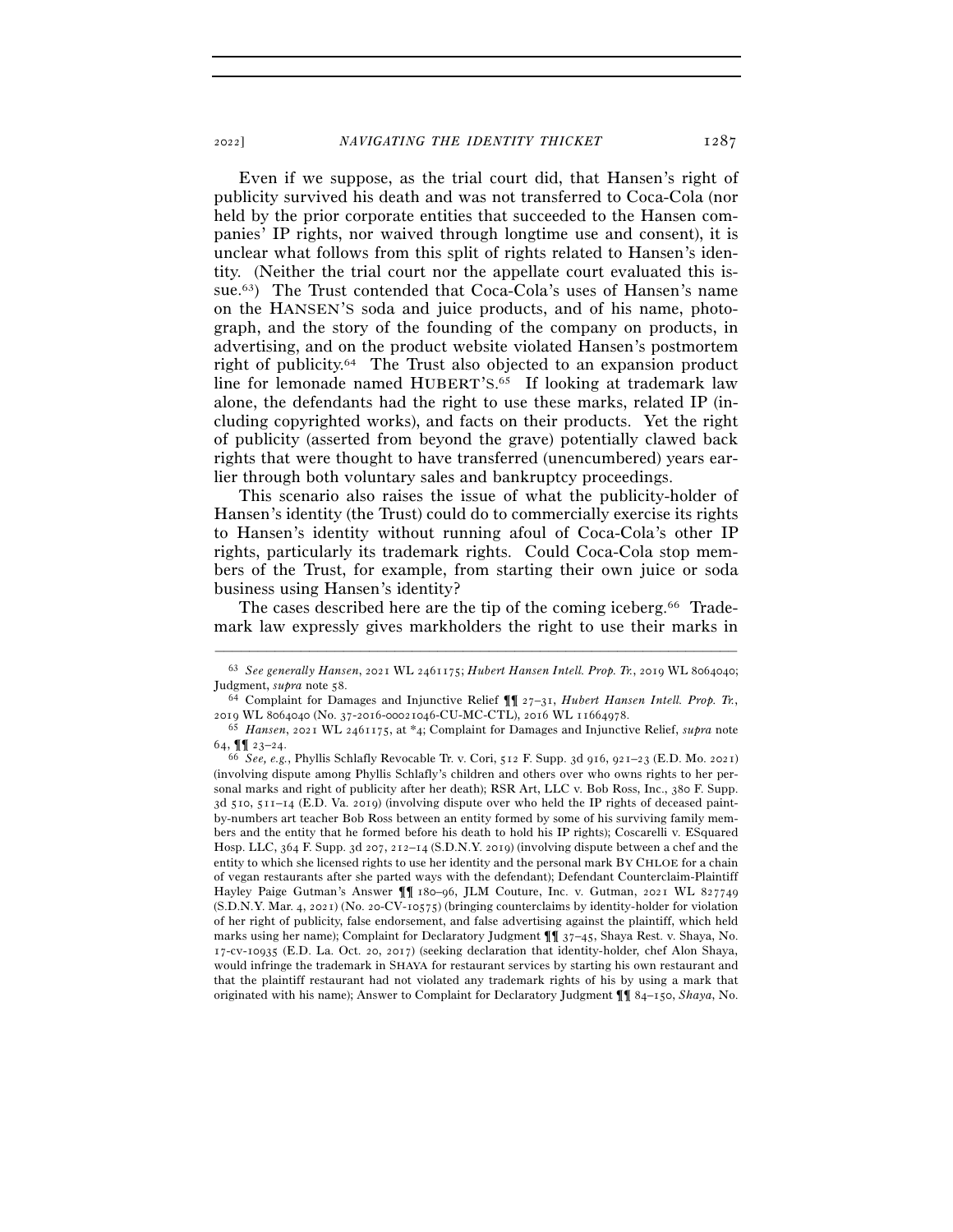Even if we suppose, as the trial court did, that Hansen's right of publicity survived his death and was not transferred to Coca-Cola (nor held by the prior corporate entities that succeeded to the Hansen companies' IP rights, nor waived through longtime use and consent), it is unclear what follows from this split of rights related to Hansen's identity. (Neither the trial court nor the appellate court evaluated this issue.[63]) The Trust contended that Coca-Cola's uses of Hansen's name on the HANSEN'S soda and juice products, and of his name, photograph, and the story of the founding of the company on products, in advertising, and on the product website violated Hansen's postmortem right of publicity.[64] The Trust also objected to an expansion product line for lemonade named HUBERT'S.[65] If looking at trademark law alone, the defendants had the right to use these marks, related IP (including copyrighted works), and facts on their products. Yet the right of publicity (asserted from beyond the grave) potentially clawed back rights that were thought to have transferred (unencumbered) years earlier through both voluntary sales and bankruptcy proceedings.

This scenario also raises the issue of what the publicity-holder of Hansen's identity (the Trust) could do to commercially exercise its rights to Hansen's identity without running afoul of Coca-Cola's other IP rights, particularly its trademark rights. Could Coca-Cola stop members of the Trust, for example, from starting their own juice or soda business using Hansen's identity?

The cases described here are the tip of the coming iceberg.[66] Trademark law expressly gives markholders the right to use their marks in

---

[63] *See generally Hansen*, 2021 WL 2461175; *Hubert Hansen Intell. Prop. Tr.*, 2019 WL 8064040; Judgment, *supra* note 58.

[64] Complaint for Damages and Injunctive Relief ¶¶ 27–31, *Hubert Hansen Intell. Prop. Tr.*, 2019 WL 8064040 (No. 37-2016-00021046-CU-MC-CTL), 2016 WL 11664978.

[65] *Hansen*, 2021 WL 2461175, at *4; Complaint for Damages and Injunctive Relief, *supra* note 64, ¶¶ 23–24.

[66] *See, e.g.*, Phyllis Schlafly Revocable Tr. v. Cori, 512 F. Supp. 3d 916, 921–23 (E.D. Mo. 2021) (involving dispute among Phyllis Schlafly's children and others over who owns rights to her personal marks and right of publicity after her death); RSR Art, LLC v. Bob Ross, Inc., 380 F. Supp. 3d 510, 511–14 (E.D. Va. 2019) (involving dispute over who held the IP rights of deceased paint-by-numbers art teacher Bob Ross between an entity formed by some of his surviving family members and the entity that he formed before his death to hold his IP rights); Coscarelli v. ESquared Hosp. LLC, 364 F. Supp. 3d 207, 212–14 (S.D.N.Y. 2019) (involving dispute between a chef and the entity to which she licensed rights to use her identity and the personal mark BY CHLOE for a chain of vegan restaurants after she parted ways with the defendant); Defendant Counterclaim-Plaintiff Hayley Paige Gutman's Answer ¶¶ 180–96, JLM Couture, Inc. v. Gutman, 2021 WL 827749 (S.D.N.Y. Mar. 4, 2021) (No. 20-CV-10575) (bringing counterclaims by identity-holder for violation of her right of publicity, false endorsement, and false advertising against the plaintiff, which held marks using her name); Complaint for Declaratory Judgment ¶¶ 37–45, Shaya Rest. v. Shaya, No. 17-cv-10935 (E.D. La. Oct. 20, 2017) (seeking declaration that identity-holder, chef Alon Shaya, would infringe the trademark in SHAYA for restaurant services by starting his own restaurant and that the plaintiff restaurant had not violated any trademark rights of his by using a mark that originated with his name); Answer to Complaint for Declaratory Judgment ¶¶ 84–150, *Shaya*, No.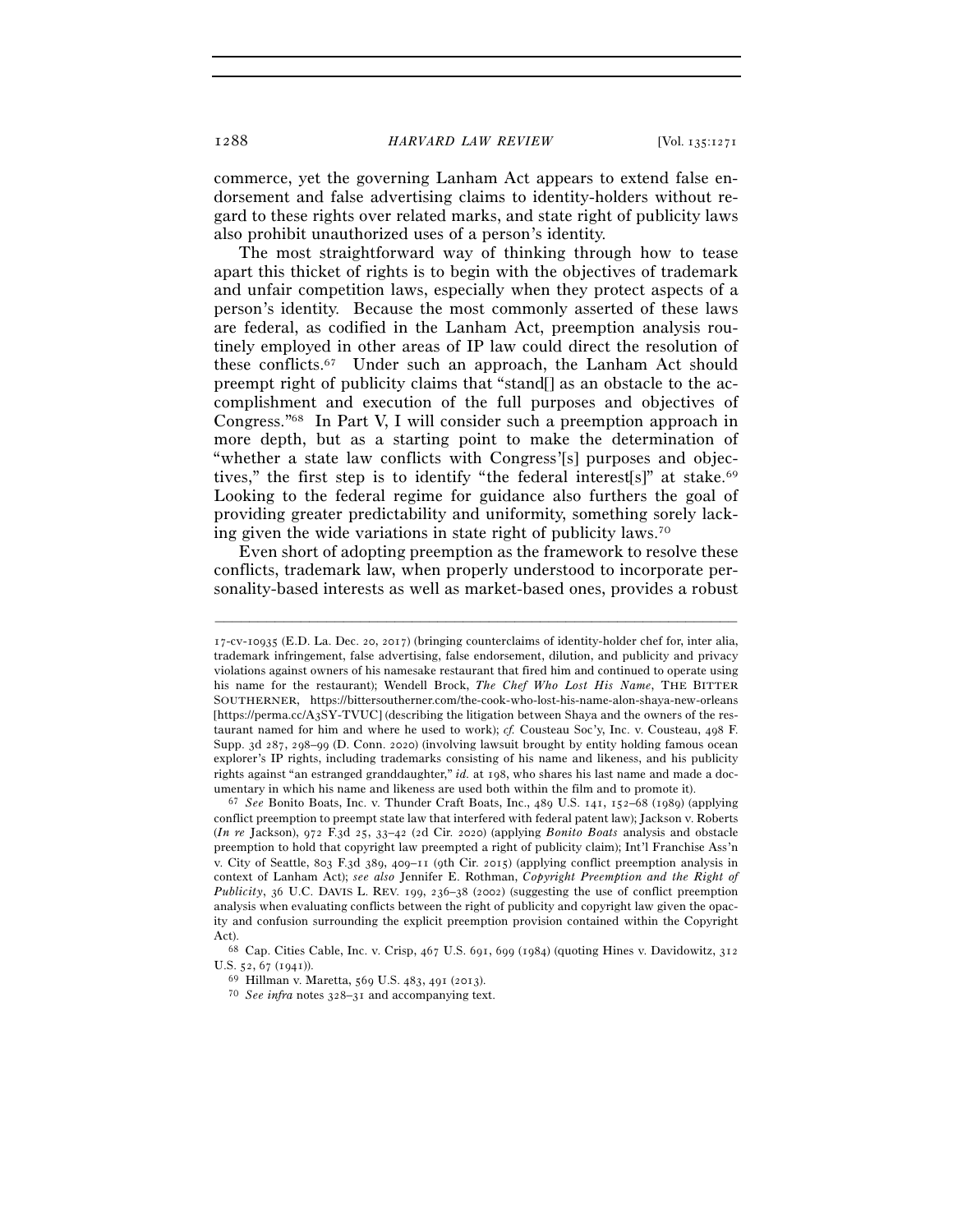commerce, yet the governing Lanham Act appears to extend false endorsement and false advertising claims to identity-holders without regard to these rights over related marks, and state right of publicity laws also prohibit unauthorized uses of a person's identity.

The most straightforward way of thinking through how to tease apart this thicket of rights is to begin with the objectives of trademark and unfair competition laws, especially when they protect aspects of a person's identity. Because the most commonly asserted of these laws are federal, as codified in the Lanham Act, preemption analysis routinely employed in other areas of IP law could direct the resolution of these conflicts.[67] Under such an approach, the Lanham Act should preempt right of publicity claims that "stand[] as an obstacle to the accomplishment and execution of the full purposes and objectives of Congress."[68] In Part V, I will consider such a preemption approach in more depth, but as a starting point to make the determination of "whether a state law conflicts with Congress'[s] purposes and objectives," the first step is to identify "the federal interest[s]" at stake.[69] Looking to the federal regime for guidance also furthers the goal of providing greater predictability and uniformity, something sorely lacking given the wide variations in state right of publicity laws.[70]

Even short of adopting preemption as the framework to resolve these conflicts, trademark law, when properly understood to incorporate personality-based interests as well as market-based ones, provides a robust

---

17-cv-10935 (E.D. La. Dec. 20, 2017) (bringing counterclaims of identity-holder chef for, inter alia, trademark infringement, false advertising, false endorsement, dilution, and publicity and privacy violations against owners of his namesake restaurant that fired him and continued to operate using his name for the restaurant); Wendell Brock, *The Chef Who Lost His Name*, THE BITTER SOUTHERNER, https://bittersoutherner.com/the-cook-who-lost-his-name-alon-shaya-new-orleans [https://perma.cc/A3SY-TVUC] (describing the litigation between Shaya and the owners of the restaurant named for him and where he used to work); *cf.* Cousteau Soc'y, Inc. v. Cousteau, 498 F. Supp. 3d 287, 298–99 (D. Conn. 2020) (involving lawsuit brought by entity holding famous ocean explorer's IP rights, including trademarks consisting of his name and likeness, and his publicity rights against "an estranged granddaughter," *id.* at 198, who shares his last name and made a documentary in which his name and likeness are used both within the film and to promote it).

[67] *See* Bonito Boats, Inc. v. Thunder Craft Boats, Inc., 489 U.S. 141, 152–68 (1989) (applying conflict preemption to preempt state law that interfered with federal patent law); Jackson v. Roberts (*In re* Jackson), 972 F.3d 25, 33–42 (2d Cir. 2020) (applying *Bonito Boats* analysis and obstacle preemption to hold that copyright law preempted a right of publicity claim); Int'l Franchise Ass'n v. City of Seattle, 803 F.3d 389, 409–11 (9th Cir. 2015) (applying conflict preemption analysis in context of Lanham Act); *see also* Jennifer E. Rothman, *Copyright Preemption and the Right of Publicity*, 36 U.C. DAVIS L. REV. 199, 236–38 (2002) (suggesting the use of conflict preemption analysis when evaluating conflicts between the right of publicity and copyright law given the opacity and confusion surrounding the explicit preemption provision contained within the Copyright Act).

[68] Cap. Cities Cable, Inc. v. Crisp, 467 U.S. 691, 699 (1984) (quoting Hines v. Davidowitz, 312 U.S. 52, 67 (1941)).

[69] Hillman v. Maretta, 569 U.S. 483, 491 (2013).

[70] *See infra* notes 328–31 and accompanying text.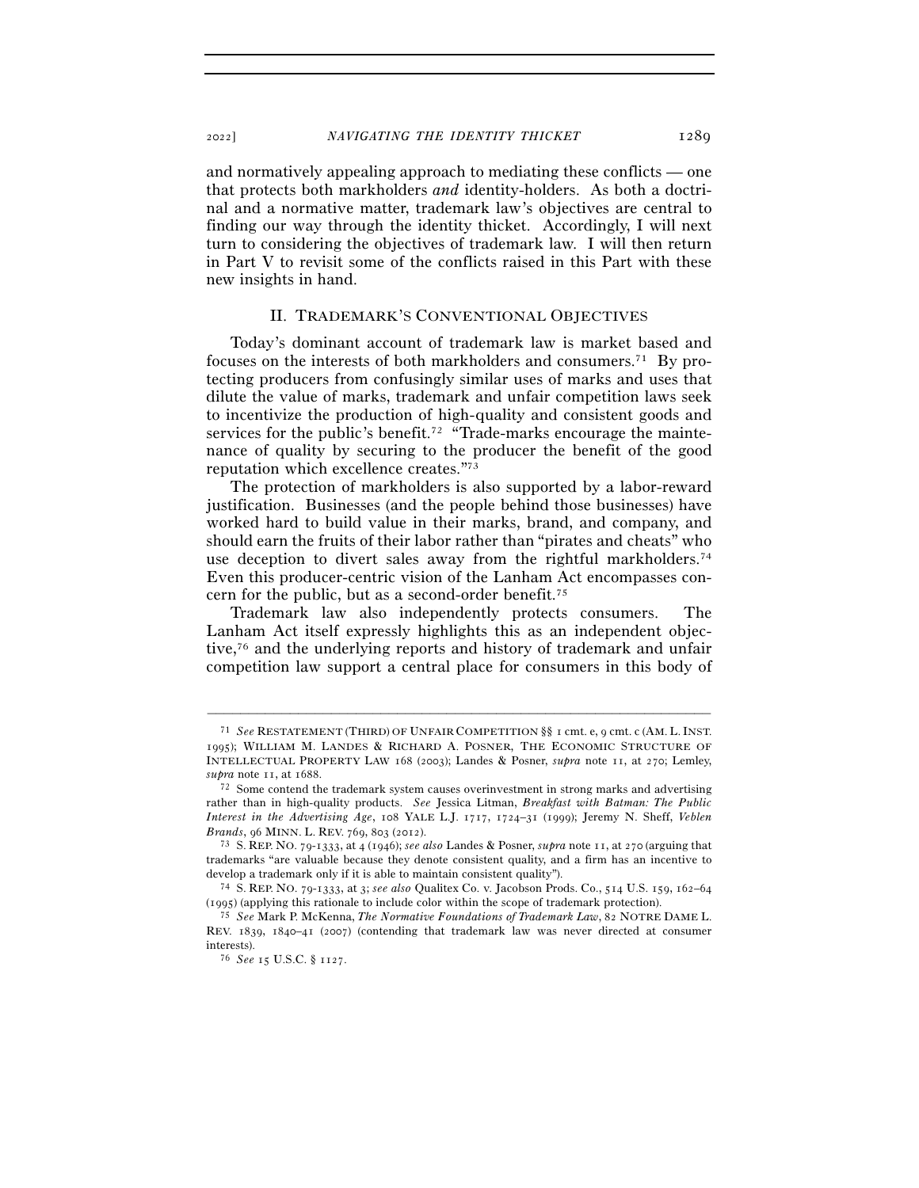and normatively appealing approach to mediating these conflicts — one that protects both markholders *and* identity-holders. As both a doctrinal and a normative matter, trademark law's objectives are central to finding our way through the identity thicket. Accordingly, I will next turn to considering the objectives of trademark law. I will then return in Part V to revisit some of the conflicts raised in this Part with these new insights in hand.

## II. TRADEMARK'S CONVENTIONAL OBJECTIVES

Today's dominant account of trademark law is market based and focuses on the interests of both markholders and consumers.[71] By protecting producers from confusingly similar uses of marks and uses that dilute the value of marks, trademark and unfair competition laws seek to incentivize the production of high-quality and consistent goods and services for the public's benefit.[72] "Trade-marks encourage the maintenance of quality by securing to the producer the benefit of the good reputation which excellence creates."[73]

The protection of markholders is also supported by a labor-reward justification. Businesses (and the people behind those businesses) have worked hard to build value in their marks, brand, and company, and should earn the fruits of their labor rather than "pirates and cheats" who use deception to divert sales away from the rightful markholders.[74] Even this producer-centric vision of the Lanham Act encompasses concern for the public, but as a second-order benefit.[75]

Trademark law also independently protects consumers. The Lanham Act itself expressly highlights this as an independent objective,[76] and the underlying reports and history of trademark and unfair competition law support a central place for consumers in this body of

---

[71] *See* RESTATEMENT (THIRD) OF UNFAIR COMPETITION §§ 1 cmt. e, 9 cmt. c (AM. L. INST. 1995); WILLIAM M. LANDES & RICHARD A. POSNER, THE ECONOMIC STRUCTURE OF INTELLECTUAL PROPERTY LAW 168 (2003); Landes & Posner, *supra* note 11, at 270; Lemley, *supra* note 11, at 1688.

[72] Some contend the trademark system causes overinvestment in strong marks and advertising rather than in high-quality products. *See* Jessica Litman, *Breakfast with Batman: The Public Interest in the Advertising Age*, 108 YALE L.J. 1717, 1724–31 (1999); Jeremy N. Sheff, *Veblen Brands*, 96 MINN. L. REV. 769, 803 (2012).

[73] S. REP. NO. 79-1333, at 4 (1946); *see also* Landes & Posner, *supra* note 11, at 270 (arguing that trademarks "are valuable because they denote consistent quality, and a firm has an incentive to develop a trademark only if it is able to maintain consistent quality").

[74] S. REP. NO. 79-1333, at 3; *see also* Qualitex Co. v. Jacobson Prods. Co., 514 U.S. 159, 162–64 (1995) (applying this rationale to include color within the scope of trademark protection).

[75] *See* Mark P. McKenna, *The Normative Foundations of Trademark Law*, 82 NOTRE DAME L. REV. 1839, 1840–41 (2007) (contending that trademark law was never directed at consumer interests).

[76] *See* 15 U.S.C. § 1127.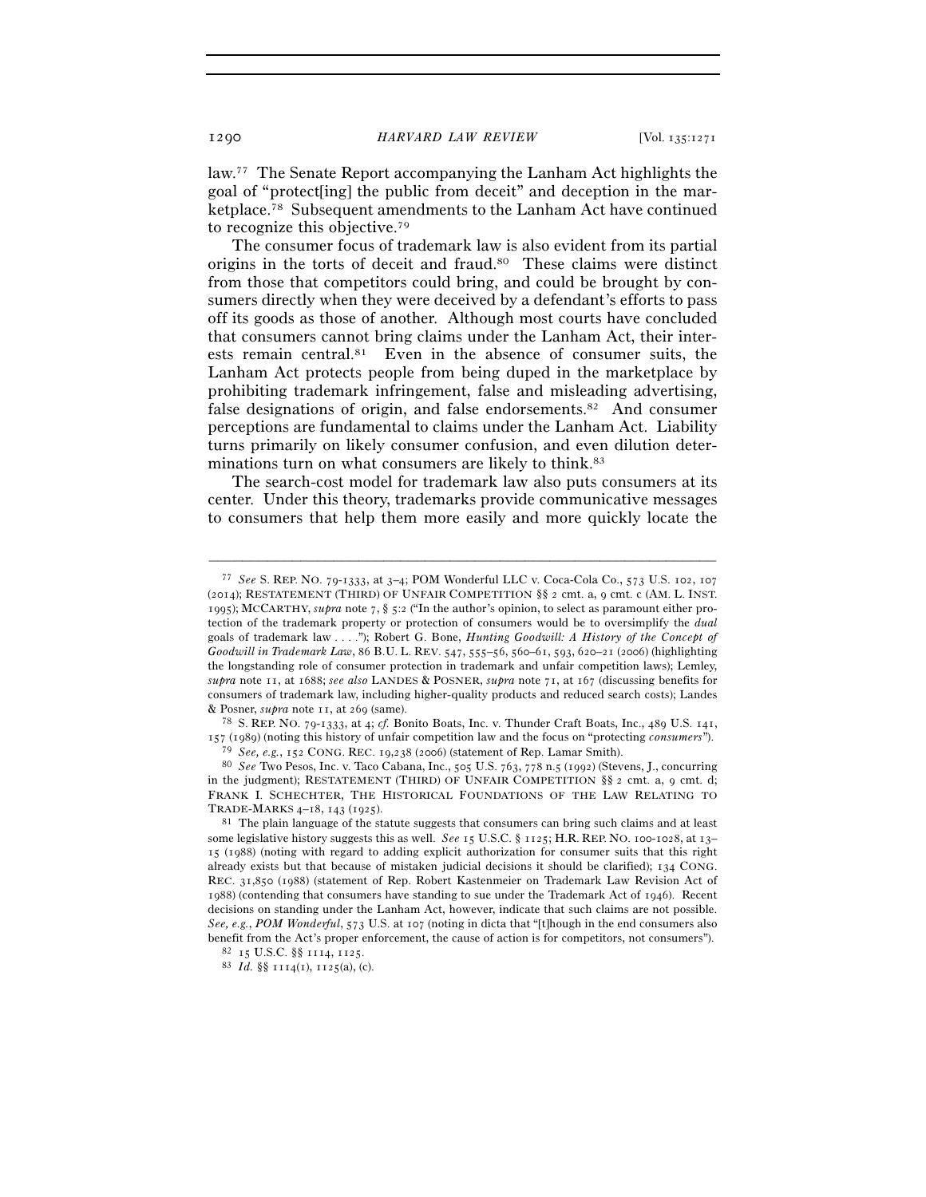law.[77] The Senate Report accompanying the Lanham Act highlights the goal of "protect[ing] the public from deceit" and deception in the marketplace.[78] Subsequent amendments to the Lanham Act have continued to recognize this objective.[79]

The consumer focus of trademark law is also evident from its partial origins in the torts of deceit and fraud.[80] These claims were distinct from those that competitors could bring, and could be brought by consumers directly when they were deceived by a defendant's efforts to pass off its goods as those of another. Although most courts have concluded that consumers cannot bring claims under the Lanham Act, their interests remain central.[81] Even in the absence of consumer suits, the Lanham Act protects people from being duped in the marketplace by prohibiting trademark infringement, false and misleading advertising, false designations of origin, and false endorsements.[82] And consumer perceptions are fundamental to claims under the Lanham Act. Liability turns primarily on likely consumer confusion, and even dilution determinations turn on what consumers are likely to think.[83]

The search-cost model for trademark law also puts consumers at its center. Under this theory, trademarks provide communicative messages to consumers that help them more easily and more quickly locate the

---

[77] *See* S. REP. NO. 79-1333, at 3–4; POM Wonderful LLC v. Coca-Cola Co., 573 U.S. 102, 107 (2014); RESTATEMENT (THIRD) OF UNFAIR COMPETITION §§ 2 cmt. a, 9 cmt. c (AM. L. INST. 1995); MCCARTHY, *supra* note 7, § 5:2 ("In the author's opinion, to select as paramount either protection of the trademark property or protection of consumers would be to oversimplify the *dual* goals of trademark law . . . ."); Robert G. Bone, *Hunting Goodwill: A History of the Concept of Goodwill in Trademark Law*, 86 B.U. L. REV. 547, 555–56, 560–61, 593, 620–21 (2006) (highlighting the longstanding role of consumer protection in trademark and unfair competition laws); Lemley, *supra* note 11, at 1688; *see also* LANDES & POSNER, *supra* note 71, at 167 (discussing benefits for consumers of trademark law, including higher-quality products and reduced search costs); Landes & Posner, *supra* note 11, at 269 (same).

[78] S. REP. NO. 79-1333, at 4; *cf.* Bonito Boats, Inc. v. Thunder Craft Boats, Inc., 489 U.S. 141, 157 (1989) (noting this history of unfair competition law and the focus on "protecting *consumers*").

[79] *See, e.g.*, 152 CONG. REC. 19,238 (2006) (statement of Rep. Lamar Smith).

[80] *See* Two Pesos, Inc. v. Taco Cabana, Inc., 505 U.S. 763, 778 n.5 (1992) (Stevens, J., concurring in the judgment); RESTATEMENT (THIRD) OF UNFAIR COMPETITION §§ 2 cmt. a, 9 cmt. d; FRANK I. SCHECHTER, THE HISTORICAL FOUNDATIONS OF THE LAW RELATING TO TRADE-MARKS 4–18, 143 (1925).

[81] The plain language of the statute suggests that consumers can bring such claims and at least some legislative history suggests this as well. *See* 15 U.S.C. § 1125; H.R. REP. NO. 100-1028, at 13–15 (1988) (noting with regard to adding explicit authorization for consumer suits that this right already exists but that because of mistaken judicial decisions it should be clarified); 134 CONG. REC. 31,850 (1988) (statement of Rep. Robert Kastenmeier on Trademark Law Revision Act of 1988) (contending that consumers have standing to sue under the Trademark Act of 1946). Recent decisions on standing under the Lanham Act, however, indicate that such claims are not possible. *See, e.g.*, *POM Wonderful*, 573 U.S. at 107 (noting in dicta that "[t]hough in the end consumers also benefit from the Act's proper enforcement, the cause of action is for competitors, not consumers").

[82] 15 U.S.C. §§ 1114, 1125.

[83] *Id.* §§ 1114(1), 1125(a), (c).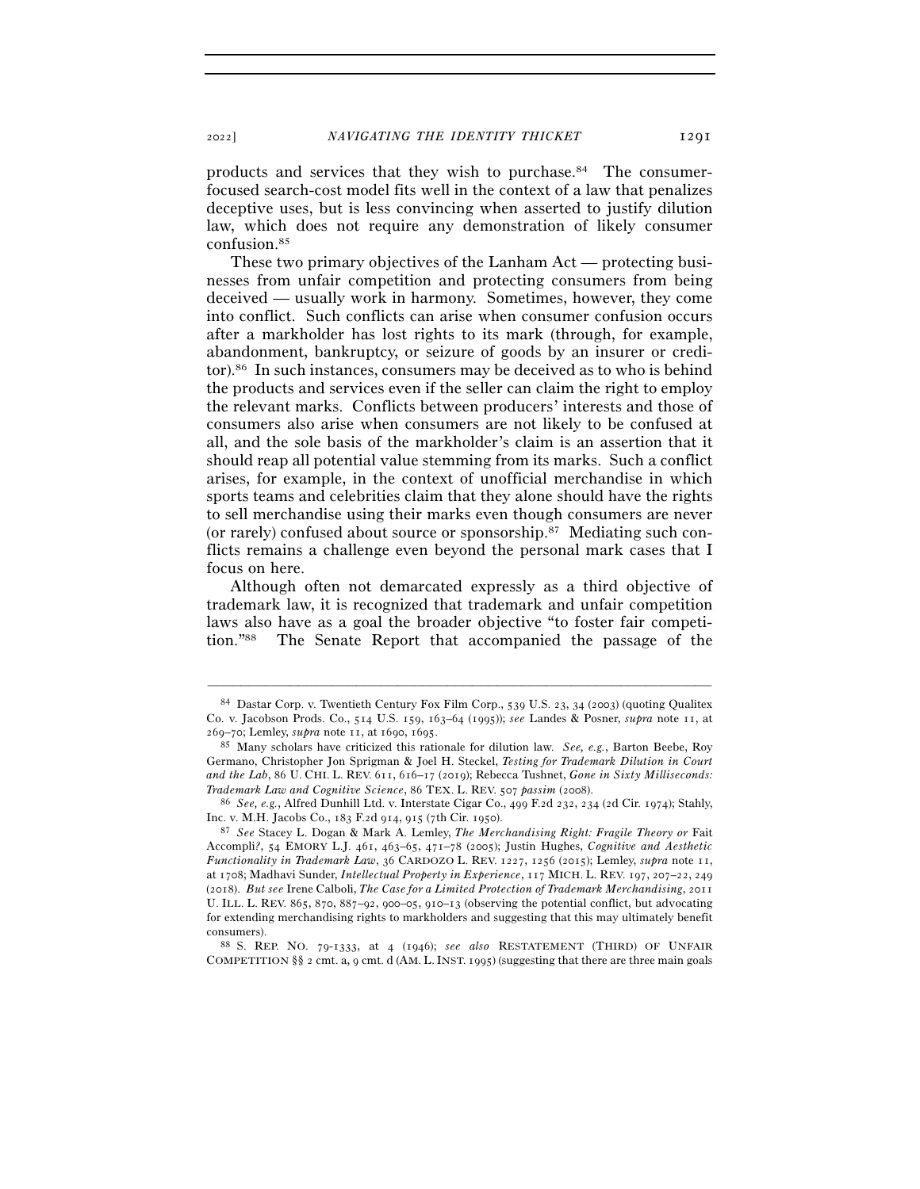products and services that they wish to purchase.[84] The consumer-focused search-cost model fits well in the context of a law that penalizes deceptive uses, but is less convincing when asserted to justify dilution law, which does not require any demonstration of likely consumer confusion.[85]

These two primary objectives of the Lanham Act — protecting businesses from unfair competition and protecting consumers from being deceived — usually work in harmony. Sometimes, however, they come into conflict. Such conflicts can arise when consumer confusion occurs after a markholder has lost rights to its mark (through, for example, abandonment, bankruptcy, or seizure of goods by an insurer or creditor).[86] In such instances, consumers may be deceived as to who is behind the products and services even if the seller can claim the right to employ the relevant marks. Conflicts between producers' interests and those of consumers also arise when consumers are not likely to be confused at all, and the sole basis of the markholder's claim is an assertion that it should reap all potential value stemming from its marks. Such a conflict arises, for example, in the context of unofficial merchandise in which sports teams and celebrities claim that they alone should have the rights to sell merchandise using their marks even though consumers are never (or rarely) confused about source or sponsorship.[87] Mediating such conflicts remains a challenge even beyond the personal mark cases that I focus on here.

Although often not demarcated expressly as a third objective of trademark law, it is recognized that trademark and unfair competition laws also have as a goal the broader objective "to foster fair competition."[88] The Senate Report that accompanied the passage of the

---

[84] Dastar Corp. v. Twentieth Century Fox Film Corp., 539 U.S. 23, 34 (2003) (quoting Qualitex Co. v. Jacobson Prods. Co., 514 U.S. 159, 163–64 (1995)); *see* Landes & Posner, *supra* note 11, at 269–70; Lemley, *supra* note 11, at 1690, 1695.

[85] Many scholars have criticized this rationale for dilution law. *See, e.g.*, Barton Beebe, Roy Germano, Christopher Jon Sprigman & Joel H. Steckel, *Testing for Trademark Dilution in Court and the Lab*, 86 U. CHI. L. REV. 611, 616–17 (2019); Rebecca Tushnet, *Gone in Sixty Milliseconds: Trademark Law and Cognitive Science*, 86 TEX. L. REV. 507 *passim* (2008).

[86] *See, e.g.*, Alfred Dunhill Ltd. v. Interstate Cigar Co., 499 F.2d 232, 234 (2d Cir. 1974); Stahly, Inc. v. M.H. Jacobs Co., 183 F.2d 914, 915 (7th Cir. 1950).

[87] *See* Stacey L. Dogan & Mark A. Lemley, *The Merchandising Right: Fragile Theory or* Fait Accompli*?*, 54 EMORY L.J. 461, 463–65, 471–78 (2005); Justin Hughes, *Cognitive and Aesthetic Functionality in Trademark Law*, 36 CARDOZO L. REV. 1227, 1256 (2015); Lemley, *supra* note 11, at 1708; Madhavi Sunder, *Intellectual Property in Experience*, 117 MICH. L. REV. 197, 207–22, 249 (2018). *But see* Irene Calboli, *The Case for a Limited Protection of Trademark Merchandising*, 2011 U. ILL. L. REV. 865, 870, 887–92, 900–05, 910–13 (observing the potential conflict, but advocating for extending merchandising rights to markholders and suggesting that this may ultimately benefit consumers).

[88] S. REP. NO. 79-1333, at 4 (1946); *see also* RESTATEMENT (THIRD) OF UNFAIR COMPETITION §§ 2 cmt. a, 9 cmt. d (AM. L. INST. 1995) (suggesting that there are three main goals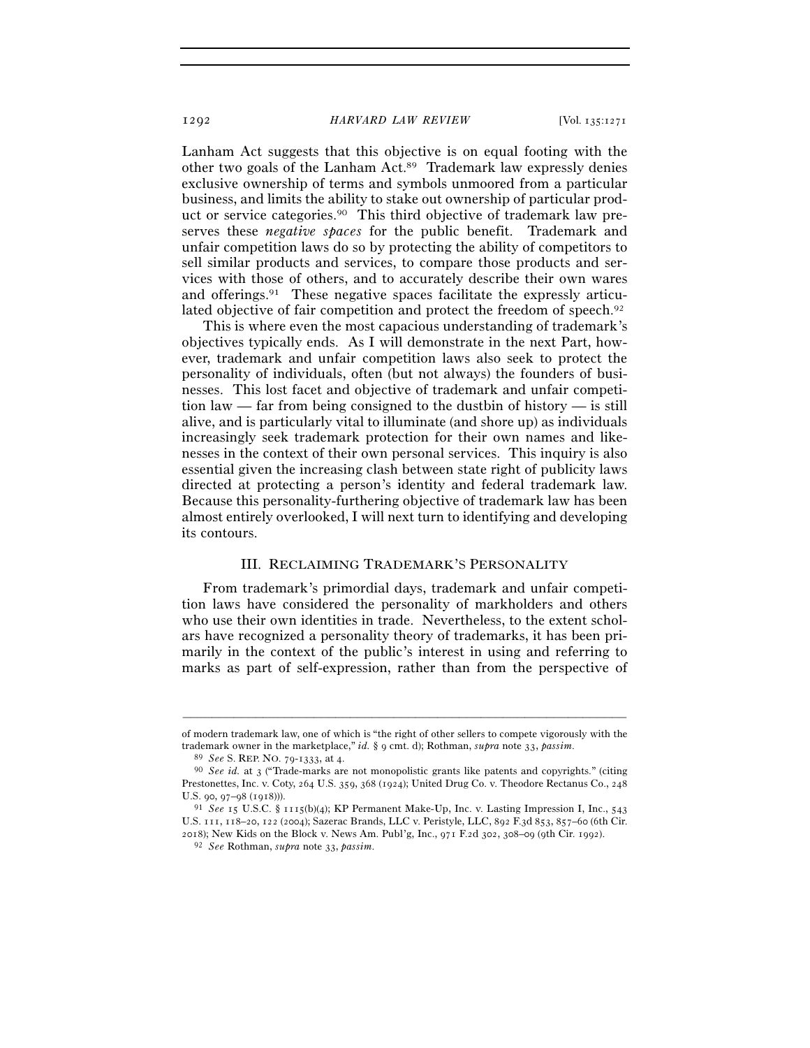Lanham Act suggests that this objective is on equal footing with the other two goals of the Lanham Act.[89] Trademark law expressly denies exclusive ownership of terms and symbols unmoored from a particular business, and limits the ability to stake out ownership of particular product or service categories.[90] This third objective of trademark law preserves these *negative spaces* for the public benefit. Trademark and unfair competition laws do so by protecting the ability of competitors to sell similar products and services, to compare those products and services with those of others, and to accurately describe their own wares and offerings.[91] These negative spaces facilitate the expressly articulated objective of fair competition and protect the freedom of speech.[92]

This is where even the most capacious understanding of trademark's objectives typically ends. As I will demonstrate in the next Part, however, trademark and unfair competition laws also seek to protect the personality of individuals, often (but not always) the founders of businesses. This lost facet and objective of trademark and unfair competition law — far from being consigned to the dustbin of history — is still alive, and is particularly vital to illuminate (and shore up) as individuals increasingly seek trademark protection for their own names and likenesses in the context of their own personal services. This inquiry is also essential given the increasing clash between state right of publicity laws directed at protecting a person's identity and federal trademark law. Because this personality-furthering objective of trademark law has been almost entirely overlooked, I will next turn to identifying and developing its contours.

## III. Reclaiming Trademark's Personality

From trademark's primordial days, trademark and unfair competition laws have considered the personality of markholders and others who use their own identities in trade. Nevertheless, to the extent scholars have recognized a personality theory of trademarks, it has been primarily in the context of the public's interest in using and referring to marks as part of self-expression, rather than from the perspective of

---

of modern trademark law, one of which is "the right of other sellers to compete vigorously with the trademark owner in the marketplace," *id.* § 9 cmt. d); Rothman, *supra* note 33, *passim*.

[89] *See* S. Rep. No. 79-1333, at 4.

[90] *See id.* at 3 ("Trade-marks are not monopolistic grants like patents and copyrights." (citing Prestonettes, Inc. v. Coty, 264 U.S. 359, 368 (1924); United Drug Co. v. Theodore Rectanus Co., 248 U.S. 90, 97–98 (1918))).

[91] *See* 15 U.S.C. § 1115(b)(4); KP Permanent Make-Up, Inc. v. Lasting Impression I, Inc., 543 U.S. 111, 118–20, 122 (2004); Sazerac Brands, LLC v. Peristyle, LLC, 892 F.3d 853, 857–60 (6th Cir. 2018); New Kids on the Block v. News Am. Publ'g, Inc., 971 F.2d 302, 308–09 (9th Cir. 1992).

[92] *See* Rothman, *supra* note 33, *passim*.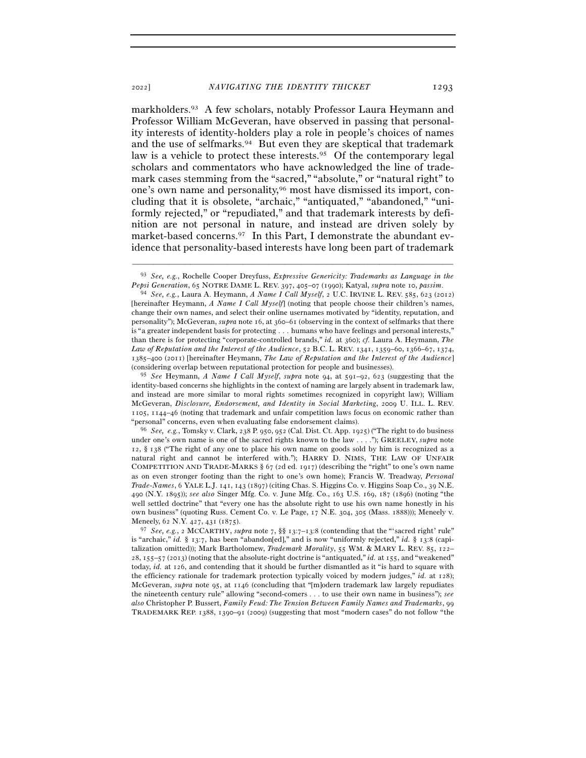markholders.[93] A few scholars, notably Professor Laura Heymann and Professor William McGeveran, have observed in passing that personality interests of identity-holders play a role in people's choices of names and the use of selfmarks.[94] But even they are skeptical that trademark law is a vehicle to protect these interests.[95] Of the contemporary legal scholars and commentators who have acknowledged the line of trademark cases stemming from the "sacred," "absolute," or "natural right" to one's own name and personality,[96] most have dismissed its import, concluding that it is obsolete, "archaic," "antiquated," "abandoned," "uniformly rejected," or "repudiated," and that trademark interests by definition are not personal in nature, and instead are driven solely by market-based concerns.[97] In this Part, I demonstrate the abundant evidence that personality-based interests have long been part of trademark

---

[93] *See, e.g.*, Rochelle Cooper Dreyfuss, *Expressive Genericity: Trademarks as Language in the Pepsi Generation*, 65 NOTRE DAME L. REV. 397, 405–07 (1990); Katyal, *supra* note 10, *passim*.

[94] *See, e.g.*, Laura A. Heymann, *A Name I Call Myself*, 2 U.C. IRVINE L. REV. 585, 623 (2012) [hereinafter Heymann, *A Name I Call Myself*] (noting that people choose their children's names, change their own names, and select their online usernames motivated by "identity, reputation, and personality"); McGeveran, *supra* note 16, at 360–61 (observing in the context of selfmarks that there is "a greater independent basis for protecting . . . humans who have feelings and personal interests," than there is for protecting "corporate-controlled brands," *id.* at 360); *cf.* Laura A. Heymann, *The Law of Reputation and the Interest of the Audience*, 52 B.C. L. REV. 1341, 1359–60, 1366–67, 1374, 1385–400 (2011) [hereinafter Heymann, *The Law of Reputation and the Interest of the Audience*] (considering overlap between reputational protection for people and businesses).

[95] *See* Heymann, *A Name I Call Myself*, *supra* note 94, at 591–92, 623 (suggesting that the identity-based concerns she highlights in the context of naming are largely absent in trademark law, and instead are more similar to moral rights sometimes recognized in copyright law); William McGeveran, *Disclosure, Endorsement, and Identity in Social Marketing*, 2009 U. ILL. L. REV. 1105, 1144–46 (noting that trademark and unfair competition laws focus on economic rather than "personal" concerns, even when evaluating false endorsement claims).

[96] *See, e.g.*, Tomsky v. Clark, 238 P. 950, 952 (Cal. Dist. Ct. App. 1925) ("The right to do business under one's own name is one of the sacred rights known to the law . . . ."); GREELEY, *supra* note 12, § 138 ("The right of any one to place his own name on goods sold by him is recognized as a natural right and cannot be interfered with."); HARRY D. NIMS, THE LAW OF UNFAIR COMPETITION AND TRADE-MARKS § 67 (2d ed. 1917) (describing the "right" to one's own name as on even stronger footing than the right to one's own home); Francis W. Treadway, *Personal Trade-Names*, 6 YALE L.J. 141, 143 (1897) (citing Chas. S. Higgins Co. v. Higgins Soap Co., 39 N.E. 490 (N.Y. 1895)); *see also* Singer Mfg. Co. v. June Mfg. Co., 163 U.S. 169, 187 (1896) (noting "the well settled doctrine" that "every one has the absolute right to use his own name honestly in his own business" (quoting Russ. Cement Co. v. Le Page, 17 N.E. 304, 305 (Mass. 1888))); Meneely v. Meneely, 62 N.Y. 427, 431 (1875).

[97] *See, e.g.*, 2 MCCARTHY, *supra* note 7, §§ 13:7–13:8 (contending that the "'sacred right' rule" is "archaic," *id.* § 13:7, has been "abandon[ed]," and is now "uniformly rejected," *id.* § 13:8 (capitalization omitted)); Mark Bartholomew, *Trademark Morality*, 55 WM. & MARY L. REV. 85, 122–28, 155–57 (2013) (noting that the absolute-right doctrine is "antiquated," *id.* at 155, and "weakened" today, *id.* at 126, and contending that it should be further dismantled as it "is hard to square with the efficiency rationale for trademark protection typically voiced by modern judges," *id.* at 128); McGeveran, *supra* note 95, at 1146 (concluding that "[m]odern trademark law largely repudiates the nineteenth century rule" allowing "second-comers . . . to use their own name in business"); *see also* Christopher P. Bussert, *Family Feud: The Tension Between Family Names and Trademarks*, 99 TRADEMARK REP. 1388, 1390–91 (2009) (suggesting that most "modern cases" do not follow "the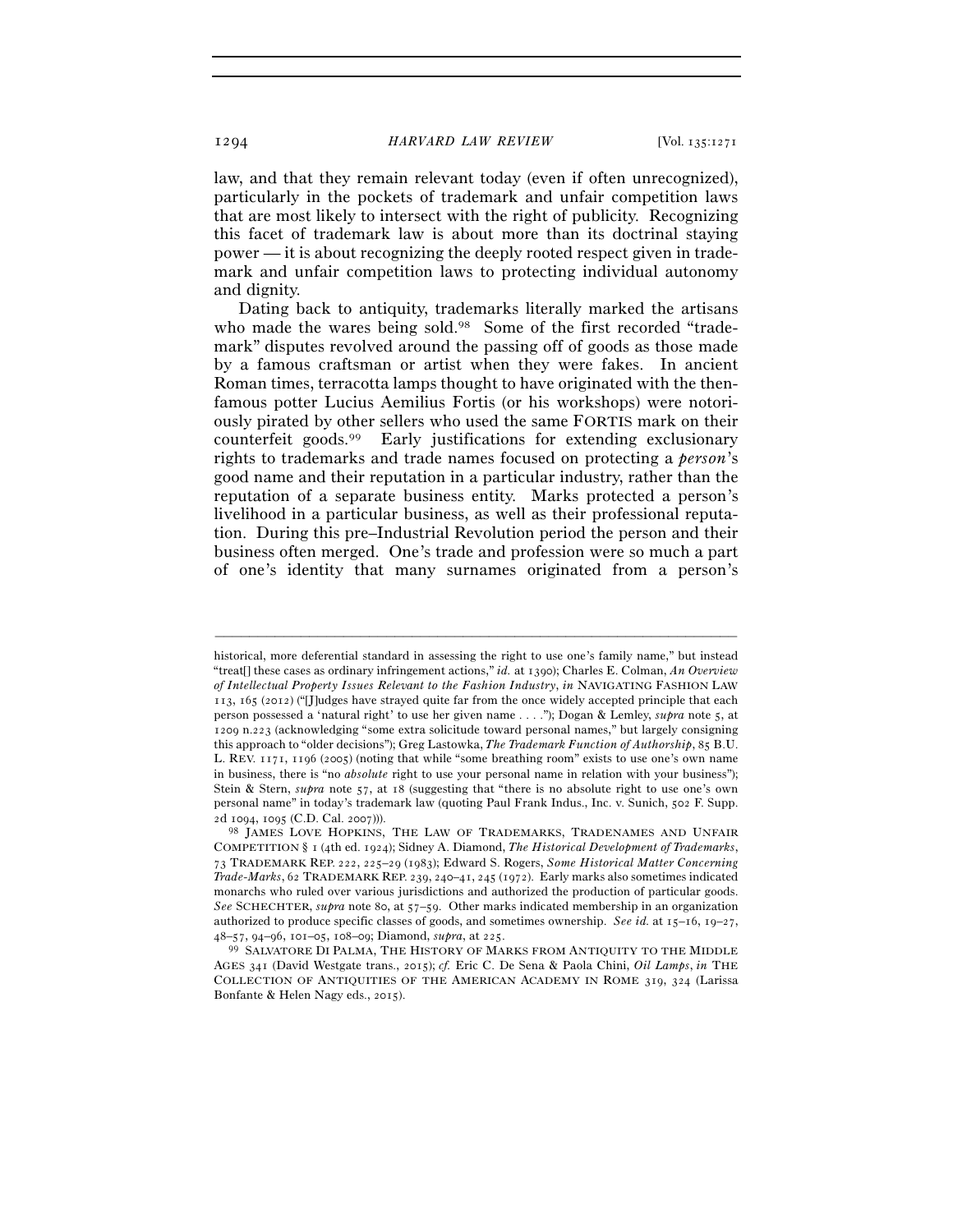law, and that they remain relevant today (even if often unrecognized), particularly in the pockets of trademark and unfair competition laws that are most likely to intersect with the right of publicity. Recognizing this facet of trademark law is about more than its doctrinal staying power — it is about recognizing the deeply rooted respect given in trademark and unfair competition laws to protecting individual autonomy and dignity.

Dating back to antiquity, trademarks literally marked the artisans who made the wares being sold.[98] Some of the first recorded "trademark" disputes revolved around the passing off of goods as those made by a famous craftsman or artist when they were fakes. In ancient Roman times, terracotta lamps thought to have originated with the then-famous potter Lucius Aemilius Fortis (or his workshops) were notoriously pirated by other sellers who used the same FORTIS mark on their counterfeit goods.[99] Early justifications for extending exclusionary rights to trademarks and trade names focused on protecting a *person*'s good name and their reputation in a particular industry, rather than the reputation of a separate business entity. Marks protected a person's livelihood in a particular business, as well as their professional reputation. During this pre–Industrial Revolution period the person and their business often merged. One's trade and profession were so much a part of one's identity that many surnames originated from a person's

---

historical, more deferential standard in assessing the right to use one's family name," but instead "treat[] these cases as ordinary infringement actions," *id.* at 1390); Charles E. Colman, *An Overview of Intellectual Property Issues Relevant to the Fashion Industry*, *in* NAVIGATING FASHION LAW 113, 165 (2012) ("[J]udges have strayed quite far from the once widely accepted principle that each person possessed a 'natural right' to use her given name . . . ."); Dogan & Lemley, *supra* note 5, at 1209 n.223 (acknowledging "some extra solicitude toward personal names," but largely consigning this approach to "older decisions"); Greg Lastowka, *The Trademark Function of Authorship*, 85 B.U. L. REV. 1171, 1196 (2005) (noting that while "some breathing room" exists to use one's own name in business, there is "no *absolute* right to use your personal name in relation with your business"); Stein & Stern, *supra* note 57, at 18 (suggesting that "there is no absolute right to use one's own personal name" in today's trademark law (quoting Paul Frank Indus., Inc. v. Sunich, 502 F. Supp. 2d 1094, 1095 (C.D. Cal. 2007))).

[98] JAMES LOVE HOPKINS, THE LAW OF TRADEMARKS, TRADENAMES AND UNFAIR COMPETITION § 1 (4th ed. 1924); Sidney A. Diamond, *The Historical Development of Trademarks*, 73 TRADEMARK REP. 222, 225–29 (1983); Edward S. Rogers, *Some Historical Matter Concerning Trade-Marks*, 62 TRADEMARK REP. 239, 240–41, 245 (1972). Early marks also sometimes indicated monarchs who ruled over various jurisdictions and authorized the production of particular goods. *See* SCHECHTER, *supra* note 80, at 57–59. Other marks indicated membership in an organization authorized to produce specific classes of goods, and sometimes ownership. *See id.* at 15–16, 19–27, 48–57, 94–96, 101–05, 108–09; Diamond, *supra*, at 225.

[99] SALVATORE DI PALMA, THE HISTORY OF MARKS FROM ANTIQUITY TO THE MIDDLE AGES 341 (David Westgate trans., 2015); *cf.* Eric C. De Sena & Paola Chini, *Oil Lamps*, *in* THE COLLECTION OF ANTIQUITIES OF THE AMERICAN ACADEMY IN ROME 319, 324 (Larissa Bonfante & Helen Nagy eds., 2015).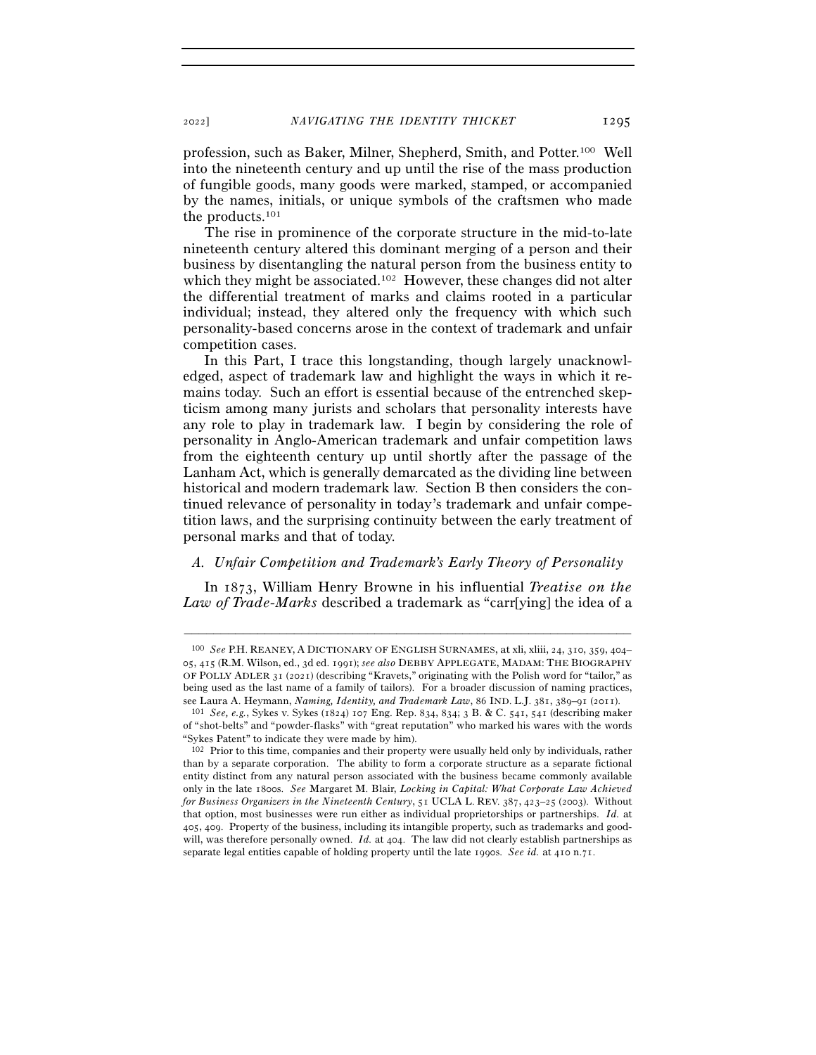profession, such as Baker, Milner, Shepherd, Smith, and Potter.[100] Well into the nineteenth century and up until the rise of the mass production of fungible goods, many goods were marked, stamped, or accompanied by the names, initials, or unique symbols of the craftsmen who made the products.[101]

The rise in prominence of the corporate structure in the mid-to-late nineteenth century altered this dominant merging of a person and their business by disentangling the natural person from the business entity to which they might be associated.[102] However, these changes did not alter the differential treatment of marks and claims rooted in a particular individual; instead, they altered only the frequency with which such personality-based concerns arose in the context of trademark and unfair competition cases.

In this Part, I trace this longstanding, though largely unacknowledged, aspect of trademark law and highlight the ways in which it remains today. Such an effort is essential because of the entrenched skepticism among many jurists and scholars that personality interests have any role to play in trademark law. I begin by considering the role of personality in Anglo-American trademark and unfair competition laws from the eighteenth century up until shortly after the passage of the Lanham Act, which is generally demarcated as the dividing line between historical and modern trademark law. Section B then considers the continued relevance of personality in today's trademark and unfair competition laws, and the surprising continuity between the early treatment of personal marks and that of today.

### *A. Unfair Competition and Trademark's Early Theory of Personality*

In 1873, William Henry Browne in his influential *Treatise on the Law of Trade-Marks* described a trademark as "carr[ying] the idea of a

---

[100] *See* P.H. REANEY, A DICTIONARY OF ENGLISH SURNAMES, at xli, xliii, 24, 310, 359, 404–05, 415 (R.M. Wilson, ed., 3d ed. 1991); *see also* DEBBY APPLEGATE, MADAM: THE BIOGRAPHY OF POLLY ADLER 31 (2021) (describing "Kravets," originating with the Polish word for "tailor," as being used as the last name of a family of tailors). For a broader discussion of naming practices, see Laura A. Heymann, *Naming, Identity, and Trademark Law*, 86 IND. L.J. 381, 389–91 (2011).

[101] *See, e.g.*, Sykes v. Sykes (1824) 107 Eng. Rep. 834, 834; 3 B. & C. 541, 541 (describing maker of "shot-belts" and "powder-flasks" with "great reputation" who marked his wares with the words "Sykes Patent" to indicate they were made by him).

[102] Prior to this time, companies and their property were usually held only by individuals, rather than by a separate corporation. The ability to form a corporate structure as a separate fictional entity distinct from any natural person associated with the business became commonly available only in the late 1800s. *See* Margaret M. Blair, *Locking in Capital: What Corporate Law Achieved for Business Organizers in the Nineteenth Century*, 51 UCLA L. REV. 387, 423–25 (2003). Without that option, most businesses were run either as individual proprietorships or partnerships. *Id.* at 405, 409. Property of the business, including its intangible property, such as trademarks and goodwill, was therefore personally owned. *Id.* at 404. The law did not clearly establish partnerships as separate legal entities capable of holding property until the late 1990s. *See id.* at 410 n.71.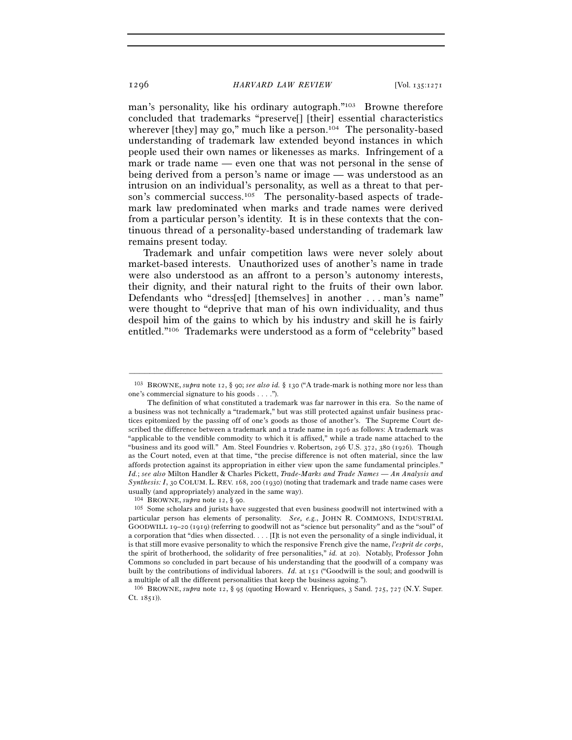man's personality, like his ordinary autograph."[103] Browne therefore concluded that trademarks "preserve[] [their] essential characteristics wherever [they] may go," much like a person.[104] The personality-based understanding of trademark law extended beyond instances in which people used their own names or likenesses as marks. Infringement of a mark or trade name — even one that was not personal in the sense of being derived from a person's name or image — was understood as an intrusion on an individual's personality, as well as a threat to that person's commercial success.[105] The personality-based aspects of trademark law predominated when marks and trade names were derived from a particular person's identity. It is in these contexts that the continuous thread of a personality-based understanding of trademark law remains present today.

Trademark and unfair competition laws were never solely about market-based interests. Unauthorized uses of another's name in trade were also understood as an affront to a person's autonomy interests, their dignity, and their natural right to the fruits of their own labor. Defendants who "dress[ed] [themselves] in another . . . man's name" were thought to "deprive that man of his own individuality, and thus despoil him of the gains to which by his industry and skill he is fairly entitled."[106] Trademarks were understood as a form of "celebrity" based

---

[103] BROWNE, *supra* note 12, § 90; *see also id.* § 130 ("A trade-mark is nothing more nor less than one's commercial signature to his goods . . . .").

The definition of what constituted a trademark was far narrower in this era. So the name of a business was not technically a "trademark," but was still protected against unfair business practices epitomized by the passing off of one's goods as those of another's. The Supreme Court described the difference between a trademark and a trade name in 1926 as follows: A trademark was "applicable to the vendible commodity to which it is affixed," while a trade name attached to the "business and its good will." Am. Steel Foundries v. Robertson, 296 U.S. 372, 380 (1926). Though as the Court noted, even at that time, "the precise difference is not often material, since the law affords protection against its appropriation in either view upon the same fundamental principles." *Id.*; *see also* Milton Handler & Charles Pickett, *Trade-Marks and Trade Names — An Analysis and Synthesis: I*, 30 COLUM. L. REV. 168, 200 (1930) (noting that trademark and trade name cases were usually (and appropriately) analyzed in the same way).

[104] BROWNE, *supra* note 12, § 90.

[105] Some scholars and jurists have suggested that even business goodwill not intertwined with a particular person has elements of personality. *See, e.g.*, JOHN R. COMMONS, INDUSTRIAL GOODWILL 19–20 (1919) (referring to goodwill not as "science but personality" and as the "soul" of a corporation that "dies when dissected. . . . [I]t is not even the personality of a single individual, it is that still more evasive personality to which the responsive French give the name, *l'esprit de corps*, the spirit of brotherhood, the solidarity of free personalities," *id.* at 20). Notably, Professor John Commons so concluded in part because of his understanding that the goodwill of a company was built by the contributions of individual laborers. *Id.* at 151 ("Goodwill is the soul; and goodwill is a multiple of all the different personalities that keep the business agoing.").

[106] BROWNE, *supra* note 12, § 95 (quoting Howard v. Henriques, 3 Sand. 725, 727 (N.Y. Super. Ct. 1851)).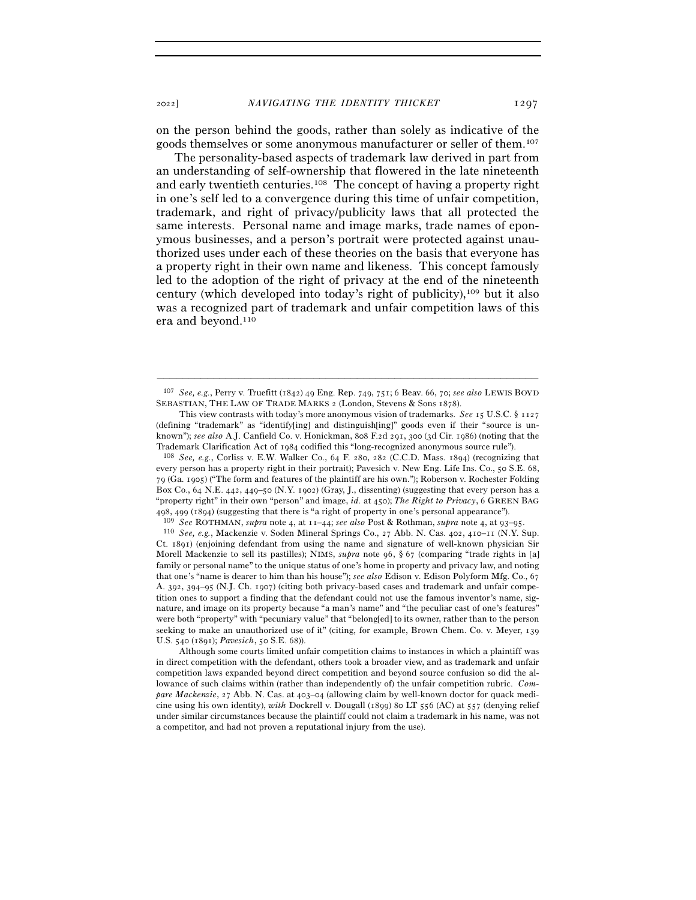on the person behind the goods, rather than solely as indicative of the goods themselves or some anonymous manufacturer or seller of them.[107]

The personality-based aspects of trademark law derived in part from an understanding of self-ownership that flowered in the late nineteenth and early twentieth centuries.[108] The concept of having a property right in one's self led to a convergence during this time of unfair competition, trademark, and right of privacy/publicity laws that all protected the same interests. Personal name and image marks, trade names of eponymous businesses, and a person's portrait were protected against unauthorized uses under each of these theories on the basis that everyone has a property right in their own name and likeness. This concept famously led to the adoption of the right of privacy at the end of the nineteenth century (which developed into today's right of publicity),[109] but it also was a recognized part of trademark and unfair competition laws of this era and beyond.[110]

---

[107] *See, e.g.*, Perry v. Truefitt (1842) 49 Eng. Rep. 749, 751; 6 Beav. 66, 70; *see also* LEWIS BOYD SEBASTIAN, THE LAW OF TRADE MARKS 2 (London, Stevens & Sons 1878).

This view contrasts with today's more anonymous vision of trademarks. *See* 15 U.S.C. § 1127 (defining "trademark" as "identify[ing] and distinguish[ing]" goods even if their "source is unknown"); *see also* A.J. Canfield Co. v. Honickman, 808 F.2d 291, 300 (3d Cir. 1986) (noting that the Trademark Clarification Act of 1984 codified this "long-recognized anonymous source rule").

[108] *See, e.g.*, Corliss v. E.W. Walker Co., 64 F. 280, 282 (C.C.D. Mass. 1894) (recognizing that every person has a property right in their portrait); Pavesich v. New Eng. Life Ins. Co., 50 S.E. 68, 79 (Ga. 1905) ("The form and features of the plaintiff are his own."); Roberson v. Rochester Folding Box Co., 64 N.E. 442, 449–50 (N.Y. 1902) (Gray, J., dissenting) (suggesting that every person has a "property right" in their own "person" and image, *id.* at 450); *The Right to Privacy*, 6 GREEN BAG 498, 499 (1894) (suggesting that there is "a right of property in one's personal appearance").

[109] *See* ROTHMAN, *supra* note 4, at 11–44; *see also* Post & Rothman, *supra* note 4, at 93–95.

[110] *See, e.g.*, Mackenzie v. Soden Mineral Springs Co., 27 Abb. N. Cas. 402, 410–11 (N.Y. Sup. Ct. 1891) (enjoining defendant from using the name and signature of well-known physician Sir Morell Mackenzie to sell its pastilles); NIMS, *supra* note 96, § 67 (comparing "trade rights in [a] family or personal name" to the unique status of one's home in property and privacy law, and noting that one's "name is dearer to him than his house"); *see also* Edison v. Edison Polyform Mfg. Co., 67 A. 392, 394–95 (N.J. Ch. 1907) (citing both privacy-based cases and trademark and unfair competition ones to support a finding that the defendant could not use the famous inventor's name, signature, and image on its property because "a man's name" and "the peculiar cast of one's features" were both "property" with "pecuniary value" that "belong[ed] to its owner, rather than to the person seeking to make an unauthorized use of it" (citing, for example, Brown Chem. Co. v. Meyer, 139 U.S. 540 (1891); *Pavesich*, 50 S.E. 68)).

Although some courts limited unfair competition claims to instances in which a plaintiff was in direct competition with the defendant, others took a broader view, and as trademark and unfair competition laws expanded beyond direct competition and beyond source confusion so did the allowance of such claims within (rather than independently of) the unfair competition rubric. *Compare Mackenzie*, 27 Abb. N. Cas. at 403–04 (allowing claim by well-known doctor for quack medicine using his own identity), *with* Dockrell v. Dougall (1899) 80 LT 556 (AC) at 557 (denying relief under similar circumstances because the plaintiff could not claim a trademark in his name, was not a competitor, and had not proven a reputational injury from the use).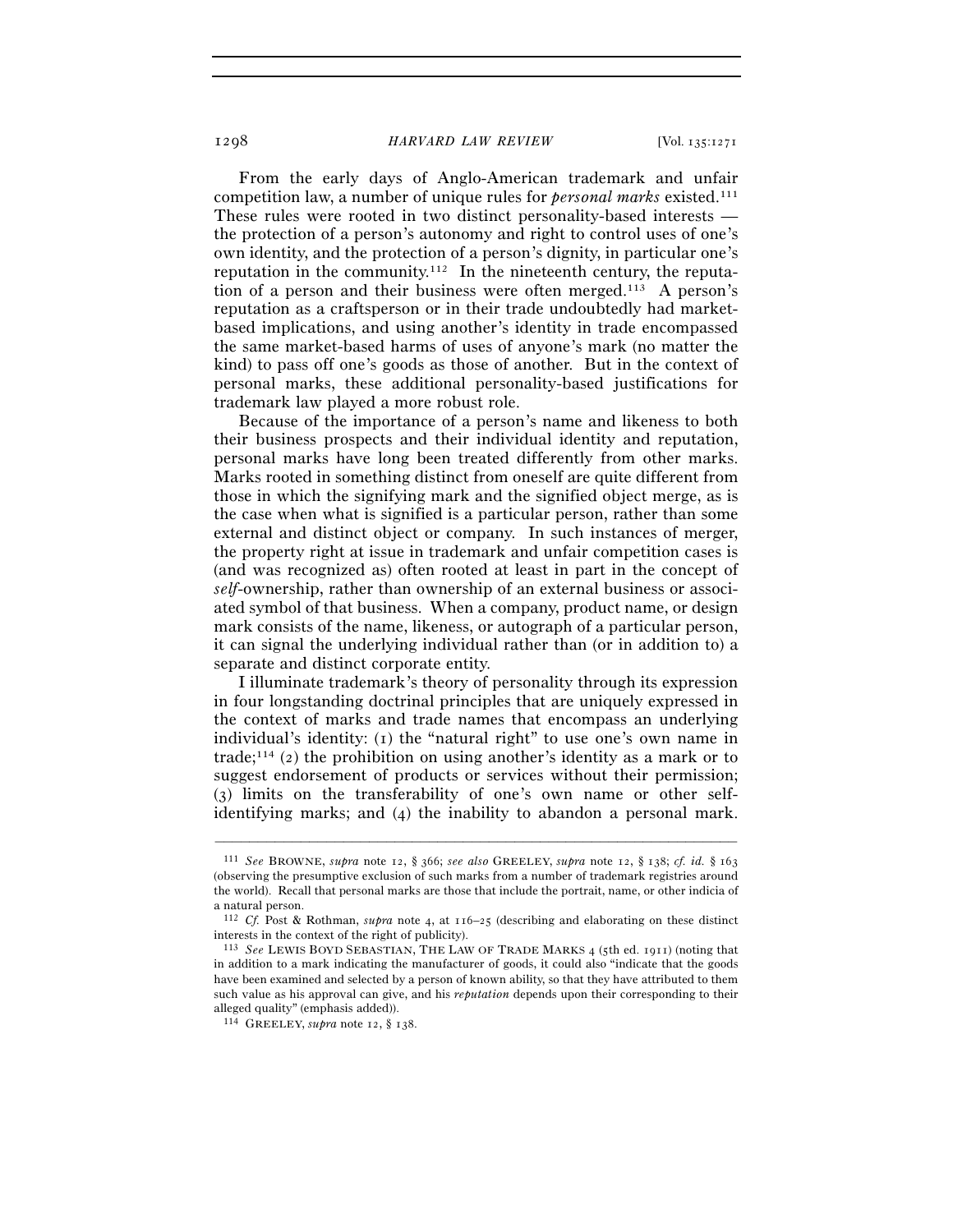From the early days of Anglo-American trademark and unfair competition law, a number of unique rules for *personal marks* existed.[111] These rules were rooted in two distinct personality-based interests — the protection of a person's autonomy and right to control uses of one's own identity, and the protection of a person's dignity, in particular one's reputation in the community.[112] In the nineteenth century, the reputation of a person and their business were often merged.[113] A person's reputation as a craftsperson or in their trade undoubtedly had market-based implications, and using another's identity in trade encompassed the same market-based harms of uses of anyone's mark (no matter the kind) to pass off one's goods as those of another. But in the context of personal marks, these additional personality-based justifications for trademark law played a more robust role.

Because of the importance of a person's name and likeness to both their business prospects and their individual identity and reputation, personal marks have long been treated differently from other marks. Marks rooted in something distinct from oneself are quite different from those in which the signifying mark and the signified object merge, as is the case when what is signified is a particular person, rather than some external and distinct object or company. In such instances of merger, the property right at issue in trademark and unfair competition cases is (and was recognized as) often rooted at least in part in the concept of *self*-ownership, rather than ownership of an external business or associated symbol of that business. When a company, product name, or design mark consists of the name, likeness, or autograph of a particular person, it can signal the underlying individual rather than (or in addition to) a separate and distinct corporate entity.

I illuminate trademark's theory of personality through its expression in four longstanding doctrinal principles that are uniquely expressed in the context of marks and trade names that encompass an underlying individual's identity: (1) the "natural right" to use one's own name in trade;[114] (2) the prohibition on using another's identity as a mark or to suggest endorsement of products or services without their permission; (3) limits on the transferability of one's own name or other self-identifying marks; and (4) the inability to abandon a personal mark.

---

[111] *See* BROWNE, *supra* note 12, § 366; *see also* GREELEY, *supra* note 12, § 138; *cf. id.* § 163 (observing the presumptive exclusion of such marks from a number of trademark registries around the world). Recall that personal marks are those that include the portrait, name, or other indicia of a natural person.

[112] *Cf.* Post & Rothman, *supra* note 4, at 116–25 (describing and elaborating on these distinct interests in the context of the right of publicity).

[113] *See* LEWIS BOYD SEBASTIAN, THE LAW OF TRADE MARKS 4 (5th ed. 1911) (noting that in addition to a mark indicating the manufacturer of goods, it could also "indicate that the goods have been examined and selected by a person of known ability, so that they have attributed to them such value as his approval can give, and his *reputation* depends upon their corresponding to their alleged quality" (emphasis added)).

[114] GREELEY, *supra* note 12, § 138.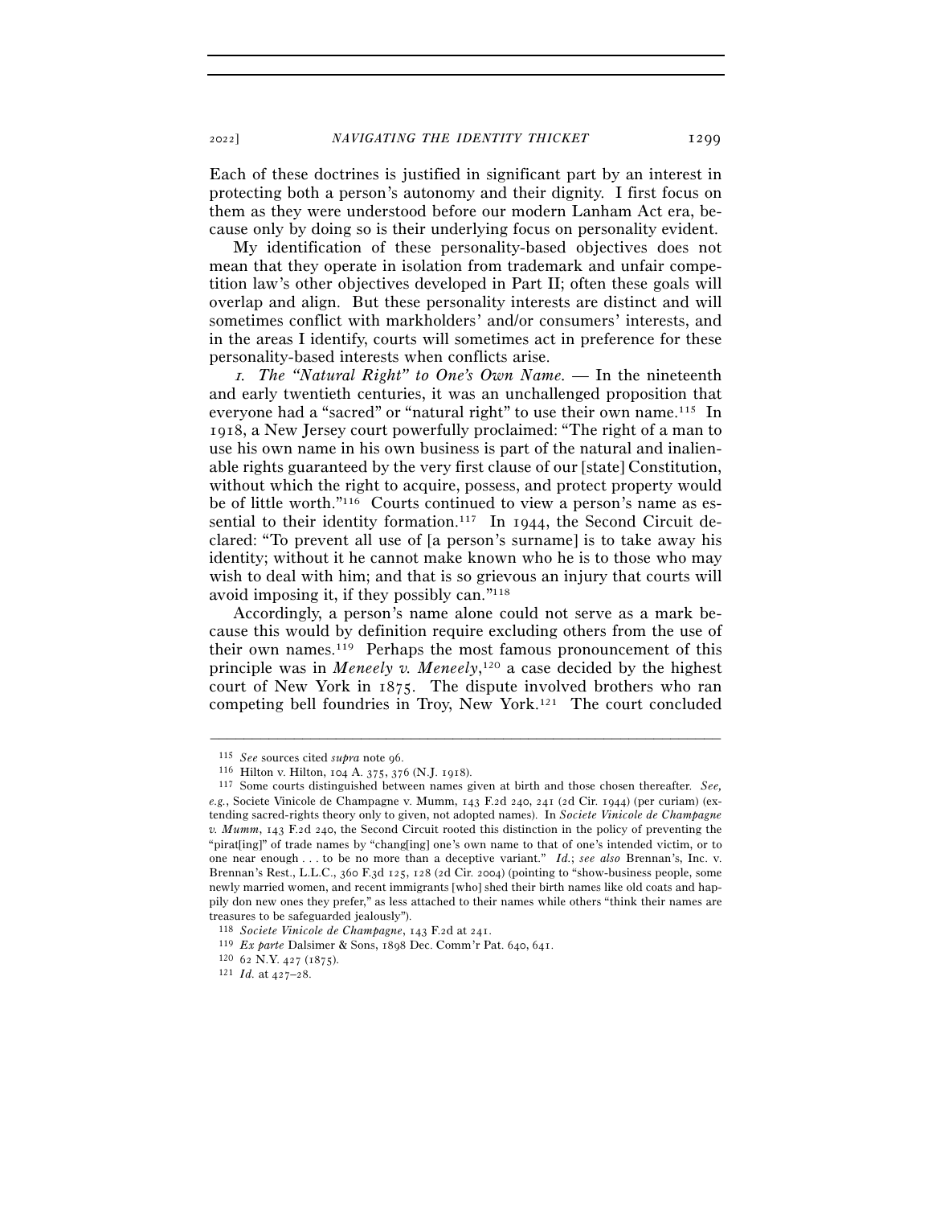Each of these doctrines is justified in significant part by an interest in protecting both a person's autonomy and their dignity. I first focus on them as they were understood before our modern Lanham Act era, because only by doing so is their underlying focus on personality evident.

My identification of these personality-based objectives does not mean that they operate in isolation from trademark and unfair competition law's other objectives developed in Part II; often these goals will overlap and align. But these personality interests are distinct and will sometimes conflict with markholders' and/or consumers' interests, and in the areas I identify, courts will sometimes act in preference for these personality-based interests when conflicts arise.

*1. The "Natural Right" to One's Own Name.* — In the nineteenth and early twentieth centuries, it was an unchallenged proposition that everyone had a "sacred" or "natural right" to use their own name.[115] In 1918, a New Jersey court powerfully proclaimed: "The right of a man to use his own name in his own business is part of the natural and inalienable rights guaranteed by the very first clause of our [state] Constitution, without which the right to acquire, possess, and protect property would be of little worth."[116] Courts continued to view a person's name as essential to their identity formation.[117] In 1944, the Second Circuit declared: "To prevent all use of [a person's surname] is to take away his identity; without it he cannot make known who he is to those who may wish to deal with him; and that is so grievous an injury that courts will avoid imposing it, if they possibly can."[118]

Accordingly, a person's name alone could not serve as a mark because this would by definition require excluding others from the use of their own names.[119] Perhaps the most famous pronouncement of this principle was in *Meneely v. Meneely*,[120] a case decided by the highest court of New York in 1875. The dispute involved brothers who ran competing bell foundries in Troy, New York.[121] The court concluded

---

[115] *See* sources cited *supra* note 96.

[116] Hilton v. Hilton, 104 A. 375, 376 (N.J. 1918).

[117] Some courts distinguished between names given at birth and those chosen thereafter. *See, e.g.*, Societe Vinicole de Champagne v. Mumm, 143 F.2d 240, 241 (2d Cir. 1944) (per curiam) (extending sacred-rights theory only to given, not adopted names). In *Societe Vinicole de Champagne v. Mumm*, 143 F.2d 240, the Second Circuit rooted this distinction in the policy of preventing the "pirat[ing]" of trade names by "chang[ing] one's own name to that of one's intended victim, or to one near enough . . . to be no more than a deceptive variant." *Id.*; *see also* Brennan's, Inc. v. Brennan's Rest., L.L.C., 360 F.3d 125, 128 (2d Cir. 2004) (pointing to "show-business people, some newly married women, and recent immigrants [who] shed their birth names like old coats and happily don new ones they prefer," as less attached to their names while others "think their names are treasures to be safeguarded jealously").

[118] *Societe Vinicole de Champagne*, 143 F.2d at 241.

[119] *Ex parte* Dalsimer & Sons, 1898 Dec. Comm'r Pat. 640, 641.

[120] 62 N.Y. 427 (1875).

[121] *Id.* at 427–28.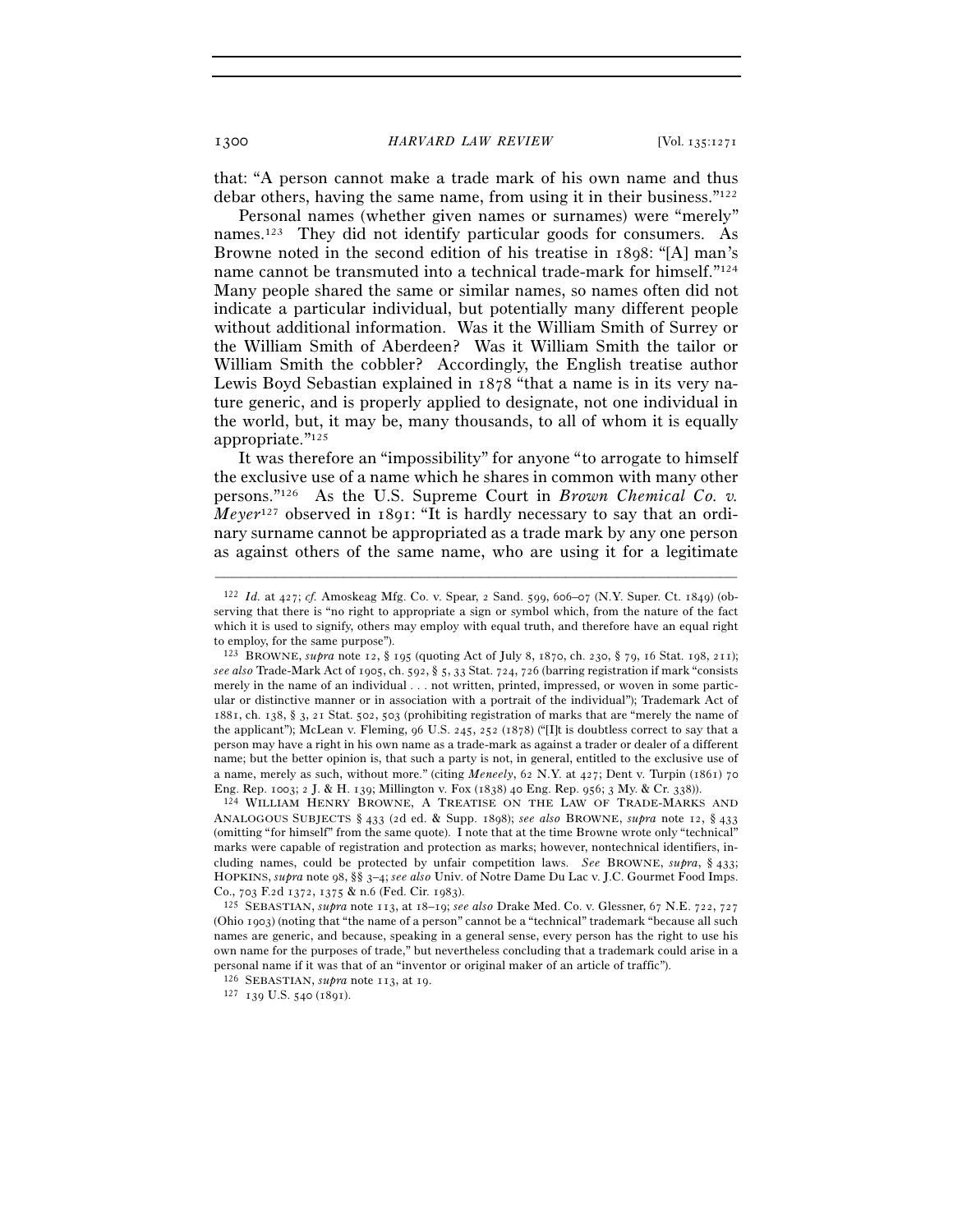that: "A person cannot make a trade mark of his own name and thus debar others, having the same name, from using it in their business."[122]

Personal names (whether given names or surnames) were "merely" names.[123] They did not identify particular goods for consumers. As Browne noted in the second edition of his treatise in 1898: "[A] man's name cannot be transmuted into a technical trade-mark for himself."[124] Many people shared the same or similar names, so names often did not indicate a particular individual, but potentially many different people without additional information. Was it the William Smith of Surrey or the William Smith of Aberdeen? Was it William Smith the tailor or William Smith the cobbler? Accordingly, the English treatise author Lewis Boyd Sebastian explained in 1878 "that a name is in its very nature generic, and is properly applied to designate, not one individual in the world, but, it may be, many thousands, to all of whom it is equally appropriate."[125]

It was therefore an "impossibility" for anyone "to arrogate to himself the exclusive use of a name which he shares in common with many other persons."[126] As the U.S. Supreme Court in *Brown Chemical Co. v. Meyer*[127] observed in 1891: "It is hardly necessary to say that an ordinary surname cannot be appropriated as a trade mark by any one person as against others of the same name, who are using it for a legitimate

---

[122] *Id.* at 427; *cf.* Amoskeag Mfg. Co. v. Spear, 2 Sand. 599, 606–07 (N.Y. Super. Ct. 1849) (observing that there is "no right to appropriate a sign or symbol which, from the nature of the fact which it is used to signify, others may employ with equal truth, and therefore have an equal right to employ, for the same purpose").

[123] BROWNE, *supra* note 12, § 195 (quoting Act of July 8, 1870, ch. 230, § 79, 16 Stat. 198, 211); *see also* Trade-Mark Act of 1905, ch. 592, § 5, 33 Stat. 724, 726 (barring registration if mark "consists merely in the name of an individual . . . not written, printed, impressed, or woven in some particular or distinctive manner or in association with a portrait of the individual"); Trademark Act of 1881, ch. 138, § 3, 21 Stat. 502, 503 (prohibiting registration of marks that are "merely the name of the applicant"); McLean v. Fleming, 96 U.S. 245, 252 (1878) ("[I]t is doubtless correct to say that a person may have a right in his own name as a trade-mark as against a trader or dealer of a different name; but the better opinion is, that such a party is not, in general, entitled to the exclusive use of a name, merely as such, without more." (citing *Meneely*, 62 N.Y. at 427; Dent v. Turpin (1861) 70 Eng. Rep. 1003; 2 J. & H. 139; Millington v. Fox (1838) 40 Eng. Rep. 956; 3 My. & Cr. 338)).

[124] WILLIAM HENRY BROWNE, A TREATISE ON THE LAW OF TRADE-MARKS AND ANALOGOUS SUBJECTS § 433 (2d ed. & Supp. 1898); *see also* BROWNE, *supra* note 12, § 433 (omitting "for himself" from the same quote). I note that at the time Browne wrote only "technical" marks were capable of registration and protection as marks; however, nontechnical identifiers, including names, could be protected by unfair competition laws. *See* BROWNE, *supra*, § 433; HOPKINS, *supra* note 98, §§ 3–4; *see also* Univ. of Notre Dame Du Lac v. J.C. Gourmet Food Imps. Co., 703 F.2d 1372, 1375 & n.6 (Fed. Cir. 1983).

[125] SEBASTIAN, *supra* note 113, at 18–19; *see also* Drake Med. Co. v. Glessner, 67 N.E. 722, 727 (Ohio 1903) (noting that "the name of a person" cannot be a "technical" trademark "because all such names are generic, and because, speaking in a general sense, every person has the right to use his own name for the purposes of trade," but nevertheless concluding that a trademark could arise in a personal name if it was that of an "inventor or original maker of an article of traffic").

[126] SEBASTIAN, *supra* note 113, at 19.

[127] 139 U.S. 540 (1891).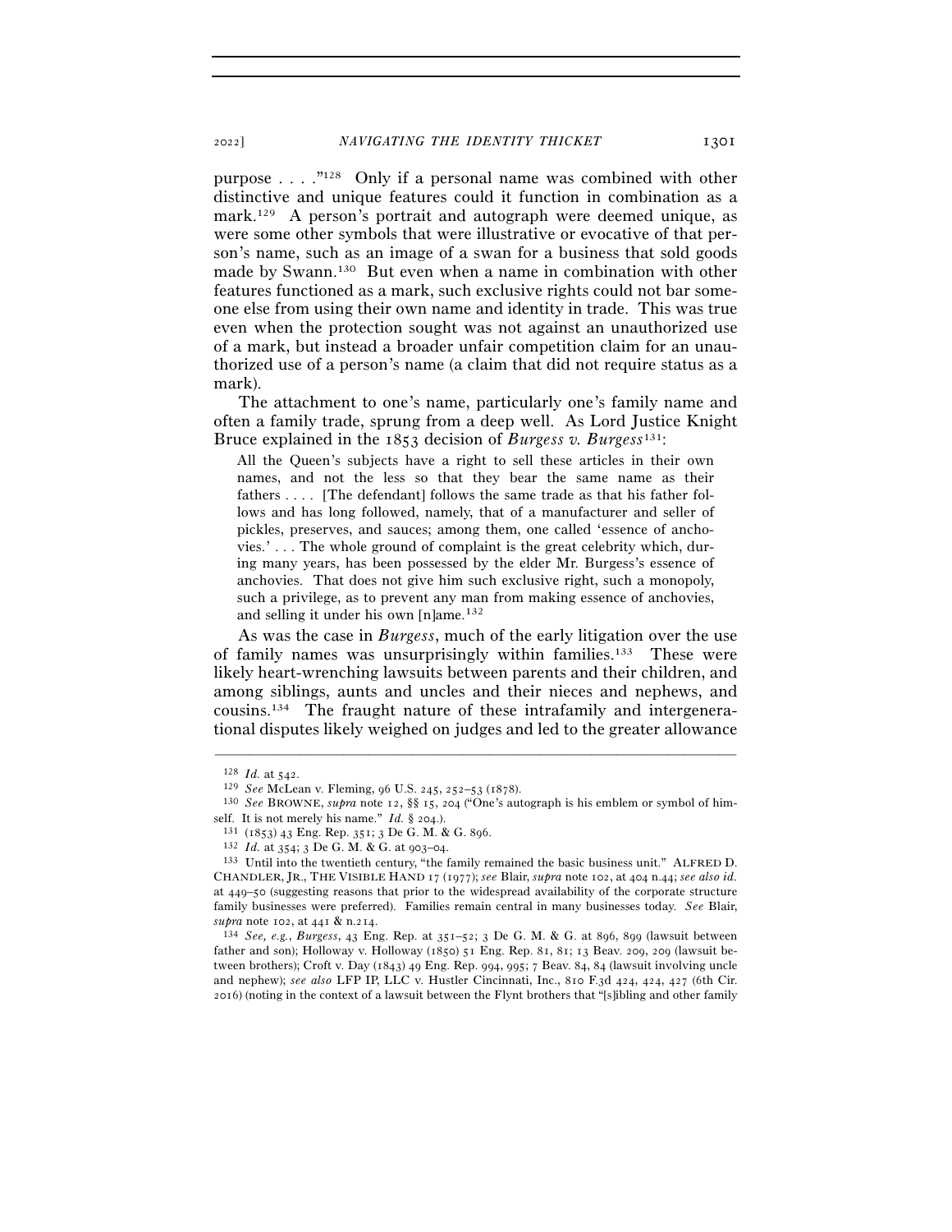purpose . . . ."[128] Only if a personal name was combined with other distinctive and unique features could it function in combination as a mark.[129] A person's portrait and autograph were deemed unique, as were some other symbols that were illustrative or evocative of that person's name, such as an image of a swan for a business that sold goods made by Swann.[130] But even when a name in combination with other features functioned as a mark, such exclusive rights could not bar someone else from using their own name and identity in trade. This was true even when the protection sought was not against an unauthorized use of a mark, but instead a broader unfair competition claim for an unauthorized use of a person's name (a claim that did not require status as a mark).

The attachment to one's name, particularly one's family name and often a family trade, sprung from a deep well. As Lord Justice Knight Bruce explained in the 1853 decision of *Burgess v. Burgess*[131]:

> All the Queen's subjects have a right to sell these articles in their own names, and not the less so that they bear the same name as their fathers . . . . [The defendant] follows the same trade as that his father follows and has long followed, namely, that of a manufacturer and seller of pickles, preserves, and sauces; among them, one called 'essence of anchovies.' . . . The whole ground of complaint is the great celebrity which, during many years, has been possessed by the elder Mr. Burgess's essence of anchovies. That does not give him such exclusive right, such a monopoly, such a privilege, as to prevent any man from making essence of anchovies, and selling it under his own [n]ame.[132]

As was the case in *Burgess*, much of the early litigation over the use of family names was unsurprisingly within families.[133] These were likely heart-wrenching lawsuits between parents and their children, and among siblings, aunts and uncles and their nieces and nephews, and cousins.[134] The fraught nature of these intrafamily and intergenerational disputes likely weighed on judges and led to the greater allowance

---

[128] *Id.* at 542.

[129] *See* McLean v. Fleming, 96 U.S. 245, 252–53 (1878).

[130] *See* BROWNE, *supra* note 12, §§ 15, 204 ("One's autograph is his emblem or symbol of himself. It is not merely his name." *Id.* § 204.).

[131] (1853) 43 Eng. Rep. 351; 3 De G. M. & G. 896.

[132] *Id.* at 354; 3 De G. M. & G. at 903–04.

[133] Until into the twentieth century, "the family remained the basic business unit." ALFRED D. CHANDLER, JR., THE VISIBLE HAND 17 (1977); *see* Blair, *supra* note 102, at 404 n.44; *see also id.* at 449–50 (suggesting reasons that prior to the widespread availability of the corporate structure family businesses were preferred). Families remain central in many businesses today. *See* Blair, *supra* note 102, at 441 & n.214.

[134] *See, e.g.*, *Burgess*, 43 Eng. Rep. at 351–52; 3 De G. M. & G. at 896, 899 (lawsuit between father and son); Holloway v. Holloway (1850) 51 Eng. Rep. 81, 81; 13 Beav. 209, 209 (lawsuit between brothers); Croft v. Day (1843) 49 Eng. Rep. 994, 995; 7 Beav. 84, 84 (lawsuit involving uncle and nephew); *see also* LFP IP, LLC v. Hustler Cincinnati, Inc., 810 F.3d 424, 424, 427 (6th Cir. 2016) (noting in the context of a lawsuit between the Flynt brothers that "[s]ibling and other family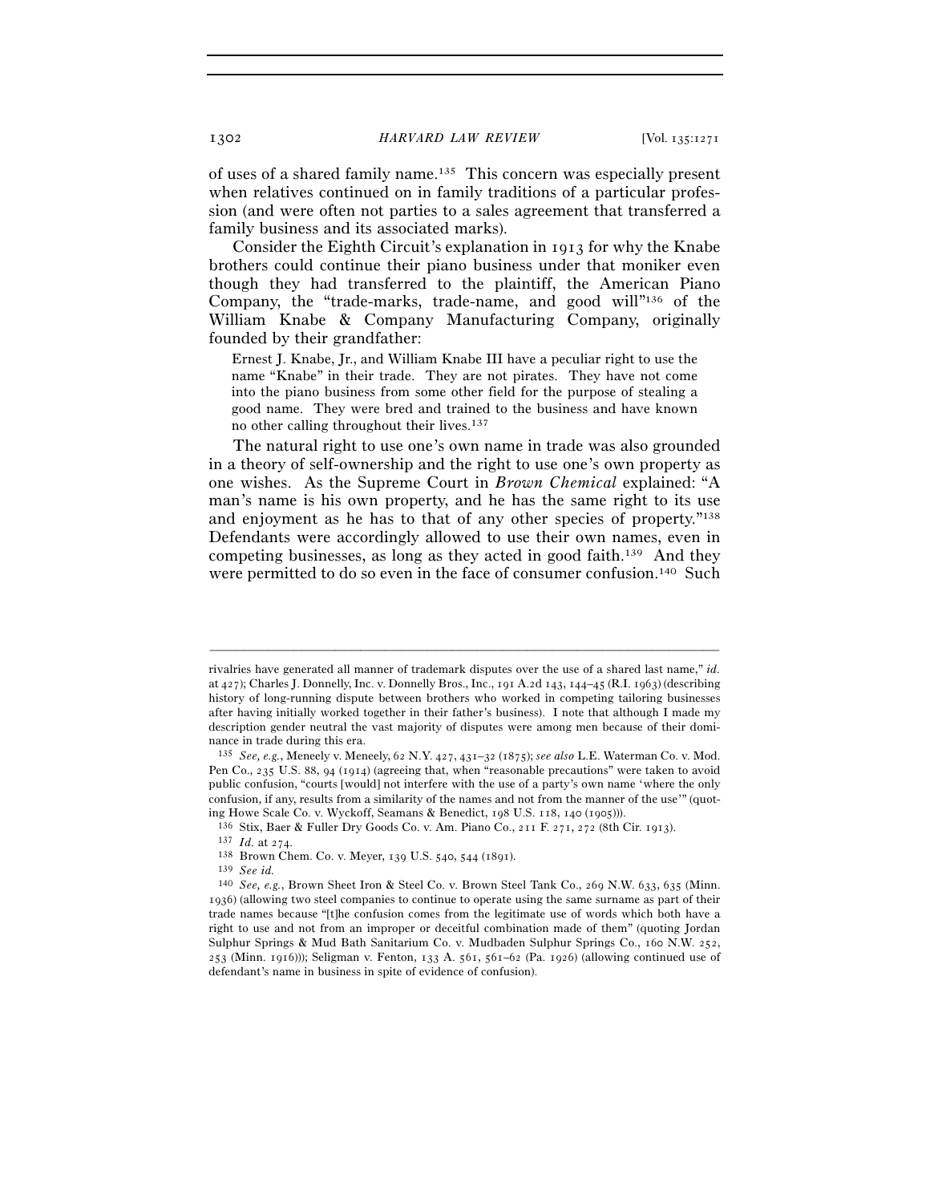of uses of a shared family name.[135] This concern was especially present when relatives continued on in family traditions of a particular profession (and were often not parties to a sales agreement that transferred a family business and its associated marks).

Consider the Eighth Circuit's explanation in 1913 for why the Knabe brothers could continue their piano business under that moniker even though they had transferred to the plaintiff, the American Piano Company, the "trade-marks, trade-name, and good will"[136] of the William Knabe & Company Manufacturing Company, originally founded by their grandfather:

> Ernest J. Knabe, Jr., and William Knabe III have a peculiar right to use the name "Knabe" in their trade. They are not pirates. They have not come into the piano business from some other field for the purpose of stealing a good name. They were bred and trained to the business and have known no other calling throughout their lives.[137]

The natural right to use one's own name in trade was also grounded in a theory of self-ownership and the right to use one's own property as one wishes. As the Supreme Court in *Brown Chemical* explained: "A man's name is his own property, and he has the same right to its use and enjoyment as he has to that of any other species of property."[138] Defendants were accordingly allowed to use their own names, even in competing businesses, as long as they acted in good faith.[139] And they were permitted to do so even in the face of consumer confusion.[140] Such

---

rivalries have generated all manner of trademark disputes over the use of a shared last name," *id.* at 427); Charles J. Donnelly, Inc. v. Donnelly Bros., Inc., 191 A.2d 143, 144–45 (R.I. 1963) (describing history of long-running dispute between brothers who worked in competing tailoring businesses after having initially worked together in their father's business). I note that although I made my description gender neutral the vast majority of disputes were among men because of their dominance in trade during this era.

[135] *See, e.g.*, Meneely v. Meneely, 62 N.Y. 427, 431–32 (1875); *see also* L.E. Waterman Co. v. Mod. Pen Co., 235 U.S. 88, 94 (1914) (agreeing that, when "reasonable precautions" were taken to avoid public confusion, "courts [would] not interfere with the use of a party's own name 'where the only confusion, if any, results from a similarity of the names and not from the manner of the use'" (quoting Howe Scale Co. v. Wyckoff, Seamans & Benedict, 198 U.S. 118, 140 (1905))).

[136] Stix, Baer & Fuller Dry Goods Co. v. Am. Piano Co., 211 F. 271, 272 (8th Cir. 1913).

[137] *Id.* at 274.

[138] Brown Chem. Co. v. Meyer, 139 U.S. 540, 544 (1891).

[139] *See id.*

[140] *See, e.g.*, Brown Sheet Iron & Steel Co. v. Brown Steel Tank Co., 269 N.W. 633, 635 (Minn. 1936) (allowing two steel companies to continue to operate using the same surname as part of their trade names because "[t]he confusion comes from the legitimate use of words which both have a right to use and not from an improper or deceitful combination made of them" (quoting Jordan Sulphur Springs & Mud Bath Sanitarium Co. v. Mudbaden Sulphur Springs Co., 160 N.W. 252, 253 (Minn. 1916))); Seligman v. Fenton, 133 A. 561, 561–62 (Pa. 1926) (allowing continued use of defendant's name in business in spite of evidence of confusion).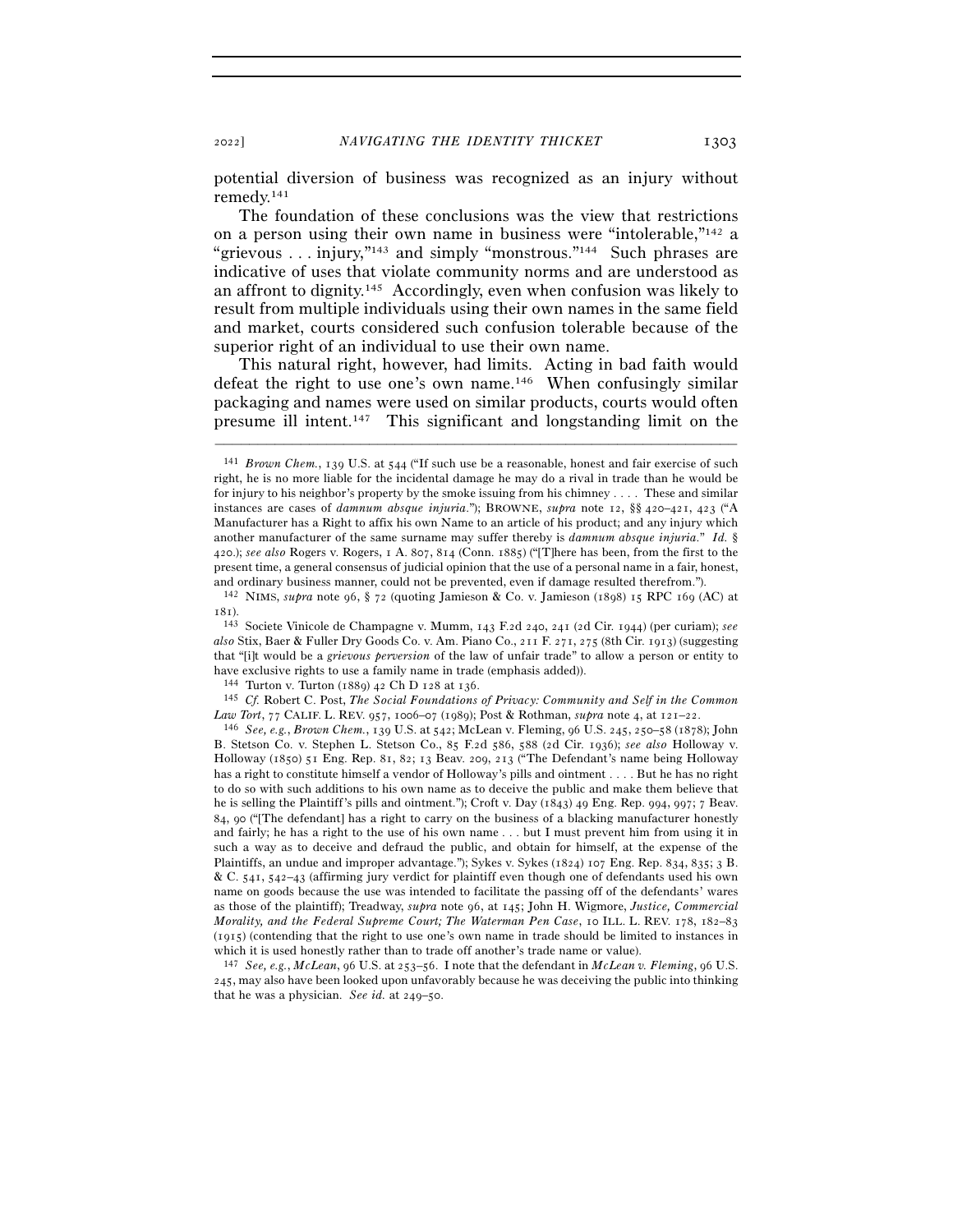potential diversion of business was recognized as an injury without remedy.[141]

The foundation of these conclusions was the view that restrictions on a person using their own name in business were "intolerable,"[142] a "grievous . . . injury,"[143] and simply "monstrous."[144] Such phrases are indicative of uses that violate community norms and are understood as an affront to dignity.[145] Accordingly, even when confusion was likely to result from multiple individuals using their own names in the same field and market, courts considered such confusion tolerable because of the superior right of an individual to use their own name.

This natural right, however, had limits. Acting in bad faith would defeat the right to use one's own name.[146] When confusingly similar packaging and names were used on similar products, courts would often presume ill intent.[147] This significant and longstanding limit on the

---

[141] *Brown Chem.*, 139 U.S. at 544 ("If such use be a reasonable, honest and fair exercise of such right, he is no more liable for the incidental damage he may do a rival in trade than he would be for injury to his neighbor's property by the smoke issuing from his chimney . . . . These and similar instances are cases of *damnum absque injuria*."); BROWNE, *supra* note 12, §§ 420–421, 423 ("A Manufacturer has a Right to affix his own Name to an article of his product; and any injury which another manufacturer of the same surname may suffer thereby is *damnum absque injuria*." *Id.* § 420.); *see also* Rogers v. Rogers, 1 A. 807, 814 (Conn. 1885) ("[T]here has been, from the first to the present time, a general consensus of judicial opinion that the use of a personal name in a fair, honest, and ordinary business manner, could not be prevented, even if damage resulted therefrom.").

[142] NIMS, *supra* note 96, § 72 (quoting Jamieson & Co. v. Jamieson (1898) 15 RPC 169 (AC) at 181).

[143] Societe Vinicole de Champagne v. Mumm, 143 F.2d 240, 241 (2d Cir. 1944) (per curiam); *see also* Stix, Baer & Fuller Dry Goods Co. v. Am. Piano Co., 211 F. 271, 275 (8th Cir. 1913) (suggesting that "[i]t would be a *grievous perversion* of the law of unfair trade" to allow a person or entity to have exclusive rights to use a family name in trade (emphasis added)).

[144] Turton v. Turton (1889) 42 Ch D 128 at 136.

[145] *Cf.* Robert C. Post, *The Social Foundations of Privacy: Community and Self in the Common Law Tort*, 77 CALIF. L. REV. 957, 1006–07 (1989); Post & Rothman, *supra* note 4, at 121–22.

[146] *See, e.g.*, *Brown Chem.*, 139 U.S. at 542; McLean v. Fleming, 96 U.S. 245, 250–58 (1878); John B. Stetson Co. v. Stephen L. Stetson Co., 85 F.2d 586, 588 (2d Cir. 1936); *see also* Holloway v. Holloway (1850) 51 Eng. Rep. 81, 82; 13 Beav. 209, 213 ("The Defendant's name being Holloway has a right to constitute himself a vendor of Holloway's pills and ointment . . . . But he has no right to do so with such additions to his own name as to deceive the public and make them believe that he is selling the Plaintiff's pills and ointment."); Croft v. Day (1843) 49 Eng. Rep. 994, 997; 7 Beav. 84, 90 ("[The defendant] has a right to carry on the business of a blacking manufacturer honestly and fairly; he has a right to the use of his own name . . . but I must prevent him from using it in such a way as to deceive and defraud the public, and obtain for himself, at the expense of the Plaintiffs, an undue and improper advantage."); Sykes v. Sykes (1824) 107 Eng. Rep. 834, 835; 3 B. & C. 541, 542–43 (affirming jury verdict for plaintiff even though one of defendants used his own name on goods because the use was intended to facilitate the passing off of the defendants' wares as those of the plaintiff); Treadway, *supra* note 96, at 145; John H. Wigmore, *Justice, Commercial Morality, and the Federal Supreme Court; The Waterman Pen Case*, 10 ILL. L. REV. 178, 182–83 (1915) (contending that the right to use one's own name in trade should be limited to instances in which it is used honestly rather than to trade off another's trade name or value).

[147] *See, e.g.*, *McLean*, 96 U.S. at 253–56. I note that the defendant in *McLean v. Fleming*, 96 U.S. 245, may also have been looked upon unfavorably because he was deceiving the public into thinking that he was a physician. *See id.* at 249–50.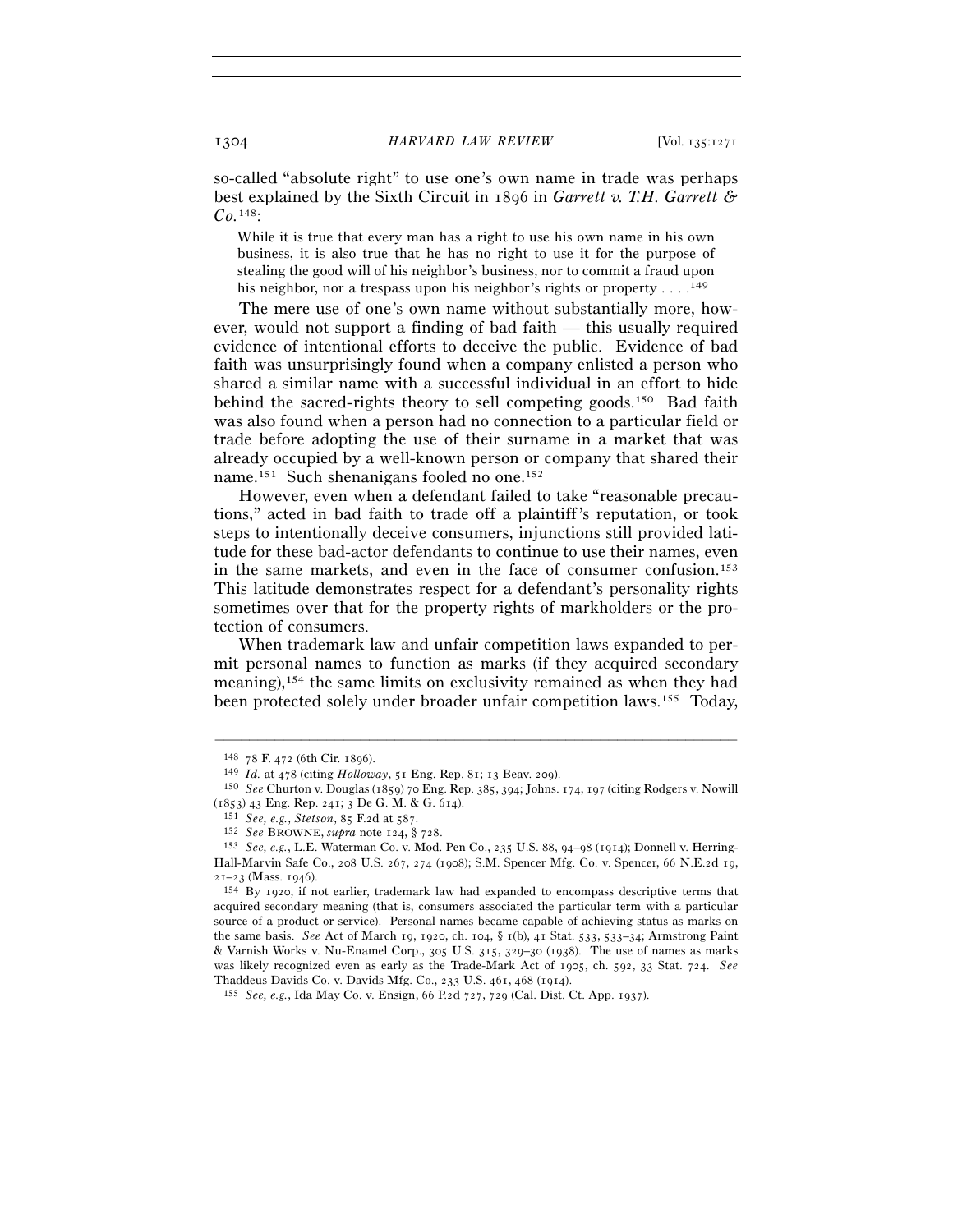so-called "absolute right" to use one's own name in trade was perhaps best explained by the Sixth Circuit in 1896 in *Garrett v. T.H. Garrett & Co.*[148]:

> While it is true that every man has a right to use his own name in his own business, it is also true that he has no right to use it for the purpose of stealing the good will of his neighbor's business, nor to commit a fraud upon his neighbor, nor a trespass upon his neighbor's rights or property . . . .[149]

The mere use of one's own name without substantially more, however, would not support a finding of bad faith — this usually required evidence of intentional efforts to deceive the public. Evidence of bad faith was unsurprisingly found when a company enlisted a person who shared a similar name with a successful individual in an effort to hide behind the sacred-rights theory to sell competing goods.[150] Bad faith was also found when a person had no connection to a particular field or trade before adopting the use of their surname in a market that was already occupied by a well-known person or company that shared their name.[151] Such shenanigans fooled no one.[152]

However, even when a defendant failed to take "reasonable precautions," acted in bad faith to trade off a plaintiff's reputation, or took steps to intentionally deceive consumers, injunctions still provided latitude for these bad-actor defendants to continue to use their names, even in the same markets, and even in the face of consumer confusion.[153] This latitude demonstrates respect for a defendant's personality rights sometimes over that for the property rights of markholders or the protection of consumers.

When trademark law and unfair competition laws expanded to permit personal names to function as marks (if they acquired secondary meaning),[154] the same limits on exclusivity remained as when they had been protected solely under broader unfair competition laws.[155] Today,

---

[148] 78 F. 472 (6th Cir. 1896).

[149] *Id.* at 478 (citing *Holloway*, 51 Eng. Rep. 81; 13 Beav. 209).

[150] *See* Churton v. Douglas (1859) 70 Eng. Rep. 385, 394; Johns. 174, 197 (citing Rodgers v. Nowill (1853) 43 Eng. Rep. 241; 3 De G. M. & G. 614).

[151] *See, e.g.*, *Stetson*, 85 F.2d at 587.

[152] *See* BROWNE, *supra* note 124, § 728.

[153] *See, e.g.*, L.E. Waterman Co. v. Mod. Pen Co., 235 U.S. 88, 94–98 (1914); Donnell v. Herring-Hall-Marvin Safe Co., 208 U.S. 267, 274 (1908); S.M. Spencer Mfg. Co. v. Spencer, 66 N.E.2d 19, 21–23 (Mass. 1946).

[154] By 1920, if not earlier, trademark law had expanded to encompass descriptive terms that acquired secondary meaning (that is, consumers associated the particular term with a particular source of a product or service). Personal names became capable of achieving status as marks on the same basis. *See* Act of March 19, 1920, ch. 104, § 1(b), 41 Stat. 533, 533–34; Armstrong Paint & Varnish Works v. Nu-Enamel Corp., 305 U.S. 315, 329–30 (1938). The use of names as marks was likely recognized even as early as the Trade-Mark Act of 1905, ch. 592, 33 Stat. 724. *See* Thaddeus Davids Co. v. Davids Mfg. Co., 233 U.S. 461, 468 (1914).

[155] *See, e.g.*, Ida May Co. v. Ensign, 66 P.2d 727, 729 (Cal. Dist. Ct. App. 1937).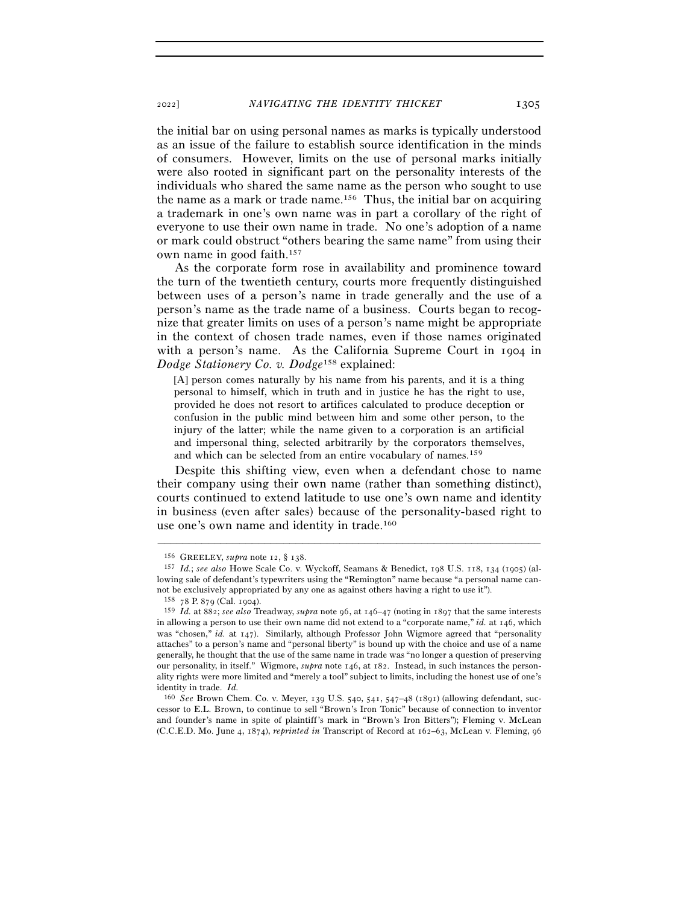the initial bar on using personal names as marks is typically understood as an issue of the failure to establish source identification in the minds of consumers. However, limits on the use of personal marks initially were also rooted in significant part on the personality interests of the individuals who shared the same name as the person who sought to use the name as a mark or trade name.[156] Thus, the initial bar on acquiring a trademark in one's own name was in part a corollary of the right of everyone to use their own name in trade. No one's adoption of a name or mark could obstruct "others bearing the same name" from using their own name in good faith.[157]

As the corporate form rose in availability and prominence toward the turn of the twentieth century, courts more frequently distinguished between uses of a person's name in trade generally and the use of a person's name as the trade name of a business. Courts began to recognize that greater limits on uses of a person's name might be appropriate in the context of chosen trade names, even if those names originated with a person's name. As the California Supreme Court in 1904 in *Dodge Stationery Co. v. Dodge*[158] explained:

> [A] person comes naturally by his name from his parents, and it is a thing personal to himself, which in truth and in justice he has the right to use, provided he does not resort to artifices calculated to produce deception or confusion in the public mind between him and some other person, to the injury of the latter; while the name given to a corporation is an artificial and impersonal thing, selected arbitrarily by the corporators themselves, and which can be selected from an entire vocabulary of names.[159]

Despite this shifting view, even when a defendant chose to name their company using their own name (rather than something distinct), courts continued to extend latitude to use one's own name and identity in business (even after sales) because of the personality-based right to use one's own name and identity in trade.[160]

---

[156] GREELEY, *supra* note 12, § 138.

[157] *Id.*; *see also* Howe Scale Co. v. Wyckoff, Seamans & Benedict, 198 U.S. 118, 134 (1905) (allowing sale of defendant's typewriters using the "Remington" name because "a personal name cannot be exclusively appropriated by any one as against others having a right to use it").

[158] 78 P. 879 (Cal. 1904).

[159] *Id.* at 882; *see also* Treadway, *supra* note 96, at 146–47 (noting in 1897 that the same interests in allowing a person to use their own name did not extend to a "corporate name," *id.* at 146, which was "chosen," *id.* at 147). Similarly, although Professor John Wigmore agreed that "personality attaches" to a person's name and "personal liberty" is bound up with the choice and use of a name generally, he thought that the use of the same name in trade was "no longer a question of preserving our personality, in itself." Wigmore, *supra* note 146, at 182. Instead, in such instances the personality rights were more limited and "merely a tool" subject to limits, including the honest use of one's identity in trade. *Id.*

[160] *See* Brown Chem. Co. v. Meyer, 139 U.S. 540, 541, 547–48 (1891) (allowing defendant, successor to E.L. Brown, to continue to sell "Brown's Iron Tonic" because of connection to inventor and founder's name in spite of plaintiff's mark in "Brown's Iron Bitters"); Fleming v. McLean (C.C.E.D. Mo. June 4, 1874), *reprinted in* Transcript of Record at 162–63, McLean v. Fleming, 96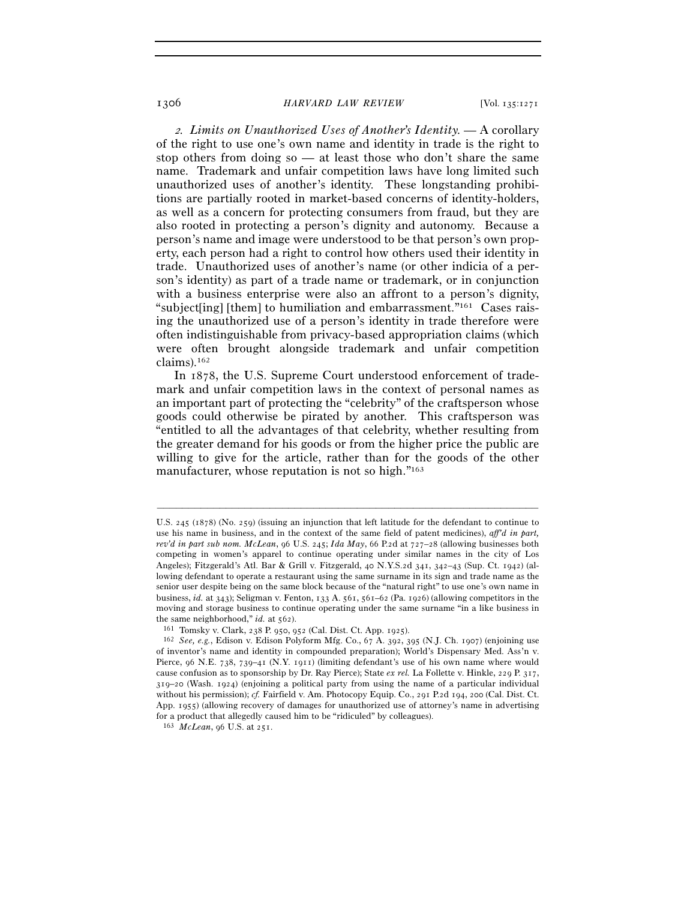*2. Limits on Unauthorized Uses of Another's Identity.* — A corollary of the right to use one's own name and identity in trade is the right to stop others from doing so — at least those who don't share the same name. Trademark and unfair competition laws have long limited such unauthorized uses of another's identity. These longstanding prohibitions are partially rooted in market-based concerns of identity-holders, as well as a concern for protecting consumers from fraud, but they are also rooted in protecting a person's dignity and autonomy. Because a person's name and image were understood to be that person's own property, each person had a right to control how others used their identity in trade. Unauthorized uses of another's name (or other indicia of a person's identity) as part of a trade name or trademark, or in conjunction with a business enterprise were also an affront to a person's dignity, "subject[ing] [them] to humiliation and embarrassment."[161] Cases raising the unauthorized use of a person's identity in trade therefore were often indistinguishable from privacy-based appropriation claims (which were often brought alongside trademark and unfair competition claims).[162]

In 1878, the U.S. Supreme Court understood enforcement of trademark and unfair competition laws in the context of personal names as an important part of protecting the "celebrity" of the craftsperson whose goods could otherwise be pirated by another. This craftsperson was "entitled to all the advantages of that celebrity, whether resulting from the greater demand for his goods or from the higher price the public are willing to give for the article, rather than for the goods of the other manufacturer, whose reputation is not so high."[163]

---

U.S. 245 (1878) (No. 259) (issuing an injunction that left latitude for the defendant to continue to use his name in business, and in the context of the same field of patent medicines), *aff'd in part, rev'd in part sub nom. McLean*, 96 U.S. 245; *Ida May*, 66 P.2d at 727–28 (allowing businesses both competing in women's apparel to continue operating under similar names in the city of Los Angeles); Fitzgerald's Atl. Bar & Grill v. Fitzgerald, 40 N.Y.S.2d 341, 342–43 (Sup. Ct. 1942) (allowing defendant to operate a restaurant using the same surname in its sign and trade name as the senior user despite being on the same block because of the "natural right" to use one's own name in business, *id.* at 343); Seligman v. Fenton, 133 A. 561, 561–62 (Pa. 1926) (allowing competitors in the moving and storage business to continue operating under the same surname "in a like business in the same neighborhood," *id.* at 562).

[161] Tomsky v. Clark, 238 P. 950, 952 (Cal. Dist. Ct. App. 1925).

[162] *See, e.g.*, Edison v. Edison Polyform Mfg. Co., 67 A. 392, 395 (N.J. Ch. 1907) (enjoining use of inventor's name and identity in compounded preparation); World's Dispensary Med. Ass'n v. Pierce, 96 N.E. 738, 739–41 (N.Y. 1911) (limiting defendant's use of his own name where would cause confusion as to sponsorship by Dr. Ray Pierce); State *ex rel.* La Follette v. Hinkle, 229 P. 317, 319–20 (Wash. 1924) (enjoining a political party from using the name of a particular individual without his permission); *cf.* Fairfield v. Am. Photocopy Equip. Co., 291 P.2d 194, 200 (Cal. Dist. Ct. App. 1955) (allowing recovery of damages for unauthorized use of attorney's name in advertising for a product that allegedly caused him to be "ridiculed" by colleagues).

[163] *McLean*, 96 U.S. at 251.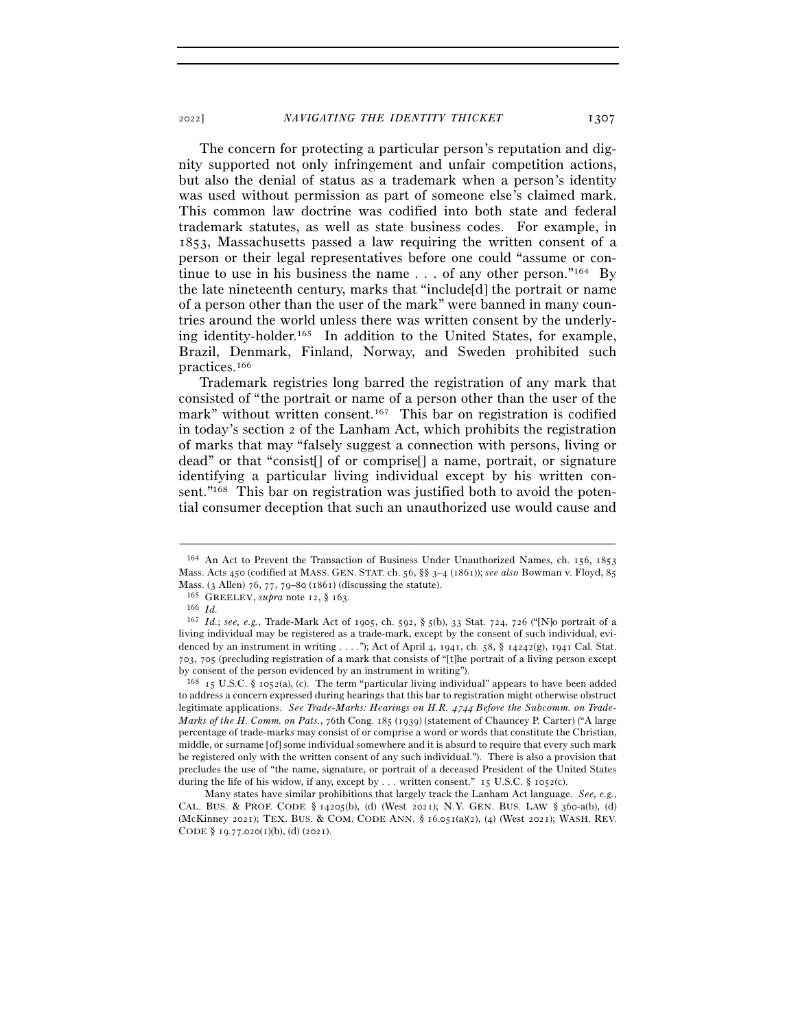The concern for protecting a particular person's reputation and dignity supported not only infringement and unfair competition actions, but also the denial of status as a trademark when a person's identity was used without permission as part of someone else's claimed mark. This common law doctrine was codified into both state and federal trademark statutes, as well as state business codes. For example, in 1853, Massachusetts passed a law requiring the written consent of a person or their legal representatives before one could "assume or continue to use in his business the name . . . of any other person."[164] By the late nineteenth century, marks that "include[d] the portrait or name of a person other than the user of the mark" were banned in many countries around the world unless there was written consent by the underlying identity-holder.[165] In addition to the United States, for example, Brazil, Denmark, Finland, Norway, and Sweden prohibited such practices.[166]

Trademark registries long barred the registration of any mark that consisted of "the portrait or name of a person other than the user of the mark" without written consent.[167] This bar on registration is codified in today's section 2 of the Lanham Act, which prohibits the registration of marks that may "falsely suggest a connection with persons, living or dead" or that "consist[] of or comprise[] a name, portrait, or signature identifying a particular living individual except by his written consent."[168] This bar on registration was justified both to avoid the potential consumer deception that such an unauthorized use would cause and

---

[164] An Act to Prevent the Transaction of Business Under Unauthorized Names, ch. 156, 1853 Mass. Acts 450 (codified at MASS. GEN. STAT. ch. 56, §§ 3–4 (1861)); *see also* Bowman v. Floyd, 85 Mass. (3 Allen) 76, 77, 79–80 (1861) (discussing the statute).

[165] GREELEY, *supra* note 12, § 163.

[166] *Id.*

[167] *Id.*; *see, e.g.*, Trade-Mark Act of 1905, ch. 592, § 5(b), 33 Stat. 724, 726 ("[N]o portrait of a living individual may be registered as a trade-mark, except by the consent of such individual, evidenced by an instrument in writing . . . ."); Act of April 4, 1941, ch. 58, § 14242(g), 1941 Cal. Stat. 703, 705 (precluding registration of a mark that consists of "[t]he portrait of a living person except by consent of the person evidenced by an instrument in writing").

[168] 15 U.S.C. § 1052(a), (c). The term "particular living individual" appears to have been added to address a concern expressed during hearings that this bar to registration might otherwise obstruct legitimate applications. *See Trade-Marks: Hearings on H.R. 4744 Before the Subcomm. on Trade-Marks of the H. Comm. on Pats.*, 76th Cong. 185 (1939) (statement of Chauncey P. Carter) ("A large percentage of trade-marks may consist of or comprise a word or words that constitute the Christian, middle, or surname [of] some individual somewhere and it is absurd to require that every such mark be registered only with the written consent of any such individual."). There is also a provision that precludes the use of "the name, signature, or portrait of a deceased President of the United States during the life of his widow, if any, except by . . . written consent." 15 U.S.C. § 1052(c).

Many states have similar prohibitions that largely track the Lanham Act language. *See, e.g.*, CAL. BUS. & PROF. CODE § 14205(b), (d) (West 2021); N.Y. GEN. BUS. LAW § 360-a(b), (d) (McKinney 2021); TEX. BUS. & COM. CODE ANN. § 16.051(a)(2), (4) (West 2021); WASH. REV. CODE § 19.77.020(1)(b), (d) (2021).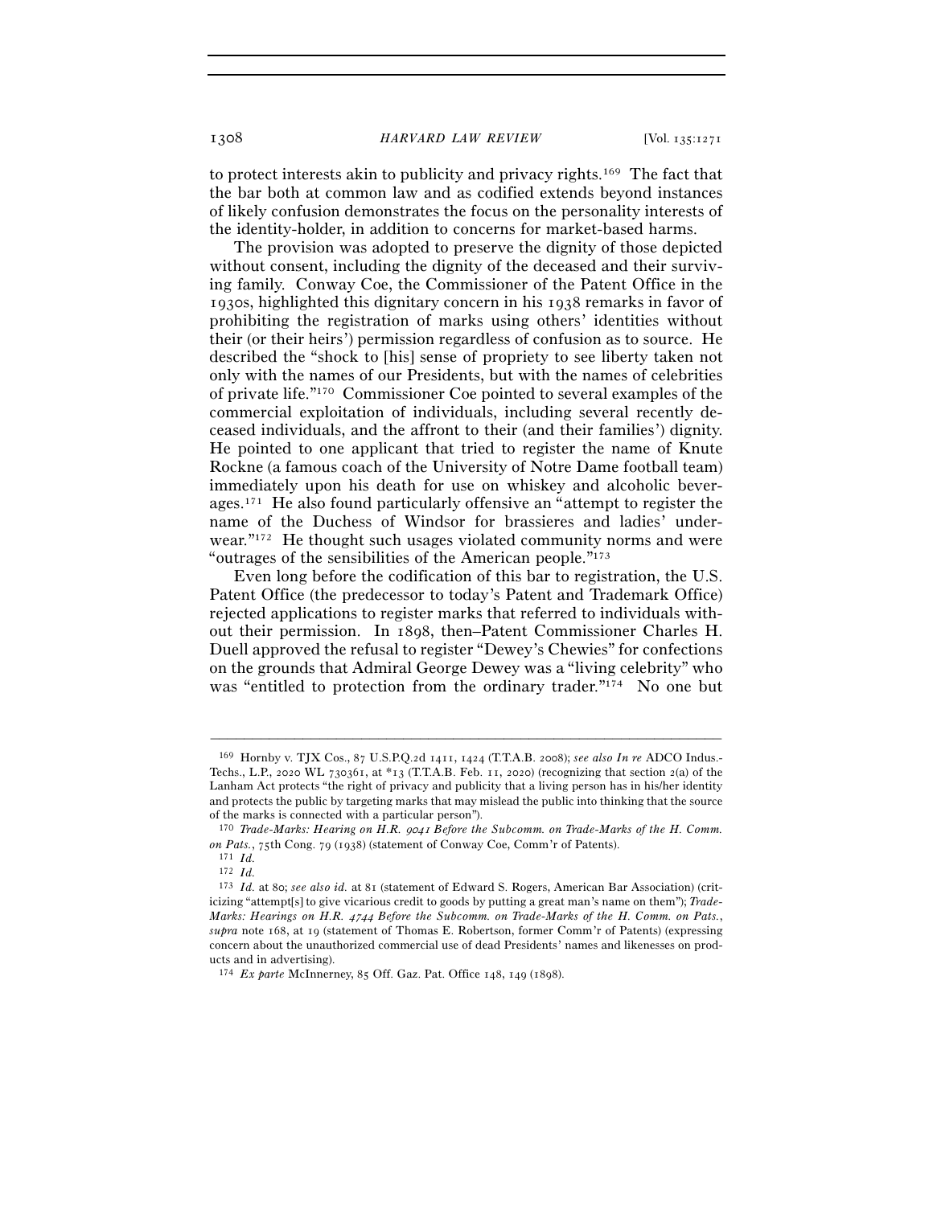to protect interests akin to publicity and privacy rights.[169] The fact that the bar both at common law and as codified extends beyond instances of likely confusion demonstrates the focus on the personality interests of the identity-holder, in addition to concerns for market-based harms.

The provision was adopted to preserve the dignity of those depicted without consent, including the dignity of the deceased and their surviving family. Conway Coe, the Commissioner of the Patent Office in the 1930s, highlighted this dignitary concern in his 1938 remarks in favor of prohibiting the registration of marks using others' identities without their (or their heirs') permission regardless of confusion as to source. He described the "shock to [his] sense of propriety to see liberty taken not only with the names of our Presidents, but with the names of celebrities of private life."[170] Commissioner Coe pointed to several examples of the commercial exploitation of individuals, including several recently deceased individuals, and the affront to their (and their families') dignity. He pointed to one applicant that tried to register the name of Knute Rockne (a famous coach of the University of Notre Dame football team) immediately upon his death for use on whiskey and alcoholic beverages.[171] He also found particularly offensive an "attempt to register the name of the Duchess of Windsor for brassieres and ladies' underwear."[172] He thought such usages violated community norms and were "outrages of the sensibilities of the American people."[173]

Even long before the codification of this bar to registration, the U.S. Patent Office (the predecessor to today's Patent and Trademark Office) rejected applications to register marks that referred to individuals without their permission. In 1898, then–Patent Commissioner Charles H. Duell approved the refusal to register "Dewey's Chewies" for confections on the grounds that Admiral George Dewey was a "living celebrity" who was "entitled to protection from the ordinary trader."[174] No one but

---

[169] Hornby v. TJX Cos., 87 U.S.P.Q.2d 1411, 1424 (T.T.A.B. 2008); *see also In re* ADCO Indus.-Techs., L.P., 2020 WL 730361, at *13 (T.T.A.B. Feb. 11, 2020) (recognizing that section 2(a) of the Lanham Act protects "the right of privacy and publicity that a living person has in his/her identity and protects the public by targeting marks that may mislead the public into thinking that the source of the marks is connected with a particular person").

[170] *Trade-Marks: Hearing on H.R. 9041 Before the Subcomm. on Trade-Marks of the H. Comm. on Pats.*, 75th Cong. 79 (1938) (statement of Conway Coe, Comm'r of Patents).

[171] *Id.*

[172] *Id.*

[173] *Id.* at 80; *see also id.* at 81 (statement of Edward S. Rogers, American Bar Association) (criticizing "attempt[s] to give vicarious credit to goods by putting a great man's name on them"); *Trade-Marks: Hearings on H.R. 4744 Before the Subcomm. on Trade-Marks of the H. Comm. on Pats.*, *supra* note 168, at 19 (statement of Thomas E. Robertson, former Comm'r of Patents) (expressing concern about the unauthorized commercial use of dead Presidents' names and likenesses on products and in advertising).

[174] *Ex parte* McInnerney, 85 Off. Gaz. Pat. Office 148, 149 (1898).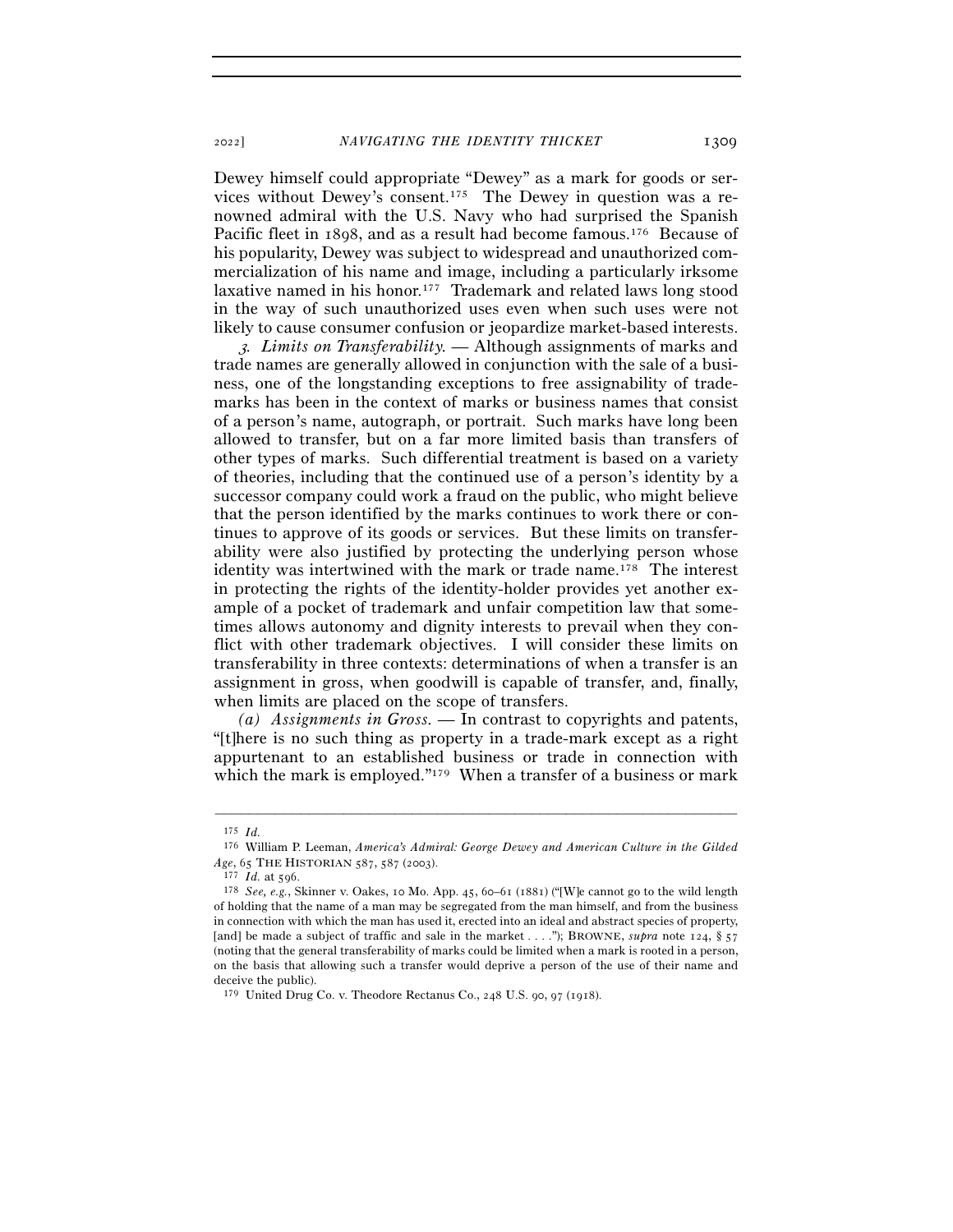Dewey himself could appropriate "Dewey" as a mark for goods or services without Dewey's consent.[175] The Dewey in question was a renowned admiral with the U.S. Navy who had surprised the Spanish Pacific fleet in 1898, and as a result had become famous.[176] Because of his popularity, Dewey was subject to widespread and unauthorized commercialization of his name and image, including a particularly irksome laxative named in his honor.[177] Trademark and related laws long stood in the way of such unauthorized uses even when such uses were not likely to cause consumer confusion or jeopardize market-based interests.

*3. Limits on Transferability.* — Although assignments of marks and trade names are generally allowed in conjunction with the sale of a business, one of the longstanding exceptions to free assignability of trademarks has been in the context of marks or business names that consist of a person's name, autograph, or portrait. Such marks have long been allowed to transfer, but on a far more limited basis than transfers of other types of marks. Such differential treatment is based on a variety of theories, including that the continued use of a person's identity by a successor company could work a fraud on the public, who might believe that the person identified by the marks continues to work there or continues to approve of its goods or services. But these limits on transferability were also justified by protecting the underlying person whose identity was intertwined with the mark or trade name.[178] The interest in protecting the rights of the identity-holder provides yet another example of a pocket of trademark and unfair competition law that sometimes allows autonomy and dignity interests to prevail when they conflict with other trademark objectives. I will consider these limits on transferability in three contexts: determinations of when a transfer is an assignment in gross, when goodwill is capable of transfer, and, finally, when limits are placed on the scope of transfers.

*(a) Assignments in Gross.* — In contrast to copyrights and patents, "[t]here is no such thing as property in a trade-mark except as a right appurtenant to an established business or trade in connection with which the mark is employed."[179] When a transfer of a business or mark

---

[175] *Id.*

[176] William P. Leeman, *America's Admiral: George Dewey and American Culture in the Gilded Age*, 65 THE HISTORIAN 587, 587 (2003).

[177] *Id.* at 596.

[178] *See, e.g.*, Skinner v. Oakes, 10 Mo. App. 45, 60–61 (1881) ("[W]e cannot go to the wild length of holding that the name of a man may be segregated from the man himself, and from the business in connection with which the man has used it, erected into an ideal and abstract species of property, [and] be made a subject of traffic and sale in the market . . . ."); BROWNE, *supra* note 124, § 57 (noting that the general transferability of marks could be limited when a mark is rooted in a person, on the basis that allowing such a transfer would deprive a person of the use of their name and deceive the public).

[179] United Drug Co. v. Theodore Rectanus Co., 248 U.S. 90, 97 (1918).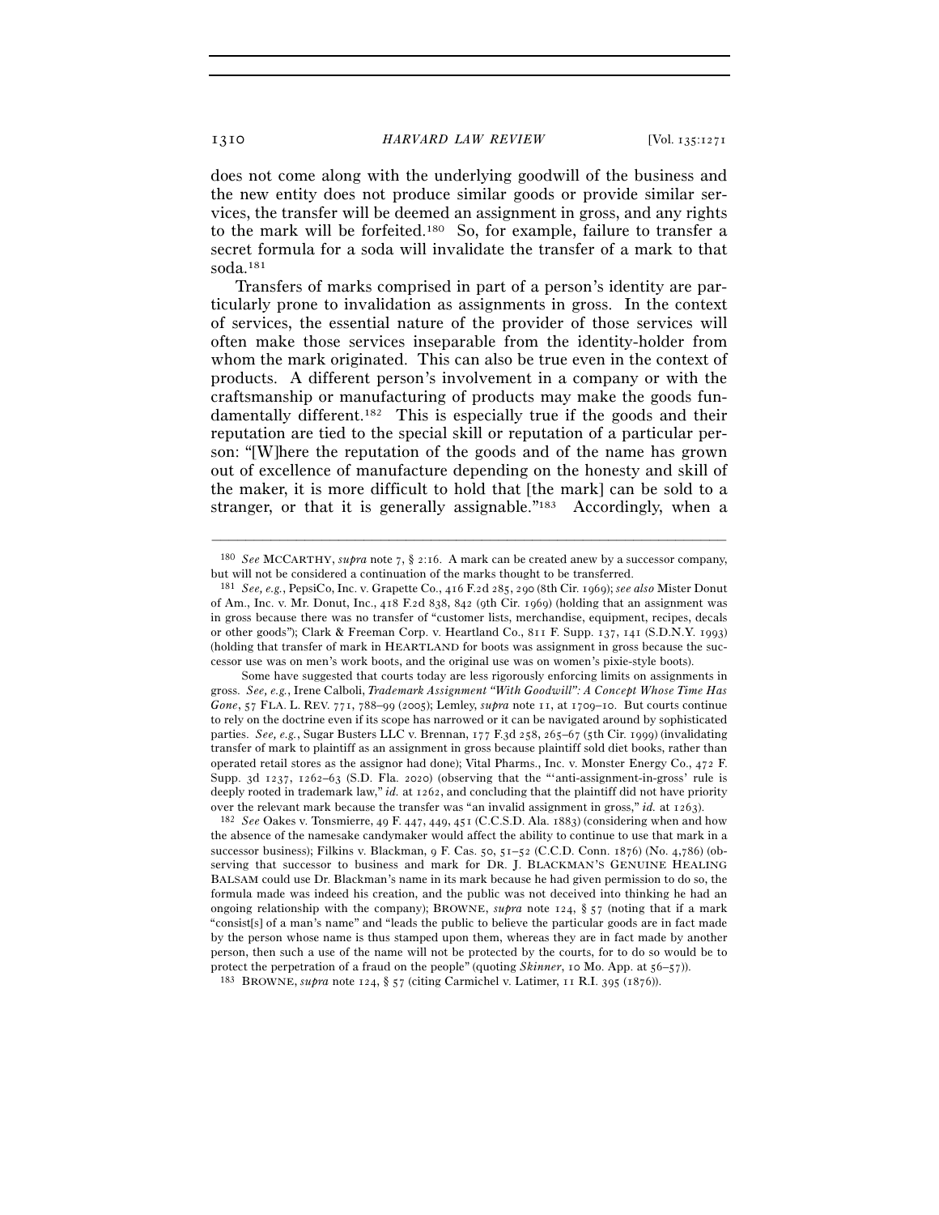does not come along with the underlying goodwill of the business and the new entity does not produce similar goods or provide similar services, the transfer will be deemed an assignment in gross, and any rights to the mark will be forfeited.[180] So, for example, failure to transfer a secret formula for a soda will invalidate the transfer of a mark to that soda.[181]

Transfers of marks comprised in part of a person's identity are particularly prone to invalidation as assignments in gross. In the context of services, the essential nature of the provider of those services will often make those services inseparable from the identity-holder from whom the mark originated. This can also be true even in the context of products. A different person's involvement in a company or with the craftsmanship or manufacturing of products may make the goods fundamentally different.[182] This is especially true if the goods and their reputation are tied to the special skill or reputation of a particular person: "[W]here the reputation of the goods and of the name has grown out of excellence of manufacture depending on the honesty and skill of the maker, it is more difficult to hold that [the mark] can be sold to a stranger, or that it is generally assignable."[183] Accordingly, when a

---

[180] *See* MCCARTHY, *supra* note 7, § 2:16. A mark can be created anew by a successor company, but will not be considered a continuation of the marks thought to be transferred.

[181] *See, e.g.*, PepsiCo, Inc. v. Grapette Co., 416 F.2d 285, 290 (8th Cir. 1969); *see also* Mister Donut of Am., Inc. v. Mr. Donut, Inc., 418 F.2d 838, 842 (9th Cir. 1969) (holding that an assignment was in gross because there was no transfer of "customer lists, merchandise, equipment, recipes, decals or other goods"); Clark & Freeman Corp. v. Heartland Co., 811 F. Supp. 137, 141 (S.D.N.Y. 1993) (holding that transfer of mark in HEARTLAND for boots was assignment in gross because the successor use was on men's work boots, and the original use was on women's pixie-style boots).

Some have suggested that courts today are less rigorously enforcing limits on assignments in gross. *See, e.g.*, Irene Calboli, *Trademark Assignment "With Goodwill": A Concept Whose Time Has Gone*, 57 FLA. L. REV. 771, 788–99 (2005); Lemley, *supra* note 11, at 1709–10. But courts continue to rely on the doctrine even if its scope has narrowed or it can be navigated around by sophisticated parties. *See, e.g.*, Sugar Busters LLC v. Brennan, 177 F.3d 258, 265–67 (5th Cir. 1999) (invalidating transfer of mark to plaintiff as an assignment in gross because plaintiff sold diet books, rather than operated retail stores as the assignor had done); Vital Pharms., Inc. v. Monster Energy Co., 472 F. Supp. 3d 1237, 1262–63 (S.D. Fla. 2020) (observing that the "'anti-assignment-in-gross' rule is deeply rooted in trademark law," *id.* at 1262, and concluding that the plaintiff did not have priority over the relevant mark because the transfer was "an invalid assignment in gross," *id.* at 1263).

[182] *See* Oakes v. Tonsmierre, 49 F. 447, 449, 451 (C.C.S.D. Ala. 1883) (considering when and how the absence of the namesake candymaker would affect the ability to continue to use that mark in a successor business); Filkins v. Blackman, 9 F. Cas. 50, 51–52 (C.C.D. Conn. 1876) (No. 4,786) (observing that successor to business and mark for DR. J. BLACKMAN'S GENUINE HEALING BALSAM could use Dr. Blackman's name in its mark because he had given permission to do so, the formula made was indeed his creation, and the public was not deceived into thinking he had an ongoing relationship with the company); BROWNE, *supra* note 124, § 57 (noting that if a mark "consist[s] of a man's name" and "leads the public to believe the particular goods are in fact made by the person whose name is thus stamped upon them, whereas they are in fact made by another person, then such a use of the name will not be protected by the courts, for to do so would be to protect the perpetration of a fraud on the people" (quoting *Skinner*, 10 Mo. App. at 56–57)).

[183] BROWNE, *supra* note 124, § 57 (citing Carmichel v. Latimer, 11 R.I. 395 (1876)).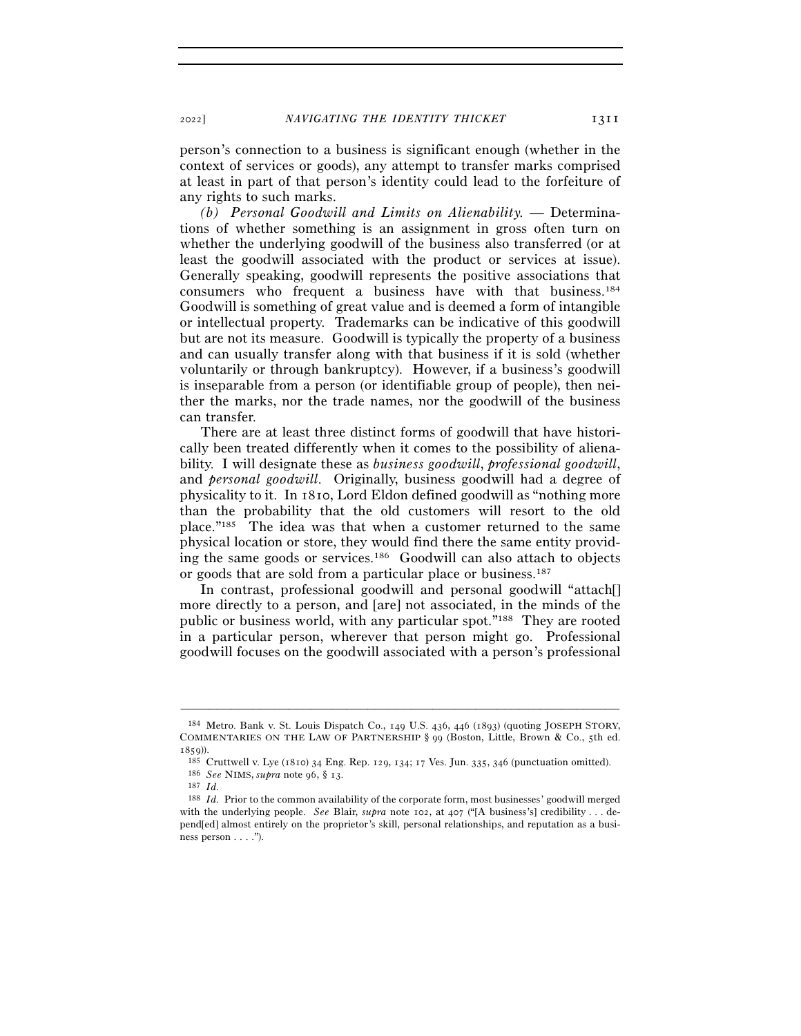person's connection to a business is significant enough (whether in the context of services or goods), any attempt to transfer marks comprised at least in part of that person's identity could lead to the forfeiture of any rights to such marks.

*(b) Personal Goodwill and Limits on Alienability.* — Determinations of whether something is an assignment in gross often turn on whether the underlying goodwill of the business also transferred (or at least the goodwill associated with the product or services at issue). Generally speaking, goodwill represents the positive associations that consumers who frequent a business have with that business.[184] Goodwill is something of great value and is deemed a form of intangible or intellectual property. Trademarks can be indicative of this goodwill but are not its measure. Goodwill is typically the property of a business and can usually transfer along with that business if it is sold (whether voluntarily or through bankruptcy). However, if a business's goodwill is inseparable from a person (or identifiable group of people), then neither the marks, nor the trade names, nor the goodwill of the business can transfer.

There are at least three distinct forms of goodwill that have historically been treated differently when it comes to the possibility of alienability. I will designate these as *business goodwill*, *professional goodwill*, and *personal goodwill*. Originally, business goodwill had a degree of physicality to it. In 1810, Lord Eldon defined goodwill as "nothing more than the probability that the old customers will resort to the old place."[185] The idea was that when a customer returned to the same physical location or store, they would find there the same entity providing the same goods or services.[186] Goodwill can also attach to objects or goods that are sold from a particular place or business.[187]

In contrast, professional goodwill and personal goodwill "attach[] more directly to a person, and [are] not associated, in the minds of the public or business world, with any particular spot."[188] They are rooted in a particular person, wherever that person might go. Professional goodwill focuses on the goodwill associated with a person's professional

---

[184] Metro. Bank v. St. Louis Dispatch Co., 149 U.S. 436, 446 (1893) (quoting JOSEPH STORY, COMMENTARIES ON THE LAW OF PARTNERSHIP § 99 (Boston, Little, Brown & Co., 5th ed. 1859)).

[185] Cruttwell v. Lye (1810) 34 Eng. Rep. 129, 134; 17 Ves. Jun. 335, 346 (punctuation omitted).

[186] *See* NIMS, *supra* note 96, § 13.

[187] *Id.*

[188] *Id.* Prior to the common availability of the corporate form, most businesses' goodwill merged with the underlying people. *See* Blair, *supra* note 102, at 407 ("[A business's] credibility . . . depend[ed] almost entirely on the proprietor's skill, personal relationships, and reputation as a business person . . . .").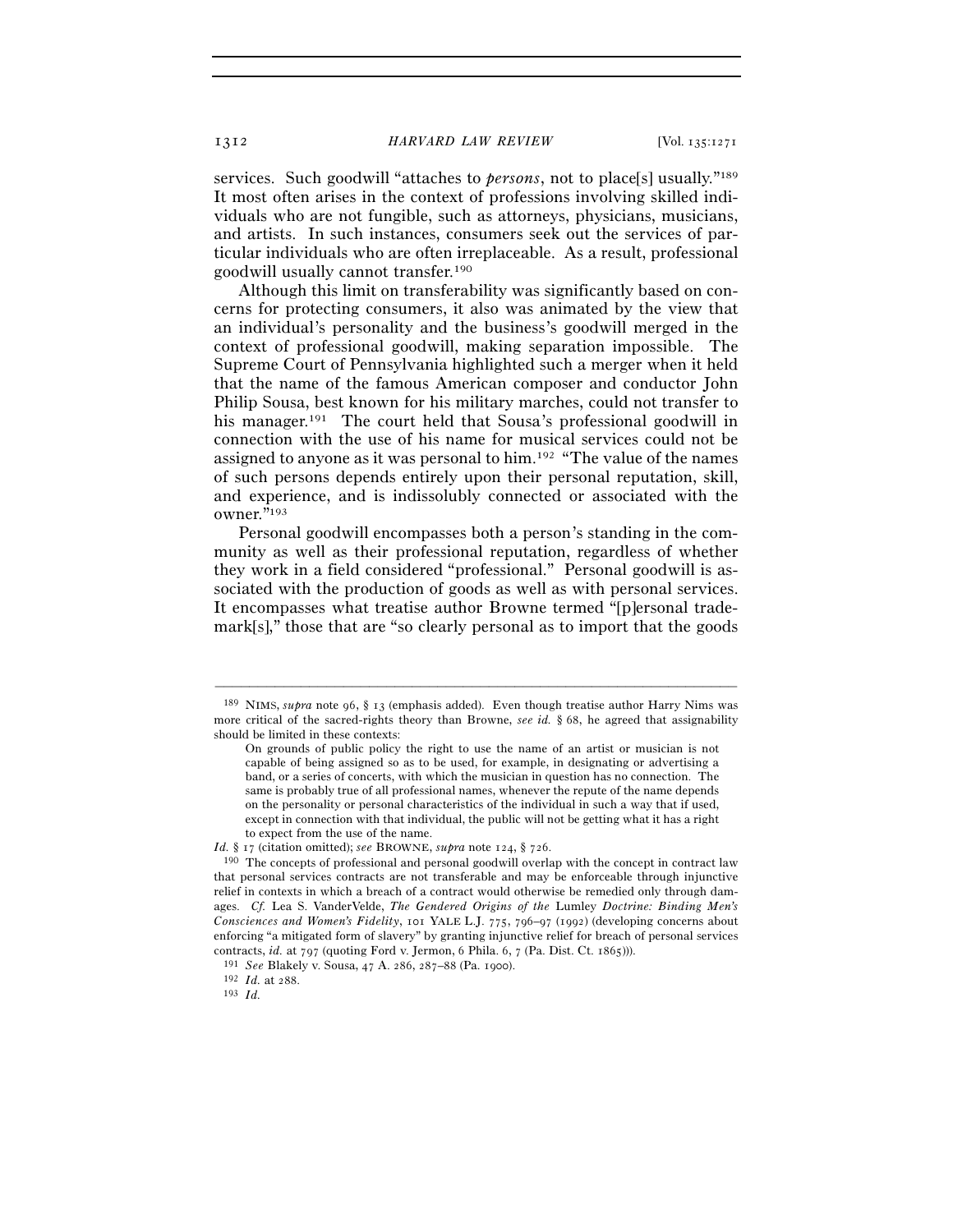services. Such goodwill "attaches to *persons*, not to place[s] usually."[189] It most often arises in the context of professions involving skilled individuals who are not fungible, such as attorneys, physicians, musicians, and artists. In such instances, consumers seek out the services of particular individuals who are often irreplaceable. As a result, professional goodwill usually cannot transfer.[190]

Although this limit on transferability was significantly based on concerns for protecting consumers, it also was animated by the view that an individual's personality and the business's goodwill merged in the context of professional goodwill, making separation impossible. The Supreme Court of Pennsylvania highlighted such a merger when it held that the name of the famous American composer and conductor John Philip Sousa, best known for his military marches, could not transfer to his manager.[191] The court held that Sousa's professional goodwill in connection with the use of his name for musical services could not be assigned to anyone as it was personal to him.[192] "The value of the names of such persons depends entirely upon their personal reputation, skill, and experience, and is indissolubly connected or associated with the owner."[193]

Personal goodwill encompasses both a person's standing in the community as well as their professional reputation, regardless of whether they work in a field considered "professional." Personal goodwill is associated with the production of goods as well as with personal services. It encompasses what treatise author Browne termed "[p]ersonal trademark[s]," those that are "so clearly personal as to import that the goods

---

[189] NIMS, *supra* note 96, § 13 (emphasis added). Even though treatise author Harry Nims was more critical of the sacred-rights theory than Browne, *see id.* § 68, he agreed that assignability should be limited in these contexts:

> On grounds of public policy the right to use the name of an artist or musician is not capable of being assigned so as to be used, for example, in designating or advertising a band, or a series of concerts, with which the musician in question has no connection. The same is probably true of all professional names, whenever the repute of the name depends on the personality or personal characteristics of the individual in such a way that if used, except in connection with that individual, the public will not be getting what it has a right to expect from the use of the name.

*Id.* § 17 (citation omitted); *see* BROWNE, *supra* note 124, § 726.

[190] The concepts of professional and personal goodwill overlap with the concept in contract law that personal services contracts are not transferable and may be enforceable through injunctive relief in contexts in which a breach of a contract would otherwise be remedied only through damages. *Cf.* Lea S. VanderVelde, *The Gendered Origins of the* Lumley *Doctrine: Binding Men's Consciences and Women's Fidelity*, 101 YALE L.J. 775, 796–97 (1992) (developing concerns about enforcing "a mitigated form of slavery" by granting injunctive relief for breach of personal services contracts, *id.* at 797 (quoting Ford v. Jermon, 6 Phila. 6, 7 (Pa. Dist. Ct. 1865))).

[191] *See* Blakely v. Sousa, 47 A. 286, 287–88 (Pa. 1900).

[192] *Id.* at 288.

[193] *Id.*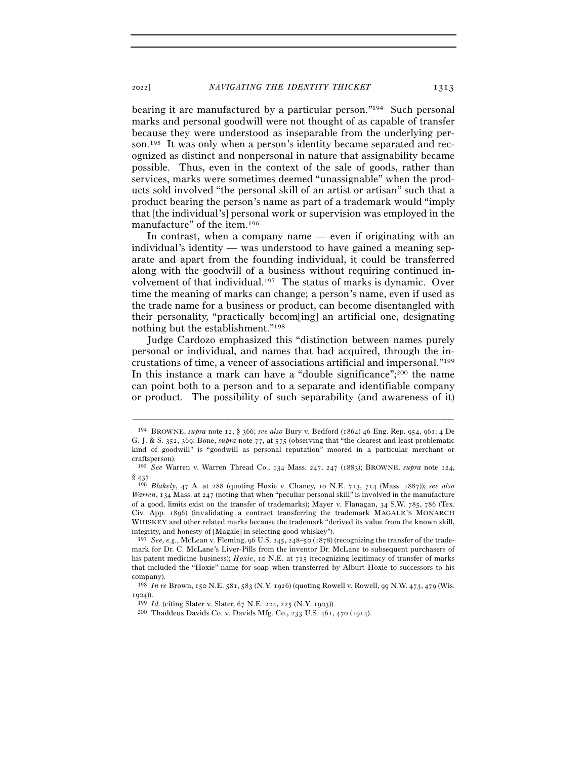bearing it are manufactured by a particular person."[194] Such personal marks and personal goodwill were not thought of as capable of transfer because they were understood as inseparable from the underlying person.[195] It was only when a person's identity became separated and recognized as distinct and nonpersonal in nature that assignability became possible. Thus, even in the context of the sale of goods, rather than services, marks were sometimes deemed "unassignable" when the products sold involved "the personal skill of an artist or artisan" such that a product bearing the person's name as part of a trademark would "imply that [the individual's] personal work or supervision was employed in the manufacture" of the item.[196]

In contrast, when a company name — even if originating with an individual's identity — was understood to have gained a meaning separate and apart from the founding individual, it could be transferred along with the goodwill of a business without requiring continued involvement of that individual.[197] The status of marks is dynamic. Over time the meaning of marks can change; a person's name, even if used as the trade name for a business or product, can become disentangled with their personality, "practically becom[ing] an artificial one, designating nothing but the establishment."[198]

Judge Cardozo emphasized this "distinction between names purely personal or individual, and names that had acquired, through the incrustations of time, a veneer of associations artificial and impersonal."[199] In this instance a mark can have a "double significance";[200] the name can point both to a person and to a separate and identifiable company or product. The possibility of such separability (and awareness of it)

---

[194] BROWNE, *supra* note 12, § 366; *see also* Bury v. Bedford (1864) 46 Eng. Rep. 954, 961; 4 De G. J. & S. 352, 369; Bone, *supra* note 77, at 575 (observing that "the clearest and least problematic kind of goodwill" is "goodwill as personal reputation" moored in a particular merchant or craftsperson).

[195] *See* Warren v. Warren Thread Co., 134 Mass. 247, 247 (1883); BROWNE, *supra* note 124, § 437.

[196] *Blakely*, 47 A. at 288 (quoting Hoxie v. Chaney, 10 N.E. 713, 714 (Mass. 1887)); *see also* *Warren*, 134 Mass. at 247 (noting that when "peculiar personal skill" is involved in the manufacture of a good, limits exist on the transfer of trademarks); Mayer v. Flanagan, 34 S.W. 785, 786 (Tex. Civ. App. 1896) (invalidating a contract transferring the trademark MAGALE'S MONARCH WHISKEY and other related marks because the trademark "derived its value from the known skill, integrity, and honesty of [Magale] in selecting good whiskey").

[197] *See, e.g.*, McLean v. Fleming, 96 U.S. 245, 248–50 (1878) (recognizing the transfer of the trademark for Dr. C. McLane's Liver-Pills from the inventor Dr. McLane to subsequent purchasers of his patent medicine business); *Hoxie*, 10 N.E. at 715 (recognizing legitimacy of transfer of marks that included the "Hoxie" name for soap when transferred by Alburt Hoxie to successors to his company).

[198] *In re* Brown, 150 N.E. 581, 583 (N.Y. 1926) (quoting Rowell v. Rowell, 99 N.W. 473, 479 (Wis. 1904)).

[199] *Id.* (citing Slater v. Slater, 67 N.E. 224, 225 (N.Y. 1903)).

[200] Thaddeus Davids Co. v. Davids Mfg. Co., 233 U.S. 461, 470 (1914).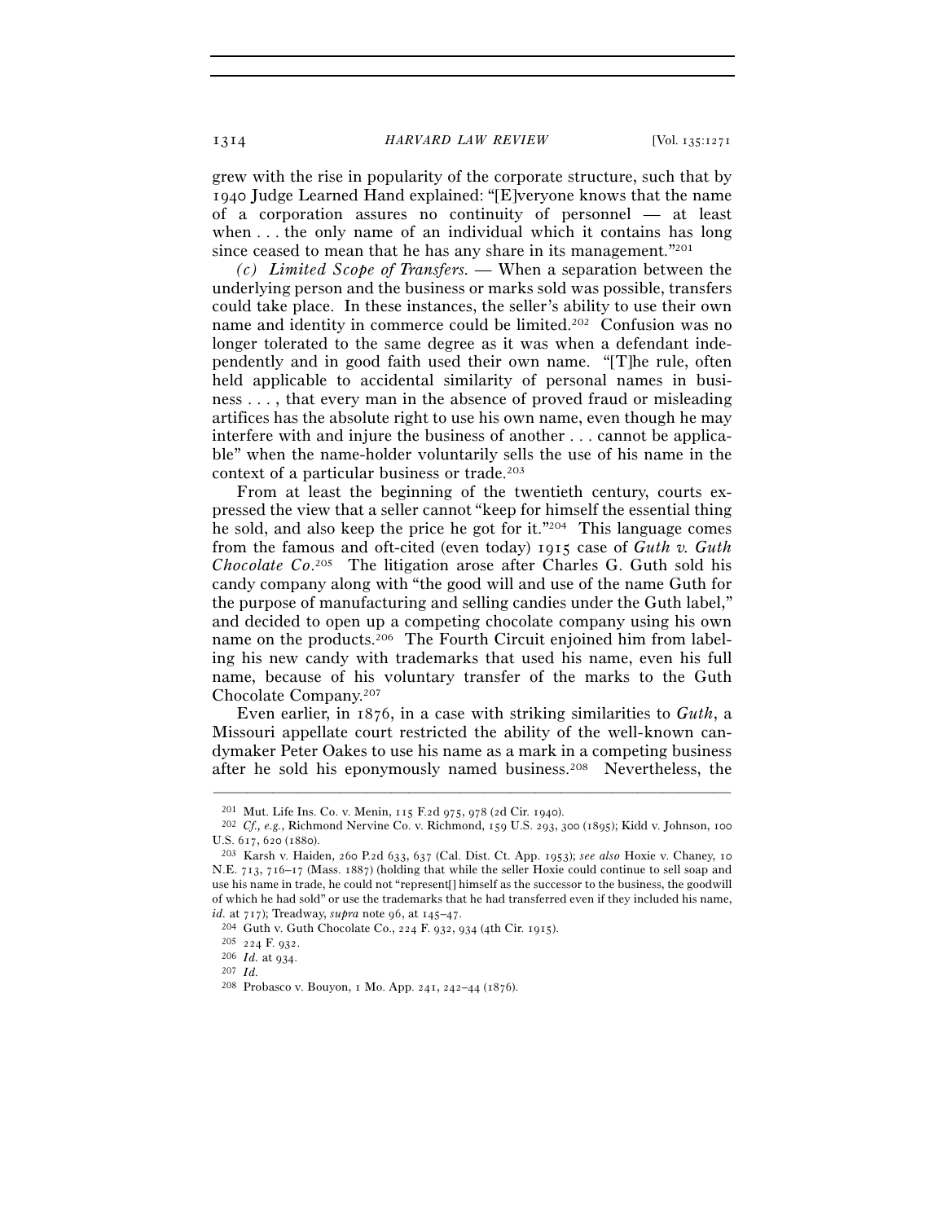grew with the rise in popularity of the corporate structure, such that by 1940 Judge Learned Hand explained: "[E]veryone knows that the name of a corporation assures no continuity of personnel — at least when . . . the only name of an individual which it contains has long since ceased to mean that he has any share in its management."[201]

*(c) Limited Scope of Transfers.* — When a separation between the underlying person and the business or marks sold was possible, transfers could take place. In these instances, the seller's ability to use their own name and identity in commerce could be limited.[202] Confusion was no longer tolerated to the same degree as it was when a defendant independently and in good faith used their own name. "[T]he rule, often held applicable to accidental similarity of personal names in business . . . , that every man in the absence of proved fraud or misleading artifices has the absolute right to use his own name, even though he may interfere with and injure the business of another . . . cannot be applicable" when the name-holder voluntarily sells the use of his name in the context of a particular business or trade.[203]

From at least the beginning of the twentieth century, courts expressed the view that a seller cannot "keep for himself the essential thing he sold, and also keep the price he got for it."[204] This language comes from the famous and oft-cited (even today) 1915 case of *Guth v. Guth Chocolate Co*.[205] The litigation arose after Charles G. Guth sold his candy company along with "the good will and use of the name Guth for the purpose of manufacturing and selling candies under the Guth label," and decided to open up a competing chocolate company using his own name on the products.[206] The Fourth Circuit enjoined him from labeling his new candy with trademarks that used his name, even his full name, because of his voluntary transfer of the marks to the Guth Chocolate Company.[207]

Even earlier, in 1876, in a case with striking similarities to *Guth*, a Missouri appellate court restricted the ability of the well-known candymaker Peter Oakes to use his name as a mark in a competing business after he sold his eponymously named business.[208] Nevertheless, the

---

[201] Mut. Life Ins. Co. v. Menin, 115 F.2d 975, 978 (2d Cir. 1940).

[202] *Cf., e.g.*, Richmond Nervine Co. v. Richmond, 159 U.S. 293, 300 (1895); Kidd v. Johnson, 100 U.S. 617, 620 (1880).

[203] Karsh v. Haiden, 260 P.2d 633, 637 (Cal. Dist. Ct. App. 1953); *see also* Hoxie v. Chaney, 10 N.E. 713, 716–17 (Mass. 1887) (holding that while the seller Hoxie could continue to sell soap and use his name in trade, he could not "represent[] himself as the successor to the business, the goodwill of which he had sold" or use the trademarks that he had transferred even if they included his name, *id.* at 717); Treadway, *supra* note 96, at 145–47.

[204] Guth v. Guth Chocolate Co., 224 F. 932, 934 (4th Cir. 1915).

[205] 224 F. 932.

[206] *Id.* at 934.

[207] *Id.*

[208] Probasco v. Bouyon, 1 Mo. App. 241, 242–44 (1876).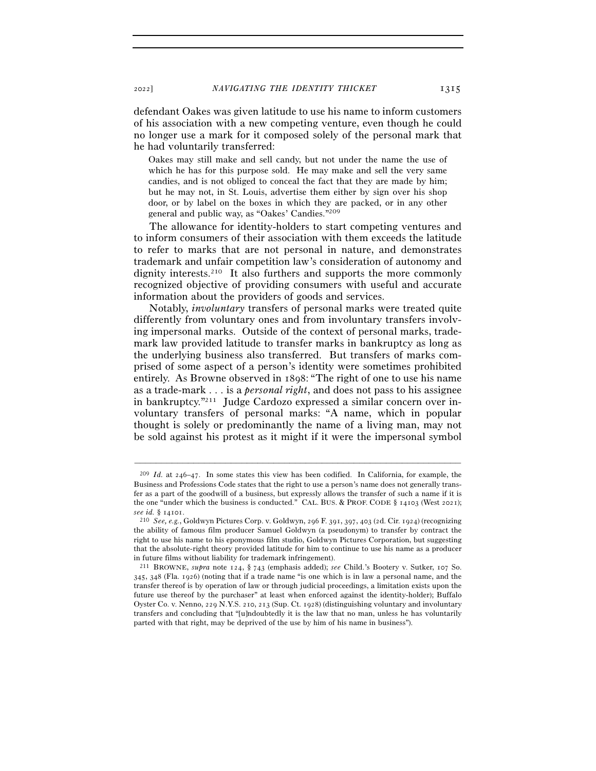defendant Oakes was given latitude to use his name to inform customers of his association with a new competing venture, even though he could no longer use a mark for it composed solely of the personal mark that he had voluntarily transferred:

> Oakes may still make and sell candy, but not under the name the use of which he has for this purpose sold. He may make and sell the very same candies, and is not obliged to conceal the fact that they are made by him; but he may not, in St. Louis, advertise them either by sign over his shop door, or by label on the boxes in which they are packed, or in any other general and public way, as "Oakes' Candies."[209]

The allowance for identity-holders to start competing ventures and to inform consumers of their association with them exceeds the latitude to refer to marks that are not personal in nature, and demonstrates trademark and unfair competition law's consideration of autonomy and dignity interests.[210] It also furthers and supports the more commonly recognized objective of providing consumers with useful and accurate information about the providers of goods and services.

Notably, *involuntary* transfers of personal marks were treated quite differently from voluntary ones and from involuntary transfers involving impersonal marks. Outside of the context of personal marks, trademark law provided latitude to transfer marks in bankruptcy as long as the underlying business also transferred. But transfers of marks comprised of some aspect of a person's identity were sometimes prohibited entirely. As Browne observed in 1898: "The right of one to use his name as a trade-mark . . . is a *personal right*, and does not pass to his assignee in bankruptcy."[211] Judge Cardozo expressed a similar concern over involuntary transfers of personal marks: "A name, which in popular thought is solely or predominantly the name of a living man, may not be sold against his protest as it might if it were the impersonal symbol

---

[209] *Id.* at 246–47. In some states this view has been codified. In California, for example, the Business and Professions Code states that the right to use a person's name does not generally transfer as a part of the goodwill of a business, but expressly allows the transfer of such a name if it is the one "under which the business is conducted." CAL. BUS. & PROF. CODE § 14103 (West 2021); *see id.* § 14101.

[210] *See, e.g.*, Goldwyn Pictures Corp. v. Goldwyn, 296 F. 391, 397, 403 (2d. Cir. 1924) (recognizing the ability of famous film producer Samuel Goldwyn (a pseudonym) to transfer by contract the right to use his name to his eponymous film studio, Goldwyn Pictures Corporation, but suggesting that the absolute-right theory provided latitude for him to continue to use his name as a producer in future films without liability for trademark infringement).

[211] BROWNE, *supra* note 124, § 743 (emphasis added); *see* Child.'s Bootery v. Sutker, 107 So. 345, 348 (Fla. 1926) (noting that if a trade name "is one which is in law a personal name, and the transfer thereof is by operation of law or through judicial proceedings, a limitation exists upon the future use thereof by the purchaser" at least when enforced against the identity-holder); Buffalo Oyster Co. v. Nenno, 229 N.Y.S. 210, 213 (Sup. Ct. 1928) (distinguishing voluntary and involuntary transfers and concluding that "[u]ndoubtedly it is the law that no man, unless he has voluntarily parted with that right, may be deprived of the use by him of his name in business").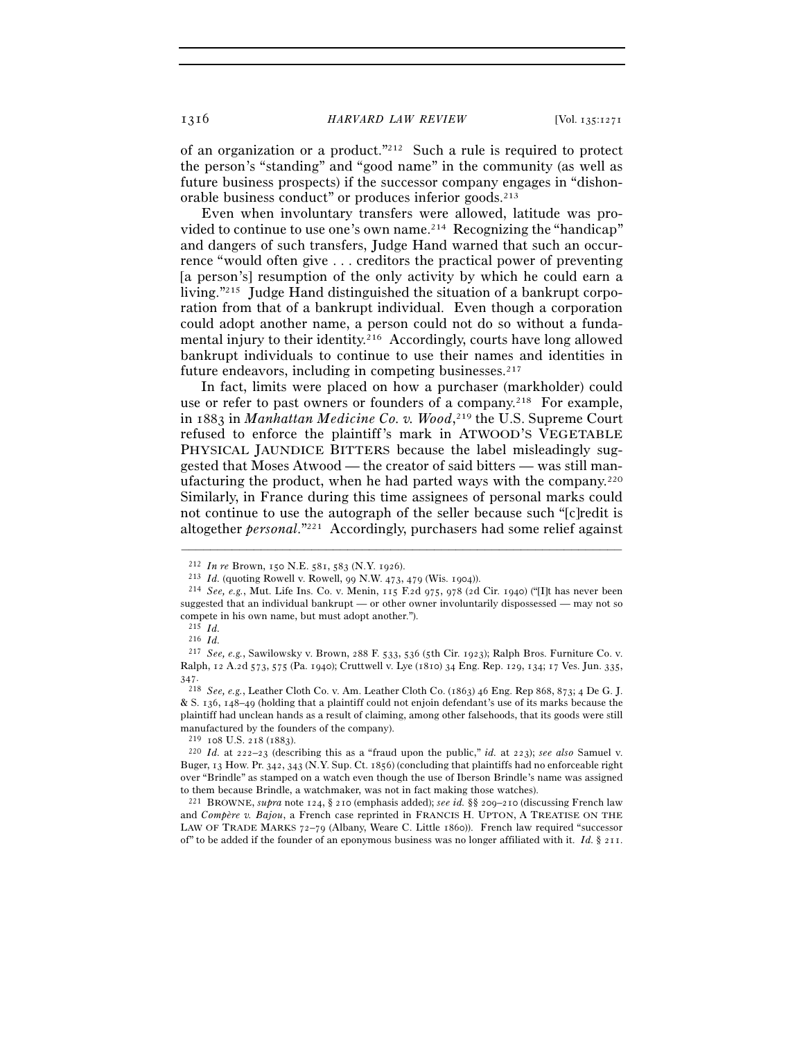of an organization or a product."[212] Such a rule is required to protect the person's "standing" and "good name" in the community (as well as future business prospects) if the successor company engages in "dishonorable business conduct" or produces inferior goods.[213]

Even when involuntary transfers were allowed, latitude was provided to continue to use one's own name.[214] Recognizing the "handicap" and dangers of such transfers, Judge Hand warned that such an occurrence "would often give . . . creditors the practical power of preventing [a person's] resumption of the only activity by which he could earn a living."[215] Judge Hand distinguished the situation of a bankrupt corporation from that of a bankrupt individual. Even though a corporation could adopt another name, a person could not do so without a fundamental injury to their identity.[216] Accordingly, courts have long allowed bankrupt individuals to continue to use their names and identities in future endeavors, including in competing businesses.[217]

In fact, limits were placed on how a purchaser (markholder) could use or refer to past owners or founders of a company.[218] For example, in 1883 in *Manhattan Medicine Co. v. Wood*,[219] the U.S. Supreme Court refused to enforce the plaintiff's mark in ATWOOD'S VEGETABLE PHYSICAL JAUNDICE BITTERS because the label misleadingly suggested that Moses Atwood — the creator of said bitters — was still manufacturing the product, when he had parted ways with the company.[220] Similarly, in France during this time assignees of personal marks could not continue to use the autograph of the seller because such "[c]redit is altogether *personal*."[221] Accordingly, purchasers had some relief against

---

[212] *In re* Brown, 150 N.E. 581, 583 (N.Y. 1926).

[213] *Id.* (quoting Rowell v. Rowell, 99 N.W. 473, 479 (Wis. 1904)).

[214] *See, e.g.*, Mut. Life Ins. Co. v. Menin, 115 F.2d 975, 978 (2d Cir. 1940) ("[I]t has never been suggested that an individual bankrupt — or other owner involuntarily dispossessed — may not so compete in his own name, but must adopt another.").

[215] *Id.*

[216] *Id.*

[217] *See, e.g.*, Sawilowsky v. Brown, 288 F. 533, 536 (5th Cir. 1923); Ralph Bros. Furniture Co. v. Ralph, 12 A.2d 573, 575 (Pa. 1940); Cruttwell v. Lye (1810) 34 Eng. Rep. 129, 134; 17 Ves. Jun. 335, 347.

[218] *See, e.g.*, Leather Cloth Co. v. Am. Leather Cloth Co. (1863) 46 Eng. Rep 868, 873; 4 De G. J. & S. 136, 148–49 (holding that a plaintiff could not enjoin defendant's use of its marks because the plaintiff had unclean hands as a result of claiming, among other falsehoods, that its goods were still manufactured by the founders of the company).

[219] 108 U.S. 218 (1883).

[220] *Id.* at 222–23 (describing this as a "fraud upon the public," *id.* at 223); *see also* Samuel v. Buger, 13 How. Pr. 342, 343 (N.Y. Sup. Ct. 1856) (concluding that plaintiffs had no enforceable right over "Brindle" as stamped on a watch even though the use of Iberson Brindle's name was assigned to them because Brindle, a watchmaker, was not in fact making those watches).

[221] BROWNE, *supra* note 124, § 210 (emphasis added); *see id.* §§ 209–210 (discussing French law and *Compère v. Bajou*, a French case reprinted in FRANCIS H. UPTON, A TREATISE ON THE LAW OF TRADE MARKS 72–79 (Albany, Weare C. Little 1860)). French law required "successor of" to be added if the founder of an eponymous business was no longer affiliated with it. *Id.* § 211.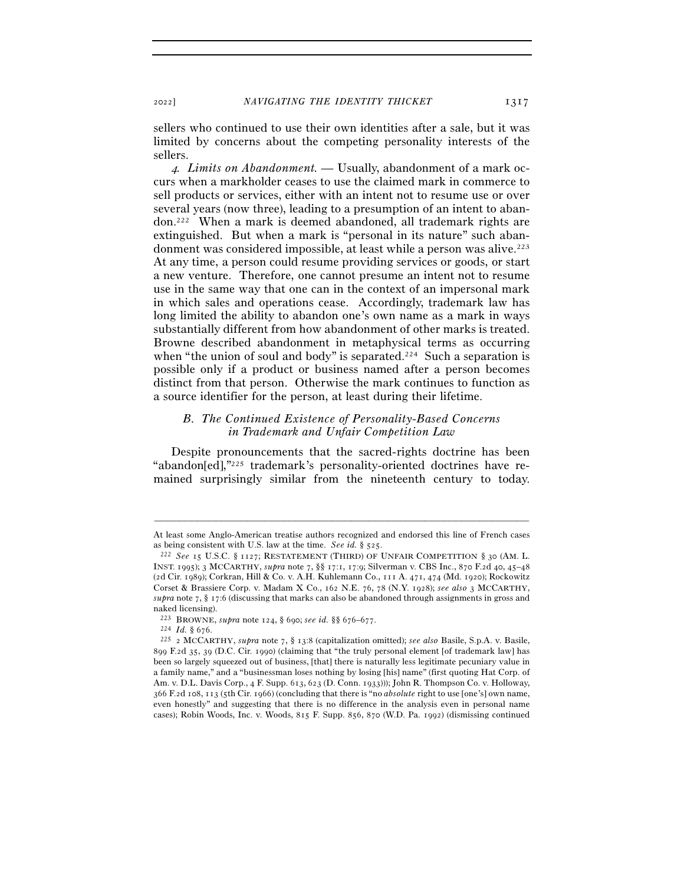sellers who continued to use their own identities after a sale, but it was limited by concerns about the competing personality interests of the sellers.

*4. Limits on Abandonment.* — Usually, abandonment of a mark occurs when a markholder ceases to use the claimed mark in commerce to sell products or services, either with an intent not to resume use or over several years (now three), leading to a presumption of an intent to abandon.[222] When a mark is deemed abandoned, all trademark rights are extinguished. But when a mark is "personal in its nature" such abandonment was considered impossible, at least while a person was alive.[223] At any time, a person could resume providing services or goods, or start a new venture. Therefore, one cannot presume an intent not to resume use in the same way that one can in the context of an impersonal mark in which sales and operations cease. Accordingly, trademark law has long limited the ability to abandon one's own name as a mark in ways substantially different from how abandonment of other marks is treated. Browne described abandonment in metaphysical terms as occurring when "the union of soul and body" is separated.[224] Such a separation is possible only if a product or business named after a person becomes distinct from that person. Otherwise the mark continues to function as a source identifier for the person, at least during their lifetime.

### *B. The Continued Existence of Personality-Based Concerns in Trademark and Unfair Competition Law*

Despite pronouncements that the sacred-rights doctrine has been "abandon[ed],"[225] trademark's personality-oriented doctrines have remained surprisingly similar from the nineteenth century to today.

---

At least some Anglo-American treatise authors recognized and endorsed this line of French cases as being consistent with U.S. law at the time. *See id.* § 525.

[222] *See* 15 U.S.C. § 1127; RESTATEMENT (THIRD) OF UNFAIR COMPETITION § 30 (AM. L. INST. 1995); 3 MCCARTHY, *supra* note 7, §§ 17:1, 17:9; Silverman v. CBS Inc., 870 F.2d 40, 45–48 (2d Cir. 1989); Corkran, Hill & Co. v. A.H. Kuhlemann Co., 111 A. 471, 474 (Md. 1920); Rockowitz Corset & Brassiere Corp. v. Madam X Co., 162 N.E. 76, 78 (N.Y. 1928); *see also* 3 MCCARTHY, *supra* note 7, § 17:6 (discussing that marks can also be abandoned through assignments in gross and naked licensing).

[223] BROWNE, *supra* note 124, § 690; *see id.* §§ 676–677.

[224] *Id.* § 676.

[225] 2 MCCARTHY, *supra* note 7, § 13:8 (capitalization omitted); *see also* Basile, S.p.A. v. Basile, 899 F.2d 35, 39 (D.C. Cir. 1990) (claiming that "the truly personal element [of trademark law] has been so largely squeezed out of business, [that] there is naturally less legitimate pecuniary value in a family name," and a "businessman loses nothing by losing [his] name" (first quoting Hat Corp. of Am. v. D.L. Davis Corp., 4 F. Supp. 613, 623 (D. Conn. 1933))); John R. Thompson Co. v. Holloway, 366 F.2d 108, 113 (5th Cir. 1966) (concluding that there is "no *absolute* right to use [one's] own name, even honestly" and suggesting that there is no difference in the analysis even in personal name cases); Robin Woods, Inc. v. Woods, 815 F. Supp. 856, 870 (W.D. Pa. 1992) (dismissing continued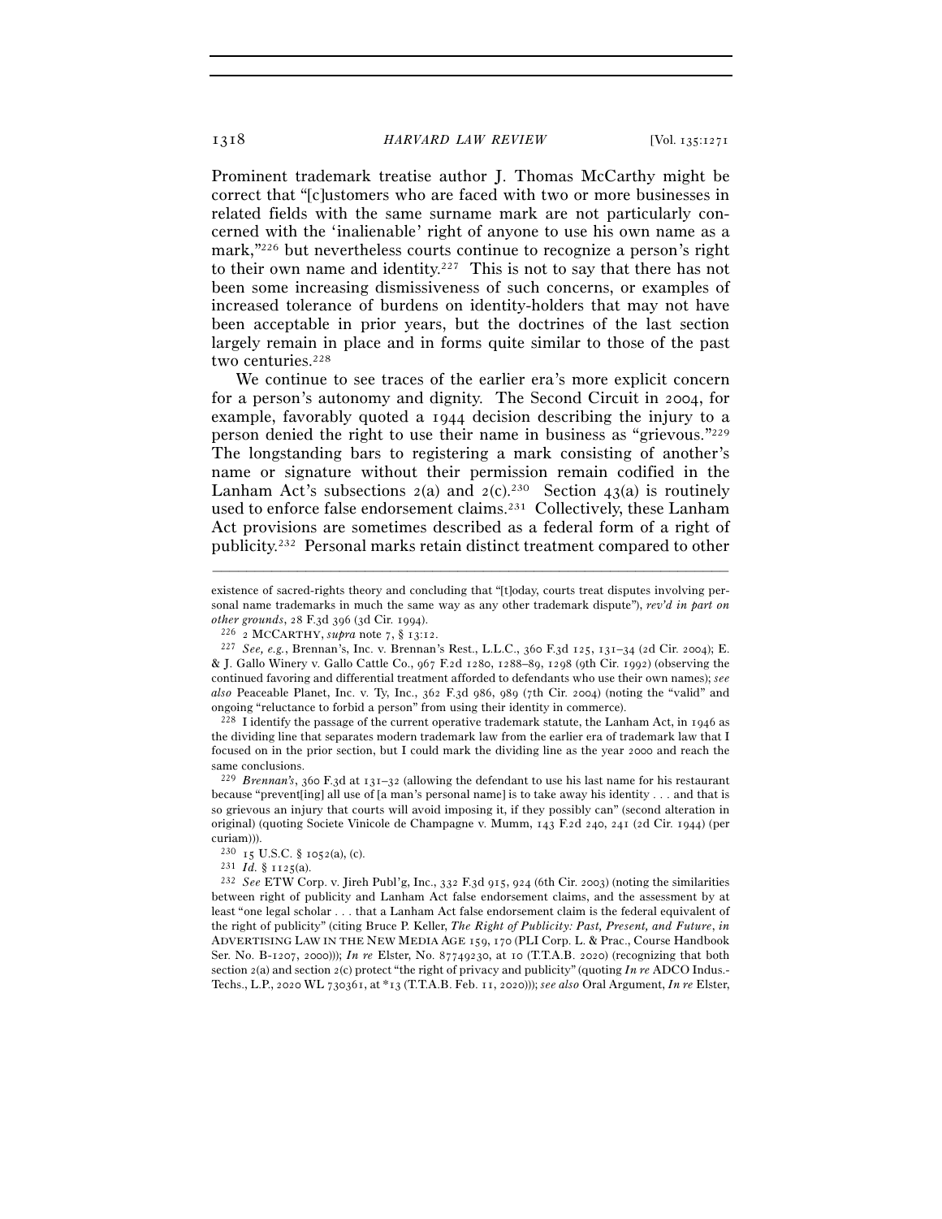Prominent trademark treatise author J. Thomas McCarthy might be correct that "[c]ustomers who are faced with two or more businesses in related fields with the same surname mark are not particularly concerned with the 'inalienable' right of anyone to use his own name as a mark,"[226] but nevertheless courts continue to recognize a person's right to their own name and identity.[227] This is not to say that there has not been some increasing dismissiveness of such concerns, or examples of increased tolerance of burdens on identity-holders that may not have been acceptable in prior years, but the doctrines of the last section largely remain in place and in forms quite similar to those of the past two centuries.[228]

We continue to see traces of the earlier era's more explicit concern for a person's autonomy and dignity. The Second Circuit in 2004, for example, favorably quoted a 1944 decision describing the injury to a person denied the right to use their name in business as "grievous."[229] The longstanding bars to registering a mark consisting of another's name or signature without their permission remain codified in the Lanham Act's subsections 2(a) and 2(c).[230] Section 43(a) is routinely used to enforce false endorsement claims.[231] Collectively, these Lanham Act provisions are sometimes described as a federal form of a right of publicity.[232] Personal marks retain distinct treatment compared to other

---

existence of sacred-rights theory and concluding that "[t]oday, courts treat disputes involving personal name trademarks in much the same way as any other trademark dispute"), *rev'd in part on other grounds*, 28 F.3d 396 (3d Cir. 1994).

[226] 2 MCCARTHY, *supra* note 7, § 13:12.

[227] *See, e.g.*, Brennan's, Inc. v. Brennan's Rest., L.L.C., 360 F.3d 125, 131–34 (2d Cir. 2004); E. & J. Gallo Winery v. Gallo Cattle Co., 967 F.2d 1280, 1288–89, 1298 (9th Cir. 1992) (observing the continued favoring and differential treatment afforded to defendants who use their own names); *see also* Peaceable Planet, Inc. v. Ty, Inc., 362 F.3d 986, 989 (7th Cir. 2004) (noting the "valid" and ongoing "reluctance to forbid a person" from using their identity in commerce).

[228] I identify the passage of the current operative trademark statute, the Lanham Act, in 1946 as the dividing line that separates modern trademark law from the earlier era of trademark law that I focused on in the prior section, but I could mark the dividing line as the year 2000 and reach the same conclusions.

[229] *Brennan's*, 360 F.3d at 131–32 (allowing the defendant to use his last name for his restaurant because "prevent[ing] all use of [a man's personal name] is to take away his identity . . . and that is so grievous an injury that courts will avoid imposing it, if they possibly can" (second alteration in original) (quoting Societe Vinicole de Champagne v. Mumm, 143 F.2d 240, 241 (2d Cir. 1944) (per curiam))).

[230] 15 U.S.C. § 1052(a), (c).

[231] *Id.* § 1125(a).

[232] *See* ETW Corp. v. Jireh Publ'g, Inc., 332 F.3d 915, 924 (6th Cir. 2003) (noting the similarities between right of publicity and Lanham Act false endorsement claims, and the assessment by at least "one legal scholar . . . that a Lanham Act false endorsement claim is the federal equivalent of the right of publicity" (citing Bruce P. Keller, *The Right of Publicity: Past, Present, and Future*, *in* ADVERTISING LAW IN THE NEW MEDIA AGE 159, 170 (PLI Corp. L. & Prac., Course Handbook Ser. No. B-1207, 2000))); *In re* Elster, No. 87749230, at 10 (T.T.A.B. 2020) (recognizing that both section 2(a) and section 2(c) protect "the right of privacy and publicity" (quoting *In re* ADCO Indus.-Techs., L.P., 2020 WL 730361, at *13 (T.T.A.B. Feb. 11, 2020))); *see also* Oral Argument, *In re* Elster,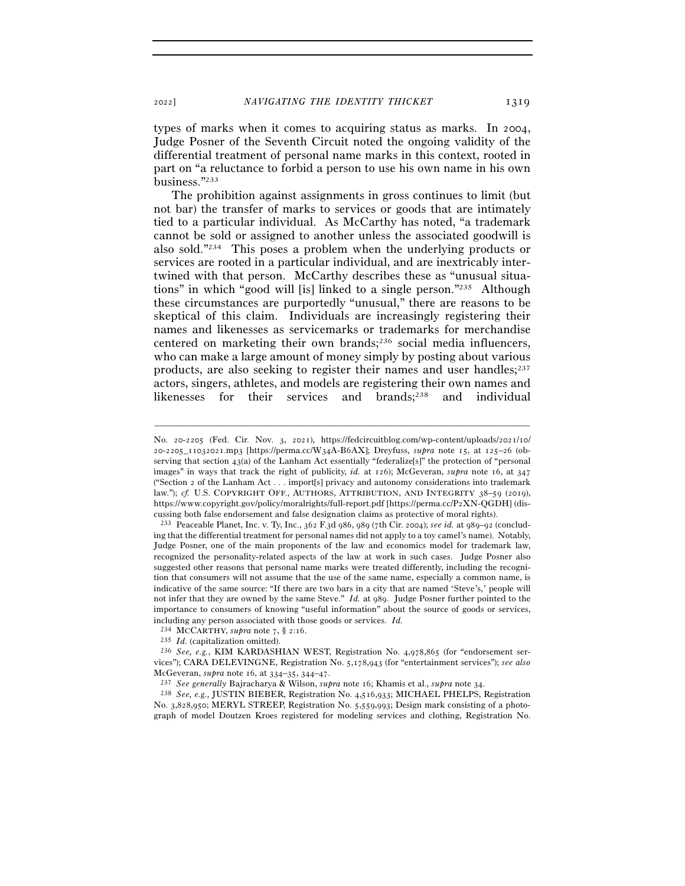types of marks when it comes to acquiring status as marks. In 2004, Judge Posner of the Seventh Circuit noted the ongoing validity of the differential treatment of personal name marks in this context, rooted in part on "a reluctance to forbid a person to use his own name in his own business."[233]

The prohibition against assignments in gross continues to limit (but not bar) the transfer of marks to services or goods that are intimately tied to a particular individual. As McCarthy has noted, "a trademark cannot be sold or assigned to another unless the associated goodwill is also sold."[234] This poses a problem when the underlying products or services are rooted in a particular individual, and are inextricably intertwined with that person. McCarthy describes these as "unusual situations" in which "good will [is] linked to a single person."[235] Although these circumstances are purportedly "unusual," there are reasons to be skeptical of this claim. Individuals are increasingly registering their names and likenesses as servicemarks or trademarks for merchandise centered on marketing their own brands;[236] social media influencers, who can make a large amount of money simply by posting about various products, are also seeking to register their names and user handles;[237] actors, singers, athletes, and models are registering their own names and likenesses for their services and brands;[238] and individual

---

No. 20-2205 (Fed. Cir. Nov. 3, 2021), https://fedcircuitblog.com/wp-content/uploads/2021/10/20-2205_11032021.mp3 [https://perma.cc/W34A-B6AX]; Dreyfuss, *supra* note 15, at 125–26 (observing that section 43(a) of the Lanham Act essentially "federalize[s]" the protection of "personal images" in ways that track the right of publicity, *id.* at 126); McGeveran, *supra* note 16, at 347 ("Section 2 of the Lanham Act . . . import[s] privacy and autonomy considerations into trademark law."); *cf.* U.S. COPYRIGHT OFF., AUTHORS, ATTRIBUTION, AND INTEGRITY 38–59 (2019), https://www.copyright.gov/policy/moralrights/full-report.pdf [https://perma.cc/P2XN-QGDH] (discussing both false endorsement and false designation claims as protective of moral rights).

[233] Peaceable Planet, Inc. v. Ty, Inc., 362 F.3d 986, 989 (7th Cir. 2004); *see id.* at 989–92 (concluding that the differential treatment for personal names did not apply to a toy camel's name). Notably, Judge Posner, one of the main proponents of the law and economics model for trademark law, recognized the personality-related aspects of the law at work in such cases. Judge Posner also suggested other reasons that personal name marks were treated differently, including the recognition that consumers will not assume that the use of the same name, especially a common name, is indicative of the same source: "If there are two bars in a city that are named 'Steve's,' people will not infer that they are owned by the same Steve." *Id.* at 989. Judge Posner further pointed to the importance to consumers of knowing "useful information" about the source of goods or services, including any person associated with those goods or services. *Id.*

[234] MCCARTHY, *supra* note 7, § 2:16.

[235] *Id.* (capitalization omitted).

[236] *See, e.g.*, KIM KARDASHIAN WEST, Registration No. 4,978,865 (for "endorsement services"); CARA DELEVINGNE, Registration No. 5,178,943 (for "entertainment services"); *see also* McGeveran, *supra* note 16, at 334–35, 344–47.

[237] *See generally* Bajracharya & Wilson, *supra* note 16; Khamis et al., *supra* note 34.

[238] *See, e.g.*, JUSTIN BIEBER, Registration No. 4,516,933; MICHAEL PHELPS, Registration No. 3,828,950; MERYL STREEP, Registration No. 5,559,993; Design mark consisting of a photograph of model Doutzen Kroes registered for modeling services and clothing, Registration No.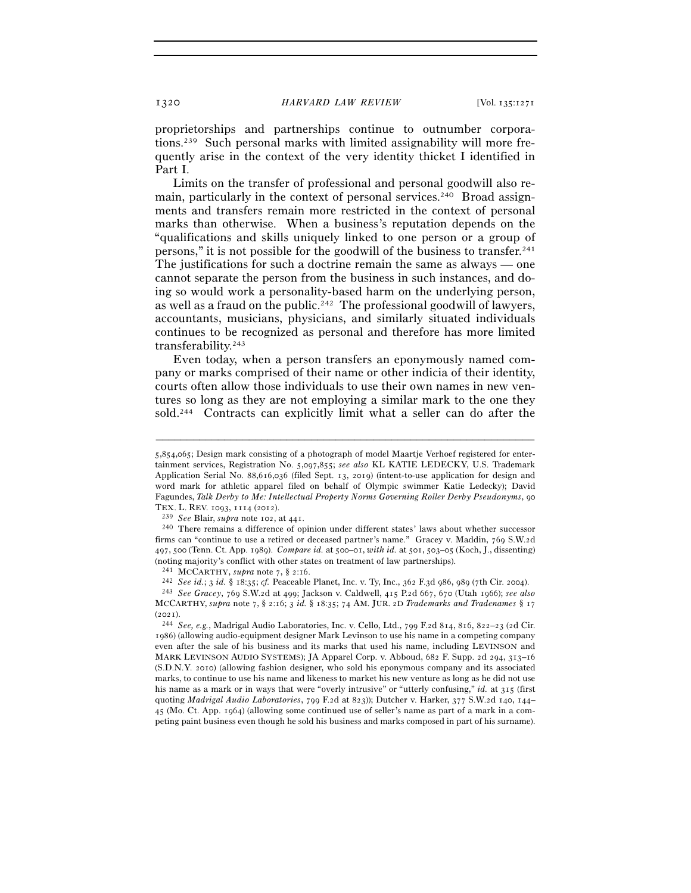proprietorships and partnerships continue to outnumber corporations.[239] Such personal marks with limited assignability will more frequently arise in the context of the very identity thicket I identified in Part I.

Limits on the transfer of professional and personal goodwill also remain, particularly in the context of personal services.[240] Broad assignments and transfers remain more restricted in the context of personal marks than otherwise. When a business's reputation depends on the "qualifications and skills uniquely linked to one person or a group of persons," it is not possible for the goodwill of the business to transfer.[241] The justifications for such a doctrine remain the same as always — one cannot separate the person from the business in such instances, and doing so would work a personality-based harm on the underlying person, as well as a fraud on the public.[242] The professional goodwill of lawyers, accountants, musicians, physicians, and similarly situated individuals continues to be recognized as personal and therefore has more limited transferability.[243]

Even today, when a person transfers an eponymously named company or marks comprised of their name or other indicia of their identity, courts often allow those individuals to use their own names in new ventures so long as they are not employing a similar mark to the one they sold.[244] Contracts can explicitly limit what a seller can do after the

---

5,854,065; Design mark consisting of a photograph of model Maartje Verhoef registered for entertainment services, Registration No. 5,097,855; *see also* KL KATIE LEDECKY, U.S. Trademark Application Serial No. 88,616,036 (filed Sept. 13, 2019) (intent-to-use application for design and word mark for athletic apparel filed on behalf of Olympic swimmer Katie Ledecky); David Fagundes, *Talk Derby to Me: Intellectual Property Norms Governing Roller Derby Pseudonyms*, 90 TEX. L. REV. 1093, 1114 (2012).

[239] *See* Blair, *supra* note 102, at 441.

[240] There remains a difference of opinion under different states' laws about whether successor firms can "continue to use a retired or deceased partner's name." Gracey v. Maddin, 769 S.W.2d 497, 500 (Tenn. Ct. App. 1989). *Compare id.* at 500–01, *with id.* at 501, 503–05 (Koch, J., dissenting) (noting majority's conflict with other states on treatment of law partnerships).

[241] MCCARTHY, *supra* note 7, § 2:16.

[242] *See id.*; 3 *id.* § 18:35; *cf.* Peaceable Planet, Inc. v. Ty, Inc., 362 F.3d 986, 989 (7th Cir. 2004).

[243] *See Gracey*, 769 S.W.2d at 499; Jackson v. Caldwell, 415 P.2d 667, 670 (Utah 1966); *see also* MCCARTHY, *supra* note 7, § 2:16; 3 *id.* § 18:35; 74 AM. JUR. 2D *Trademarks and Tradenames* § 17 (2021).

[244] *See, e.g.*, Madrigal Audio Laboratories, Inc. v. Cello, Ltd., 799 F.2d 814, 816, 822–23 (2d Cir. 1986) (allowing audio-equipment designer Mark Levinson to use his name in a competing company even after the sale of his business and its marks that used his name, including LEVINSON and MARK LEVINSON AUDIO SYSTEMS); JA Apparel Corp. v. Abboud, 682 F. Supp. 2d 294, 313–16 (S.D.N.Y. 2010) (allowing fashion designer, who sold his eponymous company and its associated marks, to continue to use his name and likeness to market his new venture as long as he did not use his name as a mark or in ways that were "overly intrusive" or "utterly confusing," *id.* at 315 (first quoting *Madrigal Audio Laboratories*, 799 F.2d at 823)); Dutcher v. Harker, 377 S.W.2d 140, 144–45 (Mo. Ct. App. 1964) (allowing some continued use of seller's name as part of a mark in a competing paint business even though he sold his business and marks composed in part of his surname).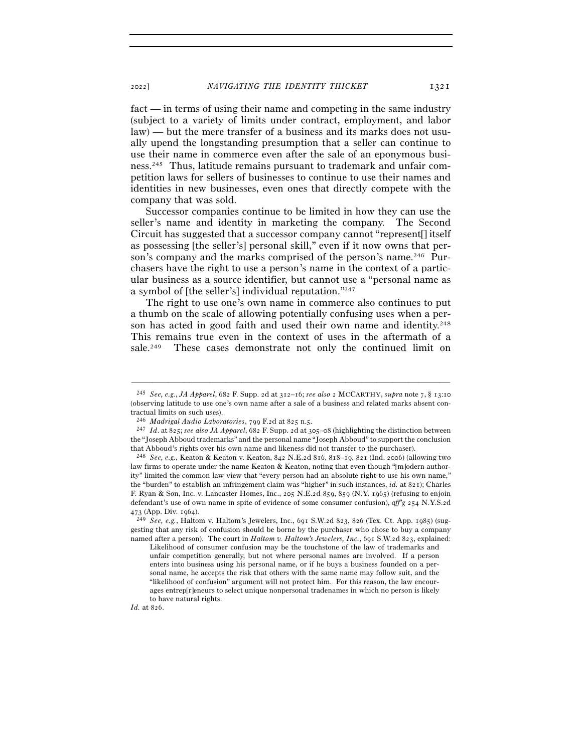fact — in terms of using their name and competing in the same industry (subject to a variety of limits under contract, employment, and labor law) — but the mere transfer of a business and its marks does not usually upend the longstanding presumption that a seller can continue to use their name in commerce even after the sale of an eponymous business.[245] Thus, latitude remains pursuant to trademark and unfair competition laws for sellers of businesses to continue to use their names and identities in new businesses, even ones that directly compete with the company that was sold.

Successor companies continue to be limited in how they can use the seller's name and identity in marketing the company. The Second Circuit has suggested that a successor company cannot "represent[] itself as possessing [the seller's] personal skill," even if it now owns that person's company and the marks comprised of the person's name.[246] Purchasers have the right to use a person's name in the context of a particular business as a source identifier, but cannot use a "personal name as a symbol of [the seller's] individual reputation."[247]

The right to use one's own name in commerce also continues to put a thumb on the scale of allowing potentially confusing uses when a person has acted in good faith and used their own name and identity.[248] This remains true even in the context of uses in the aftermath of a sale.[249] These cases demonstrate not only the continued limit on

---

[245] *See, e.g.*, *JA Apparel*, 682 F. Supp. 2d at 312–16; *see also* 2 MCCARTHY, *supra* note 7, § 13:10 (observing latitude to use one's own name after a sale of a business and related marks absent contractual limits on such uses).

[246] *Madrigal Audio Laboratories*, 799 F.2d at 825 n.5.

[247] *Id.* at 825; *see also JA Apparel*, 682 F. Supp. 2d at 305–08 (highlighting the distinction between the "Joseph Abboud trademarks" and the personal name "Joseph Abboud" to support the conclusion that Abboud's rights over his own name and likeness did not transfer to the purchaser).

[248] *See, e.g.*, Keaton & Keaton v. Keaton, 842 N.E.2d 816, 818–19, 821 (Ind. 2006) (allowing two law firms to operate under the name Keaton & Keaton, noting that even though "[m]odern authority" limited the common law view that "every person had an absolute right to use his own name," the "burden" to establish an infringement claim was "higher" in such instances, *id.* at 821); Charles F. Ryan & Son, Inc. v. Lancaster Homes, Inc., 205 N.E.2d 859, 859 (N.Y. 1965) (refusing to enjoin defendant's use of own name in spite of evidence of some consumer confusion), *aff'g* 254 N.Y.S.2d 473 (App. Div. 1964).

[249] *See, e.g.*, Haltom v. Haltom's Jewelers, Inc., 691 S.W.2d 823, 826 (Tex. Ct. App. 1985) (suggesting that any risk of confusion should be borne by the purchaser who chose to buy a company named after a person). The court in *Haltom v. Haltom's Jewelers, Inc.*, 691 S.W.2d 823, explained:

> Likelihood of consumer confusion may be the touchstone of the law of trademarks and unfair competition generally, but not where personal names are involved. If a person enters into business using his personal name, or if he buys a business founded on a personal name, he accepts the risk that others with the same name may follow suit, and the "likelihood of confusion" argument will not protect him. For this reason, the law encourages entrep[r]eneurs to select unique nonpersonal tradenames in which no person is likely to have natural rights.

*Id.* at 826.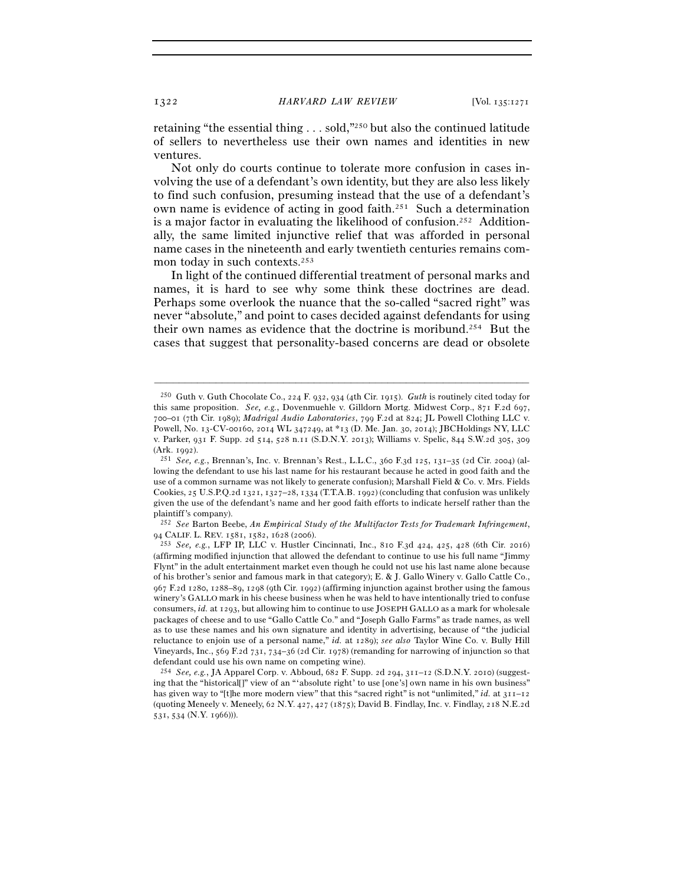retaining "the essential thing . . . sold,"[250] but also the continued latitude of sellers to nevertheless use their own names and identities in new ventures.

Not only do courts continue to tolerate more confusion in cases involving the use of a defendant's own identity, but they are also less likely to find such confusion, presuming instead that the use of a defendant's own name is evidence of acting in good faith.[251] Such a determination is a major factor in evaluating the likelihood of confusion.[252] Additionally, the same limited injunctive relief that was afforded in personal name cases in the nineteenth and early twentieth centuries remains common today in such contexts.[253]

In light of the continued differential treatment of personal marks and names, it is hard to see why some think these doctrines are dead. Perhaps some overlook the nuance that the so-called "sacred right" was never "absolute," and point to cases decided against defendants for using their own names as evidence that the doctrine is moribund.[254] But the cases that suggest that personality-based concerns are dead or obsolete

---

[250] Guth v. Guth Chocolate Co., 224 F. 932, 934 (4th Cir. 1915). *Guth* is routinely cited today for this same proposition. *See, e.g.*, Dovenmuehle v. Gilldorn Mortg. Midwest Corp., 871 F.2d 697, 700–01 (7th Cir. 1989); *Madrigal Audio Laboratories*, 799 F.2d at 824; JL Powell Clothing LLC v. Powell, No. 13-CV-00160, 2014 WL 347249, at *13 (D. Me. Jan. 30, 2014); JBCHoldings NY, LLC v. Parker, 931 F. Supp. 2d 514, 528 n.11 (S.D.N.Y. 2013); Williams v. Spelic, 844 S.W.2d 305, 309 (Ark. 1992).

[251] *See, e.g.*, Brennan's, Inc. v. Brennan's Rest., L.L.C., 360 F.3d 125, 131–35 (2d Cir. 2004) (allowing the defendant to use his last name for his restaurant because he acted in good faith and the use of a common surname was not likely to generate confusion); Marshall Field & Co. v. Mrs. Fields Cookies, 25 U.S.P.Q.2d 1321, 1327–28, 1334 (T.T.A.B. 1992) (concluding that confusion was unlikely given the use of the defendant's name and her good faith efforts to indicate herself rather than the plaintiff's company).

[252] *See* Barton Beebe, *An Empirical Study of the Multifactor Tests for Trademark Infringement*, 94 CALIF. L. REV. 1581, 1582, 1628 (2006).

[253] *See, e.g.*, LFP IP, LLC v. Hustler Cincinnati, Inc., 810 F.3d 424, 425, 428 (6th Cir. 2016) (affirming modified injunction that allowed the defendant to continue to use his full name "Jimmy Flynt" in the adult entertainment market even though he could not use his last name alone because of his brother's senior and famous mark in that category); E. & J. Gallo Winery v. Gallo Cattle Co., 967 F.2d 1280, 1288–89, 1298 (9th Cir. 1992) (affirming injunction against brother using the famous winery's GALLO mark in his cheese business when he was held to have intentionally tried to confuse consumers, *id.* at 1293, but allowing him to continue to use JOSEPH GALLO as a mark for wholesale packages of cheese and to use "Gallo Cattle Co." and "Joseph Gallo Farms" as trade names, as well as to use these names and his own signature and identity in advertising, because of "the judicial reluctance to enjoin use of a personal name," *id.* at 1289); *see also* Taylor Wine Co. v. Bully Hill Vineyards, Inc., 569 F.2d 731, 734–36 (2d Cir. 1978) (remanding for narrowing of injunction so that defendant could use his own name on competing wine).

[254] *See, e.g.*, JA Apparel Corp. v. Abboud, 682 F. Supp. 2d 294, 311–12 (S.D.N.Y. 2010) (suggesting that the "historical[]" view of an "'absolute right' to use [one's] own name in his own business" has given way to "[t]he more modern view" that this "sacred right" is not "unlimited," *id.* at 311–12 (quoting Meneely v. Meneely, 62 N.Y. 427, 427 (1875); David B. Findlay, Inc. v. Findlay, 218 N.E.2d 531, 534 (N.Y. 1966))).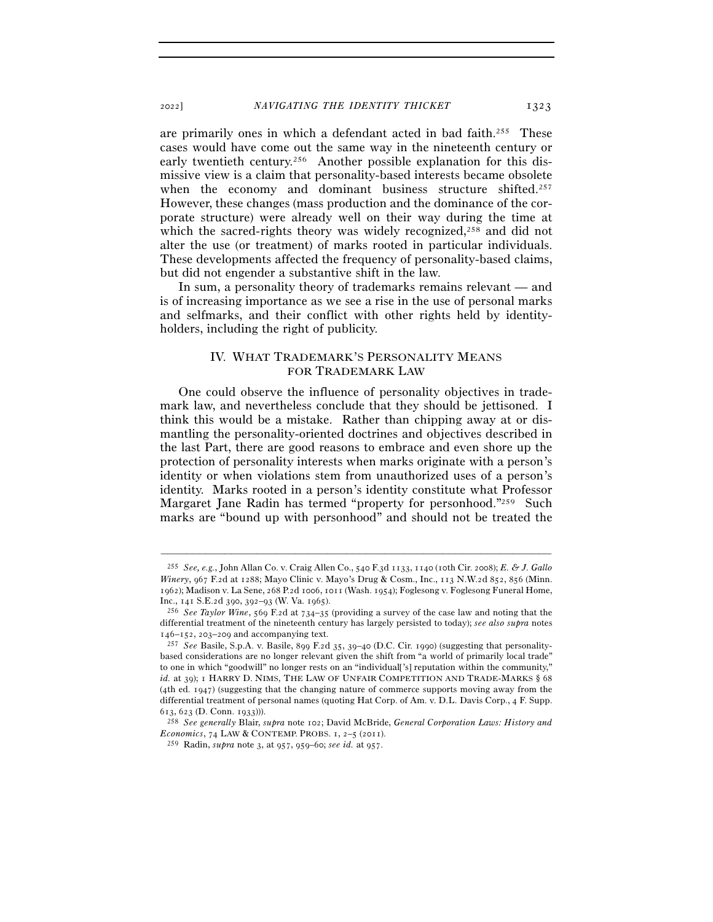are primarily ones in which a defendant acted in bad faith.[255] These cases would have come out the same way in the nineteenth century or early twentieth century.[256] Another possible explanation for this dismissive view is a claim that personality-based interests became obsolete when the economy and dominant business structure shifted.[257] However, these changes (mass production and the dominance of the corporate structure) were already well on their way during the time at which the sacred-rights theory was widely recognized,[258] and did not alter the use (or treatment) of marks rooted in particular individuals. These developments affected the frequency of personality-based claims, but did not engender a substantive shift in the law.

In sum, a personality theory of trademarks remains relevant — and is of increasing importance as we see a rise in the use of personal marks and selfmarks, and their conflict with other rights held by identity-holders, including the right of publicity.

## IV. WHAT TRADEMARK'S PERSONALITY MEANS FOR TRADEMARK LAW

One could observe the influence of personality objectives in trademark law, and nevertheless conclude that they should be jettisoned. I think this would be a mistake. Rather than chipping away at or dismantling the personality-oriented doctrines and objectives described in the last Part, there are good reasons to embrace and even shore up the protection of personality interests when marks originate with a person's identity or when violations stem from unauthorized uses of a person's identity. Marks rooted in a person's identity constitute what Professor Margaret Jane Radin has termed "property for personhood."[259] Such marks are "bound up with personhood" and should not be treated the

---

[255] *See, e.g.*, John Allan Co. v. Craig Allen Co., 540 F.3d 1133, 1140 (10th Cir. 2008); *E. & J. Gallo Winery*, 967 F.2d at 1288; Mayo Clinic v. Mayo's Drug & Cosm., Inc., 113 N.W.2d 852, 856 (Minn. 1962); Madison v. La Sene, 268 P.2d 1006, 1011 (Wash. 1954); Foglesong v. Foglesong Funeral Home, Inc., 141 S.E.2d 390, 392–93 (W. Va. 1965).

[256] *See Taylor Wine*, 569 F.2d at 734–35 (providing a survey of the case law and noting that the differential treatment of the nineteenth century has largely persisted to today); *see also supra* notes 146–152, 203–209 and accompanying text.

[257] *See* Basile, S.p.A. v. Basile, 899 F.2d 35, 39–40 (D.C. Cir. 1990) (suggesting that personality-based considerations are no longer relevant given the shift from "a world of primarily local trade" to one in which "goodwill" no longer rests on an "individual['s] reputation within the community," *id.* at 39); 1 HARRY D. NIMS, THE LAW OF UNFAIR COMPETITION AND TRADE-MARKS § 68 (4th ed. 1947) (suggesting that the changing nature of commerce supports moving away from the differential treatment of personal names (quoting Hat Corp. of Am. v. D.L. Davis Corp., 4 F. Supp. 613, 623 (D. Conn. 1933))).

[258] *See generally* Blair, *supra* note 102; David McBride, *General Corporation Laws: History and Economics*, 74 LAW & CONTEMP. PROBS. 1, 2–5 (2011).

[259] Radin, *supra* note 3, at 957, 959–60; *see id.* at 957.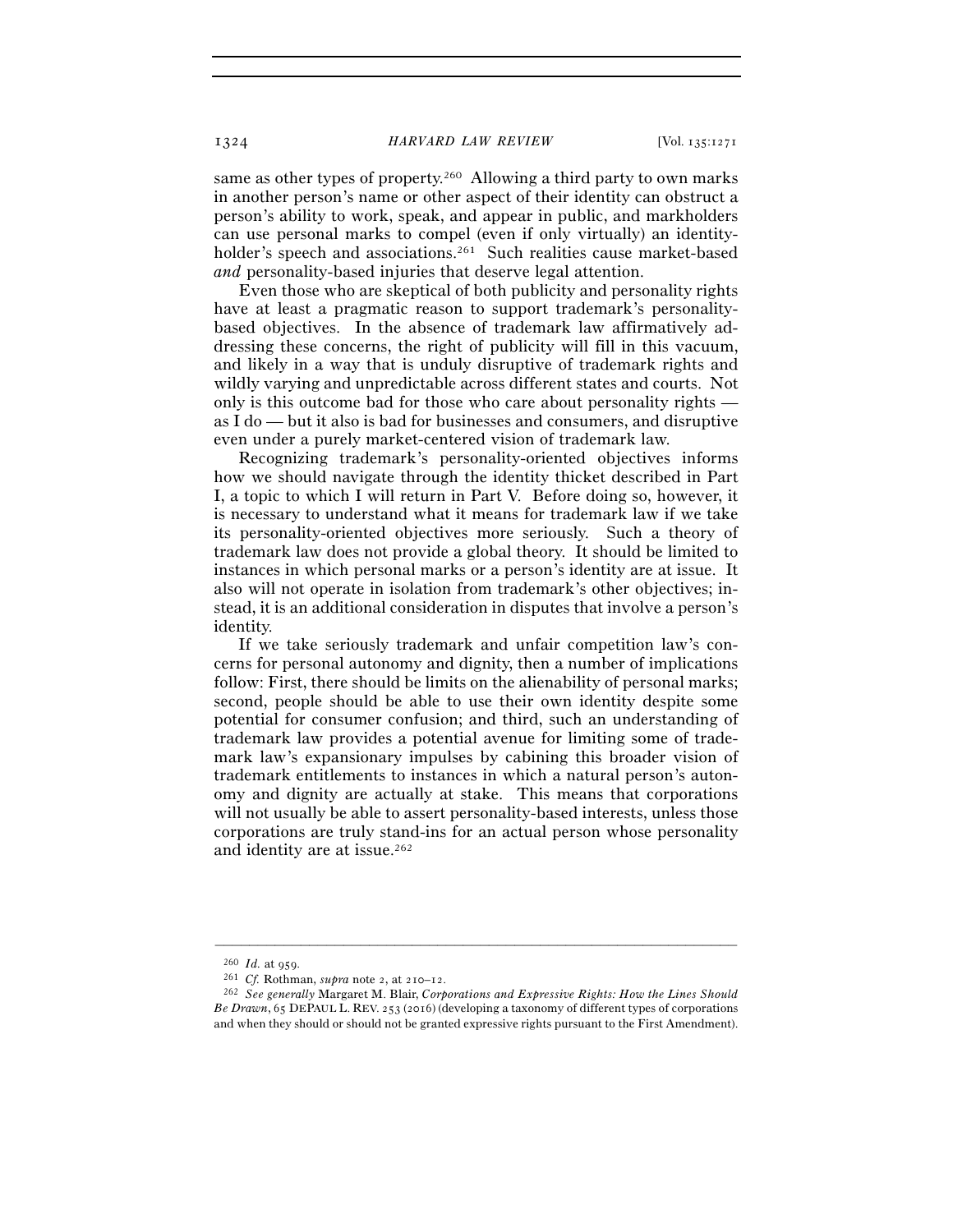same as other types of property.[260] Allowing a third party to own marks in another person's name or other aspect of their identity can obstruct a person's ability to work, speak, and appear in public, and markholders can use personal marks to compel (even if only virtually) an identity-holder's speech and associations.[261] Such realities cause market-based *and* personality-based injuries that deserve legal attention.

Even those who are skeptical of both publicity and personality rights have at least a pragmatic reason to support trademark's personality-based objectives. In the absence of trademark law affirmatively addressing these concerns, the right of publicity will fill in this vacuum, and likely in a way that is unduly disruptive of trademark rights and wildly varying and unpredictable across different states and courts. Not only is this outcome bad for those who care about personality rights — as I do — but it also is bad for businesses and consumers, and disruptive even under a purely market-centered vision of trademark law.

Recognizing trademark's personality-oriented objectives informs how we should navigate through the identity thicket described in Part I, a topic to which I will return in Part V. Before doing so, however, it is necessary to understand what it means for trademark law if we take its personality-oriented objectives more seriously. Such a theory of trademark law does not provide a global theory. It should be limited to instances in which personal marks or a person's identity are at issue. It also will not operate in isolation from trademark's other objectives; instead, it is an additional consideration in disputes that involve a person's identity.

If we take seriously trademark and unfair competition law's concerns for personal autonomy and dignity, then a number of implications follow: First, there should be limits on the alienability of personal marks; second, people should be able to use their own identity despite some potential for consumer confusion; and third, such an understanding of trademark law provides a potential avenue for limiting some of trademark law's expansionary impulses by cabining this broader vision of trademark entitlements to instances in which a natural person's autonomy and dignity are actually at stake. This means that corporations will not usually be able to assert personality-based interests, unless those corporations are truly stand-ins for an actual person whose personality and identity are at issue.[262]

---

[260] *Id.* at 959.

[261] *Cf.* Rothman, *supra* note 2, at 210–12.

[262] *See generally* Margaret M. Blair, *Corporations and Expressive Rights: How the Lines Should Be Drawn*, 65 DEPAUL L. REV. 253 (2016) (developing a taxonomy of different types of corporations and when they should or should not be granted expressive rights pursuant to the First Amendment).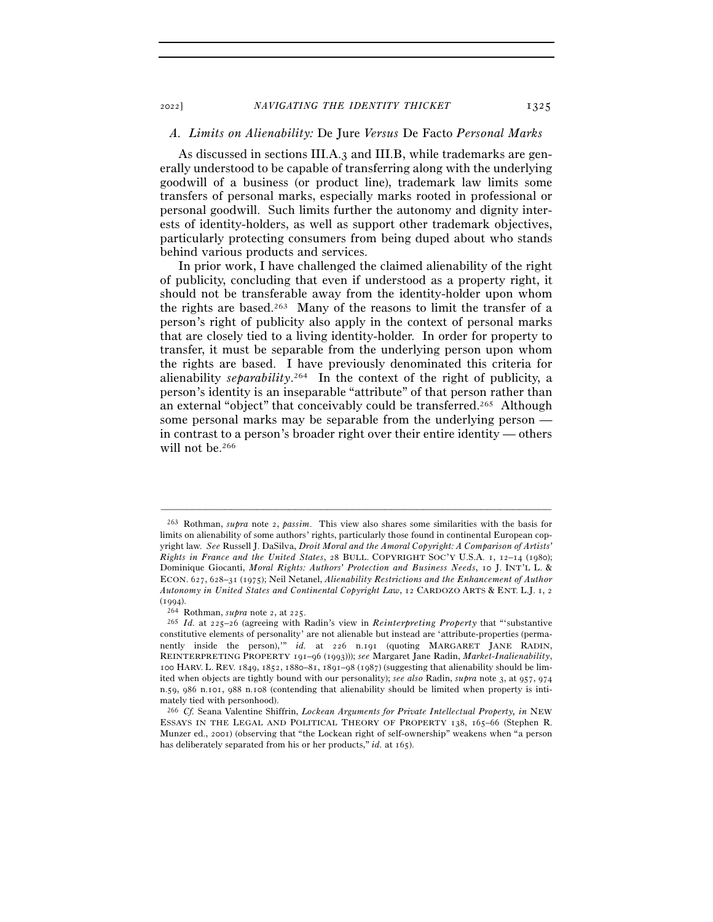### A. *Limits on Alienability:* De Jure *Versus* De Facto *Personal Marks*

As discussed in sections III.A.3 and III.B, while trademarks are generally understood to be capable of transferring along with the underlying goodwill of a business (or product line), trademark law limits some transfers of personal marks, especially marks rooted in professional or personal goodwill. Such limits further the autonomy and dignity interests of identity-holders, as well as support other trademark objectives, particularly protecting consumers from being duped about who stands behind various products and services.

In prior work, I have challenged the claimed alienability of the right of publicity, concluding that even if understood as a property right, it should not be transferable away from the identity-holder upon whom the rights are based.[263] Many of the reasons to limit the transfer of a person's right of publicity also apply in the context of personal marks that are closely tied to a living identity-holder. In order for property to transfer, it must be separable from the underlying person upon whom the rights are based. I have previously denominated this criteria for alienability *separability*.[264] In the context of the right of publicity, a person's identity is an inseparable "attribute" of that person rather than an external "object" that conceivably could be transferred.[265] Although some personal marks may be separable from the underlying person — in contrast to a person's broader right over their entire identity — others will not be.[266]

---

[263] Rothman, *supra* note 2, *passim*. This view also shares some similarities with the basis for limits on alienability of some authors' rights, particularly those found in continental European copyright law. *See* Russell J. DaSilva, *Droit Moral and the Amoral Copyright: A Comparison of Artists' Rights in France and the United States*, 28 BULL. COPYRIGHT SOC'Y U.S.A. 1, 12–14 (1980); Dominique Giocanti, *Moral Rights: Authors' Protection and Business Needs*, 10 J. INT'L L. & ECON. 627, 628–31 (1975); Neil Netanel, *Alienability Restrictions and the Enhancement of Author Autonomy in United States and Continental Copyright Law*, 12 CARDOZO ARTS & ENT. L.J. 1, 2 (1994).

[264] Rothman, *supra* note 2, at 225.

[265] *Id.* at 225–26 (agreeing with Radin's view in *Reinterpreting Property* that "'substantive constitutive elements of personality' are not alienable but instead are 'attribute-properties (permanently inside the person),'" *id.* at 226 n.191 (quoting MARGARET JANE RADIN, REINTERPRETING PROPERTY 191–96 (1993))); *see* Margaret Jane Radin, *Market-Inalienability*, 100 HARV. L. REV. 1849, 1852, 1880–81, 1891–98 (1987) (suggesting that alienability should be limited when objects are tightly bound with our personality); *see also* Radin, *supra* note 3, at 957, 974 n.59, 986 n.101, 988 n.108 (contending that alienability should be limited when property is intimately tied with personhood).

[266] *Cf.* Seana Valentine Shiffrin, *Lockean Arguments for Private Intellectual Property, in* NEW ESSAYS IN THE LEGAL AND POLITICAL THEORY OF PROPERTY 138, 165–66 (Stephen R. Munzer ed., 2001) (observing that "the Lockean right of self-ownership" weakens when "a person has deliberately separated from his or her products," *id.* at 165).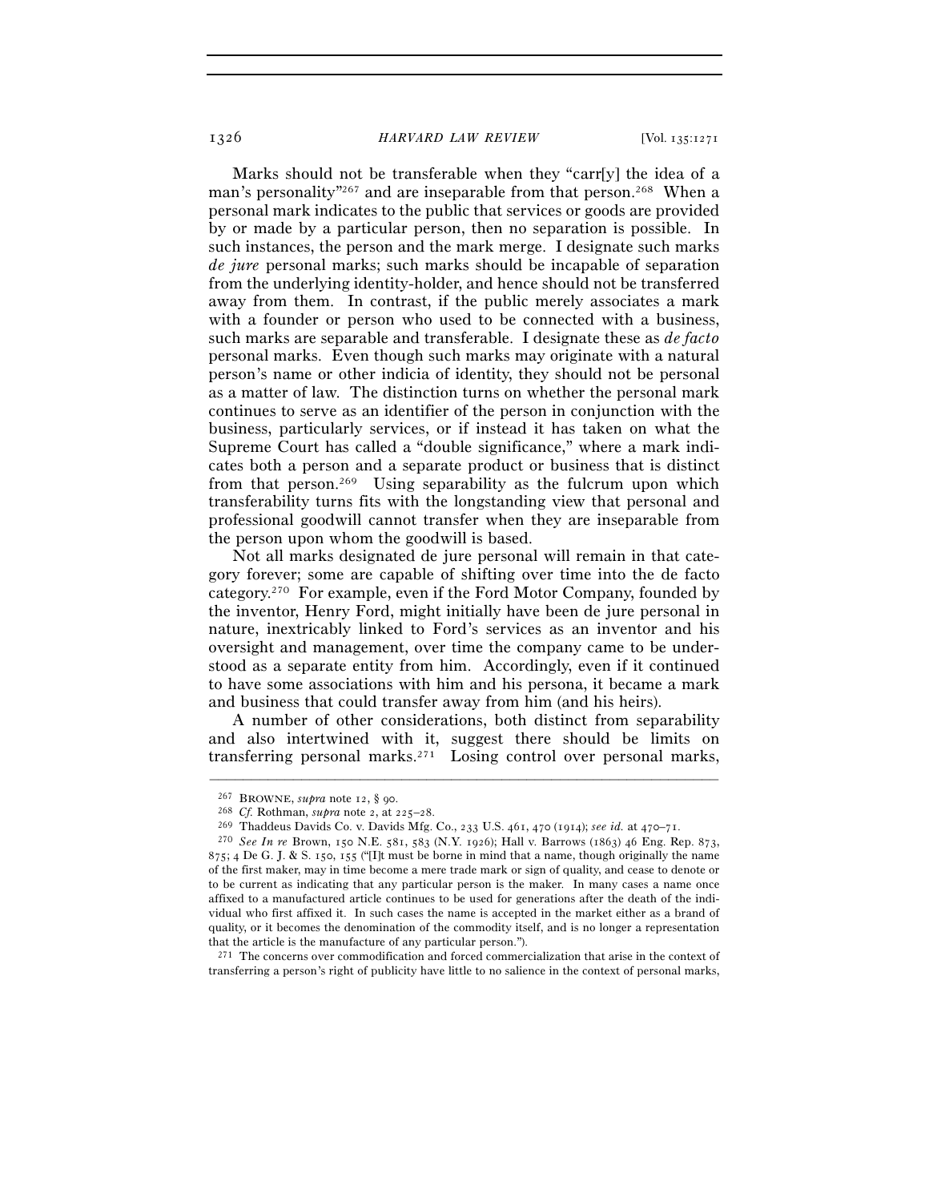Marks should not be transferable when they "carr[y] the idea of a man's personality"[267] and are inseparable from that person.[268] When a personal mark indicates to the public that services or goods are provided by or made by a particular person, then no separation is possible. In such instances, the person and the mark merge. I designate such marks *de jure* personal marks; such marks should be incapable of separation from the underlying identity-holder, and hence should not be transferred away from them. In contrast, if the public merely associates a mark with a founder or person who used to be connected with a business, such marks are separable and transferable. I designate these as *de facto* personal marks. Even though such marks may originate with a natural person's name or other indicia of identity, they should not be personal as a matter of law. The distinction turns on whether the personal mark continues to serve as an identifier of the person in conjunction with the business, particularly services, or if instead it has taken on what the Supreme Court has called a "double significance," where a mark indicates both a person and a separate product or business that is distinct from that person.[269] Using separability as the fulcrum upon which transferability turns fits with the longstanding view that personal and professional goodwill cannot transfer when they are inseparable from the person upon whom the goodwill is based.

Not all marks designated de jure personal will remain in that category forever; some are capable of shifting over time into the de facto category.[270] For example, even if the Ford Motor Company, founded by the inventor, Henry Ford, might initially have been de jure personal in nature, inextricably linked to Ford's services as an inventor and his oversight and management, over time the company came to be understood as a separate entity from him. Accordingly, even if it continued to have some associations with him and his persona, it became a mark and business that could transfer away from him (and his heirs).

A number of other considerations, both distinct from separability and also intertwined with it, suggest there should be limits on transferring personal marks.[271] Losing control over personal marks,

---

[267] BROWNE, *supra* note 12, § 90.

[268] *Cf.* Rothman, *supra* note 2, at 225–28.

[269] Thaddeus Davids Co. v. Davids Mfg. Co., 233 U.S. 461, 470 (1914); *see id.* at 470–71.

[270] *See In re* Brown, 150 N.E. 581, 583 (N.Y. 1926); Hall v. Barrows (1863) 46 Eng. Rep. 873, 875; 4 De G. J. & S. 150, 155 ("[I]t must be borne in mind that a name, though originally the name of the first maker, may in time become a mere trade mark or sign of quality, and cease to denote or to be current as indicating that any particular person is the maker. In many cases a name once affixed to a manufactured article continues to be used for generations after the death of the individual who first affixed it. In such cases the name is accepted in the market either as a brand of quality, or it becomes the denomination of the commodity itself, and is no longer a representation that the article is the manufacture of any particular person.").

[271] The concerns over commodification and forced commercialization that arise in the context of transferring a person's right of publicity have little to no salience in the context of personal marks,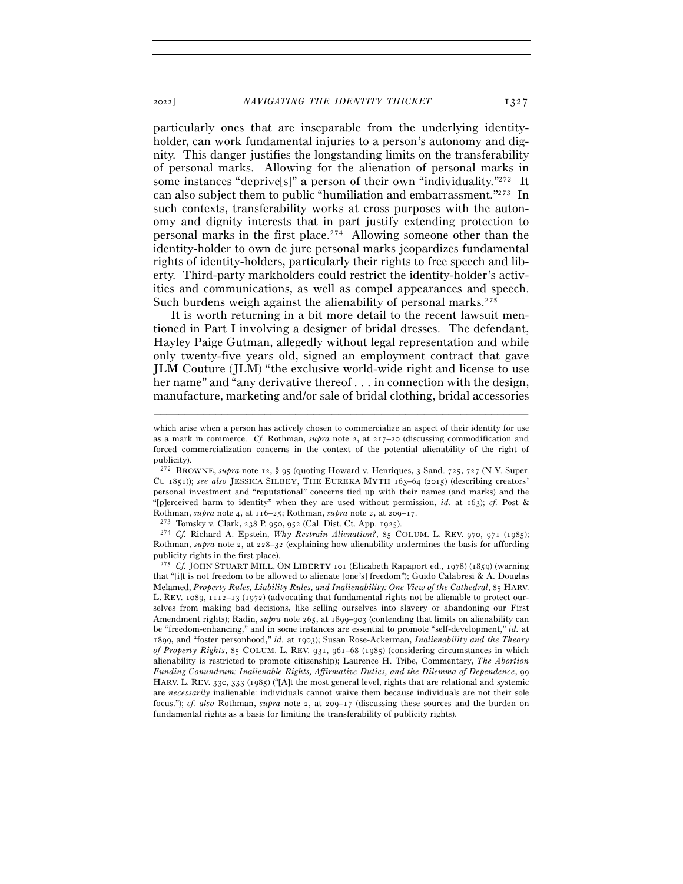particularly ones that are inseparable from the underlying identity-holder, can work fundamental injuries to a person's autonomy and dignity. This danger justifies the longstanding limits on the transferability of personal marks. Allowing for the alienation of personal marks in some instances "deprive[s]" a person of their own "individuality."[272] It can also subject them to public "humiliation and embarrassment."[273] In such contexts, transferability works at cross purposes with the autonomy and dignity interests that in part justify extending protection to personal marks in the first place.[274] Allowing someone other than the identity-holder to own de jure personal marks jeopardizes fundamental rights of identity-holders, particularly their rights to free speech and liberty. Third-party markholders could restrict the identity-holder's activities and communications, as well as compel appearances and speech. Such burdens weigh against the alienability of personal marks.[275]

It is worth returning in a bit more detail to the recent lawsuit mentioned in Part I involving a designer of bridal dresses. The defendant, Hayley Paige Gutman, allegedly without legal representation and while only twenty-five years old, signed an employment contract that gave JLM Couture (JLM) "the exclusive world-wide right and license to use her name" and "any derivative thereof . . . in connection with the design, manufacture, marketing and/or sale of bridal clothing, bridal accessories

---

which arise when a person has actively chosen to commercialize an aspect of their identity for use as a mark in commerce. *Cf.* Rothman, *supra* note 2, at 217–20 (discussing commodification and forced commercialization concerns in the context of the potential alienability of the right of publicity).

[272] BROWNE, *supra* note 12, § 95 (quoting Howard v. Henriques, 3 Sand. 725, 727 (N.Y. Super. Ct. 1851)); *see also* JESSICA SILBEY, THE EUREKA MYTH 163–64 (2015) (describing creators' personal investment and "reputational" concerns tied up with their names (and marks) and the "[p]erceived harm to identity" when they are used without permission, *id.* at 163); *cf.* Post & Rothman, *supra* note 4, at 116–25; Rothman, *supra* note 2, at 209–17.

[273] Tomsky v. Clark, 238 P. 950, 952 (Cal. Dist. Ct. App. 1925).

[274] *Cf.* Richard A. Epstein, *Why Restrain Alienation?*, 85 COLUM. L. REV. 970, 971 (1985); Rothman, *supra* note 2, at 228–32 (explaining how alienability undermines the basis for affording publicity rights in the first place).

[275] *Cf.* JOHN STUART MILL, ON LIBERTY 101 (Elizabeth Rapaport ed., 1978) (1859) (warning that "[i]t is not freedom to be allowed to alienate [one's] freedom"); Guido Calabresi & A. Douglas Melamed, *Property Rules, Liability Rules, and Inalienability: One View of the Cathedral*, 85 HARV. L. REV. 1089, 1112–13 (1972) (advocating that fundamental rights not be alienable to protect ourselves from making bad decisions, like selling ourselves into slavery or abandoning our First Amendment rights); Radin, *supra* note 265, at 1899–903 (contending that limits on alienability can be "freedom-enhancing," and in some instances are essential to promote "self-development," *id.* at 1899, and "foster personhood," *id.* at 1903); Susan Rose-Ackerman, *Inalienability and the Theory of Property Rights*, 85 COLUM. L. REV. 931, 961–68 (1985) (considering circumstances in which alienability is restricted to promote citizenship); Laurence H. Tribe, Commentary, *The Abortion Funding Conundrum: Inalienable Rights, Affirmative Duties, and the Dilemma of Dependence*, 99 HARV. L. REV. 330, 333 (1985) ("[A]t the most general level, rights that are relational and systemic are *necessarily* inalienable: individuals cannot waive them because individuals are not their sole focus."); *cf. also* Rothman, *supra* note 2, at 209–17 (discussing these sources and the burden on fundamental rights as a basis for limiting the transferability of publicity rights).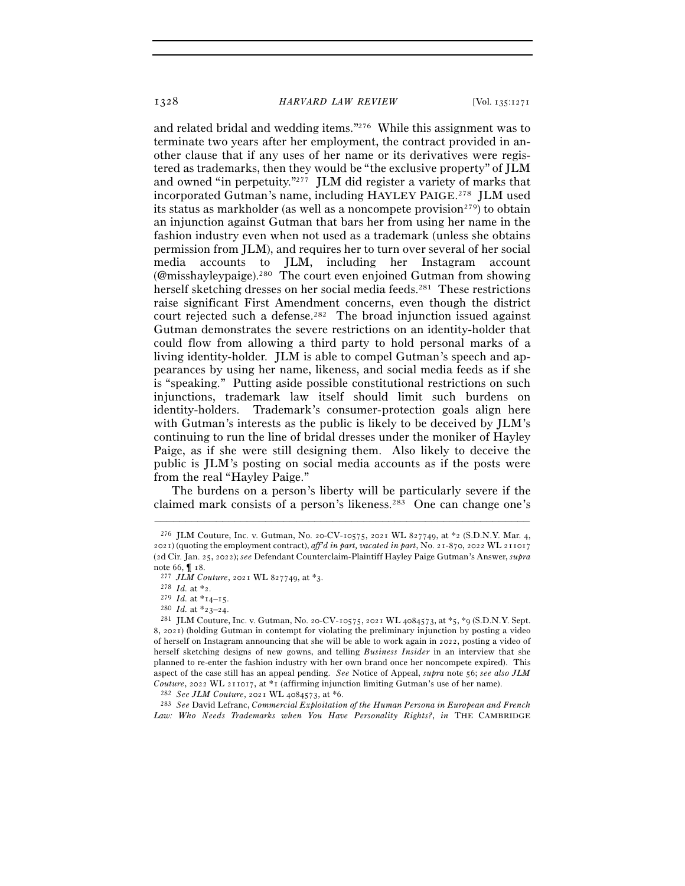and related bridal and wedding items."[276] While this assignment was to terminate two years after her employment, the contract provided in another clause that if any uses of her name or its derivatives were registered as trademarks, then they would be "the exclusive property" of JLM and owned "in perpetuity."[277] JLM did register a variety of marks that incorporated Gutman's name, including HAYLEY PAIGE.[278] JLM used its status as markholder (as well as a noncompete provision[279]) to obtain an injunction against Gutman that bars her from using her name in the fashion industry even when not used as a trademark (unless she obtains permission from JLM), and requires her to turn over several of her social media accounts to JLM, including her Instagram account (@misshayleypaige).[280] The court even enjoined Gutman from showing herself sketching dresses on her social media feeds.[281] These restrictions raise significant First Amendment concerns, even though the district court rejected such a defense.[282] The broad injunction issued against Gutman demonstrates the severe restrictions on an identity-holder that could flow from allowing a third party to hold personal marks of a living identity-holder. JLM is able to compel Gutman's speech and appearances by using her name, likeness, and social media feeds as if she is "speaking." Putting aside possible constitutional restrictions on such injunctions, trademark law itself should limit such burdens on identity-holders. Trademark's consumer-protection goals align here with Gutman's interests as the public is likely to be deceived by JLM's continuing to run the line of bridal dresses under the moniker of Hayley Paige, as if she were still designing them. Also likely to deceive the public is JLM's posting on social media accounts as if the posts were from the real "Hayley Paige."

The burdens on a person's liberty will be particularly severe if the claimed mark consists of a person's likeness.[283] One can change one's

---

[276] JLM Couture, Inc. v. Gutman, No. 20-CV-10575, 2021 WL 827749, at *2 (S.D.N.Y. Mar. 4, 2021) (quoting the employment contract), *aff'd in part, vacated in part*, No. 21-870, 2022 WL 211017 (2d Cir. Jan. 25, 2022); *see* Defendant Counterclaim-Plaintiff Hayley Paige Gutman's Answer, *supra* note 66, ¶ 18.

[277] *JLM Couture*, 2021 WL 827749, at *3.

[278] *Id.* at *2.

[279] *Id.* at *14–15.

[280] *Id.* at *23–24.

[281] JLM Couture, Inc. v. Gutman, No. 20-CV-10575, 2021 WL 4084573, at *5, *9 (S.D.N.Y. Sept. 8, 2021) (holding Gutman in contempt for violating the preliminary injunction by posting a video of herself on Instagram announcing that she will be able to work again in 2022, posting a video of herself sketching designs of new gowns, and telling *Business Insider* in an interview that she planned to re-enter the fashion industry with her own brand once her noncompete expired). This aspect of the case still has an appeal pending. *See* Notice of Appeal, *supra* note 56; *see also JLM Couture*, 2022 WL 211017, at *1 (affirming injunction limiting Gutman's use of her name).

[282] *See JLM Couture*, 2021 WL 4084573, at *6.

[283] *See* David Lefranc, *Commercial Exploitation of the Human Persona in European and French Law: Who Needs Trademarks when You Have Personality Rights?*, *in* THE CAMBRIDGE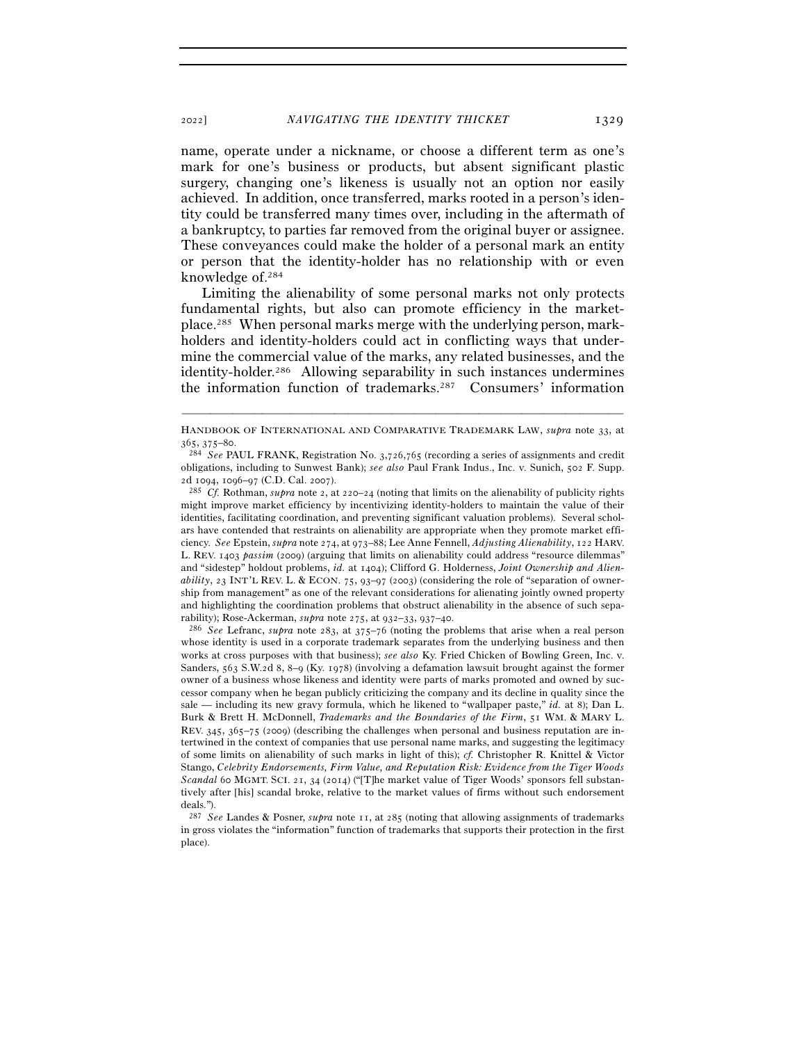name, operate under a nickname, or choose a different term as one's mark for one's business or products, but absent significant plastic surgery, changing one's likeness is usually not an option nor easily achieved. In addition, once transferred, marks rooted in a person's identity could be transferred many times over, including in the aftermath of a bankruptcy, to parties far removed from the original buyer or assignee. These conveyances could make the holder of a personal mark an entity or person that the identity-holder has no relationship with or even knowledge of.[284]

Limiting the alienability of some personal marks not only protects fundamental rights, but also can promote efficiency in the marketplace.[285] When personal marks merge with the underlying person, markholders and identity-holders could act in conflicting ways that undermine the commercial value of the marks, any related businesses, and the identity-holder.[286] Allowing separability in such instances undermines the information function of trademarks.[287] Consumers' information

---

HANDBOOK OF INTERNATIONAL AND COMPARATIVE TRADEMARK LAW, *supra* note 33, at 365, 375–80.

[284] *See* PAUL FRANK, Registration No. 3,726,765 (recording a series of assignments and credit obligations, including to Sunwest Bank); *see also* Paul Frank Indus., Inc. v. Sunich, 502 F. Supp. 2d 1094, 1096–97 (C.D. Cal. 2007).

[285] *Cf.* Rothman, *supra* note 2, at 220–24 (noting that limits on the alienability of publicity rights might improve market efficiency by incentivizing identity-holders to maintain the value of their identities, facilitating coordination, and preventing significant valuation problems). Several scholars have contended that restraints on alienability are appropriate when they promote market efficiency. *See* Epstein, *supra* note 274, at 973–88; Lee Anne Fennell, *Adjusting Alienability*, 122 HARV. L. REV. 1403 *passim* (2009) (arguing that limits on alienability could address "resource dilemmas" and "sidestep" holdout problems, *id.* at 1404); Clifford G. Holderness, *Joint Ownership and Alienability*, 23 INT'L REV. L. & ECON. 75, 93–97 (2003) (considering the role of "separation of ownership from management" as one of the relevant considerations for alienating jointly owned property and highlighting the coordination problems that obstruct alienability in the absence of such separability); Rose-Ackerman, *supra* note 275, at 932–33, 937–40.

[286] *See* Lefranc, *supra* note 283, at 375–76 (noting the problems that arise when a real person whose identity is used in a corporate trademark separates from the underlying business and then works at cross purposes with that business); *see also* Ky. Fried Chicken of Bowling Green, Inc. v. Sanders, 563 S.W.2d 8, 8–9 (Ky. 1978) (involving a defamation lawsuit brought against the former owner of a business whose likeness and identity were parts of marks promoted and owned by successor company when he began publicly criticizing the company and its decline in quality since the sale — including its new gravy formula, which he likened to "wallpaper paste," *id.* at 8); Dan L. Burk & Brett H. McDonnell, *Trademarks and the Boundaries of the Firm*, 51 WM. & MARY L. REV. 345, 365–75 (2009) (describing the challenges when personal and business reputation are intertwined in the context of companies that use personal name marks, and suggesting the legitimacy of some limits on alienability of such marks in light of this); *cf.* Christopher R. Knittel & Victor Stango, *Celebrity Endorsements, Firm Value, and Reputation Risk: Evidence from the Tiger Woods Scandal* 60 MGMT. SCI. 21, 34 (2014) ("[T]he market value of Tiger Woods' sponsors fell substantively after [his] scandal broke, relative to the market values of firms without such endorsement deals.").

[287] *See* Landes & Posner, *supra* note 11, at 285 (noting that allowing assignments of trademarks in gross violates the "information" function of trademarks that supports their protection in the first place).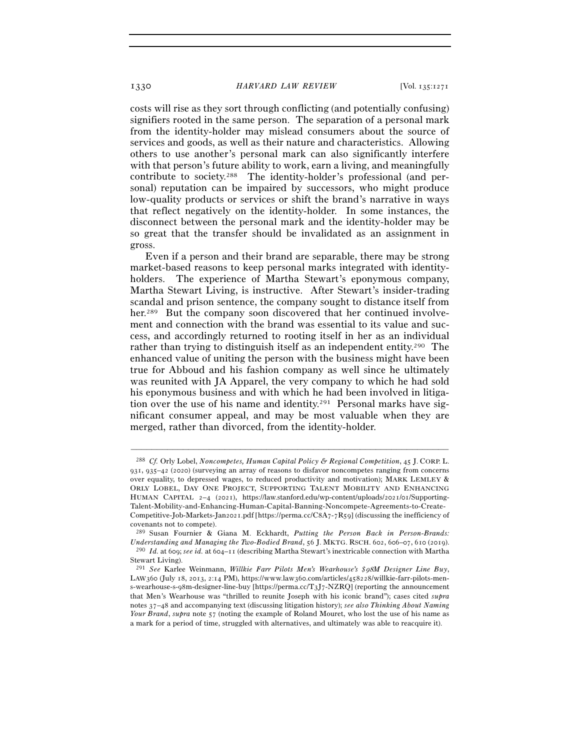costs will rise as they sort through conflicting (and potentially confusing) signifiers rooted in the same person. The separation of a personal mark from the identity-holder may mislead consumers about the source of services and goods, as well as their nature and characteristics. Allowing others to use another's personal mark can also significantly interfere with that person's future ability to work, earn a living, and meaningfully contribute to society.[288] The identity-holder's professional (and personal) reputation can be impaired by successors, who might produce low-quality products or services or shift the brand's narrative in ways that reflect negatively on the identity-holder. In some instances, the disconnect between the personal mark and the identity-holder may be so great that the transfer should be invalidated as an assignment in gross.

Even if a person and their brand are separable, there may be strong market-based reasons to keep personal marks integrated with identity-holders. The experience of Martha Stewart's eponymous company, Martha Stewart Living, is instructive. After Stewart's insider-trading scandal and prison sentence, the company sought to distance itself from her.[289] But the company soon discovered that her continued involvement and connection with the brand was essential to its value and success, and accordingly returned to rooting itself in her as an individual rather than trying to distinguish itself as an independent entity.[290] The enhanced value of uniting the person with the business might have been true for Abboud and his fashion company as well since he ultimately was reunited with JA Apparel, the very company to which he had sold his eponymous business and with which he had been involved in litigation over the use of his name and identity.[291] Personal marks have significant consumer appeal, and may be most valuable when they are merged, rather than divorced, from the identity-holder.

---

[288] *Cf.* Orly Lobel, *Noncompetes, Human Capital Policy & Regional Competition*, 45 J. CORP. L. 931, 935–42 (2020) (surveying an array of reasons to disfavor noncompetes ranging from concerns over equality, to depressed wages, to reduced productivity and motivation); MARK LEMLEY & ORLY LOBEL, DAY ONE PROJECT, SUPPORTING TALENT MOBILITY AND ENHANCING HUMAN CAPITAL 2–4 (2021), https://law.stanford.edu/wp-content/uploads/2021/01/Supporting-Talent-Mobility-and-Enhancing-Human-Capital-Banning-Noncompete-Agreements-to-Create-Competitive-Job-Markets-Jan2021.pdf [https://perma.cc/C8A7-7R59] (discussing the inefficiency of covenants not to compete).

[289] Susan Fournier & Giana M. Eckhardt, *Putting the Person Back in Person-Brands: Understanding and Managing the Two-Bodied Brand*, 56 J. MKTG. RSCH. 602, 606–07, 610 (2019).

[290] *Id.* at 609; *see id.* at 604–11 (describing Martha Stewart's inextricable connection with Martha Stewart Living).

[291] *See* Karlee Weinmann, *Willkie Farr Pilots Men's Wearhouse's $98M Designer Line Buy*, LAW360 (July 18, 2013, 2:14 PM), https://www.law360.com/articles/458228/willkie-farr-pilots-men-s-wearhouse-s-98m-designer-line-buy [https://perma.cc/T3J7-NZRQ] (reporting the announcement that Men's Wearhouse was "thrilled to reunite Joseph with his iconic brand"); cases cited *supra* notes 37–48 and accompanying text (discussing litigation history); *see also Thinking About Naming Your Brand*, *supra* note 57 (noting the example of Roland Mouret, who lost the use of his name as a mark for a period of time, struggled with alternatives, and ultimately was able to reacquire it).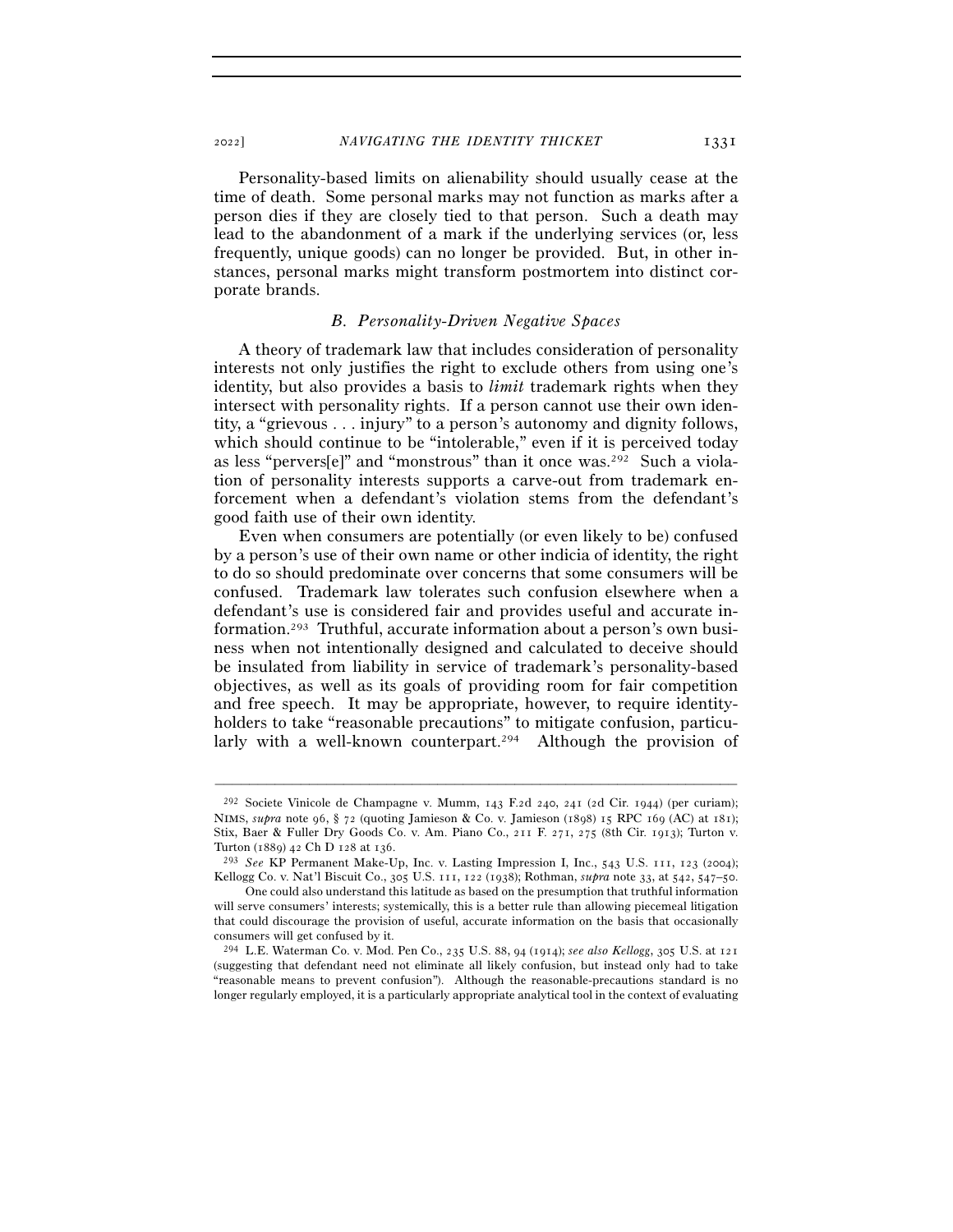Personality-based limits on alienability should usually cease at the time of death. Some personal marks may not function as marks after a person dies if they are closely tied to that person. Such a death may lead to the abandonment of a mark if the underlying services (or, less frequently, unique goods) can no longer be provided. But, in other instances, personal marks might transform postmortem into distinct corporate brands.

### *B. Personality-Driven Negative Spaces*

A theory of trademark law that includes consideration of personality interests not only justifies the right to exclude others from using one's identity, but also provides a basis to *limit* trademark rights when they intersect with personality rights. If a person cannot use their own identity, a "grievous . . . injury" to a person's autonomy and dignity follows, which should continue to be "intolerable," even if it is perceived today as less "pervers[e]" and "monstrous" than it once was.[292] Such a violation of personality interests supports a carve-out from trademark enforcement when a defendant's violation stems from the defendant's good faith use of their own identity.

Even when consumers are potentially (or even likely to be) confused by a person's use of their own name or other indicia of identity, the right to do so should predominate over concerns that some consumers will be confused. Trademark law tolerates such confusion elsewhere when a defendant's use is considered fair and provides useful and accurate information.[293] Truthful, accurate information about a person's own business when not intentionally designed and calculated to deceive should be insulated from liability in service of trademark's personality-based objectives, as well as its goals of providing room for fair competition and free speech. It may be appropriate, however, to require identity-holders to take "reasonable precautions" to mitigate confusion, particularly with a well-known counterpart.[294] Although the provision of

---

[292] Societe Vinicole de Champagne v. Mumm, 143 F.2d 240, 241 (2d Cir. 1944) (per curiam); NIMS, *supra* note 96, § 72 (quoting Jamieson & Co. v. Jamieson (1898) 15 RPC 169 (AC) at 181); Stix, Baer & Fuller Dry Goods Co. v. Am. Piano Co., 211 F. 271, 275 (8th Cir. 1913); Turton v. Turton (1889) 42 Ch D 128 at 136.

[293] *See* KP Permanent Make-Up, Inc. v. Lasting Impression I, Inc., 543 U.S. 111, 123 (2004); Kellogg Co. v. Nat'l Biscuit Co., 305 U.S. 111, 122 (1938); Rothman, *supra* note 33, at 542, 547–50.

One could also understand this latitude as based on the presumption that truthful information will serve consumers' interests; systemically, this is a better rule than allowing piecemeal litigation that could discourage the provision of useful, accurate information on the basis that occasionally consumers will get confused by it.

[294] L.E. Waterman Co. v. Mod. Pen Co., 235 U.S. 88, 94 (1914); *see also Kellogg*, 305 U.S. at 121 (suggesting that defendant need not eliminate all likely confusion, but instead only had to take "reasonable means to prevent confusion"). Although the reasonable-precautions standard is no longer regularly employed, it is a particularly appropriate analytical tool in the context of evaluating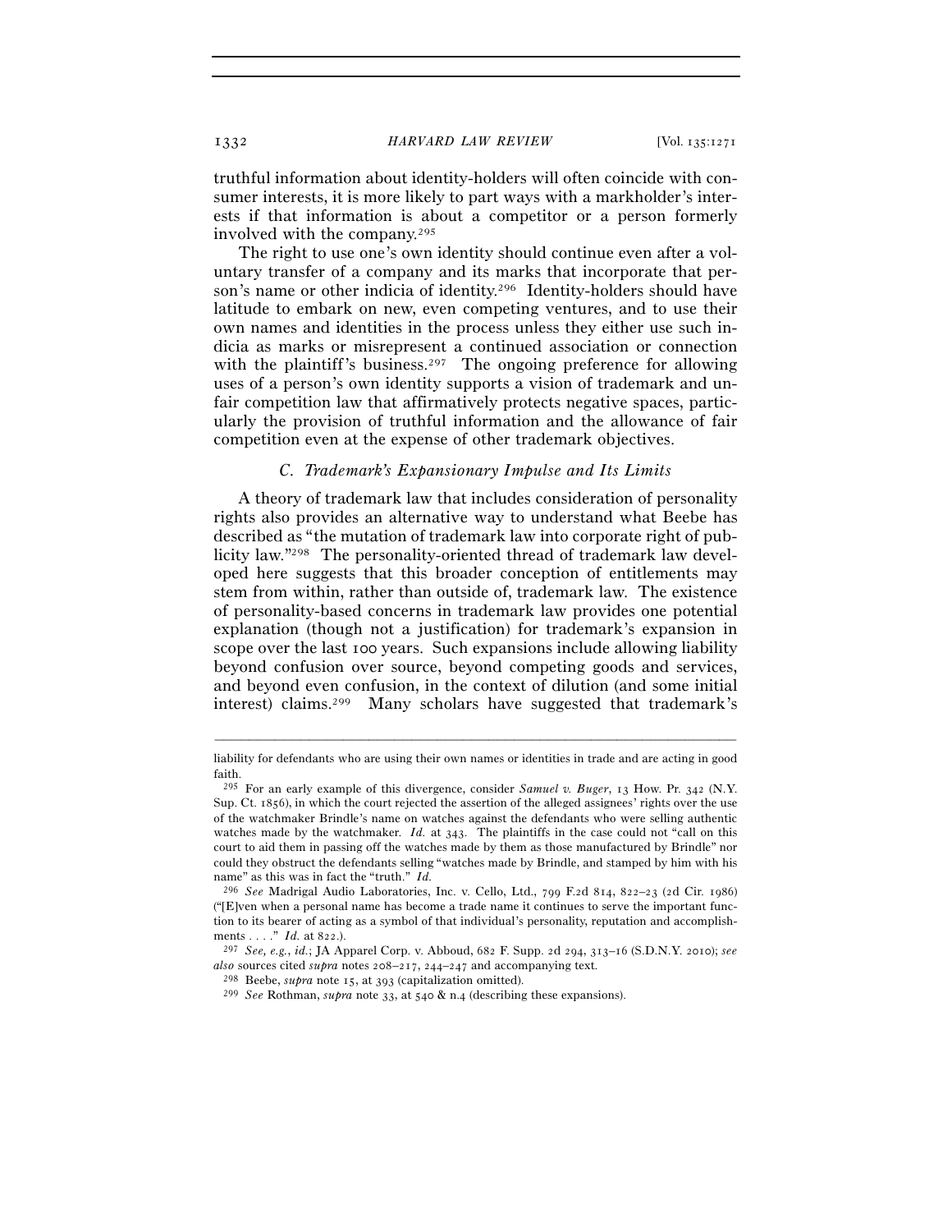truthful information about identity-holders will often coincide with consumer interests, it is more likely to part ways with a markholder's interests if that information is about a competitor or a person formerly involved with the company.[295]

The right to use one's own identity should continue even after a voluntary transfer of a company and its marks that incorporate that person's name or other indicia of identity.[296] Identity-holders should have latitude to embark on new, even competing ventures, and to use their own names and identities in the process unless they either use such indicia as marks or misrepresent a continued association or connection with the plaintiff's business.[297] The ongoing preference for allowing uses of a person's own identity supports a vision of trademark and unfair competition law that affirmatively protects negative spaces, particularly the provision of truthful information and the allowance of fair competition even at the expense of other trademark objectives.

### *C. Trademark's Expansionary Impulse and Its Limits*

A theory of trademark law that includes consideration of personality rights also provides an alternative way to understand what Beebe has described as "the mutation of trademark law into corporate right of publicity law."[298] The personality-oriented thread of trademark law developed here suggests that this broader conception of entitlements may stem from within, rather than outside of, trademark law. The existence of personality-based concerns in trademark law provides one potential explanation (though not a justification) for trademark's expansion in scope over the last 100 years. Such expansions include allowing liability beyond confusion over source, beyond competing goods and services, and beyond even confusion, in the context of dilution (and some initial interest) claims.[299] Many scholars have suggested that trademark's

---

liability for defendants who are using their own names or identities in trade and are acting in good faith.

[295] For an early example of this divergence, consider *Samuel v. Buger*, 13 How. Pr. 342 (N.Y. Sup. Ct. 1856), in which the court rejected the assertion of the alleged assignees' rights over the use of the watchmaker Brindle's name on watches against the defendants who were selling authentic watches made by the watchmaker. *Id.* at 343. The plaintiffs in the case could not "call on this court to aid them in passing off the watches made by them as those manufactured by Brindle" nor could they obstruct the defendants selling "watches made by Brindle, and stamped by him with his name" as this was in fact the "truth." *Id.*

[296] *See* Madrigal Audio Laboratories, Inc. v. Cello, Ltd., 799 F.2d 814, 822–23 (2d Cir. 1986) ("[E]ven when a personal name has become a trade name it continues to serve the important function to its bearer of acting as a symbol of that individual's personality, reputation and accomplishments . . . ." *Id.* at 822.).

[297] *See, e.g.*, *id.*; JA Apparel Corp. v. Abboud, 682 F. Supp. 2d 294, 313–16 (S.D.N.Y. 2010); *see also* sources cited *supra* notes 208–217, 244–247 and accompanying text.

[298] Beebe, *supra* note 15, at 393 (capitalization omitted).

[299] *See* Rothman, *supra* note 33, at 540 & n.4 (describing these expansions).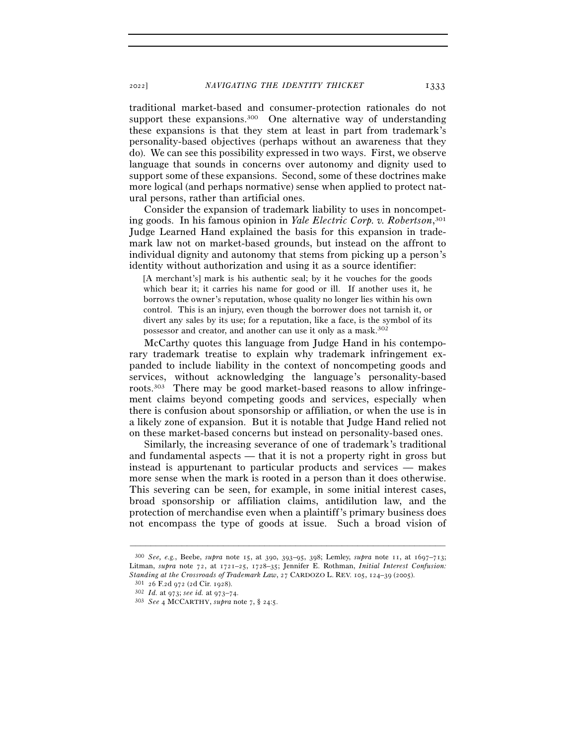traditional market-based and consumer-protection rationales do not support these expansions.[300] One alternative way of understanding these expansions is that they stem at least in part from trademark's personality-based objectives (perhaps without an awareness that they do). We can see this possibility expressed in two ways. First, we observe language that sounds in concerns over autonomy and dignity used to support some of these expansions. Second, some of these doctrines make more logical (and perhaps normative) sense when applied to protect natural persons, rather than artificial ones.

Consider the expansion of trademark liability to uses in noncompeting goods. In his famous opinion in *Yale Electric Corp. v. Robertson*,[301] Judge Learned Hand explained the basis for this expansion in trademark law not on market-based grounds, but instead on the affront to individual dignity and autonomy that stems from picking up a person's identity without authorization and using it as a source identifier:

> [A merchant's] mark is his authentic seal; by it he vouches for the goods which bear it; it carries his name for good or ill. If another uses it, he borrows the owner's reputation, whose quality no longer lies within his own control. This is an injury, even though the borrower does not tarnish it, or divert any sales by its use; for a reputation, like a face, is the symbol of its possessor and creator, and another can use it only as a mask.[302]

McCarthy quotes this language from Judge Hand in his contemporary trademark treatise to explain why trademark infringement expanded to include liability in the context of noncompeting goods and services, without acknowledging the language's personality-based roots.[303] There may be good market-based reasons to allow infringement claims beyond competing goods and services, especially when there is confusion about sponsorship or affiliation, or when the use is in a likely zone of expansion. But it is notable that Judge Hand relied not on these market-based concerns but instead on personality-based ones.

Similarly, the increasing severance of one of trademark's traditional and fundamental aspects — that it is not a property right in gross but instead is appurtenant to particular products and services — makes more sense when the mark is rooted in a person than it does otherwise. This severing can be seen, for example, in some initial interest cases, broad sponsorship or affiliation claims, antidilution law, and the protection of merchandise even when a plaintiff's primary business does not encompass the type of goods at issue. Such a broad vision of

---

[300] *See, e.g.*, Beebe, *supra* note 15, at 390, 393–95, 398; Lemley, *supra* note 11, at 1697–713; Litman, *supra* note 72, at 1721–25, 1728–35; Jennifer E. Rothman, *Initial Interest Confusion: Standing at the Crossroads of Trademark Law*, 27 CARDOZO L. REV. 105, 124–39 (2005).

[301] 26 F.2d 972 (2d Cir. 1928).

[302] *Id.* at 973; *see id.* at 973–74.

[303] *See* 4 MCCARTHY, *supra* note 7, § 24:5.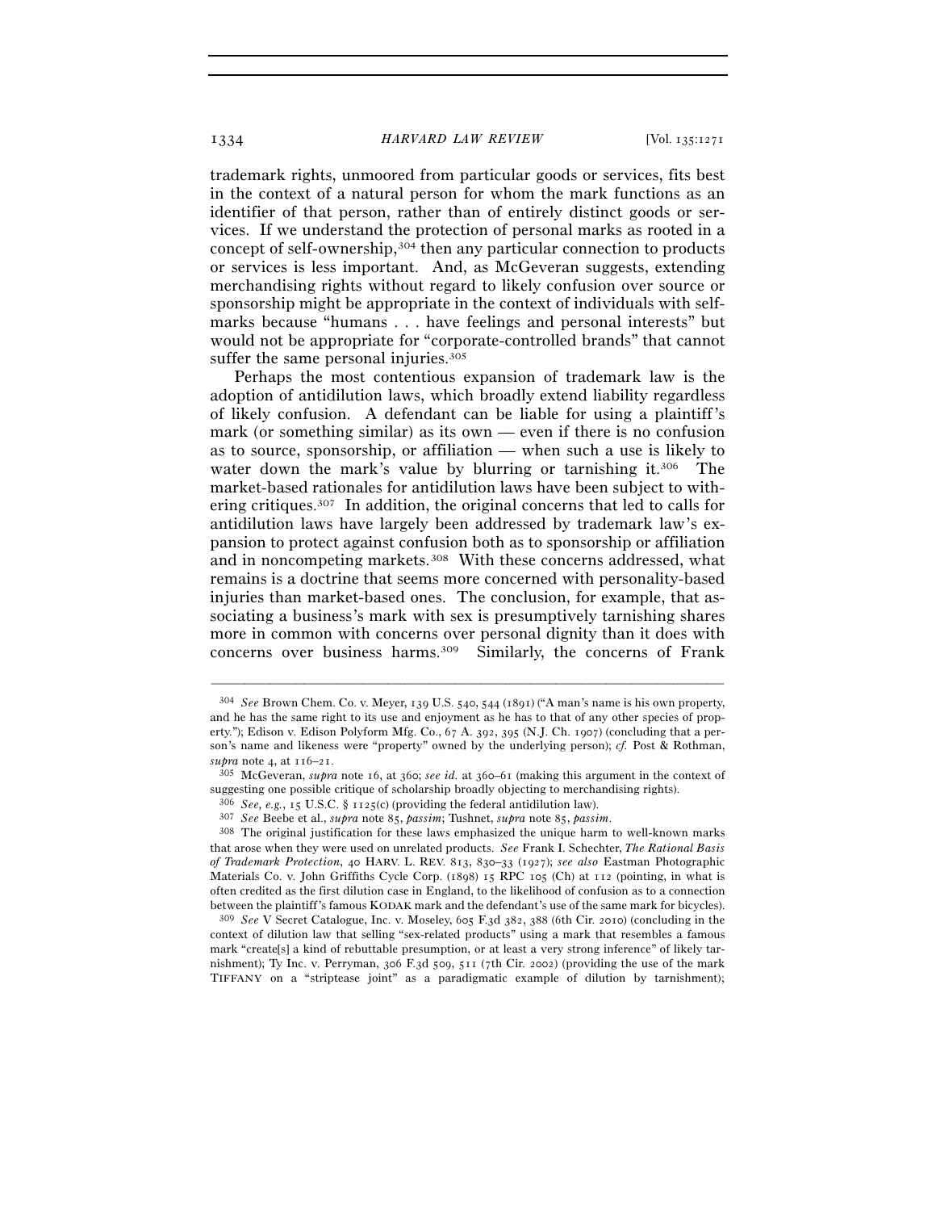trademark rights, unmoored from particular goods or services, fits best in the context of a natural person for whom the mark functions as an identifier of that person, rather than of entirely distinct goods or services. If we understand the protection of personal marks as rooted in a concept of self-ownership,[304] then any particular connection to products or services is less important. And, as McGeveran suggests, extending merchandising rights without regard to likely confusion over source or sponsorship might be appropriate in the context of individuals with self-marks because "humans . . . have feelings and personal interests" but would not be appropriate for "corporate-controlled brands" that cannot suffer the same personal injuries.[305]

Perhaps the most contentious expansion of trademark law is the adoption of antidilution laws, which broadly extend liability regardless of likely confusion. A defendant can be liable for using a plaintiff's mark (or something similar) as its own — even if there is no confusion as to source, sponsorship, or affiliation — when such a use is likely to water down the mark's value by blurring or tarnishing it.[306] The market-based rationales for antidilution laws have been subject to withering critiques.[307] In addition, the original concerns that led to calls for antidilution laws have largely been addressed by trademark law's expansion to protect against confusion both as to sponsorship or affiliation and in noncompeting markets.[308] With these concerns addressed, what remains is a doctrine that seems more concerned with personality-based injuries than market-based ones. The conclusion, for example, that associating a business's mark with sex is presumptively tarnishing shares more in common with concerns over personal dignity than it does with concerns over business harms.[309] Similarly, the concerns of Frank

---

[304] *See* Brown Chem. Co. v. Meyer, 139 U.S. 540, 544 (1891) ("A man's name is his own property, and he has the same right to its use and enjoyment as he has to that of any other species of property."); Edison v. Edison Polyform Mfg. Co., 67 A. 392, 395 (N.J. Ch. 1907) (concluding that a person's name and likeness were "property" owned by the underlying person); *cf.* Post & Rothman, *supra* note 4, at 116–21.

[305] McGeveran, *supra* note 16, at 360; *see id.* at 360–61 (making this argument in the context of suggesting one possible critique of scholarship broadly objecting to merchandising rights).

[306] *See, e.g.*, 15 U.S.C. § 1125(c) (providing the federal antidilution law).

[307] *See* Beebe et al., *supra* note 85, *passim*; Tushnet, *supra* note 85, *passim*.

[308] The original justification for these laws emphasized the unique harm to well-known marks that arose when they were used on unrelated products. *See* Frank I. Schechter, *The Rational Basis of Trademark Protection*, 40 HARV. L. REV. 813, 830–33 (1927); *see also* Eastman Photographic Materials Co. v. John Griffiths Cycle Corp. (1898) 15 RPC 105 (Ch) at 112 (pointing, in what is often credited as the first dilution case in England, to the likelihood of confusion as to a connection between the plaintiff's famous KODAK mark and the defendant's use of the same mark for bicycles).

[309] *See* V Secret Catalogue, Inc. v. Moseley, 605 F.3d 382, 388 (6th Cir. 2010) (concluding in the context of dilution law that selling "sex-related products" using a mark that resembles a famous mark "create[s] a kind of rebuttable presumption, or at least a very strong inference" of likely tarnishment); Ty Inc. v. Perryman, 306 F.3d 509, 511 (7th Cir. 2002) (providing the use of the mark TIFFANY on a "striptease joint" as a paradigmatic example of dilution by tarnishment);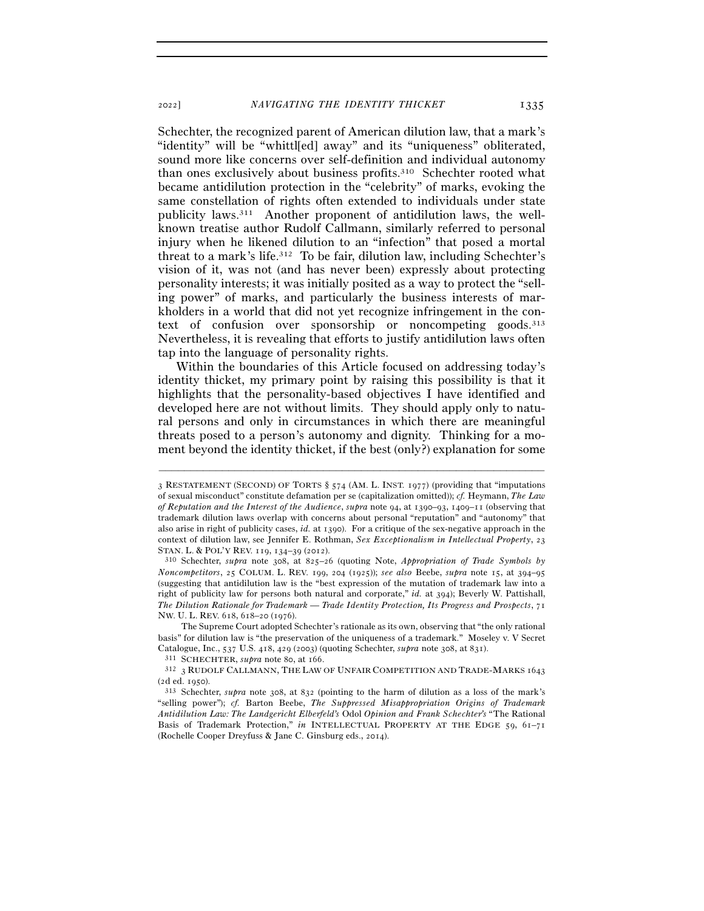Schechter, the recognized parent of American dilution law, that a mark's "identity" will be "whittl[ed] away" and its "uniqueness" obliterated, sound more like concerns over self-definition and individual autonomy than ones exclusively about business profits.[310] Schechter rooted what became antidilution protection in the "celebrity" of marks, evoking the same constellation of rights often extended to individuals under state publicity laws.[311] Another proponent of antidilution laws, the well-known treatise author Rudolf Callmann, similarly referred to personal injury when he likened dilution to an "infection" that posed a mortal threat to a mark's life.[312] To be fair, dilution law, including Schechter's vision of it, was not (and has never been) expressly about protecting personality interests; it was initially posited as a way to protect the "selling power" of marks, and particularly the business interests of markholders in a world that did not yet recognize infringement in the context of confusion over sponsorship or noncompeting goods.[313] Nevertheless, it is revealing that efforts to justify antidilution laws often tap into the language of personality rights.

Within the boundaries of this Article focused on addressing today's identity thicket, my primary point by raising this possibility is that it highlights that the personality-based objectives I have identified and developed here are not without limits. They should apply only to natural persons and only in circumstances in which there are meaningful threats posed to a person's autonomy and dignity. Thinking for a moment beyond the identity thicket, if the best (only?) explanation for some

---

3 RESTATEMENT (SECOND) OF TORTS § 574 (AM. L. INST. 1977) (providing that "imputations of sexual misconduct" constitute defamation per se (capitalization omitted)); *cf.* Heymann, *The Law of Reputation and the Interest of the Audience*, *supra* note 94, at 1390–93, 1409–11 (observing that trademark dilution laws overlap with concerns about personal "reputation" and "autonomy" that also arise in right of publicity cases, *id.* at 1390). For a critique of the sex-negative approach in the context of dilution law, see Jennifer E. Rothman, *Sex Exceptionalism in Intellectual Property*, 23 STAN. L. & POL'Y REV. 119, 134–39 (2012).

[310] Schechter, *supra* note 308, at 825–26 (quoting Note, *Appropriation of Trade Symbols by Noncompetitors*, 25 COLUM. L. REV. 199, 204 (1925)); *see also* Beebe, *supra* note 15, at 394–95 (suggesting that antidilution law is the "best expression of the mutation of trademark law into a right of publicity law for persons both natural and corporate," *id.* at 394); Beverly W. Pattishall, *The Dilution Rationale for Trademark — Trade Identity Protection, Its Progress and Prospects*, 71 NW. U. L. REV. 618, 618–20 (1976).

The Supreme Court adopted Schechter's rationale as its own, observing that "the only rational basis" for dilution law is "the preservation of the uniqueness of a trademark." Moseley v. V Secret Catalogue, Inc., 537 U.S. 418, 429 (2003) (quoting Schechter, *supra* note 308, at 831).

[311] SCHECHTER, *supra* note 80, at 166.

[312] 3 RUDOLF CALLMANN, THE LAW OF UNFAIR COMPETITION AND TRADE-MARKS 1643 (2d ed. 1950).

[313] Schechter, *supra* note 308, at 832 (pointing to the harm of dilution as a loss of the mark's "selling power"); *cf.* Barton Beebe, *The Suppressed Misappropriation Origins of Trademark Antidilution Law: The Landgericht Elberfeld's* Odol *Opinion and Frank Schechter's* "The Rational Basis of Trademark Protection," *in* INTELLECTUAL PROPERTY AT THE EDGE 59, 61–71 (Rochelle Cooper Dreyfuss & Jane C. Ginsburg eds., 2014).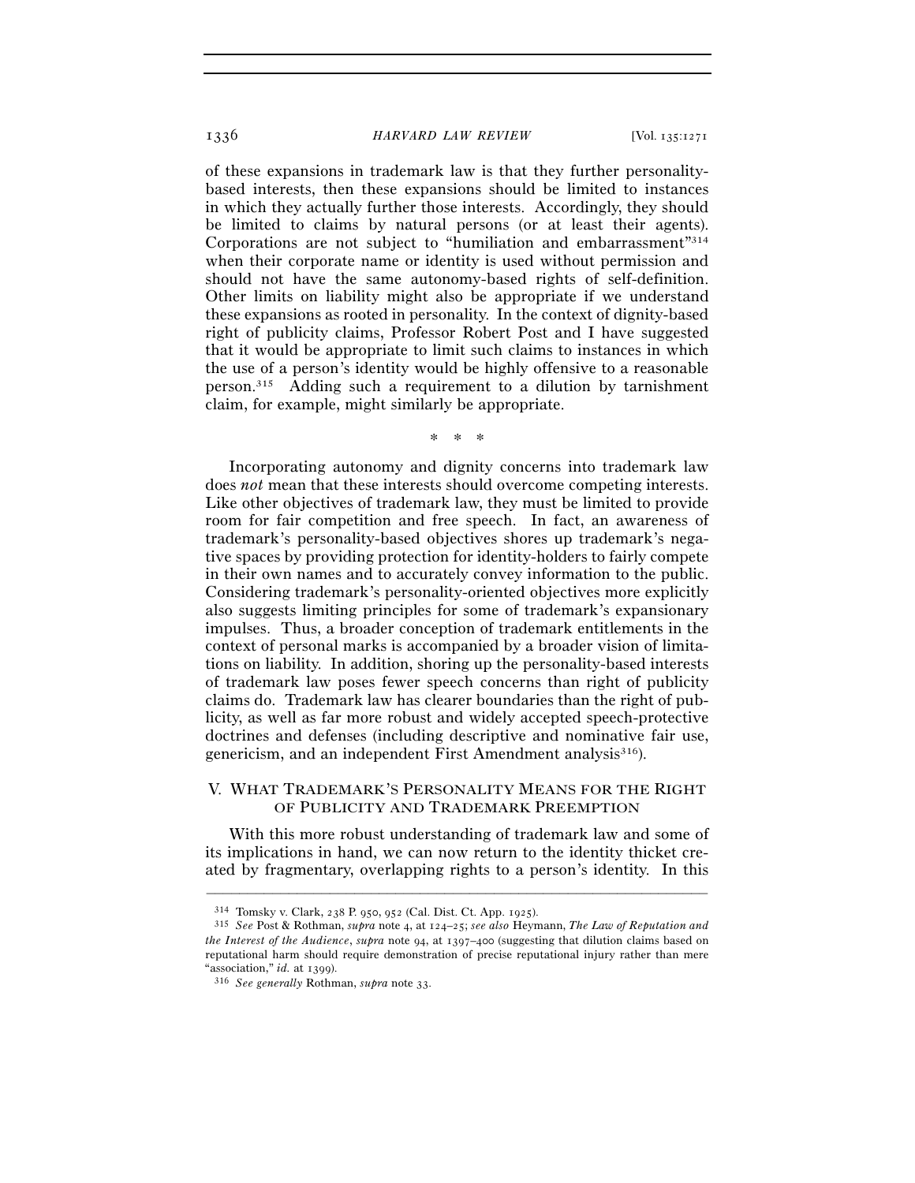of these expansions in trademark law is that they further personality-based interests, then these expansions should be limited to instances in which they actually further those interests. Accordingly, they should be limited to claims by natural persons (or at least their agents). Corporations are not subject to "humiliation and embarrassment"[314] when their corporate name or identity is used without permission and should not have the same autonomy-based rights of self-definition. Other limits on liability might also be appropriate if we understand these expansions as rooted in personality. In the context of dignity-based right of publicity claims, Professor Robert Post and I have suggested that it would be appropriate to limit such claims to instances in which the use of a person's identity would be highly offensive to a reasonable person.[315] Adding such a requirement to a dilution by tarnishment claim, for example, might similarly be appropriate.

\* \* \*

Incorporating autonomy and dignity concerns into trademark law does *not* mean that these interests should overcome competing interests. Like other objectives of trademark law, they must be limited to provide room for fair competition and free speech. In fact, an awareness of trademark's personality-based objectives shores up trademark's negative spaces by providing protection for identity-holders to fairly compete in their own names and to accurately convey information to the public. Considering trademark's personality-oriented objectives more explicitly also suggests limiting principles for some of trademark's expansionary impulses. Thus, a broader conception of trademark entitlements in the context of personal marks is accompanied by a broader vision of limitations on liability. In addition, shoring up the personality-based interests of trademark law poses fewer speech concerns than right of publicity claims do. Trademark law has clearer boundaries than the right of publicity, as well as far more robust and widely accepted speech-protective doctrines and defenses (including descriptive and nominative fair use, genericism, and an independent First Amendment analysis[316]).

## V. WHAT TRADEMARK'S PERSONALITY MEANS FOR THE RIGHT OF PUBLICITY AND TRADEMARK PREEMPTION

With this more robust understanding of trademark law and some of its implications in hand, we can now return to the identity thicket created by fragmentary, overlapping rights to a person's identity. In this

---

[314] Tomsky v. Clark, 238 P. 950, 952 (Cal. Dist. Ct. App. 1925).

[315] *See* Post & Rothman, *supra* note 4, at 124–25; *see also* Heymann, *The Law of Reputation and the Interest of the Audience*, *supra* note 94, at 1397–400 (suggesting that dilution claims based on reputational harm should require demonstration of precise reputational injury rather than mere "association," *id.* at 1399).

[316] *See generally* Rothman, *supra* note 33.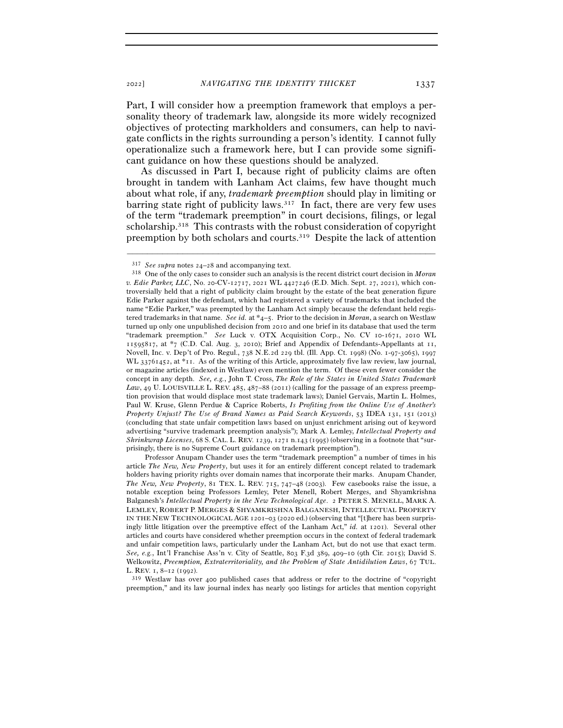Part, I will consider how a preemption framework that employs a personality theory of trademark law, alongside its more widely recognized objectives of protecting markholders and consumers, can help to navigate conflicts in the rights surrounding a person's identity. I cannot fully operationalize such a framework here, but I can provide some significant guidance on how these questions should be analyzed.

As discussed in Part I, because right of publicity claims are often brought in tandem with Lanham Act claims, few have thought much about what role, if any, *trademark preemption* should play in limiting or barring state right of publicity laws.[317] In fact, there are very few uses of the term "trademark preemption" in court decisions, filings, or legal scholarship.[318] This contrasts with the robust consideration of copyright preemption by both scholars and courts.[319] Despite the lack of attention

---

[317] *See supra* notes 24–28 and accompanying text.

[318] One of the only cases to consider such an analysis is the recent district court decision in *Moran v. Edie Parker, LLC*, No. 20-CV-12717, 2021 WL 4427246 (E.D. Mich. Sept. 27, 2021), which controversially held that a right of publicity claim brought by the estate of the beat generation figure Edie Parker against the defendant, which had registered a variety of trademarks that included the name "Edie Parker," was preempted by the Lanham Act simply because the defendant held registered trademarks in that name. *See id.* at \*4–5. Prior to the decision in *Moran*, a search on Westlaw turned up only one unpublished decision from 2010 and one brief in its database that used the term "trademark preemption." *See* Luck v. OTX Acquisition Corp., No. CV 10-1671, 2010 WL 11595817, at \*7 (C.D. Cal. Aug. 3, 2010); Brief and Appendix of Defendants-Appellants at 11, Novell, Inc. v. Dep't of Pro. Regul., 738 N.E.2d 229 tbl. (Ill. App. Ct. 1998) (No. 1-97-3065), 1997 WL 33761452, at \*11. As of the writing of this Article, approximately five law review, law journal, or magazine articles (indexed in Westlaw) even mention the term. Of these even fewer consider the concept in any depth. *See, e.g.*, John T. Cross, *The Role of the States in United States Trademark Law*, 49 U. LOUISVILLE L. REV. 485, 487–88 (2011) (calling for the passage of an express preemption provision that would displace most state trademark laws); Daniel Gervais, Martin L. Holmes, Paul W. Kruse, Glenn Perdue & Caprice Roberts, *Is Profiting from the Online Use of Another's Property Unjust? The Use of Brand Names as Paid Search Keywords*, 53 IDEA 131, 151 (2013) (concluding that state unfair competition laws based on unjust enrichment arising out of keyword advertising "survive trademark preemption analysis"); Mark A. Lemley, *Intellectual Property and Shrinkwrap Licenses*, 68 S. CAL. L. REV. 1239, 1271 n.143 (1995) (observing in a footnote that "surprisingly, there is no Supreme Court guidance on trademark preemption").

Professor Anupam Chander uses the term "trademark preemption" a number of times in his article *The New, New Property*, but uses it for an entirely different concept related to trademark holders having priority rights over domain names that incorporate their marks. Anupam Chander, *The New, New Property*, 81 TEX. L. REV. 715, 747–48 (2003). Few casebooks raise the issue, a notable exception being Professors Lemley, Peter Menell, Robert Merges, and Shyamkrishna Balganesh's *Intellectual Property in the New Technological Age*. 2 PETER S. MENELL, MARK A. LEMLEY, ROBERT P. MERGES & SHYAMKRISHNA BALGANESH, INTELLECTUAL PROPERTY IN THE NEW TECHNOLOGICAL AGE 1201–03 (2020 ed.) (observing that "[t]here has been surprisingly little litigation over the preemptive effect of the Lanham Act," *id.* at 1201). Several other articles and courts have considered whether preemption occurs in the context of federal trademark and unfair competition laws, particularly under the Lanham Act, but do not use that exact term. *See, e.g.*, Int'l Franchise Ass'n v. City of Seattle, 803 F.3d 389, 409–10 (9th Cir. 2015); David S. Welkowitz, *Preemption, Extraterritoriality, and the Problem of State Antidilution Laws*, 67 TUL. L. REV. 1, 8–12 (1992).

[319] Westlaw has over 400 published cases that address or refer to the doctrine of "copyright preemption," and its law journal index has nearly 900 listings for articles that mention copyright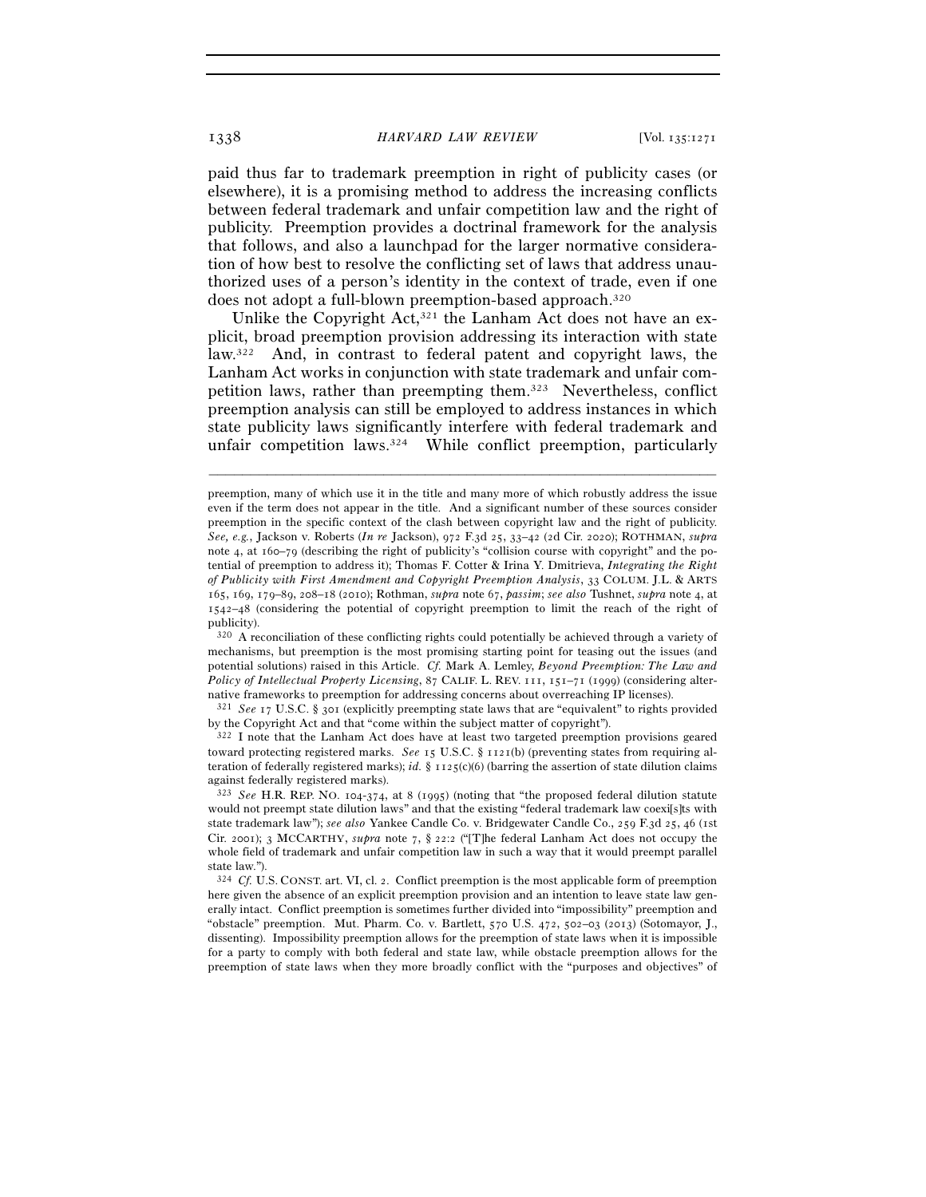paid thus far to trademark preemption in right of publicity cases (or elsewhere), it is a promising method to address the increasing conflicts between federal trademark and unfair competition law and the right of publicity. Preemption provides a doctrinal framework for the analysis that follows, and also a launchpad for the larger normative consideration of how best to resolve the conflicting set of laws that address unauthorized uses of a person's identity in the context of trade, even if one does not adopt a full-blown preemption-based approach.[320]

Unlike the Copyright Act,[321] the Lanham Act does not have an explicit, broad preemption provision addressing its interaction with state law.[322] And, in contrast to federal patent and copyright laws, the Lanham Act works in conjunction with state trademark and unfair competition laws, rather than preempting them.[323] Nevertheless, conflict preemption analysis can still be employed to address instances in which state publicity laws significantly interfere with federal trademark and unfair competition laws.[324] While conflict preemption, particularly

---

preemption, many of which use it in the title and many more of which robustly address the issue even if the term does not appear in the title. And a significant number of these sources consider preemption in the specific context of the clash between copyright law and the right of publicity. *See, e.g.*, Jackson v. Roberts (*In re* Jackson), 972 F.3d 25, 33–42 (2d Cir. 2020); ROTHMAN, *supra* note 4, at 160–79 (describing the right of publicity's "collision course with copyright" and the potential of preemption to address it); Thomas F. Cotter & Irina Y. Dmitrieva, *Integrating the Right of Publicity with First Amendment and Copyright Preemption Analysis*, 33 COLUM. J.L. & ARTS 165, 169, 179–89, 208–18 (2010); Rothman, *supra* note 67, *passim*; *see also* Tushnet, *supra* note 4, at 1542–48 (considering the potential of copyright preemption to limit the reach of the right of publicity).

[320] A reconciliation of these conflicting rights could potentially be achieved through a variety of mechanisms, but preemption is the most promising starting point for teasing out the issues (and potential solutions) raised in this Article. *Cf.* Mark A. Lemley, *Beyond Preemption: The Law and Policy of Intellectual Property Licensing*, 87 CALIF. L. REV. 111, 151–71 (1999) (considering alternative frameworks to preemption for addressing concerns about overreaching IP licenses).

[321] *See* 17 U.S.C. § 301 (explicitly preempting state laws that are "equivalent" to rights provided by the Copyright Act and that "come within the subject matter of copyright").

[322] I note that the Lanham Act does have at least two targeted preemption provisions geared toward protecting registered marks. *See* 15 U.S.C. § 1121(b) (preventing states from requiring alteration of federally registered marks); *id.* § 1125(c)(6) (barring the assertion of state dilution claims against federally registered marks).

[323] *See* H.R. REP. NO. 104-374, at 8 (1995) (noting that "the proposed federal dilution statute would not preempt state dilution laws" and that the existing "federal trademark law coexi[s]ts with state trademark law"); *see also* Yankee Candle Co. v. Bridgewater Candle Co., 259 F.3d 25, 46 (1st Cir. 2001); 3 MCCARTHY, *supra* note 7, § 22:2 ("[T]he federal Lanham Act does not occupy the whole field of trademark and unfair competition law in such a way that it would preempt parallel state law.").

[324] *Cf.* U.S. CONST. art. VI, cl. 2. Conflict preemption is the most applicable form of preemption here given the absence of an explicit preemption provision and an intention to leave state law generally intact. Conflict preemption is sometimes further divided into "impossibility" preemption and "obstacle" preemption. Mut. Pharm. Co. v. Bartlett, 570 U.S. 472, 502–03 (2013) (Sotomayor, J., dissenting). Impossibility preemption allows for the preemption of state laws when it is impossible for a party to comply with both federal and state law, while obstacle preemption allows for the preemption of state laws when they more broadly conflict with the "purposes and objectives" of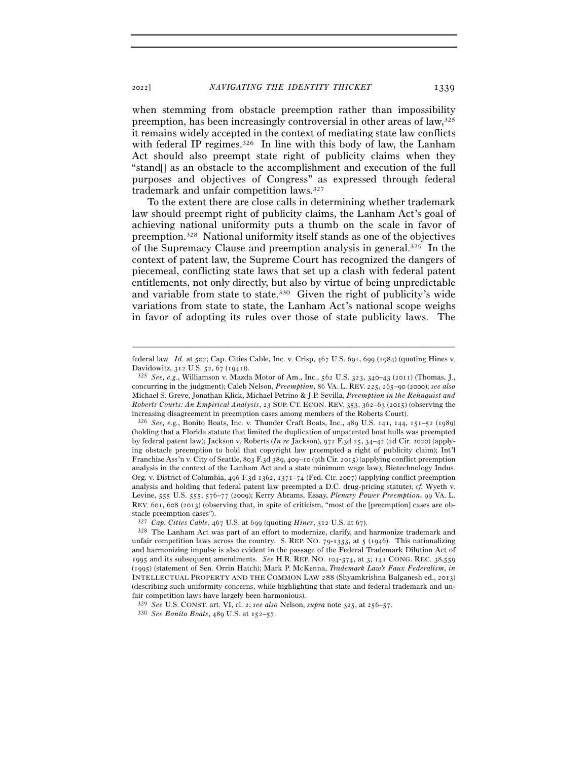when stemming from obstacle preemption rather than impossibility preemption, has been increasingly controversial in other areas of law,[325] it remains widely accepted in the context of mediating state law conflicts with federal IP regimes.[326] In line with this body of law, the Lanham Act should also preempt state right of publicity claims when they "stand[] as an obstacle to the accomplishment and execution of the full purposes and objectives of Congress" as expressed through federal trademark and unfair competition laws.[327]

To the extent there are close calls in determining whether trademark law should preempt right of publicity claims, the Lanham Act's goal of achieving national uniformity puts a thumb on the scale in favor of preemption.[328] National uniformity itself stands as one of the objectives of the Supremacy Clause and preemption analysis in general.[329] In the context of patent law, the Supreme Court has recognized the dangers of piecemeal, conflicting state laws that set up a clash with federal patent entitlements, not only directly, but also by virtue of being unpredictable and variable from state to state.[330] Given the right of publicity's wide variations from state to state, the Lanham Act's national scope weighs in favor of adopting its rules over those of state publicity laws. The

---

federal law. *Id.* at 502; Cap. Cities Cable, Inc. v. Crisp, 467 U.S. 691, 699 (1984) (quoting Hines v. Davidowitz, 312 U.S. 52, 67 (1941)).

[325] *See, e.g.*, Williamson v. Mazda Motor of Am., Inc., 562 U.S. 323, 340–43 (2011) (Thomas, J., concurring in the judgment); Caleb Nelson, *Preemption*, 86 VA. L. REV. 225, 265–90 (2000); *see also* Michael S. Greve, Jonathan Klick, Michael Petrino & J.P. Sevilla, *Preemption in the Rehnquist and Roberts Courts: An Empirical Analysis*, 23 SUP. CT. ECON. REV. 353, 362–63 (2015) (observing the increasing disagreement in preemption cases among members of the Roberts Court).

[326] *See, e.g.*, Bonito Boats, Inc. v. Thunder Craft Boats, Inc., 489 U.S. 141, 144, 151–52 (1989) (holding that a Florida statute that limited the duplication of unpatented boat hulls was preempted by federal patent law); Jackson v. Roberts (*In re* Jackson), 972 F.3d 25, 34–42 (2d Cir. 2020) (applying obstacle preemption to hold that copyright law preempted a right of publicity claim); Int'l Franchise Ass'n v. City of Seattle, 803 F.3d 389, 409–10 (9th Cir. 2015) (applying conflict preemption analysis in the context of the Lanham Act and a state minimum wage law); Biotechnology Indus. Org. v. District of Columbia, 496 F.3d 1362, 1371–74 (Fed. Cir. 2007) (applying conflict preemption analysis and holding that federal patent law preempted a D.C. drug-pricing statute); *cf.* Wyeth v. Levine, 555 U.S. 555, 576–77 (2009); Kerry Abrams, Essay, *Plenary Power Preemption*, 99 VA. L. REV. 601, 608 (2013) (observing that, in spite of criticism, "most of the [preemption] cases are obstacle preemption cases").

[327] *Cap. Cities Cable*, 467 U.S. at 699 (quoting *Hines*, 312 U.S. at 67).

[328] The Lanham Act was part of an effort to modernize, clarify, and harmonize trademark and unfair competition laws across the country. S. REP. NO. 79-1333, at 5 (1946). This nationalizing and harmonizing impulse is also evident in the passage of the Federal Trademark Dilution Act of 1995 and its subsequent amendments. *See* H.R. REP. NO. 104-374, at 3; 141 CONG. REC. 38,559 (1995) (statement of Sen. Orrin Hatch); Mark P. McKenna, *Trademark Law's Faux Federalism*, *in* INTELLECTUAL PROPERTY AND THE COMMON LAW 288 (Shyamkrishna Balganesh ed., 2013) (describing such uniformity concerns, while highlighting that state and federal trademark and unfair competition laws have largely been harmonious).

[329] *See* U.S. CONST. art. VI, cl. 2; *see also* Nelson, *supra* note 325, at 256–57.

[330] *See Bonito Boats*, 489 U.S. at 152–57.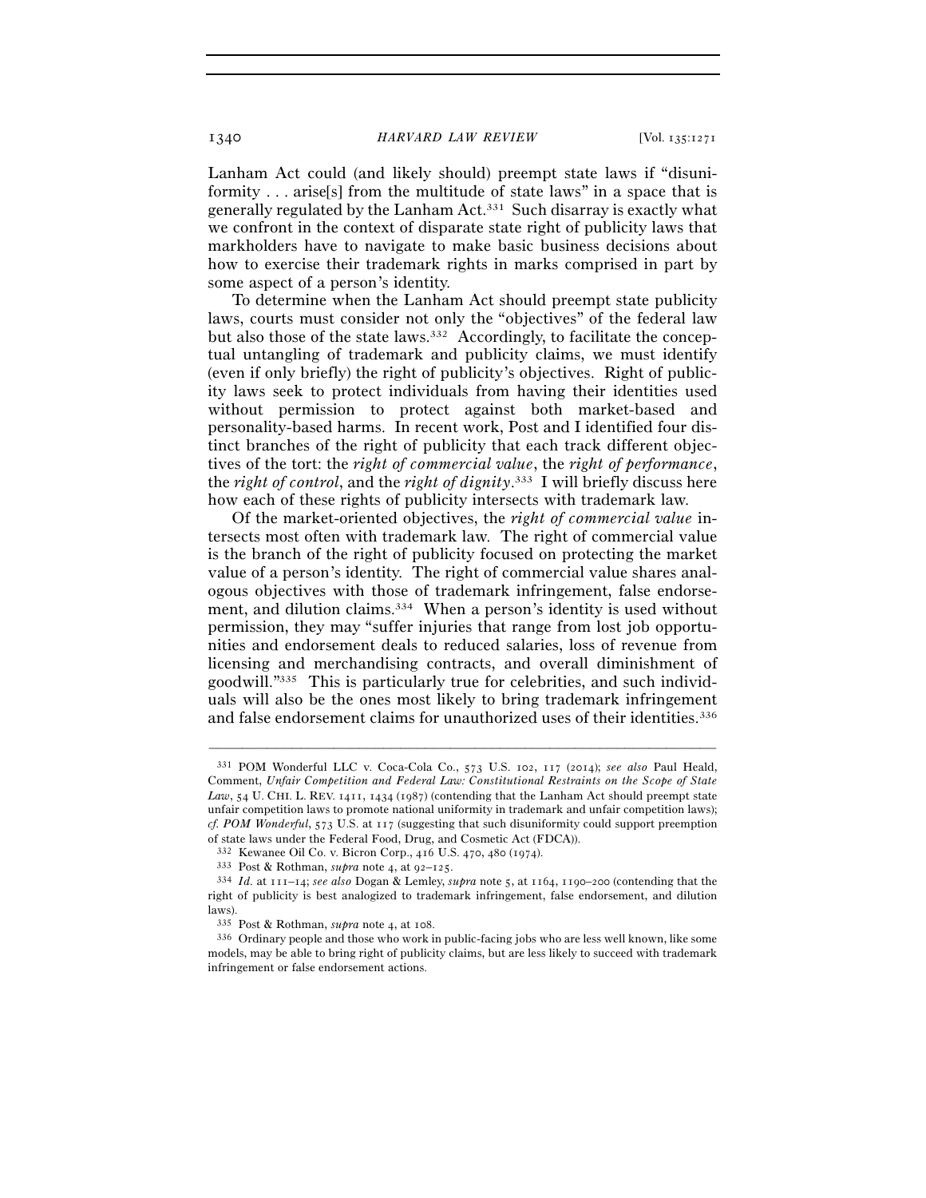Lanham Act could (and likely should) preempt state laws if "disuniformity . . . arise[s] from the multitude of state laws" in a space that is generally regulated by the Lanham Act.[331] Such disarray is exactly what we confront in the context of disparate state right of publicity laws that markholders have to navigate to make basic business decisions about how to exercise their trademark rights in marks comprised in part by some aspect of a person's identity.

To determine when the Lanham Act should preempt state publicity laws, courts must consider not only the "objectives" of the federal law but also those of the state laws.[332] Accordingly, to facilitate the conceptual untangling of trademark and publicity claims, we must identify (even if only briefly) the right of publicity's objectives. Right of publicity laws seek to protect individuals from having their identities used without permission to protect against both market-based and personality-based harms. In recent work, Post and I identified four distinct branches of the right of publicity that each track different objectives of the tort: the *right of commercial value*, the *right of performance*, the *right of control*, and the *right of dignity*.[333] I will briefly discuss here how each of these rights of publicity intersects with trademark law.

Of the market-oriented objectives, the *right of commercial value* intersects most often with trademark law. The right of commercial value is the branch of the right of publicity focused on protecting the market value of a person's identity. The right of commercial value shares analogous objectives with those of trademark infringement, false endorsement, and dilution claims.[334] When a person's identity is used without permission, they may "suffer injuries that range from lost job opportunities and endorsement deals to reduced salaries, loss of revenue from licensing and merchandising contracts, and overall diminishment of goodwill."[335] This is particularly true for celebrities, and such individuals will also be the ones most likely to bring trademark infringement and false endorsement claims for unauthorized uses of their identities.[336]

---

[331] POM Wonderful LLC v. Coca-Cola Co., 573 U.S. 102, 117 (2014); *see also* Paul Heald, Comment, *Unfair Competition and Federal Law: Constitutional Restraints on the Scope of State Law*, 54 U. CHI. L. REV. 1411, 1434 (1987) (contending that the Lanham Act should preempt state unfair competition laws to promote national uniformity in trademark and unfair competition laws); *cf. POM Wonderful*, 573 U.S. at 117 (suggesting that such disuniformity could support preemption of state laws under the Federal Food, Drug, and Cosmetic Act (FDCA)).

[332] Kewanee Oil Co. v. Bicron Corp., 416 U.S. 470, 480 (1974).

[333] Post & Rothman, *supra* note 4, at 92–125.

[334] *Id.* at 111–14; *see also* Dogan & Lemley, *supra* note 5, at 1164, 1190–200 (contending that the right of publicity is best analogized to trademark infringement, false endorsement, and dilution laws).

[335] Post & Rothman, *supra* note 4, at 108.

[336] Ordinary people and those who work in public-facing jobs who are less well known, like some models, may be able to bring right of publicity claims, but are less likely to succeed with trademark infringement or false endorsement actions.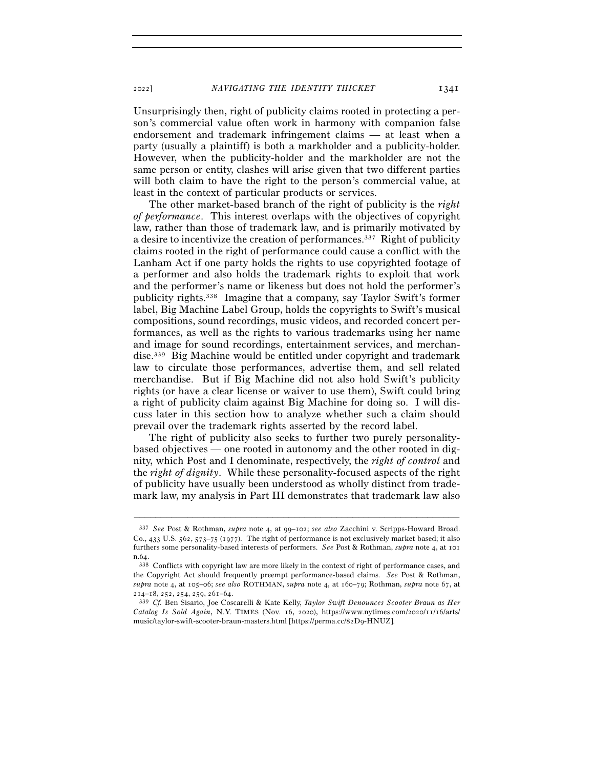Unsurprisingly then, right of publicity claims rooted in protecting a person's commercial value often work in harmony with companion false endorsement and trademark infringement claims — at least when a party (usually a plaintiff) is both a markholder and a publicity-holder. However, when the publicity-holder and the markholder are not the same person or entity, clashes will arise given that two different parties will both claim to have the right to the person's commercial value, at least in the context of particular products or services.

The other market-based branch of the right of publicity is the *right of performance*. This interest overlaps with the objectives of copyright law, rather than those of trademark law, and is primarily motivated by a desire to incentivize the creation of performances.[337] Right of publicity claims rooted in the right of performance could cause a conflict with the Lanham Act if one party holds the rights to use copyrighted footage of a performer and also holds the trademark rights to exploit that work and the performer's name or likeness but does not hold the performer's publicity rights.[338] Imagine that a company, say Taylor Swift's former label, Big Machine Label Group, holds the copyrights to Swift's musical compositions, sound recordings, music videos, and recorded concert performances, as well as the rights to various trademarks using her name and image for sound recordings, entertainment services, and merchandise.[339] Big Machine would be entitled under copyright and trademark law to circulate those performances, advertise them, and sell related merchandise. But if Big Machine did not also hold Swift's publicity rights (or have a clear license or waiver to use them), Swift could bring a right of publicity claim against Big Machine for doing so. I will discuss later in this section how to analyze whether such a claim should prevail over the trademark rights asserted by the record label.

The right of publicity also seeks to further two purely personality-based objectives — one rooted in autonomy and the other rooted in dignity, which Post and I denominate, respectively, the *right of control* and the *right of dignity*. While these personality-focused aspects of the right of publicity have usually been understood as wholly distinct from trademark law, my analysis in Part III demonstrates that trademark law also

---

[337] *See* Post & Rothman, *supra* note 4, at 99–102; *see also* Zacchini v. Scripps-Howard Broad. Co., 433 U.S. 562, 573–75 (1977). The right of performance is not exclusively market based; it also furthers some personality-based interests of performers. *See* Post & Rothman, *supra* note 4, at 101 n.64.

[338] Conflicts with copyright law are more likely in the context of right of performance cases, and the Copyright Act should frequently preempt performance-based claims. *See* Post & Rothman, *supra* note 4, at 105–06; *see also* ROTHMAN, *supra* note 4, at 160–79; Rothman, *supra* note 67, at 214–18, 252, 254, 259, 261–64.

[339] *Cf.* Ben Sisario, Joe Coscarelli & Kate Kelly, *Taylor Swift Denounces Scooter Braun as Her Catalog Is Sold Again*, N.Y. TIMES (Nov. 16, 2020), https://www.nytimes.com/2020/11/16/arts/music/taylor-swift-scooter-braun-masters.html [https://perma.cc/82D9-HNUZ].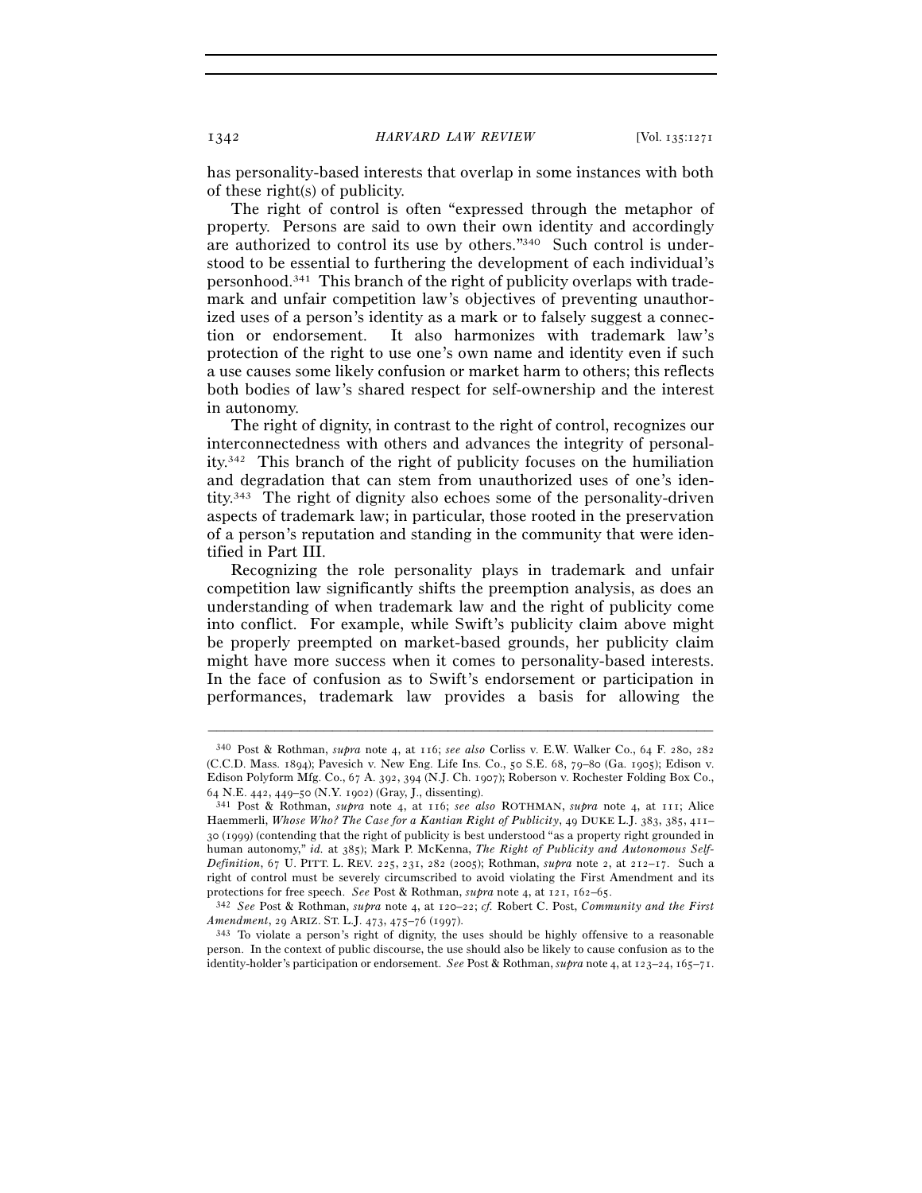has personality-based interests that overlap in some instances with both of these right(s) of publicity.

The right of control is often "expressed through the metaphor of property. Persons are said to own their own identity and accordingly are authorized to control its use by others."[340] Such control is understood to be essential to furthering the development of each individual's personhood.[341] This branch of the right of publicity overlaps with trademark and unfair competition law's objectives of preventing unauthorized uses of a person's identity as a mark or to falsely suggest a connection or endorsement. It also harmonizes with trademark law's protection of the right to use one's own name and identity even if such a use causes some likely confusion or market harm to others; this reflects both bodies of law's shared respect for self-ownership and the interest in autonomy.

The right of dignity, in contrast to the right of control, recognizes our interconnectedness with others and advances the integrity of personality.[342] This branch of the right of publicity focuses on the humiliation and degradation that can stem from unauthorized uses of one's identity.[343] The right of dignity also echoes some of the personality-driven aspects of trademark law; in particular, those rooted in the preservation of a person's reputation and standing in the community that were identified in Part III.

Recognizing the role personality plays in trademark and unfair competition law significantly shifts the preemption analysis, as does an understanding of when trademark law and the right of publicity come into conflict. For example, while Swift's publicity claim above might be properly preempted on market-based grounds, her publicity claim might have more success when it comes to personality-based interests. In the face of confusion as to Swift's endorsement or participation in performances, trademark law provides a basis for allowing the

---

[340] Post & Rothman, *supra* note 4, at 116; *see also* Corliss v. E.W. Walker Co., 64 F. 280, 282 (C.C.D. Mass. 1894); Pavesich v. New Eng. Life Ins. Co., 50 S.E. 68, 79–80 (Ga. 1905); Edison v. Edison Polyform Mfg. Co., 67 A. 392, 394 (N.J. Ch. 1907); Roberson v. Rochester Folding Box Co., 64 N.E. 442, 449–50 (N.Y. 1902) (Gray, J., dissenting).

[341] Post & Rothman, *supra* note 4, at 116; *see also* ROTHMAN, *supra* note 4, at 111; Alice Haemmerli, *Whose Who? The Case for a Kantian Right of Publicity*, 49 DUKE L.J. 383, 385, 411–30 (1999) (contending that the right of publicity is best understood "as a property right grounded in human autonomy," *id.* at 385); Mark P. McKenna, *The Right of Publicity and Autonomous Self-Definition*, 67 U. PITT. L. REV. 225, 231, 282 (2005); Rothman, *supra* note 2, at 212–17. Such a right of control must be severely circumscribed to avoid violating the First Amendment and its protections for free speech. *See* Post & Rothman, *supra* note 4, at 121, 162–65.

[342] *See* Post & Rothman, *supra* note 4, at 120–22; *cf.* Robert C. Post, *Community and the First Amendment*, 29 ARIZ. ST. L.J. 473, 475–76 (1997).

[343] To violate a person's right of dignity, the uses should be highly offensive to a reasonable person. In the context of public discourse, the use should also be likely to cause confusion as to the identity-holder's participation or endorsement. *See* Post & Rothman, *supra* note 4, at 123–24, 165–71.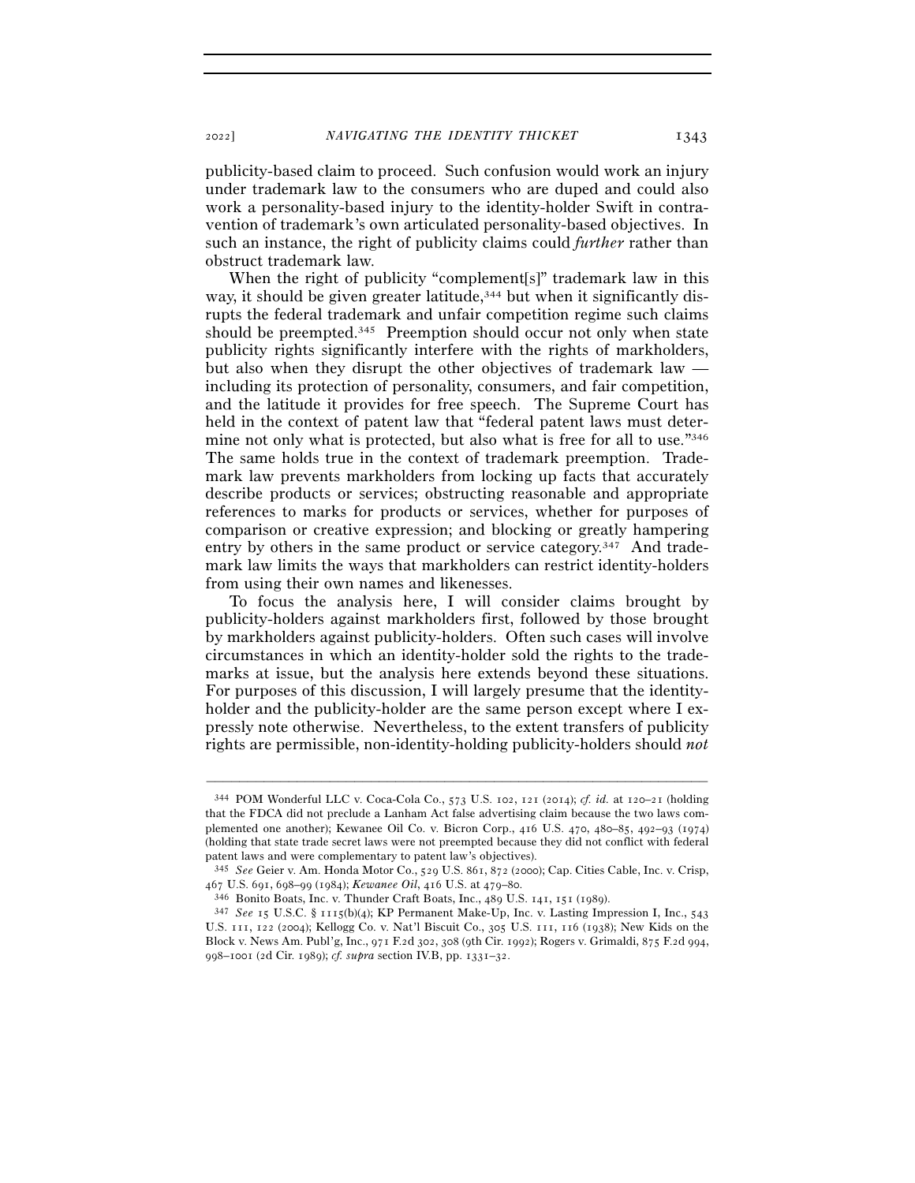publicity-based claim to proceed. Such confusion would work an injury under trademark law to the consumers who are duped and could also work a personality-based injury to the identity-holder Swift in contravention of trademark's own articulated personality-based objectives. In such an instance, the right of publicity claims could *further* rather than obstruct trademark law.

When the right of publicity "complement[s]" trademark law in this way, it should be given greater latitude,[344] but when it significantly disrupts the federal trademark and unfair competition regime such claims should be preempted.[345] Preemption should occur not only when state publicity rights significantly interfere with the rights of markholders, but also when they disrupt the other objectives of trademark law — including its protection of personality, consumers, and fair competition, and the latitude it provides for free speech. The Supreme Court has held in the context of patent law that "federal patent laws must determine not only what is protected, but also what is free for all to use."[346] The same holds true in the context of trademark preemption. Trademark law prevents markholders from locking up facts that accurately describe products or services; obstructing reasonable and appropriate references to marks for products or services, whether for purposes of comparison or creative expression; and blocking or greatly hampering entry by others in the same product or service category.[347] And trademark law limits the ways that markholders can restrict identity-holders from using their own names and likenesses.

To focus the analysis here, I will consider claims brought by publicity-holders against markholders first, followed by those brought by markholders against publicity-holders. Often such cases will involve circumstances in which an identity-holder sold the rights to the trademarks at issue, but the analysis here extends beyond these situations. For purposes of this discussion, I will largely presume that the identity-holder and the publicity-holder are the same person except where I expressly note otherwise. Nevertheless, to the extent transfers of publicity rights are permissible, non-identity-holding publicity-holders should *not*

---

[344] POM Wonderful LLC v. Coca-Cola Co., 573 U.S. 102, 121 (2014); *cf. id.* at 120–21 (holding that the FDCA did not preclude a Lanham Act false advertising claim because the two laws complemented one another); Kewanee Oil Co. v. Bicron Corp., 416 U.S. 470, 480–85, 492–93 (1974) (holding that state trade secret laws were not preempted because they did not conflict with federal patent laws and were complementary to patent law's objectives).

[345] *See* Geier v. Am. Honda Motor Co., 529 U.S. 861, 872 (2000); Cap. Cities Cable, Inc. v. Crisp, 467 U.S. 691, 698–99 (1984); *Kewanee Oil*, 416 U.S. at 479–80.

[346] Bonito Boats, Inc. v. Thunder Craft Boats, Inc., 489 U.S. 141, 151 (1989).

[347] *See* 15 U.S.C. § 1115(b)(4); KP Permanent Make-Up, Inc. v. Lasting Impression I, Inc., 543 U.S. 111, 122 (2004); Kellogg Co. v. Nat'l Biscuit Co., 305 U.S. 111, 116 (1938); New Kids on the Block v. News Am. Publ'g, Inc., 971 F.2d 302, 308 (9th Cir. 1992); Rogers v. Grimaldi, 875 F.2d 994, 998–1001 (2d Cir. 1989); *cf. supra* section IV.B, pp. 1331–32.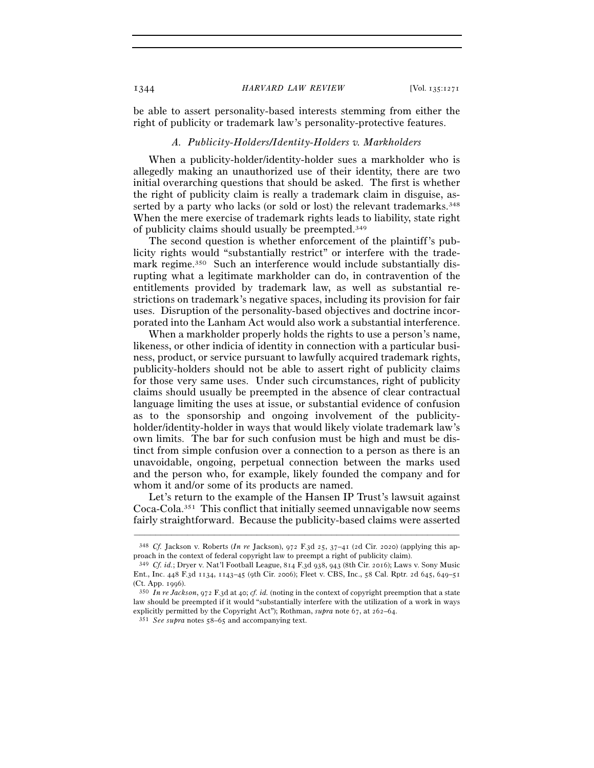be able to assert personality-based interests stemming from either the right of publicity or trademark law's personality-protective features.

### *A. Publicity-Holders/Identity-Holders v. Markholders*

When a publicity-holder/identity-holder sues a markholder who is allegedly making an unauthorized use of their identity, there are two initial overarching questions that should be asked. The first is whether the right of publicity claim is really a trademark claim in disguise, asserted by a party who lacks (or sold or lost) the relevant trademarks.[348] When the mere exercise of trademark rights leads to liability, state right of publicity claims should usually be preempted.[349]

The second question is whether enforcement of the plaintiff's publicity rights would "substantially restrict" or interfere with the trademark regime.[350] Such an interference would include substantially disrupting what a legitimate markholder can do, in contravention of the entitlements provided by trademark law, as well as substantial restrictions on trademark's negative spaces, including its provision for fair uses. Disruption of the personality-based objectives and doctrine incorporated into the Lanham Act would also work a substantial interference.

When a markholder properly holds the rights to use a person's name, likeness, or other indicia of identity in connection with a particular business, product, or service pursuant to lawfully acquired trademark rights, publicity-holders should not be able to assert right of publicity claims for those very same uses. Under such circumstances, right of publicity claims should usually be preempted in the absence of clear contractual language limiting the uses at issue, or substantial evidence of confusion as to the sponsorship and ongoing involvement of the publicity-holder/identity-holder in ways that would likely violate trademark law's own limits. The bar for such confusion must be high and must be distinct from simple confusion over a connection to a person as there is an unavoidable, ongoing, perpetual connection between the marks used and the person who, for example, likely founded the company and for whom it and/or some of its products are named.

Let's return to the example of the Hansen IP Trust's lawsuit against Coca-Cola.[351] This conflict that initially seemed unnavigable now seems fairly straightforward. Because the publicity-based claims were asserted

---

[348] *Cf.* Jackson v. Roberts (*In re* Jackson), 972 F.3d 25, 37–41 (2d Cir. 2020) (applying this approach in the context of federal copyright law to preempt a right of publicity claim).

[349] *Cf. id.*; Dryer v. Nat'l Football League, 814 F.3d 938, 943 (8th Cir. 2016); Laws v. Sony Music Ent., Inc. 448 F.3d 1134, 1143–45 (9th Cir. 2006); Fleet v. CBS, Inc., 58 Cal. Rptr. 2d 645, 649–51 (Ct. App. 1996).

[350] *In re Jackson*, 972 F.3d at 40; *cf. id.* (noting in the context of copyright preemption that a state law should be preempted if it would "substantially interfere with the utilization of a work in ways explicitly permitted by the Copyright Act"); Rothman, *supra* note 67, at 262–64.

[351] *See supra* notes 58–65 and accompanying text.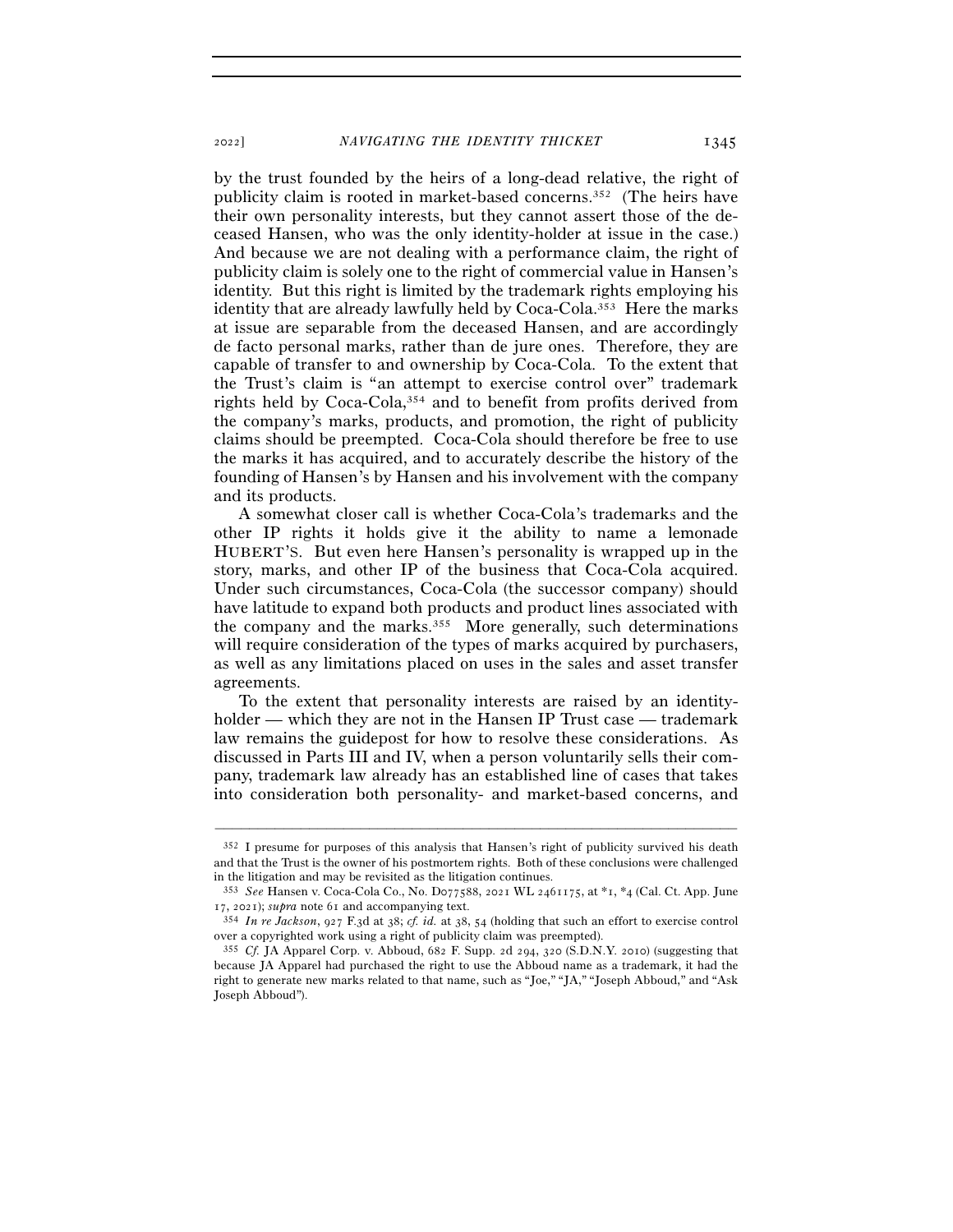by the trust founded by the heirs of a long-dead relative, the right of publicity claim is rooted in market-based concerns.[352] (The heirs have their own personality interests, but they cannot assert those of the deceased Hansen, who was the only identity-holder at issue in the case.) And because we are not dealing with a performance claim, the right of publicity claim is solely one to the right of commercial value in Hansen's identity. But this right is limited by the trademark rights employing his identity that are already lawfully held by Coca-Cola.[353] Here the marks at issue are separable from the deceased Hansen, and are accordingly de facto personal marks, rather than de jure ones. Therefore, they are capable of transfer to and ownership by Coca-Cola. To the extent that the Trust's claim is "an attempt to exercise control over" trademark rights held by Coca-Cola,[354] and to benefit from profits derived from the company's marks, products, and promotion, the right of publicity claims should be preempted. Coca-Cola should therefore be free to use the marks it has acquired, and to accurately describe the history of the founding of Hansen's by Hansen and his involvement with the company and its products.

A somewhat closer call is whether Coca-Cola's trademarks and the other IP rights it holds give it the ability to name a lemonade HUBERT'S. But even here Hansen's personality is wrapped up in the story, marks, and other IP of the business that Coca-Cola acquired. Under such circumstances, Coca-Cola (the successor company) should have latitude to expand both products and product lines associated with the company and the marks.[355] More generally, such determinations will require consideration of the types of marks acquired by purchasers, as well as any limitations placed on uses in the sales and asset transfer agreements.

To the extent that personality interests are raised by an identity-holder — which they are not in the Hansen IP Trust case — trademark law remains the guidepost for how to resolve these considerations. As discussed in Parts III and IV, when a person voluntarily sells their company, trademark law already has an established line of cases that takes into consideration both personality- and market-based concerns, and

---

[352] I presume for purposes of this analysis that Hansen's right of publicity survived his death and that the Trust is the owner of his postmortem rights. Both of these conclusions were challenged in the litigation and may be revisited as the litigation continues.

[353] *See* Hansen v. Coca-Cola Co., No. D077588, 2021 WL 2461175, at *1, *4 (Cal. Ct. App. June 17, 2021); *supra* note 61 and accompanying text.

[354] *In re Jackson*, 927 F.3d at 38; *cf. id.* at 38, 54 (holding that such an effort to exercise control over a copyrighted work using a right of publicity claim was preempted).

[355] *Cf.* JA Apparel Corp. v. Abboud, 682 F. Supp. 2d 294, 320 (S.D.N.Y. 2010) (suggesting that because JA Apparel had purchased the right to use the Abboud name as a trademark, it had the right to generate new marks related to that name, such as "Joe," "JA," "Joseph Abboud," and "Ask Joseph Abboud").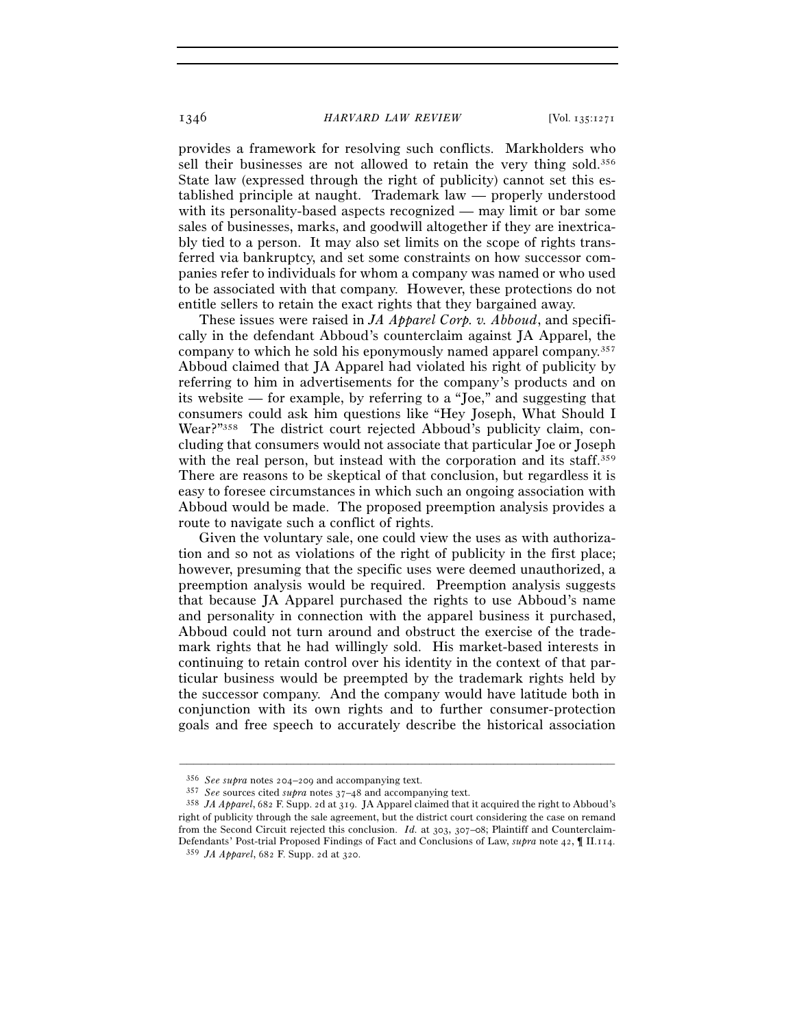provides a framework for resolving such conflicts. Markholders who sell their businesses are not allowed to retain the very thing sold.[356] State law (expressed through the right of publicity) cannot set this established principle at naught. Trademark law — properly understood with its personality-based aspects recognized — may limit or bar some sales of businesses, marks, and goodwill altogether if they are inextricably tied to a person. It may also set limits on the scope of rights transferred via bankruptcy, and set some constraints on how successor companies refer to individuals for whom a company was named or who used to be associated with that company. However, these protections do not entitle sellers to retain the exact rights that they bargained away.

These issues were raised in *JA Apparel Corp. v. Abboud*, and specifically in the defendant Abboud's counterclaim against JA Apparel, the company to which he sold his eponymously named apparel company.[357] Abboud claimed that JA Apparel had violated his right of publicity by referring to him in advertisements for the company's products and on its website — for example, by referring to a "Joe," and suggesting that consumers could ask him questions like "Hey Joseph, What Should I Wear?"[358] The district court rejected Abboud's publicity claim, concluding that consumers would not associate that particular Joe or Joseph with the real person, but instead with the corporation and its staff.[359] There are reasons to be skeptical of that conclusion, but regardless it is easy to foresee circumstances in which such an ongoing association with Abboud would be made. The proposed preemption analysis provides a route to navigate such a conflict of rights.

Given the voluntary sale, one could view the uses as with authorization and so not as violations of the right of publicity in the first place; however, presuming that the specific uses were deemed unauthorized, a preemption analysis would be required. Preemption analysis suggests that because JA Apparel purchased the rights to use Abboud's name and personality in connection with the apparel business it purchased, Abboud could not turn around and obstruct the exercise of the trademark rights that he had willingly sold. His market-based interests in continuing to retain control over his identity in the context of that particular business would be preempted by the trademark rights held by the successor company. And the company would have latitude both in conjunction with its own rights and to further consumer-protection goals and free speech to accurately describe the historical association

---

[356] *See supra* notes 204–209 and accompanying text.

[357] *See* sources cited *supra* notes 37–48 and accompanying text.

[358] *JA Apparel*, 682 F. Supp. 2d at 319. JA Apparel claimed that it acquired the right to Abboud's right of publicity through the sale agreement, but the district court considering the case on remand from the Second Circuit rejected this conclusion. *Id.* at 303, 307–08; Plaintiff and Counterclaim-Defendants' Post-trial Proposed Findings of Fact and Conclusions of Law, *supra* note 42, ¶ II.114.

[359] *JA Apparel*, 682 F. Supp. 2d at 320.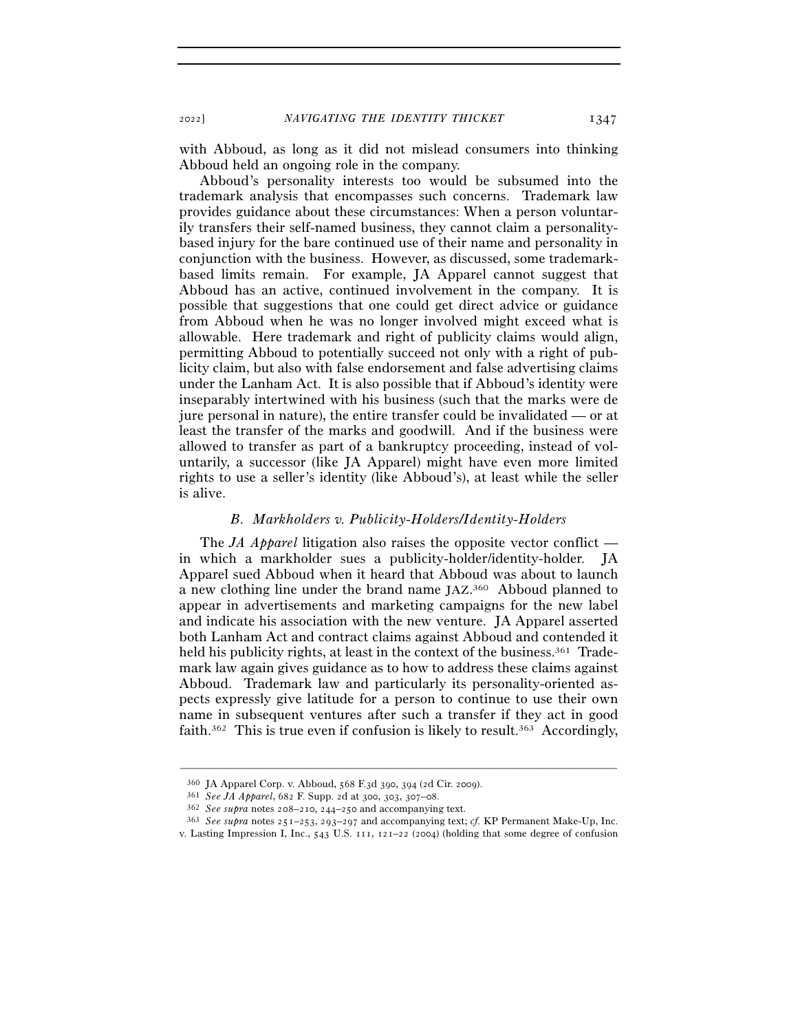with Abboud, as long as it did not mislead consumers into thinking Abboud held an ongoing role in the company.

Abboud's personality interests too would be subsumed into the trademark analysis that encompasses such concerns. Trademark law provides guidance about these circumstances: When a person voluntarily transfers their self-named business, they cannot claim a personality-based injury for the bare continued use of their name and personality in conjunction with the business. However, as discussed, some trademark-based limits remain. For example, JA Apparel cannot suggest that Abboud has an active, continued involvement in the company. It is possible that suggestions that one could get direct advice or guidance from Abboud when he was no longer involved might exceed what is allowable. Here trademark and right of publicity claims would align, permitting Abboud to potentially succeed not only with a right of publicity claim, but also with false endorsement and false advertising claims under the Lanham Act. It is also possible that if Abboud's identity were inseparably intertwined with his business (such that the marks were de jure personal in nature), the entire transfer could be invalidated — or at least the transfer of the marks and goodwill. And if the business were allowed to transfer as part of a bankruptcy proceeding, instead of voluntarily, a successor (like JA Apparel) might have even more limited rights to use a seller's identity (like Abboud's), at least while the seller is alive.

### *B. Markholders v. Publicity-Holders/Identity-Holders*

The *JA Apparel* litigation also raises the opposite vector conflict — in which a markholder sues a publicity-holder/identity-holder. JA Apparel sued Abboud when it heard that Abboud was about to launch a new clothing line under the brand name JAZ.[360] Abboud planned to appear in advertisements and marketing campaigns for the new label and indicate his association with the new venture. JA Apparel asserted both Lanham Act and contract claims against Abboud and contended it held his publicity rights, at least in the context of the business.[361] Trademark law again gives guidance as to how to address these claims against Abboud. Trademark law and particularly its personality-oriented aspects expressly give latitude for a person to continue to use their own name in subsequent ventures after such a transfer if they act in good faith.[362] This is true even if confusion is likely to result.[363] Accordingly,

---

[360] JA Apparel Corp. v. Abboud, 568 F.3d 390, 394 (2d Cir. 2009).

[361] *See JA Apparel*, 682 F. Supp. 2d at 300, 303, 307–08.

[362] *See supra* notes 208–210, 244–250 and accompanying text.

[363] *See supra* notes 251–253, 293–297 and accompanying text; *cf.* KP Permanent Make-Up, Inc. v. Lasting Impression I, Inc., 543 U.S. 111, 121–22 (2004) (holding that some degree of confusion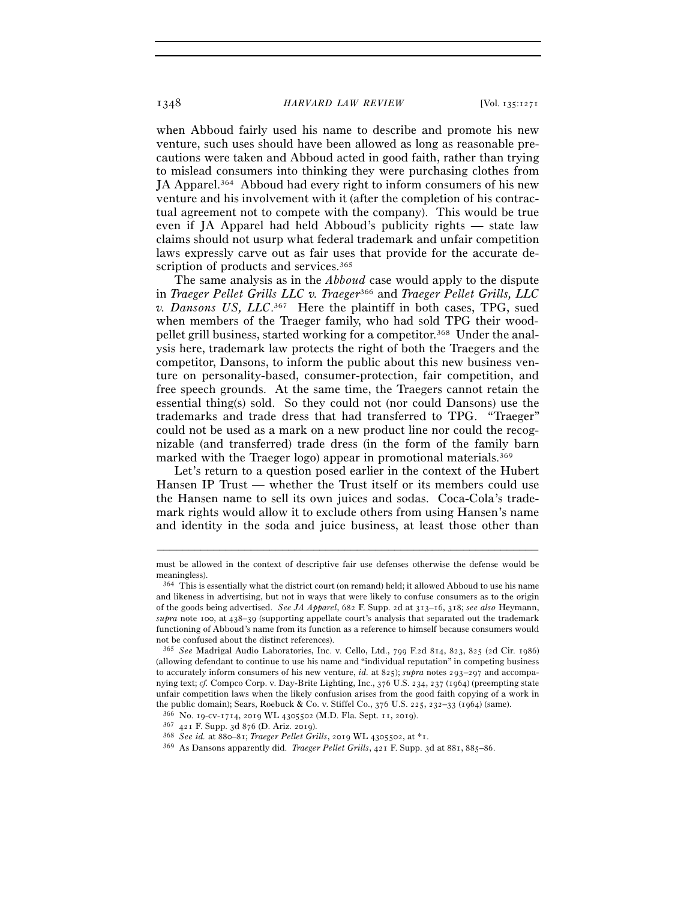when Abboud fairly used his name to describe and promote his new venture, such uses should have been allowed as long as reasonable precautions were taken and Abboud acted in good faith, rather than trying to mislead consumers into thinking they were purchasing clothes from JA Apparel.[364] Abboud had every right to inform consumers of his new venture and his involvement with it (after the completion of his contractual agreement not to compete with the company). This would be true even if JA Apparel had held Abboud's publicity rights — state law claims should not usurp what federal trademark and unfair competition laws expressly carve out as fair uses that provide for the accurate description of products and services.[365]

The same analysis as in the *Abboud* case would apply to the dispute in *Traeger Pellet Grills LLC v. Traeger*[366] and *Traeger Pellet Grills, LLC v. Dansons US, LLC*.[367] Here the plaintiff in both cases, TPG, sued when members of the Traeger family, who had sold TPG their wood-pellet grill business, started working for a competitor.[368] Under the analysis here, trademark law protects the right of both the Traegers and the competitor, Dansons, to inform the public about this new business venture on personality-based, consumer-protection, fair competition, and free speech grounds. At the same time, the Traegers cannot retain the essential thing(s) sold. So they could not (nor could Dansons) use the trademarks and trade dress that had transferred to TPG. "Traeger" could not be used as a mark on a new product line nor could the recognizable (and transferred) trade dress (in the form of the family barn marked with the Traeger logo) appear in promotional materials.[369]

Let's return to a question posed earlier in the context of the Hubert Hansen IP Trust — whether the Trust itself or its members could use the Hansen name to sell its own juices and sodas. Coca-Cola's trademark rights would allow it to exclude others from using Hansen's name and identity in the soda and juice business, at least those other than

---

must be allowed in the context of descriptive fair use defenses otherwise the defense would be meaningless).

[364] This is essentially what the district court (on remand) held; it allowed Abboud to use his name and likeness in advertising, but not in ways that were likely to confuse consumers as to the origin of the goods being advertised. *See JA Apparel*, 682 F. Supp. 2d at 313–16, 318; *see also* Heymann, *supra* note 100, at 438–39 (supporting appellate court's analysis that separated out the trademark functioning of Abboud's name from its function as a reference to himself because consumers would not be confused about the distinct references).

[365] *See* Madrigal Audio Laboratories, Inc. v. Cello, Ltd., 799 F.2d 814, 823, 825 (2d Cir. 1986) (allowing defendant to continue to use his name and "individual reputation" in competing business to accurately inform consumers of his new venture, *id.* at 825); *supra* notes 293–297 and accompanying text; *cf.* Compco Corp. v. Day-Brite Lighting, Inc., 376 U.S. 234, 237 (1964) (preempting state unfair competition laws when the likely confusion arises from the good faith copying of a work in the public domain); Sears, Roebuck & Co. v. Stiffel Co., 376 U.S. 225, 232–33 (1964) (same).

[366] No. 19-cv-1714, 2019 WL 4305502 (M.D. Fla. Sept. 11, 2019).

[367] 421 F. Supp. 3d 876 (D. Ariz. 2019).

[368] *See id.* at 880–81; *Traeger Pellet Grills*, 2019 WL 4305502, at *1.

[369] As Dansons apparently did. *Traeger Pellet Grills*, 421 F. Supp. 3d at 881, 885–86.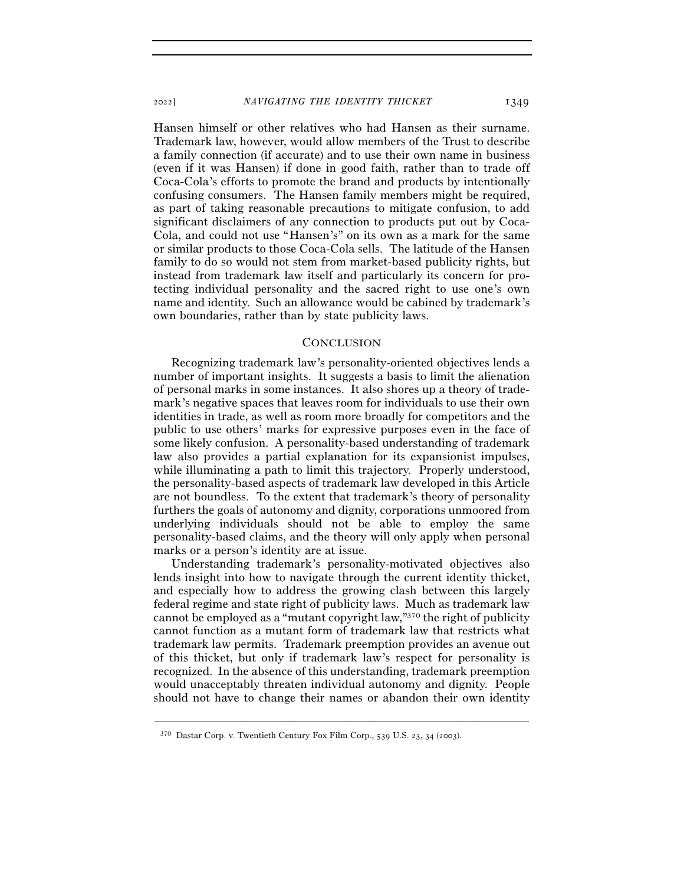Hansen himself or other relatives who had Hansen as their surname. Trademark law, however, would allow members of the Trust to describe a family connection (if accurate) and to use their own name in business (even if it was Hansen) if done in good faith, rather than to trade off Coca-Cola's efforts to promote the brand and products by intentionally confusing consumers. The Hansen family members might be required, as part of taking reasonable precautions to mitigate confusion, to add significant disclaimers of any connection to products put out by Coca-Cola, and could not use "Hansen's" on its own as a mark for the same or similar products to those Coca-Cola sells. The latitude of the Hansen family to do so would not stem from market-based publicity rights, but instead from trademark law itself and particularly its concern for protecting individual personality and the sacred right to use one's own name and identity. Such an allowance would be cabined by trademark's own boundaries, rather than by state publicity laws.

## CONCLUSION

Recognizing trademark law's personality-oriented objectives lends a number of important insights. It suggests a basis to limit the alienation of personal marks in some instances. It also shores up a theory of trademark's negative spaces that leaves room for individuals to use their own identities in trade, as well as room more broadly for competitors and the public to use others' marks for expressive purposes even in the face of some likely confusion. A personality-based understanding of trademark law also provides a partial explanation for its expansionist impulses, while illuminating a path to limit this trajectory. Properly understood, the personality-based aspects of trademark law developed in this Article are not boundless. To the extent that trademark's theory of personality furthers the goals of autonomy and dignity, corporations unmoored from underlying individuals should not be able to employ the same personality-based claims, and the theory will only apply when personal marks or a person's identity are at issue.

Understanding trademark's personality-motivated objectives also lends insight into how to navigate through the current identity thicket, and especially how to address the growing clash between this largely federal regime and state right of publicity laws. Much as trademark law cannot be employed as a "mutant copyright law,"[370] the right of publicity cannot function as a mutant form of trademark law that restricts what trademark law permits. Trademark preemption provides an avenue out of this thicket, but only if trademark law's respect for personality is recognized. In the absence of this understanding, trademark preemption would unacceptably threaten individual autonomy and dignity. People should not have to change their names or abandon their own identity

---

[370] Dastar Corp. v. Twentieth Century Fox Film Corp., 539 U.S. 23, 34 (2003).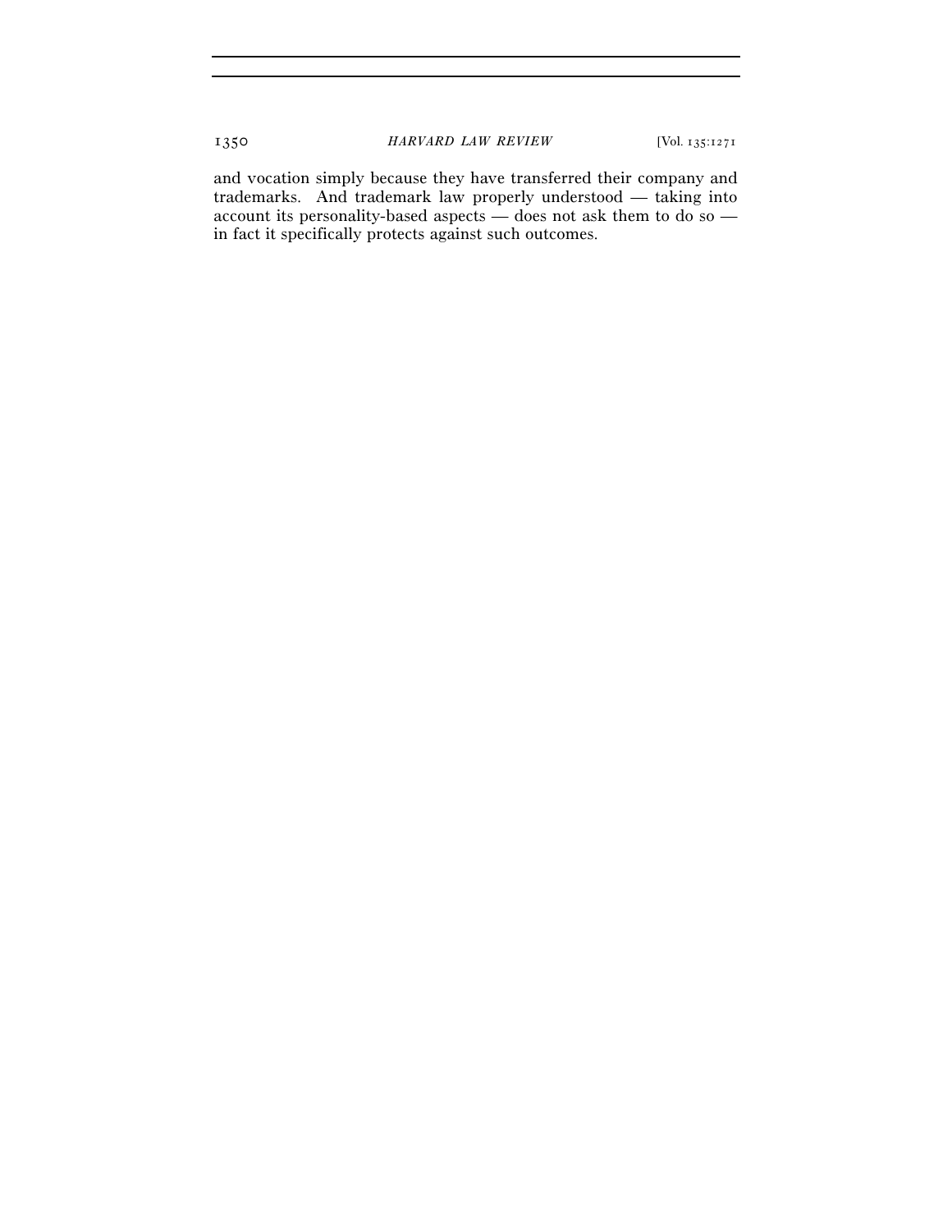and vocation simply because they have transferred their company and trademarks. And trademark law properly understood — taking into account its personality-based aspects — does not ask them to do so — in fact it specifically protects against such outcomes.